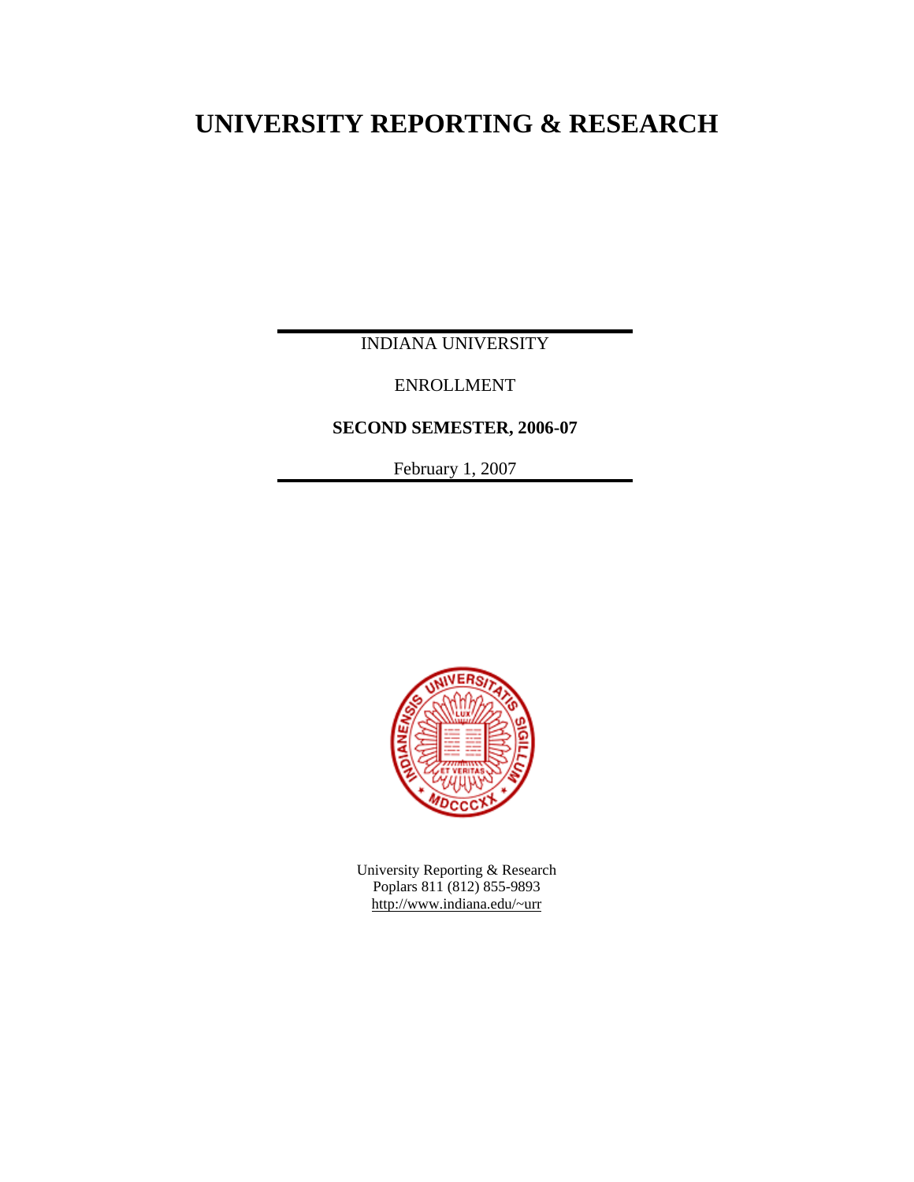# UNIVERSITY REPORTING & RESEARCH

INDIANA UNIVERSITY

ENROLLMENT

**SECOND SEMESTER, 2006-07**

February 1, 2007

University Reporting & Research
Poplars 811 (812) 855-9893
http://www.indiana.edu/~urr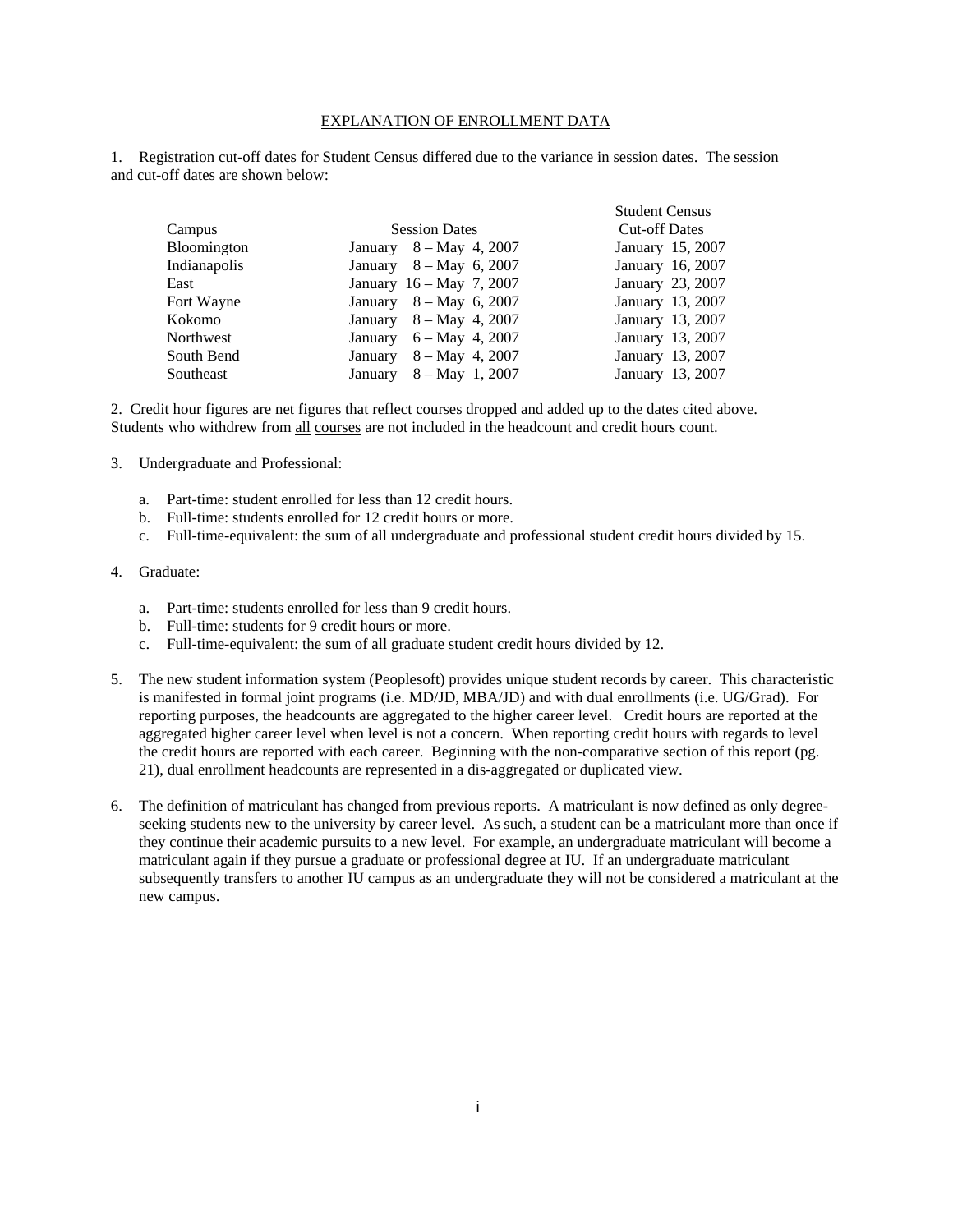## EXPLANATION OF ENROLLMENT DATA

1. Registration cut-off dates for Student Census differed due to the variance in session dates. The session and cut-off dates are shown below:

| Campus | Session Dates | Student Census Cut-off Dates |
|---|---|---|
| Bloomington | January 8 – May 4, 2007 | January 15, 2007 |
| Indianapolis | January 8 – May 6, 2007 | January 16, 2007 |
| East | January 16 – May 7, 2007 | January 23, 2007 |
| Fort Wayne | January 8 – May 6, 2007 | January 13, 2007 |
| Kokomo | January 8 – May 4, 2007 | January 13, 2007 |
| Northwest | January 6 – May 4, 2007 | January 13, 2007 |
| South Bend | January 8 – May 4, 2007 | January 13, 2007 |
| Southeast | January 8 – May 1, 2007 | January 13, 2007 |

2. Credit hour figures are net figures that reflect courses dropped and added up to the dates cited above. Students who withdrew from all courses are not included in the headcount and credit hours count.

3. Undergraduate and Professional:

   a. Part-time: student enrolled for less than 12 credit hours.
   b. Full-time: students enrolled for 12 credit hours or more.
   c. Full-time-equivalent: the sum of all undergraduate and professional student credit hours divided by 15.

4. Graduate:

   a. Part-time: students enrolled for less than 9 credit hours.
   b. Full-time: students for 9 credit hours or more.
   c. Full-time-equivalent: the sum of all graduate student credit hours divided by 12.

5. The new student information system (Peoplesoft) provides unique student records by career. This characteristic is manifested in formal joint programs (i.e. MD/JD, MBA/JD) and with dual enrollments (i.e. UG/Grad). For reporting purposes, the headcounts are aggregated to the higher career level. Credit hours are reported at the aggregated higher career level when level is not a concern. When reporting credit hours with regards to level the credit hours are reported with each career. Beginning with the non-comparative section of this report (pg. 21), dual enrollment headcounts are represented in a dis-aggregated or duplicated view.

6. The definition of matriculant has changed from previous reports. A matriculant is now defined as only degree-seeking students new to the university by career level. As such, a student can be a matriculant more than once if they continue their academic pursuits to a new level. For example, an undergraduate matriculant will become a matriculant again if they pursue a graduate or professional degree at IU. If an undergraduate matriculant subsequently transfers to another IU campus as an undergraduate they will not be considered a matriculant at the new campus.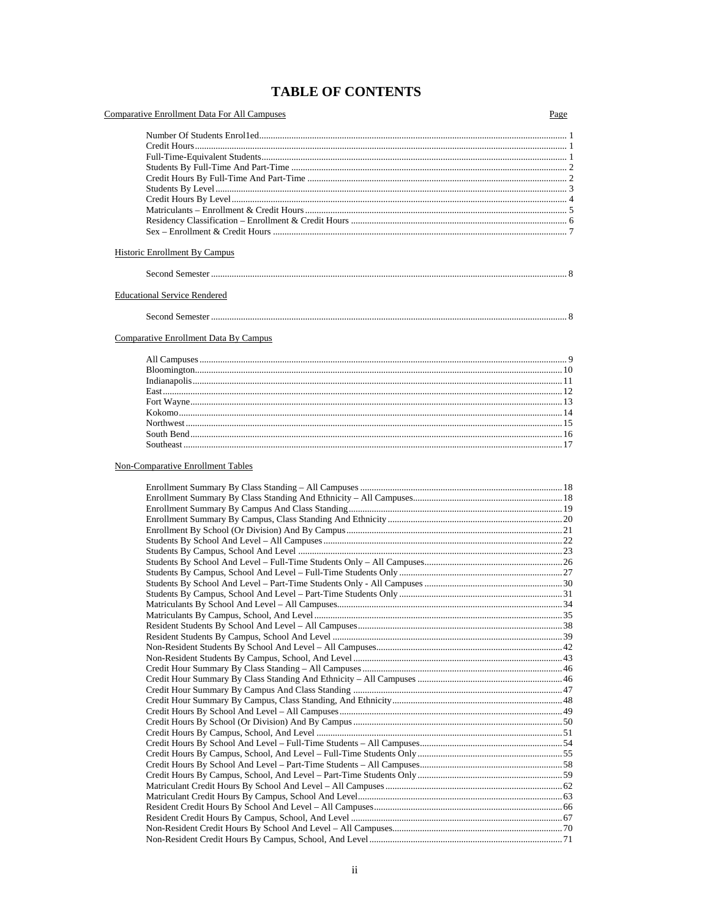# TABLE OF CONTENTS

| Comparative Enrollment Data For All Campuses | Page |
| --- | --- |
| Number Of Students Enrol1ed | 1 |
| Credit Hours | 1 |
| Full-Time-Equivalent Students | 1 |
| Students By Full-Time And Part-Time | 2 |
| Credit Hours By Full-Time And Part-Time | 2 |
| Students By Level | 3 |
| Credit Hours By Level | 4 |
| Matriculants – Enrollment & Credit Hours | 5 |
| Residency Classification – Enrollment & Credit Hours | 6 |
| Sex – Enrollment & Credit Hours | 7 |
| **Historic Enrollment By Campus** | |
| Second Semester | 8 |
| **Educational Service Rendered** | |
| Second Semester | 8 |
| **Comparative Enrollment Data By Campus** | |
| All Campuses | 9 |
| Bloomington | 10 |
| Indianapolis | 11 |
| East | 12 |
| Fort Wayne | 13 |
| Kokomo | 14 |
| Northwest | 15 |
| South Bend | 16 |
| Southeast | 17 |
| **Non-Comparative Enrollment Tables** | |
| Enrollment Summary By Class Standing – All Campuses | 18 |
| Enrollment Summary By Class Standing And Ethnicity – All Campuses | 18 |
| Enrollment Summary By Campus And Class Standing | 19 |
| Enrollment Summary By Campus, Class Standing And Ethnicity | 20 |
| Enrollment By School (Or Division) And By Campus | 21 |
| Students By School And Level – All Campuses | 22 |
| Students By Campus, School And Level | 23 |
| Students By School And Level – Full-Time Students Only – All Campuses | 26 |
| Students By Campus, School And Level – Full-Time Students Only | 27 |
| Students By School And Level – Part-Time Students Only - All Campuses | 30 |
| Students By Campus, School And Level – Part-Time Students Only | 31 |
| Matriculants By School And Level – All Campuses | 34 |
| Matriculants By Campus, School, And Level | 35 |
| Resident Students By School And Level – All Campuses | 38 |
| Resident Students By Campus, School And Level | 39 |
| Non-Resident Students By School And Level – All Campuses | 42 |
| Non-Resident Students By Campus, School, And Level | 43 |
| Credit Hour Summary By Class Standing – All Campuses | 46 |
| Credit Hour Summary By Class Standing And Ethnicity – All Campuses | 46 |
| Credit Hour Summary By Campus And Class Standing | 47 |
| Credit Hour Summary By Campus, Class Standing, And Ethnicity | 48 |
| Credit Hours By School And Level – All Campuses | 49 |
| Credit Hours By School (Or Division) And By Campus | 50 |
| Credit Hours By Campus, School, And Level | 51 |
| Credit Hours By School And Level – Full-Time Students – All Campuses | 54 |
| Credit Hours By Campus, School, And Level – Full-Time Students Only | 55 |
| Credit Hours By School And Level – Part-Time Students – All Campuses | 58 |
| Credit Hours By Campus, School, And Level – Part-Time Students Only | 59 |
| Matriculant Credit Hours By School And Level – All Campuses | 62 |
| Matriculant Credit Hours By Campus, School And Level | 63 |
| Resident Credit Hours By School And Level – All Campuses | 66 |
| Resident Credit Hours By Campus, School, And Level | 67 |
| Non-Resident Credit Hours By School And Level – All Campuses | 70 |
| Non-Resident Credit Hours By Campus, School, And Level | 71 |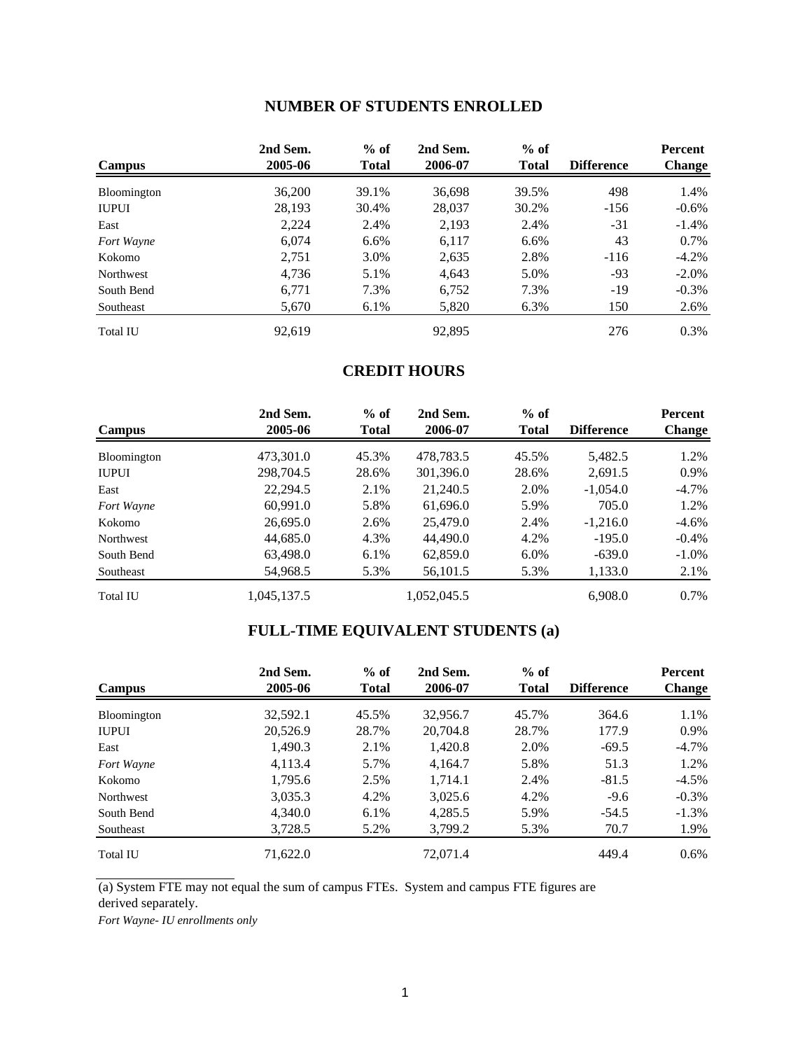## NUMBER OF STUDENTS ENROLLED

| Campus | 2nd Sem. 2005-06 | % of Total | 2nd Sem. 2006-07 | % of Total | Difference | Percent Change |
|---|---|---|---|---|---|---|
| Bloomington | 36,200 | 39.1% | 36,698 | 39.5% | 498 | 1.4% |
| IUPUI | 28,193 | 30.4% | 28,037 | 30.2% | -156 | -0.6% |
| East | 2,224 | 2.4% | 2,193 | 2.4% | -31 | -1.4% |
| *Fort Wayne* | 6,074 | 6.6% | 6,117 | 6.6% | 43 | 0.7% |
| Kokomo | 2,751 | 3.0% | 2,635 | 2.8% | -116 | -4.2% |
| Northwest | 4,736 | 5.1% | 4,643 | 5.0% | -93 | -2.0% |
| South Bend | 6,771 | 7.3% | 6,752 | 7.3% | -19 | -0.3% |
| Southeast | 5,670 | 6.1% | 5,820 | 6.3% | 150 | 2.6% |
| Total IU | 92,619 | | 92,895 | | 276 | 0.3% |

## CREDIT HOURS

| Campus | 2nd Sem. 2005-06 | % of Total | 2nd Sem. 2006-07 | % of Total | Difference | Percent Change |
|---|---|---|---|---|---|---|
| Bloomington | 473,301.0 | 45.3% | 478,783.5 | 45.5% | 5,482.5 | 1.2% |
| IUPUI | 298,704.5 | 28.6% | 301,396.0 | 28.6% | 2,691.5 | 0.9% |
| East | 22,294.5 | 2.1% | 21,240.5 | 2.0% | -1,054.0 | -4.7% |
| *Fort Wayne* | 60,991.0 | 5.8% | 61,696.0 | 5.9% | 705.0 | 1.2% |
| Kokomo | 26,695.0 | 2.6% | 25,479.0 | 2.4% | -1,216.0 | -4.6% |
| Northwest | 44,685.0 | 4.3% | 44,490.0 | 4.2% | -195.0 | -0.4% |
| South Bend | 63,498.0 | 6.1% | 62,859.0 | 6.0% | -639.0 | -1.0% |
| Southeast | 54,968.5 | 5.3% | 56,101.5 | 5.3% | 1,133.0 | 2.1% |
| Total IU | 1,045,137.5 | | 1,052,045.5 | | 6,908.0 | 0.7% |

## FULL-TIME EQUIVALENT STUDENTS (a)

| Campus | 2nd Sem. 2005-06 | % of Total | 2nd Sem. 2006-07 | % of Total | Difference | Percent Change |
|---|---|---|---|---|---|---|
| Bloomington | 32,592.1 | 45.5% | 32,956.7 | 45.7% | 364.6 | 1.1% |
| IUPUI | 20,526.9 | 28.7% | 20,704.8 | 28.7% | 177.9 | 0.9% |
| East | 1,490.3 | 2.1% | 1,420.8 | 2.0% | -69.5 | -4.7% |
| *Fort Wayne* | 4,113.4 | 5.7% | 4,164.7 | 5.8% | 51.3 | 1.2% |
| Kokomo | 1,795.6 | 2.5% | 1,714.1 | 2.4% | -81.5 | -4.5% |
| Northwest | 3,035.3 | 4.2% | 3,025.6 | 4.2% | -9.6 | -0.3% |
| South Bend | 4,340.0 | 6.1% | 4,285.5 | 5.9% | -54.5 | -1.3% |
| Southeast | 3,728.5 | 5.2% | 3,799.2 | 5.3% | 70.7 | 1.9% |
| Total IU | 71,622.0 | | 72,071.4 | | 449.4 | 0.6% |

(a) System FTE may not equal the sum of campus FTEs. System and campus FTE figures are derived separately.

*Fort Wayne- IU enrollments only*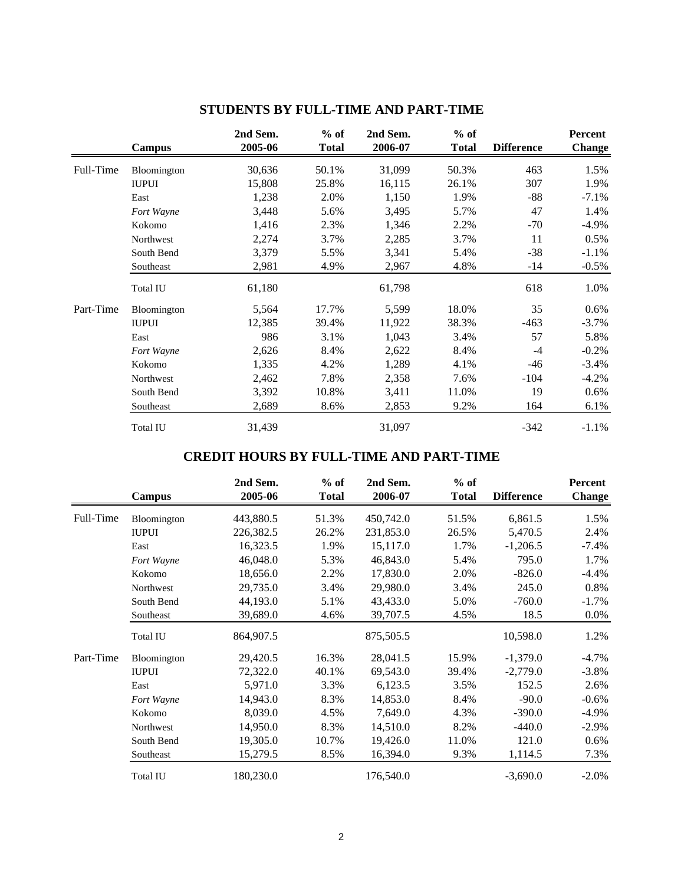## STUDENTS BY FULL-TIME AND PART-TIME

| | Campus | 2nd Sem. 2005-06 | % of Total | 2nd Sem. 2006-07 | % of Total | Difference | Percent Change |
|---|---|---|---|---|---|---|---|
| Full-Time | Bloomington | 30,636 | 50.1% | 31,099 | 50.3% | 463 | 1.5% |
| | IUPUI | 15,808 | 25.8% | 16,115 | 26.1% | 307 | 1.9% |
| | East | 1,238 | 2.0% | 1,150 | 1.9% | -88 | -7.1% |
| | *Fort Wayne* | 3,448 | 5.6% | 3,495 | 5.7% | 47 | 1.4% |
| | Kokomo | 1,416 | 2.3% | 1,346 | 2.2% | -70 | -4.9% |
| | Northwest | 2,274 | 3.7% | 2,285 | 3.7% | 11 | 0.5% |
| | South Bend | 3,379 | 5.5% | 3,341 | 5.4% | -38 | -1.1% |
| | Southeast | 2,981 | 4.9% | 2,967 | 4.8% | -14 | -0.5% |
| | Total IU | 61,180 | | 61,798 | | 618 | 1.0% |
| Part-Time | Bloomington | 5,564 | 17.7% | 5,599 | 18.0% | 35 | 0.6% |
| | IUPUI | 12,385 | 39.4% | 11,922 | 38.3% | -463 | -3.7% |
| | East | 986 | 3.1% | 1,043 | 3.4% | 57 | 5.8% |
| | *Fort Wayne* | 2,626 | 8.4% | 2,622 | 8.4% | -4 | -0.2% |
| | Kokomo | 1,335 | 4.2% | 1,289 | 4.1% | -46 | -3.4% |
| | Northwest | 2,462 | 7.8% | 2,358 | 7.6% | -104 | -4.2% |
| | South Bend | 3,392 | 10.8% | 3,411 | 11.0% | 19 | 0.6% |
| | Southeast | 2,689 | 8.6% | 2,853 | 9.2% | 164 | 6.1% |
| | Total IU | 31,439 | | 31,097 | | -342 | -1.1% |

## CREDIT HOURS BY FULL-TIME AND PART-TIME

| | Campus | 2nd Sem. 2005-06 | % of Total | 2nd Sem. 2006-07 | % of Total | Difference | Percent Change |
|---|---|---|---|---|---|---|---|
| Full-Time | Bloomington | 443,880.5 | 51.3% | 450,742.0 | 51.5% | 6,861.5 | 1.5% |
| | IUPUI | 226,382.5 | 26.2% | 231,853.0 | 26.5% | 5,470.5 | 2.4% |
| | East | 16,323.5 | 1.9% | 15,117.0 | 1.7% | -1,206.5 | -7.4% |
| | *Fort Wayne* | 46,048.0 | 5.3% | 46,843.0 | 5.4% | 795.0 | 1.7% |
| | Kokomo | 18,656.0 | 2.2% | 17,830.0 | 2.0% | -826.0 | -4.4% |
| | Northwest | 29,735.0 | 3.4% | 29,980.0 | 3.4% | 245.0 | 0.8% |
| | South Bend | 44,193.0 | 5.1% | 43,433.0 | 5.0% | -760.0 | -1.7% |
| | Southeast | 39,689.0 | 4.6% | 39,707.5 | 4.5% | 18.5 | 0.0% |
| | Total IU | 864,907.5 | | 875,505.5 | | 10,598.0 | 1.2% |
| Part-Time | Bloomington | 29,420.5 | 16.3% | 28,041.5 | 15.9% | -1,379.0 | -4.7% |
| | IUPUI | 72,322.0 | 40.1% | 69,543.0 | 39.4% | -2,779.0 | -3.8% |
| | East | 5,971.0 | 3.3% | 6,123.5 | 3.5% | 152.5 | 2.6% |
| | *Fort Wayne* | 14,943.0 | 8.3% | 14,853.0 | 8.4% | -90.0 | -0.6% |
| | Kokomo | 8,039.0 | 4.5% | 7,649.0 | 4.3% | -390.0 | -4.9% |
| | Northwest | 14,950.0 | 8.3% | 14,510.0 | 8.2% | -440.0 | -2.9% |
| | South Bend | 19,305.0 | 10.7% | 19,426.0 | 11.0% | 121.0 | 0.6% |
| | Southeast | 15,279.5 | 8.5% | 16,394.0 | 9.3% | 1,114.5 | 7.3% |
| | Total IU | 180,230.0 | | 176,540.0 | | -3,690.0 | -2.0% |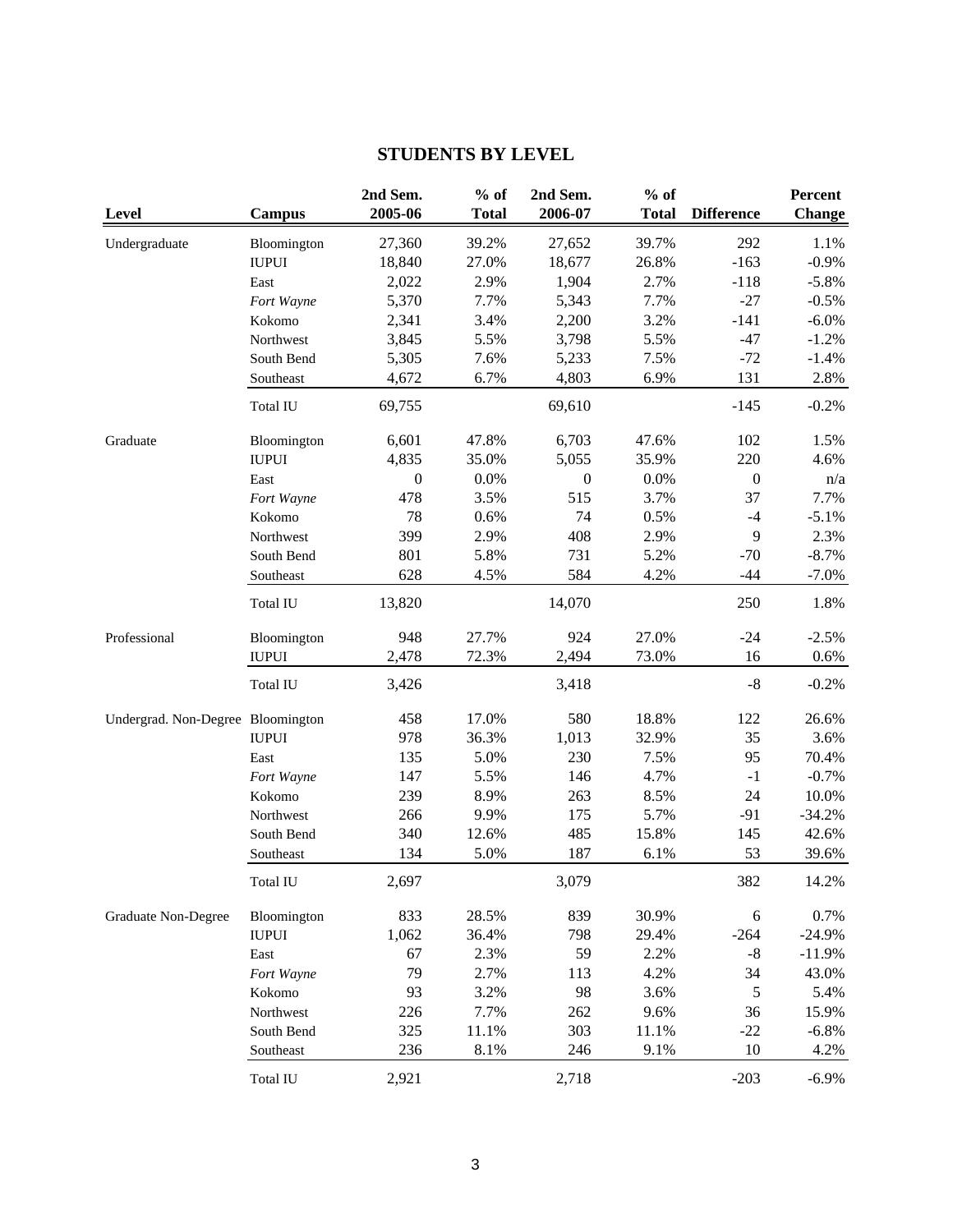# STUDENTS BY LEVEL

| Level | Campus | 2nd Sem. 2005-06 | % of Total | 2nd Sem. 2006-07 | % of Total | Difference | Percent Change |
|---|---|---|---|---|---|---|---|
| Undergraduate | Bloomington | 27,360 | 39.2% | 27,652 | 39.7% | 292 | 1.1% |
| | IUPUI | 18,840 | 27.0% | 18,677 | 26.8% | -163 | -0.9% |
| | East | 2,022 | 2.9% | 1,904 | 2.7% | -118 | -5.8% |
| | *Fort Wayne* | 5,370 | 7.7% | 5,343 | 7.7% | -27 | -0.5% |
| | Kokomo | 2,341 | 3.4% | 2,200 | 3.2% | -141 | -6.0% |
| | Northwest | 3,845 | 5.5% | 3,798 | 5.5% | -47 | -1.2% |
| | South Bend | 5,305 | 7.6% | 5,233 | 7.5% | -72 | -1.4% |
| | Southeast | 4,672 | 6.7% | 4,803 | 6.9% | 131 | 2.8% |
| | Total IU | 69,755 | | 69,610 | | -145 | -0.2% |
| Graduate | Bloomington | 6,601 | 47.8% | 6,703 | 47.6% | 102 | 1.5% |
| | IUPUI | 4,835 | 35.0% | 5,055 | 35.9% | 220 | 4.6% |
| | East | 0 | 0.0% | 0 | 0.0% | 0 | n/a |
| | *Fort Wayne* | 478 | 3.5% | 515 | 3.7% | 37 | 7.7% |
| | Kokomo | 78 | 0.6% | 74 | 0.5% | -4 | -5.1% |
| | Northwest | 399 | 2.9% | 408 | 2.9% | 9 | 2.3% |
| | South Bend | 801 | 5.8% | 731 | 5.2% | -70 | -8.7% |
| | Southeast | 628 | 4.5% | 584 | 4.2% | -44 | -7.0% |
| | Total IU | 13,820 | | 14,070 | | 250 | 1.8% |
| Professional | Bloomington | 948 | 27.7% | 924 | 27.0% | -24 | -2.5% |
| | IUPUI | 2,478 | 72.3% | 2,494 | 73.0% | 16 | 0.6% |
| | Total IU | 3,426 | | 3,418 | | -8 | -0.2% |
| Undergrad. Non-Degree | Bloomington | 458 | 17.0% | 580 | 18.8% | 122 | 26.6% |
| | IUPUI | 978 | 36.3% | 1,013 | 32.9% | 35 | 3.6% |
| | East | 135 | 5.0% | 230 | 7.5% | 95 | 70.4% |
| | *Fort Wayne* | 147 | 5.5% | 146 | 4.7% | -1 | -0.7% |
| | Kokomo | 239 | 8.9% | 263 | 8.5% | 24 | 10.0% |
| | Northwest | 266 | 9.9% | 175 | 5.7% | -91 | -34.2% |
| | South Bend | 340 | 12.6% | 485 | 15.8% | 145 | 42.6% |
| | Southeast | 134 | 5.0% | 187 | 6.1% | 53 | 39.6% |
| | Total IU | 2,697 | | 3,079 | | 382 | 14.2% |
| Graduate Non-Degree | Bloomington | 833 | 28.5% | 839 | 30.9% | 6 | 0.7% |
| | IUPUI | 1,062 | 36.4% | 798 | 29.4% | -264 | -24.9% |
| | East | 67 | 2.3% | 59 | 2.2% | -8 | -11.9% |
| | *Fort Wayne* | 79 | 2.7% | 113 | 4.2% | 34 | 43.0% |
| | Kokomo | 93 | 3.2% | 98 | 3.6% | 5 | 5.4% |
| | Northwest | 226 | 7.7% | 262 | 9.6% | 36 | 15.9% |
| | South Bend | 325 | 11.1% | 303 | 11.1% | -22 | -6.8% |
| | Southeast | 236 | 8.1% | 246 | 9.1% | 10 | 4.2% |
| | Total IU | 2,921 | | 2,718 | | -203 | -6.9% |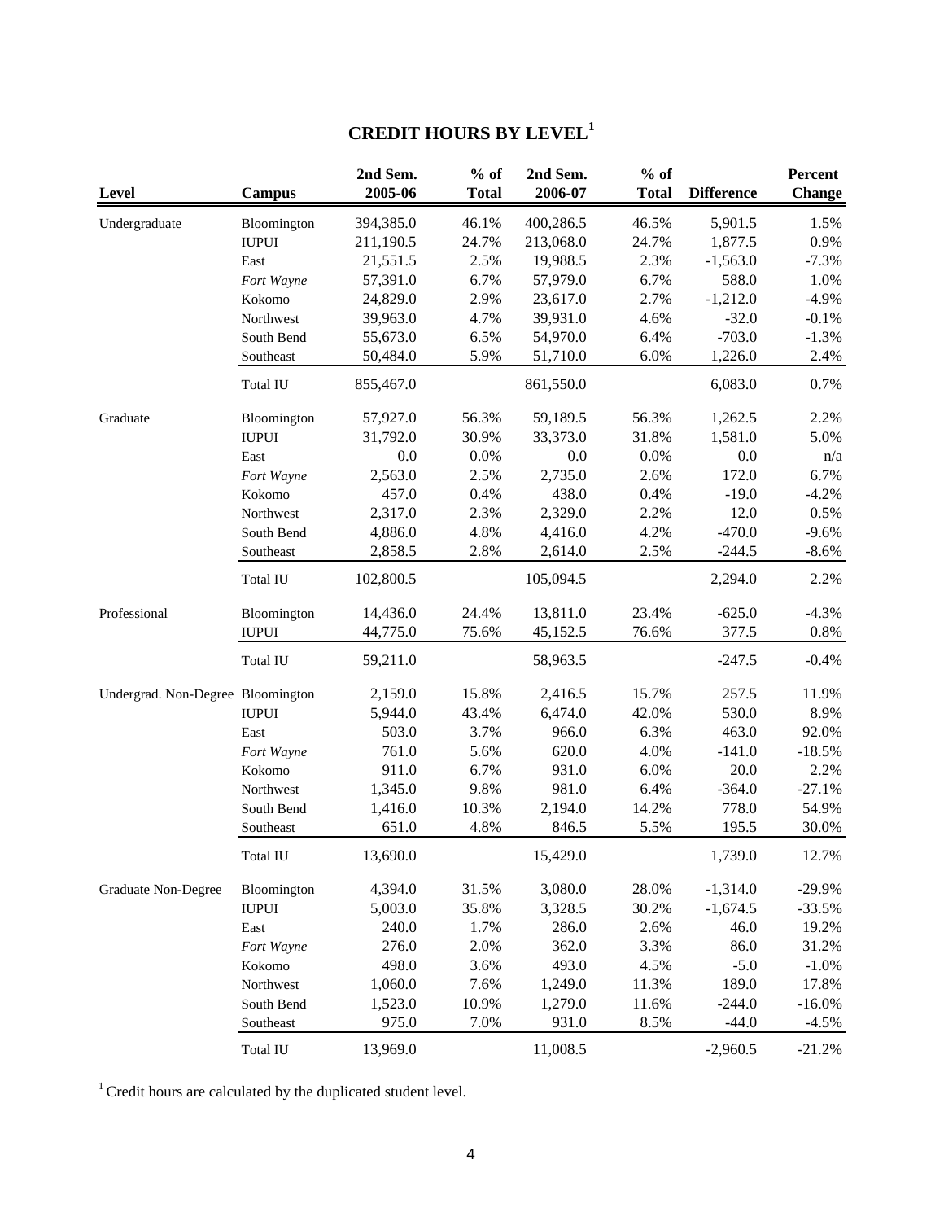# CREDIT HOURS BY LEVEL[1]

| Level | Campus | 2nd Sem. 2005-06 | % of Total | 2nd Sem. 2006-07 | % of Total | Difference | Percent Change |
|---|---|---|---|---|---|---|---|
| Undergraduate | Bloomington | 394,385.0 | 46.1% | 400,286.5 | 46.5% | 5,901.5 | 1.5% |
| | IUPUI | 211,190.5 | 24.7% | 213,068.0 | 24.7% | 1,877.5 | 0.9% |
| | East | 21,551.5 | 2.5% | 19,988.5 | 2.3% | -1,563.0 | -7.3% |
| | *Fort Wayne* | 57,391.0 | 6.7% | 57,979.0 | 6.7% | 588.0 | 1.0% |
| | Kokomo | 24,829.0 | 2.9% | 23,617.0 | 2.7% | -1,212.0 | -4.9% |
| | Northwest | 39,963.0 | 4.7% | 39,931.0 | 4.6% | -32.0 | -0.1% |
| | South Bend | 55,673.0 | 6.5% | 54,970.0 | 6.4% | -703.0 | -1.3% |
| | Southeast | 50,484.0 | 5.9% | 51,710.0 | 6.0% | 1,226.0 | 2.4% |
| | Total IU | 855,467.0 | | 861,550.0 | | 6,083.0 | 0.7% |
| Graduate | Bloomington | 57,927.0 | 56.3% | 59,189.5 | 56.3% | 1,262.5 | 2.2% |
| | IUPUI | 31,792.0 | 30.9% | 33,373.0 | 31.8% | 1,581.0 | 5.0% |
| | East | 0.0 | 0.0% | 0.0 | 0.0% | 0.0 | n/a |
| | *Fort Wayne* | 2,563.0 | 2.5% | 2,735.0 | 2.6% | 172.0 | 6.7% |
| | Kokomo | 457.0 | 0.4% | 438.0 | 0.4% | -19.0 | -4.2% |
| | Northwest | 2,317.0 | 2.3% | 2,329.0 | 2.2% | 12.0 | 0.5% |
| | South Bend | 4,886.0 | 4.8% | 4,416.0 | 4.2% | -470.0 | -9.6% |
| | Southeast | 2,858.5 | 2.8% | 2,614.0 | 2.5% | -244.5 | -8.6% |
| | Total IU | 102,800.5 | | 105,094.5 | | 2,294.0 | 2.2% |
| Professional | Bloomington | 14,436.0 | 24.4% | 13,811.0 | 23.4% | -625.0 | -4.3% |
| | IUPUI | 44,775.0 | 75.6% | 45,152.5 | 76.6% | 377.5 | 0.8% |
| | Total IU | 59,211.0 | | 58,963.5 | | -247.5 | -0.4% |
| Undergrad. Non-Degree | Bloomington | 2,159.0 | 15.8% | 2,416.5 | 15.7% | 257.5 | 11.9% |
| | IUPUI | 5,944.0 | 43.4% | 6,474.0 | 42.0% | 530.0 | 8.9% |
| | East | 503.0 | 3.7% | 966.0 | 6.3% | 463.0 | 92.0% |
| | *Fort Wayne* | 761.0 | 5.6% | 620.0 | 4.0% | -141.0 | -18.5% |
| | Kokomo | 911.0 | 6.7% | 931.0 | 6.0% | 20.0 | 2.2% |
| | Northwest | 1,345.0 | 9.8% | 981.0 | 6.4% | -364.0 | -27.1% |
| | South Bend | 1,416.0 | 10.3% | 2,194.0 | 14.2% | 778.0 | 54.9% |
| | Southeast | 651.0 | 4.8% | 846.5 | 5.5% | 195.5 | 30.0% |
| | Total IU | 13,690.0 | | 15,429.0 | | 1,739.0 | 12.7% |
| Graduate Non-Degree | Bloomington | 4,394.0 | 31.5% | 3,080.0 | 28.0% | -1,314.0 | -29.9% |
| | IUPUI | 5,003.0 | 35.8% | 3,328.5 | 30.2% | -1,674.5 | -33.5% |
| | East | 240.0 | 1.7% | 286.0 | 2.6% | 46.0 | 19.2% |
| | *Fort Wayne* | 276.0 | 2.0% | 362.0 | 3.3% | 86.0 | 31.2% |
| | Kokomo | 498.0 | 3.6% | 493.0 | 4.5% | -5.0 | -1.0% |
| | Northwest | 1,060.0 | 7.6% | 1,249.0 | 11.3% | 189.0 | 17.8% |
| | South Bend | 1,523.0 | 10.9% | 1,279.0 | 11.6% | -244.0 | -16.0% |
| | Southeast | 975.0 | 7.0% | 931.0 | 8.5% | -44.0 | -4.5% |
| | Total IU | 13,969.0 | | 11,008.5 | | -2,960.5 | -21.2% |

[1] Credit hours are calculated by the duplicated student level.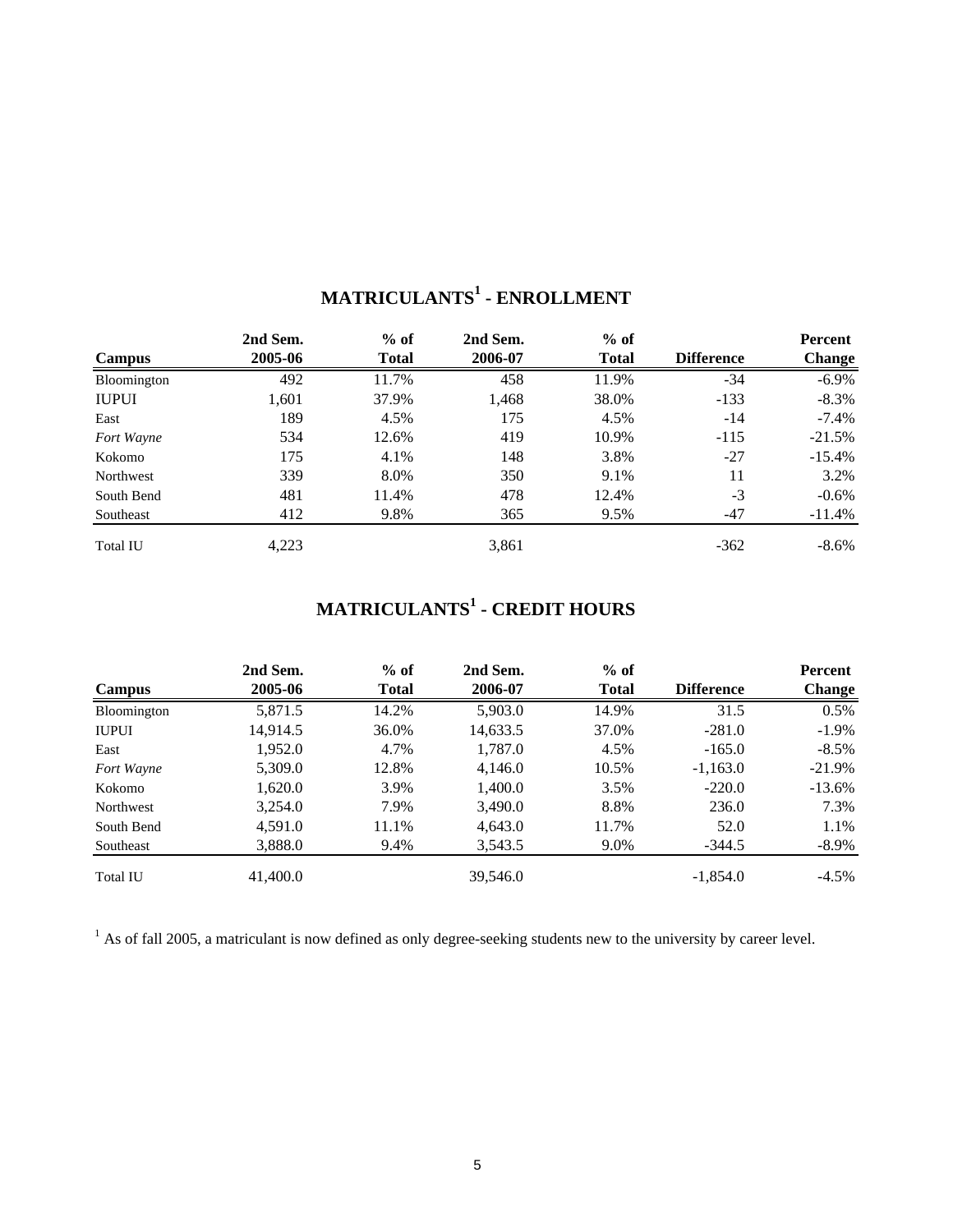## MATRICULANTS[1] - ENROLLMENT

| Campus | 2nd Sem. 2005-06 | % of Total | 2nd Sem. 2006-07 | % of Total | Difference | Percent Change |
|---|---|---|---|---|---|---|
| Bloomington | 492 | 11.7% | 458 | 11.9% | -34 | -6.9% |
| IUPUI | 1,601 | 37.9% | 1,468 | 38.0% | -133 | -8.3% |
| East | 189 | 4.5% | 175 | 4.5% | -14 | -7.4% |
| *Fort Wayne* | 534 | 12.6% | 419 | 10.9% | -115 | -21.5% |
| Kokomo | 175 | 4.1% | 148 | 3.8% | -27 | -15.4% |
| Northwest | 339 | 8.0% | 350 | 9.1% | 11 | 3.2% |
| South Bend | 481 | 11.4% | 478 | 12.4% | -3 | -0.6% |
| Southeast | 412 | 9.8% | 365 | 9.5% | -47 | -11.4% |
| Total IU | 4,223 | | 3,861 | | -362 | -8.6% |

## MATRICULANTS[1] - CREDIT HOURS

| Campus | 2nd Sem. 2005-06 | % of Total | 2nd Sem. 2006-07 | % of Total | Difference | Percent Change |
|---|---|---|---|---|---|---|
| Bloomington | 5,871.5 | 14.2% | 5,903.0 | 14.9% | 31.5 | 0.5% |
| IUPUI | 14,914.5 | 36.0% | 14,633.5 | 37.0% | -281.0 | -1.9% |
| East | 1,952.0 | 4.7% | 1,787.0 | 4.5% | -165.0 | -8.5% |
| *Fort Wayne* | 5,309.0 | 12.8% | 4,146.0 | 10.5% | -1,163.0 | -21.9% |
| Kokomo | 1,620.0 | 3.9% | 1,400.0 | 3.5% | -220.0 | -13.6% |
| Northwest | 3,254.0 | 7.9% | 3,490.0 | 8.8% | 236.0 | 7.3% |
| South Bend | 4,591.0 | 11.1% | 4,643.0 | 11.7% | 52.0 | 1.1% |
| Southeast | 3,888.0 | 9.4% | 3,543.5 | 9.0% | -344.5 | -8.9% |
| Total IU | 41,400.0 | | 39,546.0 | | -1,854.0 | -4.5% |

[1] As of fall 2005, a matriculant is now defined as only degree-seeking students new to the university by career level.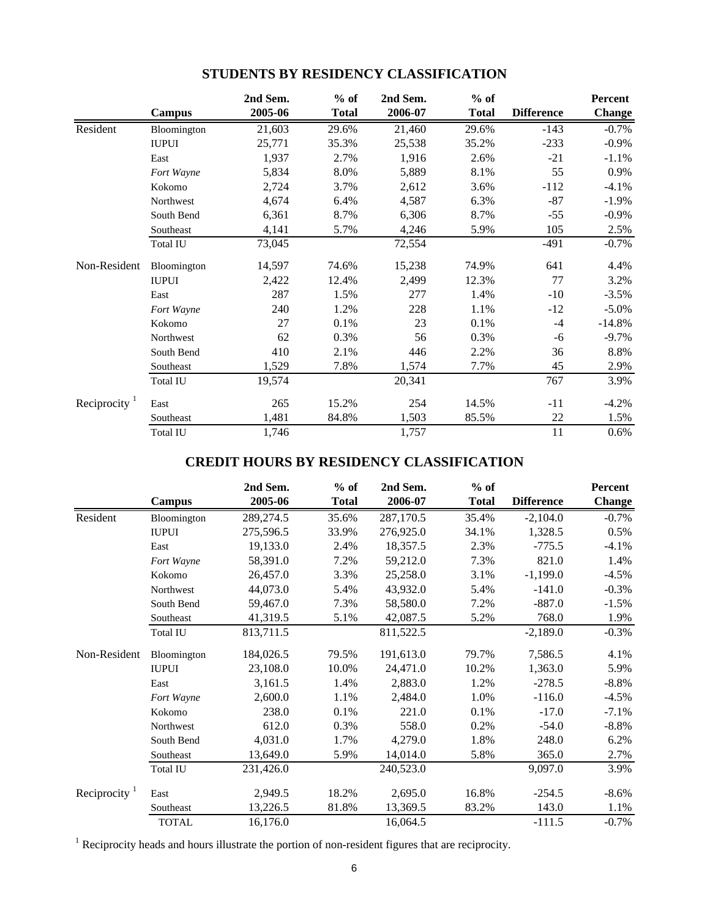## STUDENTS BY RESIDENCY CLASSIFICATION

| | Campus | 2nd Sem. 2005-06 | % of Total | 2nd Sem. 2006-07 | % of Total | Difference | Percent Change |
|---|---|---|---|---|---|---|---|
| Resident | Bloomington | 21,603 | 29.6% | 21,460 | 29.6% | -143 | -0.7% |
| | IUPUI | 25,771 | 35.3% | 25,538 | 35.2% | -233 | -0.9% |
| | East | 1,937 | 2.7% | 1,916 | 2.6% | -21 | -1.1% |
| | *Fort Wayne* | 5,834 | 8.0% | 5,889 | 8.1% | 55 | 0.9% |
| | Kokomo | 2,724 | 3.7% | 2,612 | 3.6% | -112 | -4.1% |
| | Northwest | 4,674 | 6.4% | 4,587 | 6.3% | -87 | -1.9% |
| | South Bend | 6,361 | 8.7% | 6,306 | 8.7% | -55 | -0.9% |
| | Southeast | 4,141 | 5.7% | 4,246 | 5.9% | 105 | 2.5% |
| | Total IU | 73,045 | | 72,554 | | -491 | -0.7% |
| Non-Resident | Bloomington | 14,597 | 74.6% | 15,238 | 74.9% | 641 | 4.4% |
| | IUPUI | 2,422 | 12.4% | 2,499 | 12.3% | 77 | 3.2% |
| | East | 287 | 1.5% | 277 | 1.4% | -10 | -3.5% |
| | *Fort Wayne* | 240 | 1.2% | 228 | 1.1% | -12 | -5.0% |
| | Kokomo | 27 | 0.1% | 23 | 0.1% | -4 | -14.8% |
| | Northwest | 62 | 0.3% | 56 | 0.3% | -6 | -9.7% |
| | South Bend | 410 | 2.1% | 446 | 2.2% | 36 | 8.8% |
| | Southeast | 1,529 | 7.8% | 1,574 | 7.7% | 45 | 2.9% |
| | Total IU | 19,574 | | 20,341 | | 767 | 3.9% |
| Reciprocity [1] | East | 265 | 15.2% | 254 | 14.5% | -11 | -4.2% |
| | Southeast | 1,481 | 84.8% | 1,503 | 85.5% | 22 | 1.5% |
| | Total IU | 1,746 | | 1,757 | | 11 | 0.6% |

## CREDIT HOURS BY RESIDENCY CLASSIFICATION

| | Campus | 2nd Sem. 2005-06 | % of Total | 2nd Sem. 2006-07 | % of Total | Difference | Percent Change |
|---|---|---|---|---|---|---|---|
| Resident | Bloomington | 289,274.5 | 35.6% | 287,170.5 | 35.4% | -2,104.0 | -0.7% |
| | IUPUI | 275,596.5 | 33.9% | 276,925.0 | 34.1% | 1,328.5 | 0.5% |
| | East | 19,133.0 | 2.4% | 18,357.5 | 2.3% | -775.5 | -4.1% |
| | *Fort Wayne* | 58,391.0 | 7.2% | 59,212.0 | 7.3% | 821.0 | 1.4% |
| | Kokomo | 26,457.0 | 3.3% | 25,258.0 | 3.1% | -1,199.0 | -4.5% |
| | Northwest | 44,073.0 | 5.4% | 43,932.0 | 5.4% | -141.0 | -0.3% |
| | South Bend | 59,467.0 | 7.3% | 58,580.0 | 7.2% | -887.0 | -1.5% |
| | Southeast | 41,319.5 | 5.1% | 42,087.5 | 5.2% | 768.0 | 1.9% |
| | Total IU | 813,711.5 | | 811,522.5 | | -2,189.0 | -0.3% |
| Non-Resident | Bloomington | 184,026.5 | 79.5% | 191,613.0 | 79.7% | 7,586.5 | 4.1% |
| | IUPUI | 23,108.0 | 10.0% | 24,471.0 | 10.2% | 1,363.0 | 5.9% |
| | East | 3,161.5 | 1.4% | 2,883.0 | 1.2% | -278.5 | -8.8% |
| | *Fort Wayne* | 2,600.0 | 1.1% | 2,484.0 | 1.0% | -116.0 | -4.5% |
| | Kokomo | 238.0 | 0.1% | 221.0 | 0.1% | -17.0 | -7.1% |
| | Northwest | 612.0 | 0.3% | 558.0 | 0.2% | -54.0 | -8.8% |
| | South Bend | 4,031.0 | 1.7% | 4,279.0 | 1.8% | 248.0 | 6.2% |
| | Southeast | 13,649.0 | 5.9% | 14,014.0 | 5.8% | 365.0 | 2.7% |
| | Total IU | 231,426.0 | | 240,523.0 | | 9,097.0 | 3.9% |
| Reciprocity [1] | East | 2,949.5 | 18.2% | 2,695.0 | 16.8% | -254.5 | -8.6% |
| | Southeast | 13,226.5 | 81.8% | 13,369.5 | 83.2% | 143.0 | 1.1% |
| | TOTAL | 16,176.0 | | 16,064.5 | | -111.5 | -0.7% |

[1] Reciprocity heads and hours illustrate the portion of non-resident figures that are reciprocity.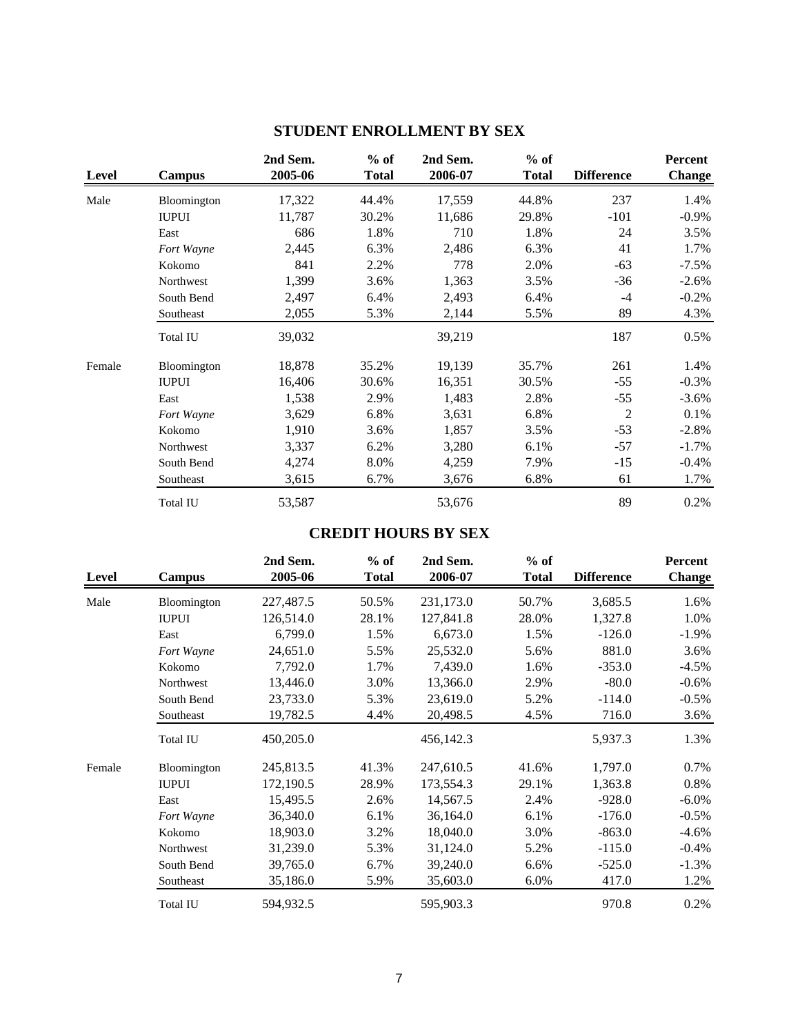## STUDENT ENROLLMENT BY SEX

| Level | Campus | 2nd Sem. 2005-06 | % of Total | 2nd Sem. 2006-07 | % of Total | Difference | Percent Change |
|---|---|---|---|---|---|---|---|
| Male | Bloomington | 17,322 | 44.4% | 17,559 | 44.8% | 237 | 1.4% |
| | IUPUI | 11,787 | 30.2% | 11,686 | 29.8% | -101 | -0.9% |
| | East | 686 | 1.8% | 710 | 1.8% | 24 | 3.5% |
| | *Fort Wayne* | 2,445 | 6.3% | 2,486 | 6.3% | 41 | 1.7% |
| | Kokomo | 841 | 2.2% | 778 | 2.0% | -63 | -7.5% |
| | Northwest | 1,399 | 3.6% | 1,363 | 3.5% | -36 | -2.6% |
| | South Bend | 2,497 | 6.4% | 2,493 | 6.4% | -4 | -0.2% |
| | Southeast | 2,055 | 5.3% | 2,144 | 5.5% | 89 | 4.3% |
| | Total IU | 39,032 | | 39,219 | | 187 | 0.5% |
| Female | Bloomington | 18,878 | 35.2% | 19,139 | 35.7% | 261 | 1.4% |
| | IUPUI | 16,406 | 30.6% | 16,351 | 30.5% | -55 | -0.3% |
| | East | 1,538 | 2.9% | 1,483 | 2.8% | -55 | -3.6% |
| | *Fort Wayne* | 3,629 | 6.8% | 3,631 | 6.8% | 2 | 0.1% |
| | Kokomo | 1,910 | 3.6% | 1,857 | 3.5% | -53 | -2.8% |
| | Northwest | 3,337 | 6.2% | 3,280 | 6.1% | -57 | -1.7% |
| | South Bend | 4,274 | 8.0% | 4,259 | 7.9% | -15 | -0.4% |
| | Southeast | 3,615 | 6.7% | 3,676 | 6.8% | 61 | 1.7% |
| | Total IU | 53,587 | | 53,676 | | 89 | 0.2% |

## CREDIT HOURS BY SEX

| Level | Campus | 2nd Sem. 2005-06 | % of Total | 2nd Sem. 2006-07 | % of Total | Difference | Percent Change |
|---|---|---|---|---|---|---|---|
| Male | Bloomington | 227,487.5 | 50.5% | 231,173.0 | 50.7% | 3,685.5 | 1.6% |
| | IUPUI | 126,514.0 | 28.1% | 127,841.8 | 28.0% | 1,327.8 | 1.0% |
| | East | 6,799.0 | 1.5% | 6,673.0 | 1.5% | -126.0 | -1.9% |
| | *Fort Wayne* | 24,651.0 | 5.5% | 25,532.0 | 5.6% | 881.0 | 3.6% |
| | Kokomo | 7,792.0 | 1.7% | 7,439.0 | 1.6% | -353.0 | -4.5% |
| | Northwest | 13,446.0 | 3.0% | 13,366.0 | 2.9% | -80.0 | -0.6% |
| | South Bend | 23,733.0 | 5.3% | 23,619.0 | 5.2% | -114.0 | -0.5% |
| | Southeast | 19,782.5 | 4.4% | 20,498.5 | 4.5% | 716.0 | 3.6% |
| | Total IU | 450,205.0 | | 456,142.3 | | 5,937.3 | 1.3% |
| Female | Bloomington | 245,813.5 | 41.3% | 247,610.5 | 41.6% | 1,797.0 | 0.7% |
| | IUPUI | 172,190.5 | 28.9% | 173,554.3 | 29.1% | 1,363.8 | 0.8% |
| | East | 15,495.5 | 2.6% | 14,567.5 | 2.4% | -928.0 | -6.0% |
| | *Fort Wayne* | 36,340.0 | 6.1% | 36,164.0 | 6.1% | -176.0 | -0.5% |
| | Kokomo | 18,903.0 | 3.2% | 18,040.0 | 3.0% | -863.0 | -4.6% |
| | Northwest | 31,239.0 | 5.3% | 31,124.0 | 5.2% | -115.0 | -0.4% |
| | South Bend | 39,765.0 | 6.7% | 39,240.0 | 6.6% | -525.0 | -1.3% |
| | Southeast | 35,186.0 | 5.9% | 35,603.0 | 6.0% | 417.0 | 1.2% |
| | Total IU | 594,932.5 | | 595,903.3 | | 970.8 | 0.2% |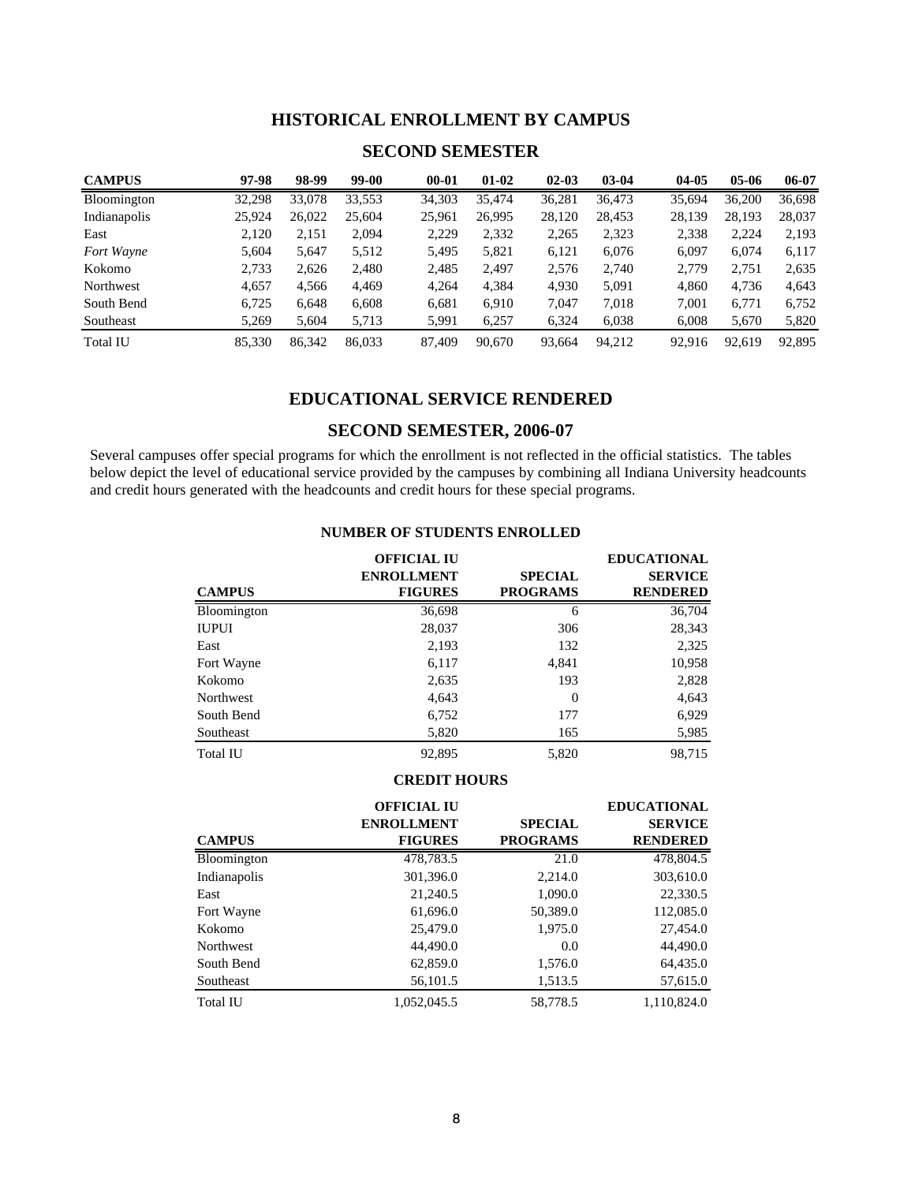## HISTORICAL ENROLLMENT BY CAMPUS

### SECOND SEMESTER

| CAMPUS | 97-98 | 98-99 | 99-00 | 00-01 | 01-02 | 02-03 | 03-04 | 04-05 | 05-06 | 06-07 |
|---|---|---|---|---|---|---|---|---|---|---|
| Bloomington | 32,298 | 33,078 | 33,553 | 34,303 | 35,474 | 36,281 | 36,473 | 35,694 | 36,200 | 36,698 |
| Indianapolis | 25,924 | 26,022 | 25,604 | 25,961 | 26,995 | 28,120 | 28,453 | 28,139 | 28,193 | 28,037 |
| East | 2,120 | 2,151 | 2,094 | 2,229 | 2,332 | 2,265 | 2,323 | 2,338 | 2,224 | 2,193 |
| *Fort Wayne* | 5,604 | 5,647 | 5,512 | 5,495 | 5,821 | 6,121 | 6,076 | 6,097 | 6,074 | 6,117 |
| Kokomo | 2,733 | 2,626 | 2,480 | 2,485 | 2,497 | 2,576 | 2,740 | 2,779 | 2,751 | 2,635 |
| Northwest | 4,657 | 4,566 | 4,469 | 4,264 | 4,384 | 4,930 | 5,091 | 4,860 | 4,736 | 4,643 |
| South Bend | 6,725 | 6,648 | 6,608 | 6,681 | 6,910 | 7,047 | 7,018 | 7,001 | 6,771 | 6,752 |
| Southeast | 5,269 | 5,604 | 5,713 | 5,991 | 6,257 | 6,324 | 6,038 | 6,008 | 5,670 | 5,820 |
| Total IU | 85,330 | 86,342 | 86,033 | 87,409 | 90,670 | 93,664 | 94,212 | 92,916 | 92,619 | 92,895 |

## EDUCATIONAL SERVICE RENDERED

### SECOND SEMESTER, 2006-07

Several campuses offer special programs for which the enrollment is not reflected in the official statistics. The tables below depict the level of educational service provided by the campuses by combining all Indiana University headcounts and credit hours generated with the headcounts and credit hours for these special programs.

#### NUMBER OF STUDENTS ENROLLED

| CAMPUS | OFFICIAL IU ENROLLMENT FIGURES | SPECIAL PROGRAMS | EDUCATIONAL SERVICE RENDERED |
|---|---|---|---|
| Bloomington | 36,698 | 6 | 36,704 |
| IUPUI | 28,037 | 306 | 28,343 |
| East | 2,193 | 132 | 2,325 |
| Fort Wayne | 6,117 | 4,841 | 10,958 |
| Kokomo | 2,635 | 193 | 2,828 |
| Northwest | 4,643 | 0 | 4,643 |
| South Bend | 6,752 | 177 | 6,929 |
| Southeast | 5,820 | 165 | 5,985 |
| Total IU | 92,895 | 5,820 | 98,715 |

#### CREDIT HOURS

| CAMPUS | OFFICIAL IU ENROLLMENT FIGURES | SPECIAL PROGRAMS | EDUCATIONAL SERVICE RENDERED |
|---|---|---|---|
| Bloomington | 478,783.5 | 21.0 | 478,804.5 |
| Indianapolis | 301,396.0 | 2,214.0 | 303,610.0 |
| East | 21,240.5 | 1,090.0 | 22,330.5 |
| Fort Wayne | 61,696.0 | 50,389.0 | 112,085.0 |
| Kokomo | 25,479.0 | 1,975.0 | 27,454.0 |
| Northwest | 44,490.0 | 0.0 | 44,490.0 |
| South Bend | 62,859.0 | 1,576.0 | 64,435.0 |
| Southeast | 56,101.5 | 1,513.5 | 57,615.0 |
| Total IU | 1,052,045.5 | 58,778.5 | 1,110,824.0 |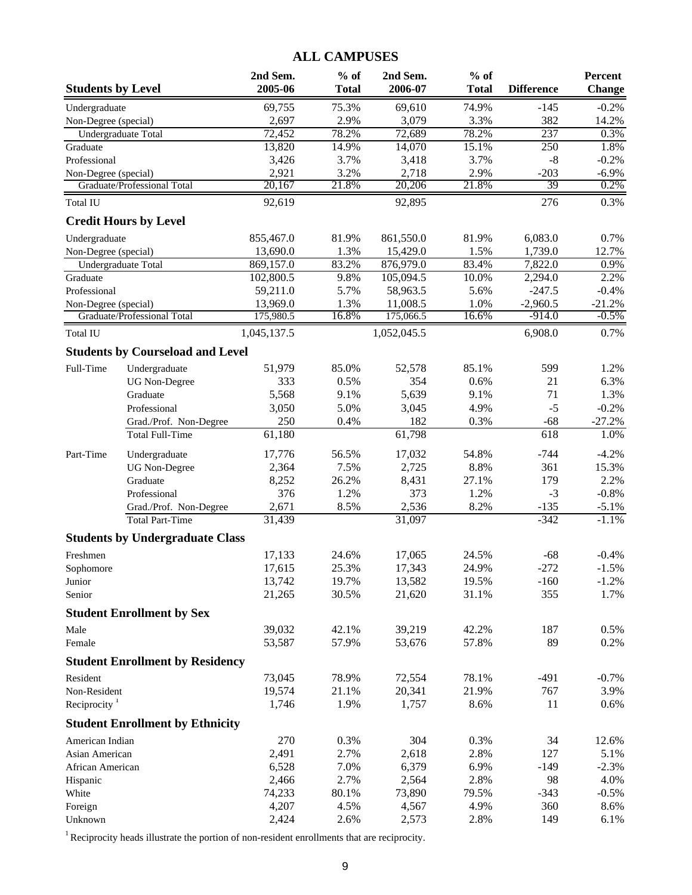## ALL CAMPUSES

| Students by Level | | 2nd Sem. 2005-06 | % of Total | 2nd Sem. 2006-07 | % of Total | Difference | Percent Change |
|---|---|---|---|---|---|---|---|
| Undergraduate | | 69,755 | 75.3% | 69,610 | 74.9% | -145 | -0.2% |
| Non-Degree (special) | | 2,697 | 2.9% | 3,079 | 3.3% | 382 | 14.2% |
| Undergraduate Total | | 72,452 | 78.2% | 72,689 | 78.2% | 237 | 0.3% |
| Graduate | | 13,820 | 14.9% | 14,070 | 15.1% | 250 | 1.8% |
| Professional | | 3,426 | 3.7% | 3,418 | 3.7% | -8 | -0.2% |
| Non-Degree (special) | | 2,921 | 3.2% | 2,718 | 2.9% | -203 | -6.9% |
| Graduate/Professional Total | | 20,167 | 21.8% | 20,206 | 21.8% | 39 | 0.2% |
| Total IU | | 92,619 | | 92,895 | | 276 | 0.3% |
| **Credit Hours by Level** | | | | | | | |
| Undergraduate | | 855,467.0 | 81.9% | 861,550.0 | 81.9% | 6,083.0 | 0.7% |
| Non-Degree (special) | | 13,690.0 | 1.3% | 15,429.0 | 1.5% | 1,739.0 | 12.7% |
| Undergraduate Total | | 869,157.0 | 83.2% | 876,979.0 | 83.4% | 7,822.0 | 0.9% |
| Graduate | | 102,800.5 | 9.8% | 105,094.5 | 10.0% | 2,294.0 | 2.2% |
| Professional | | 59,211.0 | 5.7% | 58,963.5 | 5.6% | -247.5 | -0.4% |
| Non-Degree (special) | | 13,969.0 | 1.3% | 11,008.5 | 1.0% | -2,960.5 | -21.2% |
| Graduate/Professional Total | | 175,980.5 | 16.8% | 175,066.5 | 16.6% | -914.0 | -0.5% |
| Total IU | | 1,045,137.5 | | 1,052,045.5 | | 6,908.0 | 0.7% |
| **Students by Courseload and Level** | | | | | | | |
| Full-Time | Undergraduate | 51,979 | 85.0% | 52,578 | 85.1% | 599 | 1.2% |
| | UG Non-Degree | 333 | 0.5% | 354 | 0.6% | 21 | 6.3% |
| | Graduate | 5,568 | 9.1% | 5,639 | 9.1% | 71 | 1.3% |
| | Professional | 3,050 | 5.0% | 3,045 | 4.9% | -5 | -0.2% |
| | Grad./Prof. Non-Degree | 250 | 0.4% | 182 | 0.3% | -68 | -27.2% |
| | Total Full-Time | 61,180 | | 61,798 | | 618 | 1.0% |
| Part-Time | Undergraduate | 17,776 | 56.5% | 17,032 | 54.8% | -744 | -4.2% |
| | UG Non-Degree | 2,364 | 7.5% | 2,725 | 8.8% | 361 | 15.3% |
| | Graduate | 8,252 | 26.2% | 8,431 | 27.1% | 179 | 2.2% |
| | Professional | 376 | 1.2% | 373 | 1.2% | -3 | -0.8% |
| | Grad./Prof. Non-Degree | 2,671 | 8.5% | 2,536 | 8.2% | -135 | -5.1% |
| | Total Part-Time | 31,439 | | 31,097 | | -342 | -1.1% |
| **Students by Undergraduate Class** | | | | | | | |
| Freshmen | | 17,133 | 24.6% | 17,065 | 24.5% | -68 | -0.4% |
| Sophomore | | 17,615 | 25.3% | 17,343 | 24.9% | -272 | -1.5% |
| Junior | | 13,742 | 19.7% | 13,582 | 19.5% | -160 | -1.2% |
| Senior | | 21,265 | 30.5% | 21,620 | 31.1% | 355 | 1.7% |
| **Student Enrollment by Sex** | | | | | | | |
| Male | | 39,032 | 42.1% | 39,219 | 42.2% | 187 | 0.5% |
| Female | | 53,587 | 57.9% | 53,676 | 57.8% | 89 | 0.2% |
| **Student Enrollment by Residency** | | | | | | | |
| Resident | | 73,045 | 78.9% | 72,554 | 78.1% | -491 | -0.7% |
| Non-Resident | | 19,574 | 21.1% | 20,341 | 21.9% | 767 | 3.9% |
| Reciprocity [1] | | 1,746 | 1.9% | 1,757 | 8.6% | 11 | 0.6% |
| **Student Enrollment by Ethnicity** | | | | | | | |
| American Indian | | 270 | 0.3% | 304 | 0.3% | 34 | 12.6% |
| Asian American | | 2,491 | 2.7% | 2,618 | 2.8% | 127 | 5.1% |
| African American | | 6,528 | 7.0% | 6,379 | 6.9% | -149 | -2.3% |
| Hispanic | | 2,466 | 2.7% | 2,564 | 2.8% | 98 | 4.0% |
| White | | 74,233 | 80.1% | 73,890 | 79.5% | -343 | -0.5% |
| Foreign | | 4,207 | 4.5% | 4,567 | 4.9% | 360 | 8.6% |
| Unknown | | 2,424 | 2.6% | 2,573 | 2.8% | 149 | 6.1% |

[1] Reciprocity heads illustrate the portion of non-resident enrollments that are reciprocity.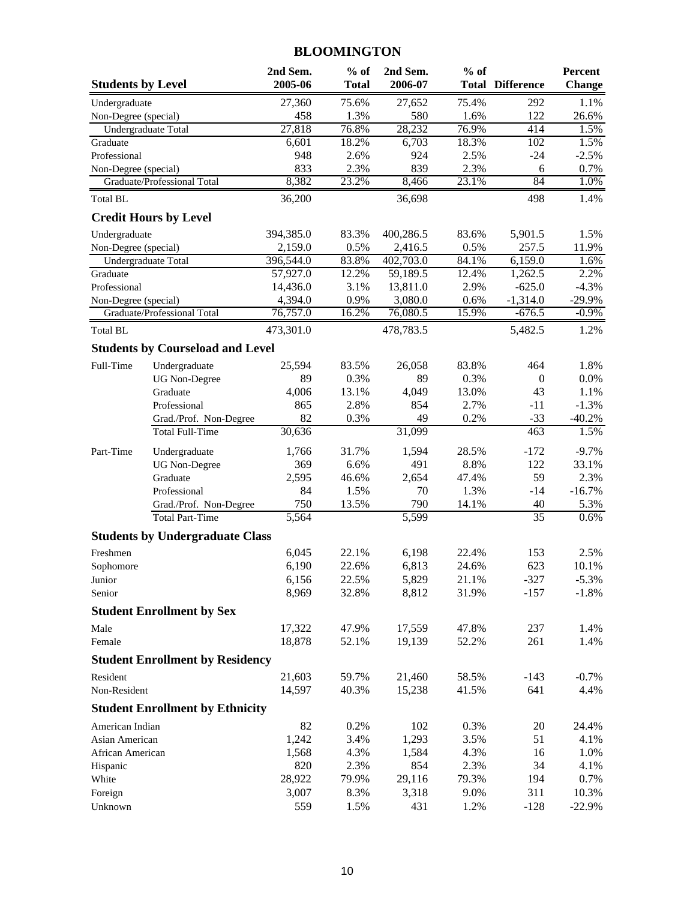# BLOOMINGTON

| Students by Level | | 2nd Sem. 2005-06 | % of Total | 2nd Sem. 2006-07 | % of Total | Difference | Percent Change |
|---|---|---|---|---|---|---|---|
| Undergraduate | | 27,360 | 75.6% | 27,652 | 75.4% | 292 | 1.1% |
| Non-Degree (special) | | 458 | 1.3% | 580 | 1.6% | 122 | 26.6% |
| Undergraduate Total | | 27,818 | 76.8% | 28,232 | 76.9% | 414 | 1.5% |
| Graduate | | 6,601 | 18.2% | 6,703 | 18.3% | 102 | 1.5% |
| Professional | | 948 | 2.6% | 924 | 2.5% | -24 | -2.5% |
| Non-Degree (special) | | 833 | 2.3% | 839 | 2.3% | 6 | 0.7% |
| Graduate/Professional Total | | 8,382 | 23.2% | 8,466 | 23.1% | 84 | 1.0% |
| Total BL | | 36,200 | | 36,698 | | 498 | 1.4% |
| **Credit Hours by Level** | | | | | | | |
| Undergraduate | | 394,385.0 | 83.3% | 400,286.5 | 83.6% | 5,901.5 | 1.5% |
| Non-Degree (special) | | 2,159.0 | 0.5% | 2,416.5 | 0.5% | 257.5 | 11.9% |
| Undergraduate Total | | 396,544.0 | 83.8% | 402,703.0 | 84.1% | 6,159.0 | 1.6% |
| Graduate | | 57,927.0 | 12.2% | 59,189.5 | 12.4% | 1,262.5 | 2.2% |
| Professional | | 14,436.0 | 3.1% | 13,811.0 | 2.9% | -625.0 | -4.3% |
| Non-Degree (special) | | 4,394.0 | 0.9% | 3,080.0 | 0.6% | -1,314.0 | -29.9% |
| Graduate/Professional Total | | 76,757.0 | 16.2% | 76,080.5 | 15.9% | -676.5 | -0.9% |
| Total BL | | 473,301.0 | | 478,783.5 | | 5,482.5 | 1.2% |
| **Students by Courseload and Level** | | | | | | | |
| Full-Time | Undergraduate | 25,594 | 83.5% | 26,058 | 83.8% | 464 | 1.8% |
| | UG Non-Degree | 89 | 0.3% | 89 | 0.3% | 0 | 0.0% |
| | Graduate | 4,006 | 13.1% | 4,049 | 13.0% | 43 | 1.1% |
| | Professional | 865 | 2.8% | 854 | 2.7% | -11 | -1.3% |
| | Grad./Prof. Non-Degree | 82 | 0.3% | 49 | 0.2% | -33 | -40.2% |
| | Total Full-Time | 30,636 | | 31,099 | | 463 | 1.5% |
| Part-Time | Undergraduate | 1,766 | 31.7% | 1,594 | 28.5% | -172 | -9.7% |
| | UG Non-Degree | 369 | 6.6% | 491 | 8.8% | 122 | 33.1% |
| | Graduate | 2,595 | 46.6% | 2,654 | 47.4% | 59 | 2.3% |
| | Professional | 84 | 1.5% | 70 | 1.3% | -14 | -16.7% |
| | Grad./Prof. Non-Degree | 750 | 13.5% | 790 | 14.1% | 40 | 5.3% |
| | Total Part-Time | 5,564 | | 5,599 | | 35 | 0.6% |
| **Students by Undergraduate Class** | | | | | | | |
| Freshmen | | 6,045 | 22.1% | 6,198 | 22.4% | 153 | 2.5% |
| Sophomore | | 6,190 | 22.6% | 6,813 | 24.6% | 623 | 10.1% |
| Junior | | 6,156 | 22.5% | 5,829 | 21.1% | -327 | -5.3% |
| Senior | | 8,969 | 32.8% | 8,812 | 31.9% | -157 | -1.8% |
| **Student Enrollment by Sex** | | | | | | | |
| Male | | 17,322 | 47.9% | 17,559 | 47.8% | 237 | 1.4% |
| Female | | 18,878 | 52.1% | 19,139 | 52.2% | 261 | 1.4% |
| **Student Enrollment by Residency** | | | | | | | |
| Resident | | 21,603 | 59.7% | 21,460 | 58.5% | -143 | -0.7% |
| Non-Resident | | 14,597 | 40.3% | 15,238 | 41.5% | 641 | 4.4% |
| **Student Enrollment by Ethnicity** | | | | | | | |
| American Indian | | 82 | 0.2% | 102 | 0.3% | 20 | 24.4% |
| Asian American | | 1,242 | 3.4% | 1,293 | 3.5% | 51 | 4.1% |
| African American | | 1,568 | 4.3% | 1,584 | 4.3% | 16 | 1.0% |
| Hispanic | | 820 | 2.3% | 854 | 2.3% | 34 | 4.1% |
| White | | 28,922 | 79.9% | 29,116 | 79.3% | 194 | 0.7% |
| Foreign | | 3,007 | 8.3% | 3,318 | 9.0% | 311 | 10.3% |
| Unknown | | 559 | 1.5% | 431 | 1.2% | -128 | -22.9% |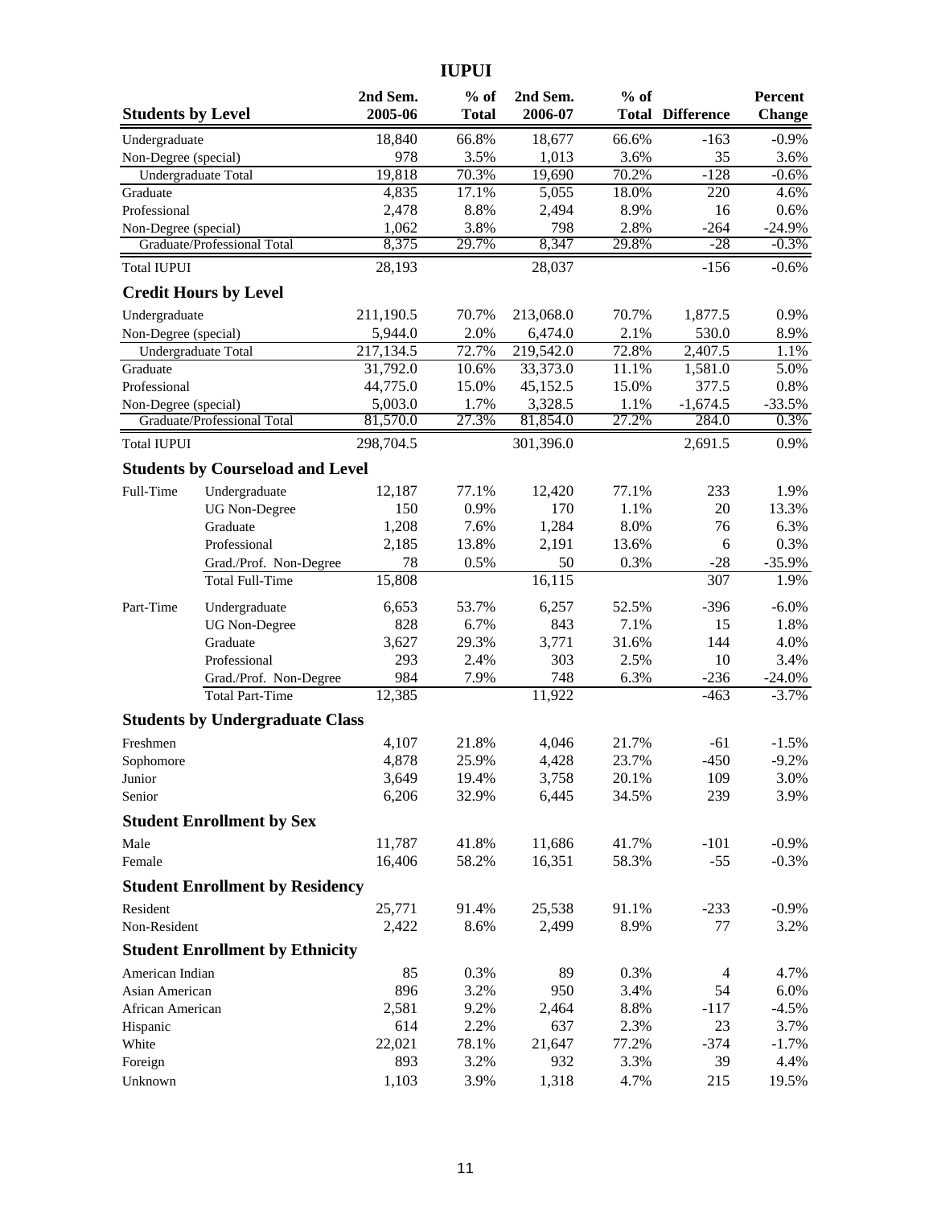# IUPUI

| Students by Level | 2nd Sem. 2005-06 | % of Total | 2nd Sem. 2006-07 | % of Total | Difference | Percent Change |
|---|---|---|---|---|---|---|
| Undergraduate | 18,840 | 66.8% | 18,677 | 66.6% | -163 | -0.9% |
| Non-Degree (special) | 978 | 3.5% | 1,013 | 3.6% | 35 | 3.6% |
| Undergraduate Total | 19,818 | 70.3% | 19,690 | 70.2% | -128 | -0.6% |
| Graduate | 4,835 | 17.1% | 5,055 | 18.0% | 220 | 4.6% |
| Professional | 2,478 | 8.8% | 2,494 | 8.9% | 16 | 0.6% |
| Non-Degree (special) | 1,062 | 3.8% | 798 | 2.8% | -264 | -24.9% |
| Graduate/Professional Total | 8,375 | 29.7% | 8,347 | 29.8% | -28 | -0.3% |
| Total IUPUI | 28,193 | | 28,037 | | -156 | -0.6% |

## Credit Hours by Level

| Credit Hours by Level | 2nd Sem. 2005-06 | % of Total | 2nd Sem. 2006-07 | % of Total | Difference | Percent Change |
|---|---|---|---|---|---|---|
| Undergraduate | 211,190.5 | 70.7% | 213,068.0 | 70.7% | 1,877.5 | 0.9% |
| Non-Degree (special) | 5,944.0 | 2.0% | 6,474.0 | 2.1% | 530.0 | 8.9% |
| Undergraduate Total | 217,134.5 | 72.7% | 219,542.0 | 72.8% | 2,407.5 | 1.1% |
| Graduate | 31,792.0 | 10.6% | 33,373.0 | 11.1% | 1,581.0 | 5.0% |
| Professional | 44,775.0 | 15.0% | 45,152.5 | 15.0% | 377.5 | 0.8% |
| Non-Degree (special) | 5,003.0 | 1.7% | 3,328.5 | 1.1% | -1,674.5 | -33.5% |
| Graduate/Professional Total | 81,570.0 | 27.3% | 81,854.0 | 27.2% | 284.0 | 0.3% |
| Total IUPUI | 298,704.5 | | 301,396.0 | | 2,691.5 | 0.9% |

## Students by Courseload and Level

| | | 2nd Sem. 2005-06 | % of Total | 2nd Sem. 2006-07 | % of Total | Difference | Percent Change |
|---|---|---|---|---|---|---|---|
| Full-Time | Undergraduate | 12,187 | 77.1% | 12,420 | 77.1% | 233 | 1.9% |
| | UG Non-Degree | 150 | 0.9% | 170 | 1.1% | 20 | 13.3% |
| | Graduate | 1,208 | 7.6% | 1,284 | 8.0% | 76 | 6.3% |
| | Professional | 2,185 | 13.8% | 2,191 | 13.6% | 6 | 0.3% |
| | Grad./Prof. Non-Degree | 78 | 0.5% | 50 | 0.3% | -28 | -35.9% |
| | Total Full-Time | 15,808 | | 16,115 | | 307 | 1.9% |
| Part-Time | Undergraduate | 6,653 | 53.7% | 6,257 | 52.5% | -396 | -6.0% |
| | UG Non-Degree | 828 | 6.7% | 843 | 7.1% | 15 | 1.8% |
| | Graduate | 3,627 | 29.3% | 3,771 | 31.6% | 144 | 4.0% |
| | Professional | 293 | 2.4% | 303 | 2.5% | 10 | 3.4% |
| | Grad./Prof. Non-Degree | 984 | 7.9% | 748 | 6.3% | -236 | -24.0% |
| | Total Part-Time | 12,385 | | 11,922 | | -463 | -3.7% |

## Students by Undergraduate Class

| | 2nd Sem. 2005-06 | % of Total | 2nd Sem. 2006-07 | % of Total | Difference | Percent Change |
|---|---|---|---|---|---|---|
| Freshmen | 4,107 | 21.8% | 4,046 | 21.7% | -61 | -1.5% |
| Sophomore | 4,878 | 25.9% | 4,428 | 23.7% | -450 | -9.2% |
| Junior | 3,649 | 19.4% | 3,758 | 20.1% | 109 | 3.0% |
| Senior | 6,206 | 32.9% | 6,445 | 34.5% | 239 | 3.9% |

## Student Enrollment by Sex

| | 2nd Sem. 2005-06 | % of Total | 2nd Sem. 2006-07 | % of Total | Difference | Percent Change |
|---|---|---|---|---|---|---|
| Male | 11,787 | 41.8% | 11,686 | 41.7% | -101 | -0.9% |
| Female | 16,406 | 58.2% | 16,351 | 58.3% | -55 | -0.3% |

## Student Enrollment by Residency

| | 2nd Sem. 2005-06 | % of Total | 2nd Sem. 2006-07 | % of Total | Difference | Percent Change |
|---|---|---|---|---|---|---|
| Resident | 25,771 | 91.4% | 25,538 | 91.1% | -233 | -0.9% |
| Non-Resident | 2,422 | 8.6% | 2,499 | 8.9% | 77 | 3.2% |

## Student Enrollment by Ethnicity

| | 2nd Sem. 2005-06 | % of Total | 2nd Sem. 2006-07 | % of Total | Difference | Percent Change |
|---|---|---|---|---|---|---|
| American Indian | 85 | 0.3% | 89 | 0.3% | 4 | 4.7% |
| Asian American | 896 | 3.2% | 950 | 3.4% | 54 | 6.0% |
| African American | 2,581 | 9.2% | 2,464 | 8.8% | -117 | -4.5% |
| Hispanic | 614 | 2.2% | 637 | 2.3% | 23 | 3.7% |
| White | 22,021 | 78.1% | 21,647 | 77.2% | -374 | -1.7% |
| Foreign | 893 | 3.2% | 932 | 3.3% | 39 | 4.4% |
| Unknown | 1,103 | 3.9% | 1,318 | 4.7% | 215 | 19.5% |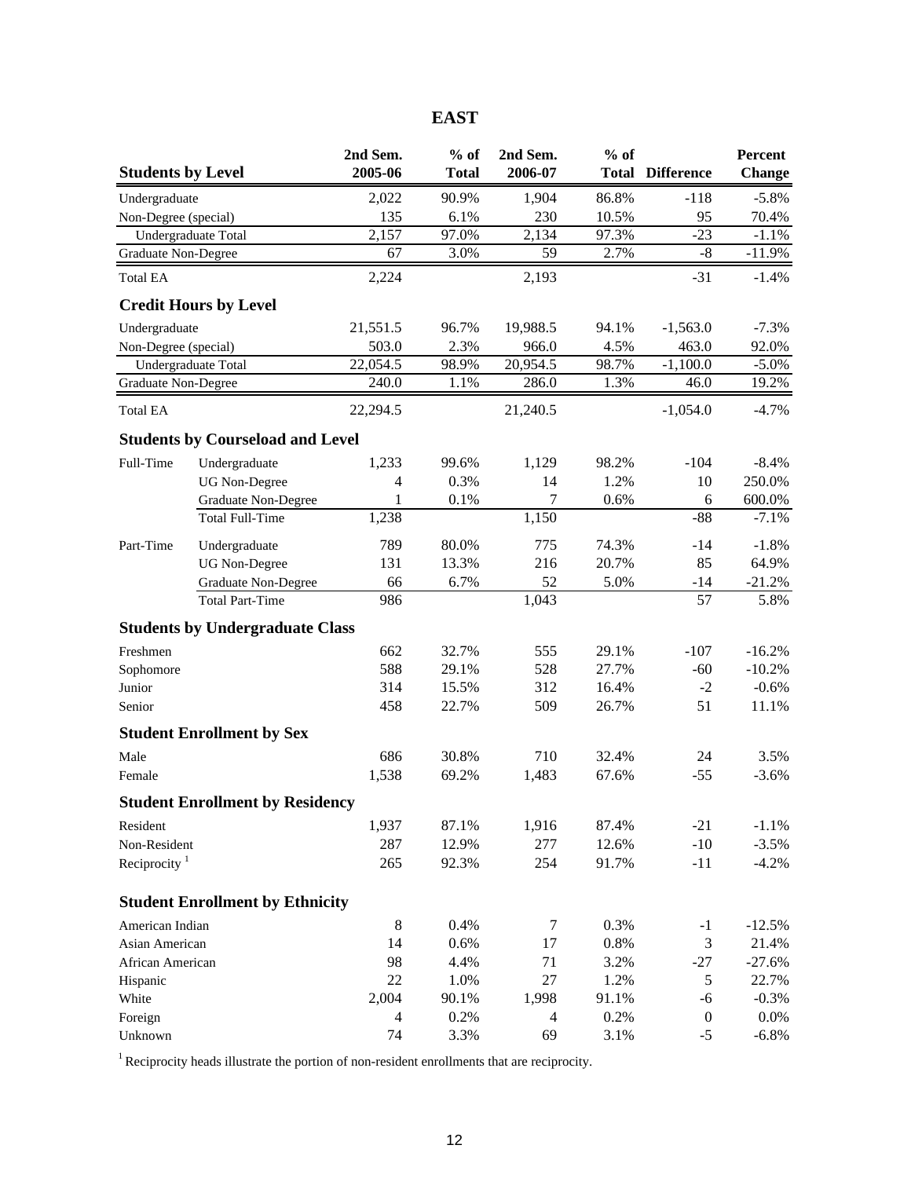# EAST

| Students by Level | | 2nd Sem. 2005-06 | % of Total | 2nd Sem. 2006-07 | % of Total | Difference | Percent Change |
|---|---|---|---|---|---|---|---|
| Undergraduate | | 2,022 | 90.9% | 1,904 | 86.8% | -118 | -5.8% |
| Non-Degree (special) | | 135 | 6.1% | 230 | 10.5% | 95 | 70.4% |
| Undergraduate Total | | 2,157 | 97.0% | 2,134 | 97.3% | -23 | -1.1% |
| Graduate Non-Degree | | 67 | 3.0% | 59 | 2.7% | -8 | -11.9% |
| Total EA | | 2,224 | | 2,193 | | -31 | -1.4% |
| **Credit Hours by Level** | | | | | | | |
| Undergraduate | | 21,551.5 | 96.7% | 19,988.5 | 94.1% | -1,563.0 | -7.3% |
| Non-Degree (special) | | 503.0 | 2.3% | 966.0 | 4.5% | 463.0 | 92.0% |
| Undergraduate Total | | 22,054.5 | 98.9% | 20,954.5 | 98.7% | -1,100.0 | -5.0% |
| Graduate Non-Degree | | 240.0 | 1.1% | 286.0 | 1.3% | 46.0 | 19.2% |
| Total EA | | 22,294.5 | | 21,240.5 | | -1,054.0 | -4.7% |
| **Students by Courseload and Level** | | | | | | | |
| Full-Time | Undergraduate | 1,233 | 99.6% | 1,129 | 98.2% | -104 | -8.4% |
| | UG Non-Degree | 4 | 0.3% | 14 | 1.2% | 10 | 250.0% |
| | Graduate Non-Degree | 1 | 0.1% | 7 | 0.6% | 6 | 600.0% |
| | Total Full-Time | 1,238 | | 1,150 | | -88 | -7.1% |
| Part-Time | Undergraduate | 789 | 80.0% | 775 | 74.3% | -14 | -1.8% |
| | UG Non-Degree | 131 | 13.3% | 216 | 20.7% | 85 | 64.9% |
| | Graduate Non-Degree | 66 | 6.7% | 52 | 5.0% | -14 | -21.2% |
| | Total Part-Time | 986 | | 1,043 | | 57 | 5.8% |
| **Students by Undergraduate Class** | | | | | | | |
| Freshmen | | 662 | 32.7% | 555 | 29.1% | -107 | -16.2% |
| Sophomore | | 588 | 29.1% | 528 | 27.7% | -60 | -10.2% |
| Junior | | 314 | 15.5% | 312 | 16.4% | -2 | -0.6% |
| Senior | | 458 | 22.7% | 509 | 26.7% | 51 | 11.1% |
| **Student Enrollment by Sex** | | | | | | | |
| Male | | 686 | 30.8% | 710 | 32.4% | 24 | 3.5% |
| Female | | 1,538 | 69.2% | 1,483 | 67.6% | -55 | -3.6% |
| **Student Enrollment by Residency** | | | | | | | |
| Resident | | 1,937 | 87.1% | 1,916 | 87.4% | -21 | -1.1% |
| Non-Resident | | 287 | 12.9% | 277 | 12.6% | -10 | -3.5% |
| Reciprocity [1] | | 265 | 92.3% | 254 | 91.7% | -11 | -4.2% |
| **Student Enrollment by Ethnicity** | | | | | | | |
| American Indian | | 8 | 0.4% | 7 | 0.3% | -1 | -12.5% |
| Asian American | | 14 | 0.6% | 17 | 0.8% | 3 | 21.4% |
| African American | | 98 | 4.4% | 71 | 3.2% | -27 | -27.6% |
| Hispanic | | 22 | 1.0% | 27 | 1.2% | 5 | 22.7% |
| White | | 2,004 | 90.1% | 1,998 | 91.1% | -6 | -0.3% |
| Foreign | | 4 | 0.2% | 4 | 0.2% | 0 | 0.0% |
| Unknown | | 74 | 3.3% | 69 | 3.1% | -5 | -6.8% |

[1] Reciprocity heads illustrate the portion of non-resident enrollments that are reciprocity.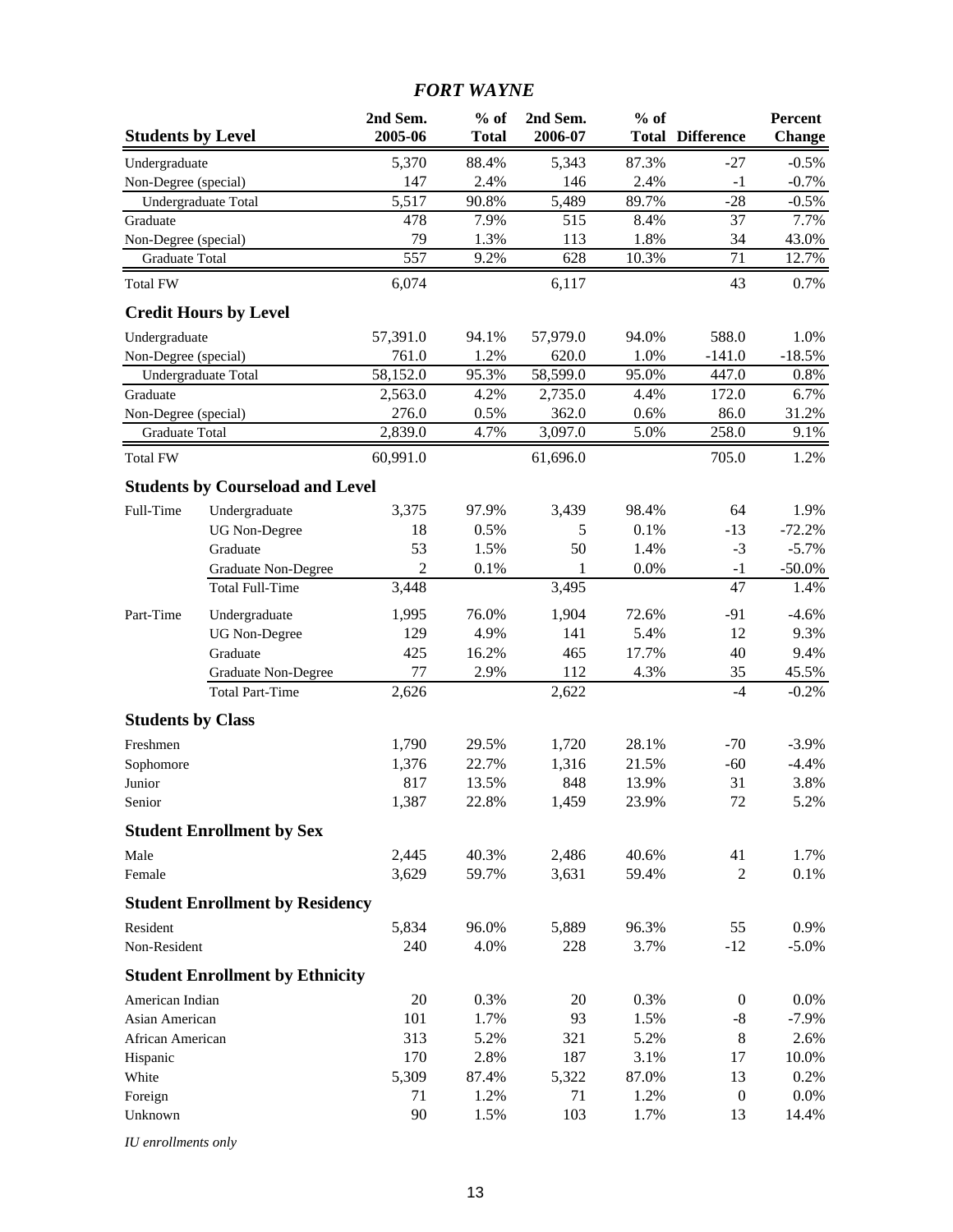## FORT WAYNE

| Students by Level | | 2nd Sem. 2005-06 | % of Total | 2nd Sem. 2006-07 | % of Total | Difference | Percent Change |
|---|---|---|---|---|---|---|---|
| Undergraduate | | 5,370 | 88.4% | 5,343 | 87.3% | -27 | -0.5% |
| Non-Degree (special) | | 147 | 2.4% | 146 | 2.4% | -1 | -0.7% |
| Undergraduate Total | | 5,517 | 90.8% | 5,489 | 89.7% | -28 | -0.5% |
| Graduate | | 478 | 7.9% | 515 | 8.4% | 37 | 7.7% |
| Non-Degree (special) | | 79 | 1.3% | 113 | 1.8% | 34 | 43.0% |
| Graduate Total | | 557 | 9.2% | 628 | 10.3% | 71 | 12.7% |
| Total FW | | 6,074 | | 6,117 | | 43 | 0.7% |
| **Credit Hours by Level** | | | | | | | |
| Undergraduate | | 57,391.0 | 94.1% | 57,979.0 | 94.0% | 588.0 | 1.0% |
| Non-Degree (special) | | 761.0 | 1.2% | 620.0 | 1.0% | -141.0 | -18.5% |
| Undergraduate Total | | 58,152.0 | 95.3% | 58,599.0 | 95.0% | 447.0 | 0.8% |
| Graduate | | 2,563.0 | 4.2% | 2,735.0 | 4.4% | 172.0 | 6.7% |
| Non-Degree (special) | | 276.0 | 0.5% | 362.0 | 0.6% | 86.0 | 31.2% |
| Graduate Total | | 2,839.0 | 4.7% | 3,097.0 | 5.0% | 258.0 | 9.1% |
| Total FW | | 60,991.0 | | 61,696.0 | | 705.0 | 1.2% |
| **Students by Courseload and Level** | | | | | | | |
| Full-Time | Undergraduate | 3,375 | 97.9% | 3,439 | 98.4% | 64 | 1.9% |
| | UG Non-Degree | 18 | 0.5% | 5 | 0.1% | -13 | -72.2% |
| | Graduate | 53 | 1.5% | 50 | 1.4% | -3 | -5.7% |
| | Graduate Non-Degree | 2 | 0.1% | 1 | 0.0% | -1 | -50.0% |
| | Total Full-Time | 3,448 | | 3,495 | | 47 | 1.4% |
| Part-Time | Undergraduate | 1,995 | 76.0% | 1,904 | 72.6% | -91 | -4.6% |
| | UG Non-Degree | 129 | 4.9% | 141 | 5.4% | 12 | 9.3% |
| | Graduate | 425 | 16.2% | 465 | 17.7% | 40 | 9.4% |
| | Graduate Non-Degree | 77 | 2.9% | 112 | 4.3% | 35 | 45.5% |
| | Total Part-Time | 2,626 | | 2,622 | | -4 | -0.2% |
| **Students by Class** | | | | | | | |
| Freshmen | | 1,790 | 29.5% | 1,720 | 28.1% | -70 | -3.9% |
| Sophomore | | 1,376 | 22.7% | 1,316 | 21.5% | -60 | -4.4% |
| Junior | | 817 | 13.5% | 848 | 13.9% | 31 | 3.8% |
| Senior | | 1,387 | 22.8% | 1,459 | 23.9% | 72 | 5.2% |
| **Student Enrollment by Sex** | | | | | | | |
| Male | | 2,445 | 40.3% | 2,486 | 40.6% | 41 | 1.7% |
| Female | | 3,629 | 59.7% | 3,631 | 59.4% | 2 | 0.1% |
| **Student Enrollment by Residency** | | | | | | | |
| Resident | | 5,834 | 96.0% | 5,889 | 96.3% | 55 | 0.9% |
| Non-Resident | | 240 | 4.0% | 228 | 3.7% | -12 | -5.0% |
| **Student Enrollment by Ethnicity** | | | | | | | |
| American Indian | | 20 | 0.3% | 20 | 0.3% | 0 | 0.0% |
| Asian American | | 101 | 1.7% | 93 | 1.5% | -8 | -7.9% |
| African American | | 313 | 5.2% | 321 | 5.2% | 8 | 2.6% |
| Hispanic | | 170 | 2.8% | 187 | 3.1% | 17 | 10.0% |
| White | | 5,309 | 87.4% | 5,322 | 87.0% | 13 | 0.2% |
| Foreign | | 71 | 1.2% | 71 | 1.2% | 0 | 0.0% |
| Unknown | | 90 | 1.5% | 103 | 1.7% | 13 | 14.4% |

*IU enrollments only*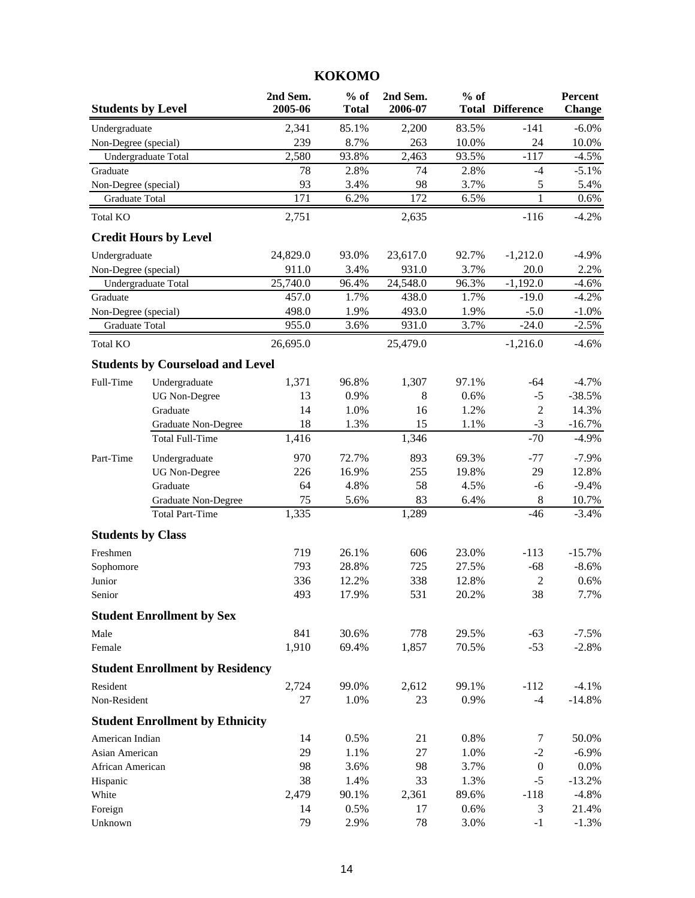# KOKOMO

| Students by Level | | 2nd Sem. 2005-06 | % of Total | 2nd Sem. 2006-07 | % of Total | Difference | Percent Change |
|---|---|---|---|---|---|---|---|
| Undergraduate | | 2,341 | 85.1% | 2,200 | 83.5% | -141 | -6.0% |
| Non-Degree (special) | | 239 | 8.7% | 263 | 10.0% | 24 | 10.0% |
| Undergraduate Total | | 2,580 | 93.8% | 2,463 | 93.5% | -117 | -4.5% |
| Graduate | | 78 | 2.8% | 74 | 2.8% | -4 | -5.1% |
| Non-Degree (special) | | 93 | 3.4% | 98 | 3.7% | 5 | 5.4% |
| Graduate Total | | 171 | 6.2% | 172 | 6.5% | 1 | 0.6% |
| Total KO | | 2,751 | | 2,635 | | -116 | -4.2% |
| **Credit Hours by Level** | | | | | | | |
| Undergraduate | | 24,829.0 | 93.0% | 23,617.0 | 92.7% | -1,212.0 | -4.9% |
| Non-Degree (special) | | 911.0 | 3.4% | 931.0 | 3.7% | 20.0 | 2.2% |
| Undergraduate Total | | 25,740.0 | 96.4% | 24,548.0 | 96.3% | -1,192.0 | -4.6% |
| Graduate | | 457.0 | 1.7% | 438.0 | 1.7% | -19.0 | -4.2% |
| Non-Degree (special) | | 498.0 | 1.9% | 493.0 | 1.9% | -5.0 | -1.0% |
| Graduate Total | | 955.0 | 3.6% | 931.0 | 3.7% | -24.0 | -2.5% |
| Total KO | | 26,695.0 | | 25,479.0 | | -1,216.0 | -4.6% |
| **Students by Courseload and Level** | | | | | | | |
| Full-Time | Undergraduate | 1,371 | 96.8% | 1,307 | 97.1% | -64 | -4.7% |
| | UG Non-Degree | 13 | 0.9% | 8 | 0.6% | -5 | -38.5% |
| | Graduate | 14 | 1.0% | 16 | 1.2% | 2 | 14.3% |
| | Graduate Non-Degree | 18 | 1.3% | 15 | 1.1% | -3 | -16.7% |
| | Total Full-Time | 1,416 | | 1,346 | | -70 | -4.9% |
| Part-Time | Undergraduate | 970 | 72.7% | 893 | 69.3% | -77 | -7.9% |
| | UG Non-Degree | 226 | 16.9% | 255 | 19.8% | 29 | 12.8% |
| | Graduate | 64 | 4.8% | 58 | 4.5% | -6 | -9.4% |
| | Graduate Non-Degree | 75 | 5.6% | 83 | 6.4% | 8 | 10.7% |
| | Total Part-Time | 1,335 | | 1,289 | | -46 | -3.4% |
| **Students by Class** | | | | | | | |
| Freshmen | | 719 | 26.1% | 606 | 23.0% | -113 | -15.7% |
| Sophomore | | 793 | 28.8% | 725 | 27.5% | -68 | -8.6% |
| Junior | | 336 | 12.2% | 338 | 12.8% | 2 | 0.6% |
| Senior | | 493 | 17.9% | 531 | 20.2% | 38 | 7.7% |
| **Student Enrollment by Sex** | | | | | | | |
| Male | | 841 | 30.6% | 778 | 29.5% | -63 | -7.5% |
| Female | | 1,910 | 69.4% | 1,857 | 70.5% | -53 | -2.8% |
| **Student Enrollment by Residency** | | | | | | | |
| Resident | | 2,724 | 99.0% | 2,612 | 99.1% | -112 | -4.1% |
| Non-Resident | | 27 | 1.0% | 23 | 0.9% | -4 | -14.8% |
| **Student Enrollment by Ethnicity** | | | | | | | |
| American Indian | | 14 | 0.5% | 21 | 0.8% | 7 | 50.0% |
| Asian American | | 29 | 1.1% | 27 | 1.0% | -2 | -6.9% |
| African American | | 98 | 3.6% | 98 | 3.7% | 0 | 0.0% |
| Hispanic | | 38 | 1.4% | 33 | 1.3% | -5 | -13.2% |
| White | | 2,479 | 90.1% | 2,361 | 89.6% | -118 | -4.8% |
| Foreign | | 14 | 0.5% | 17 | 0.6% | 3 | 21.4% |
| Unknown | | 79 | 2.9% | 78 | 3.0% | -1 | -1.3% |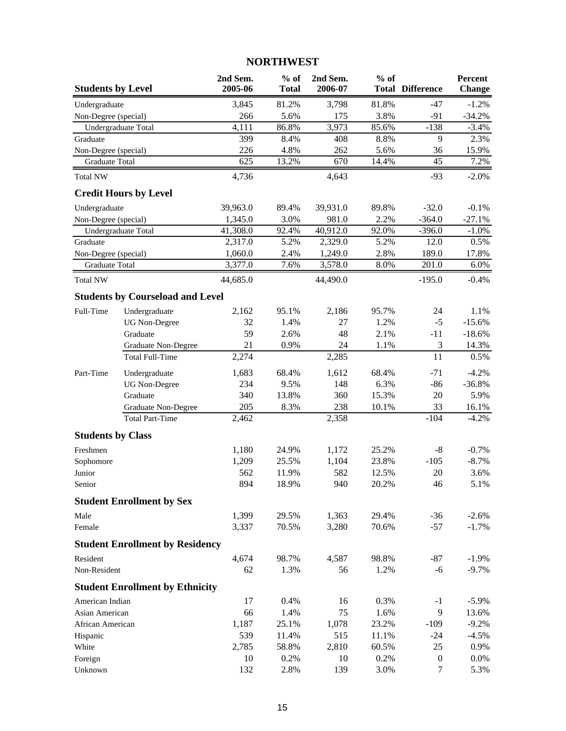# NORTHWEST

| Students by Level | | 2nd Sem. 2005-06 | % of Total | 2nd Sem. 2006-07 | % of Total | Difference | Percent Change |
|---|---|---|---|---|---|---|---|
| Undergraduate | | 3,845 | 81.2% | 3,798 | 81.8% | -47 | -1.2% |
| Non-Degree (special) | | 266 | 5.6% | 175 | 3.8% | -91 | -34.2% |
| Undergraduate Total | | 4,111 | 86.8% | 3,973 | 85.6% | -138 | -3.4% |
| Graduate | | 399 | 8.4% | 408 | 8.8% | 9 | 2.3% |
| Non-Degree (special) | | 226 | 4.8% | 262 | 5.6% | 36 | 15.9% |
| Graduate Total | | 625 | 13.2% | 670 | 14.4% | 45 | 7.2% |
| Total NW | | 4,736 | | 4,643 | | -93 | -2.0% |
| **Credit Hours by Level** | | | | | | | |
| Undergraduate | | 39,963.0 | 89.4% | 39,931.0 | 89.8% | -32.0 | -0.1% |
| Non-Degree (special) | | 1,345.0 | 3.0% | 981.0 | 2.2% | -364.0 | -27.1% |
| Undergraduate Total | | 41,308.0 | 92.4% | 40,912.0 | 92.0% | -396.0 | -1.0% |
| Graduate | | 2,317.0 | 5.2% | 2,329.0 | 5.2% | 12.0 | 0.5% |
| Non-Degree (special) | | 1,060.0 | 2.4% | 1,249.0 | 2.8% | 189.0 | 17.8% |
| Graduate Total | | 3,377.0 | 7.6% | 3,578.0 | 8.0% | 201.0 | 6.0% |
| Total NW | | 44,685.0 | | 44,490.0 | | -195.0 | -0.4% |
| **Students by Courseload and Level** | | | | | | | |
| Full-Time | Undergraduate | 2,162 | 95.1% | 2,186 | 95.7% | 24 | 1.1% |
| | UG Non-Degree | 32 | 1.4% | 27 | 1.2% | -5 | -15.6% |
| | Graduate | 59 | 2.6% | 48 | 2.1% | -11 | -18.6% |
| | Graduate Non-Degree | 21 | 0.9% | 24 | 1.1% | 3 | 14.3% |
| | Total Full-Time | 2,274 | | 2,285 | | 11 | 0.5% |
| Part-Time | Undergraduate | 1,683 | 68.4% | 1,612 | 68.4% | -71 | -4.2% |
| | UG Non-Degree | 234 | 9.5% | 148 | 6.3% | -86 | -36.8% |
| | Graduate | 340 | 13.8% | 360 | 15.3% | 20 | 5.9% |
| | Graduate Non-Degree | 205 | 8.3% | 238 | 10.1% | 33 | 16.1% |
| | Total Part-Time | 2,462 | | 2,358 | | -104 | -4.2% |
| **Students by Class** | | | | | | | |
| Freshmen | | 1,180 | 24.9% | 1,172 | 25.2% | -8 | -0.7% |
| Sophomore | | 1,209 | 25.5% | 1,104 | 23.8% | -105 | -8.7% |
| Junior | | 562 | 11.9% | 582 | 12.5% | 20 | 3.6% |
| Senior | | 894 | 18.9% | 940 | 20.2% | 46 | 5.1% |
| **Student Enrollment by Sex** | | | | | | | |
| Male | | 1,399 | 29.5% | 1,363 | 29.4% | -36 | -2.6% |
| Female | | 3,337 | 70.5% | 3,280 | 70.6% | -57 | -1.7% |
| **Student Enrollment by Residency** | | | | | | | |
| Resident | | 4,674 | 98.7% | 4,587 | 98.8% | -87 | -1.9% |
| Non-Resident | | 62 | 1.3% | 56 | 1.2% | -6 | -9.7% |
| **Student Enrollment by Ethnicity** | | | | | | | |
| American Indian | | 17 | 0.4% | 16 | 0.3% | -1 | -5.9% |
| Asian American | | 66 | 1.4% | 75 | 1.6% | 9 | 13.6% |
| African American | | 1,187 | 25.1% | 1,078 | 23.2% | -109 | -9.2% |
| Hispanic | | 539 | 11.4% | 515 | 11.1% | -24 | -4.5% |
| White | | 2,785 | 58.8% | 2,810 | 60.5% | 25 | 0.9% |
| Foreign | | 10 | 0.2% | 10 | 0.2% | 0 | 0.0% |
| Unknown | | 132 | 2.8% | 139 | 3.0% | 7 | 5.3% |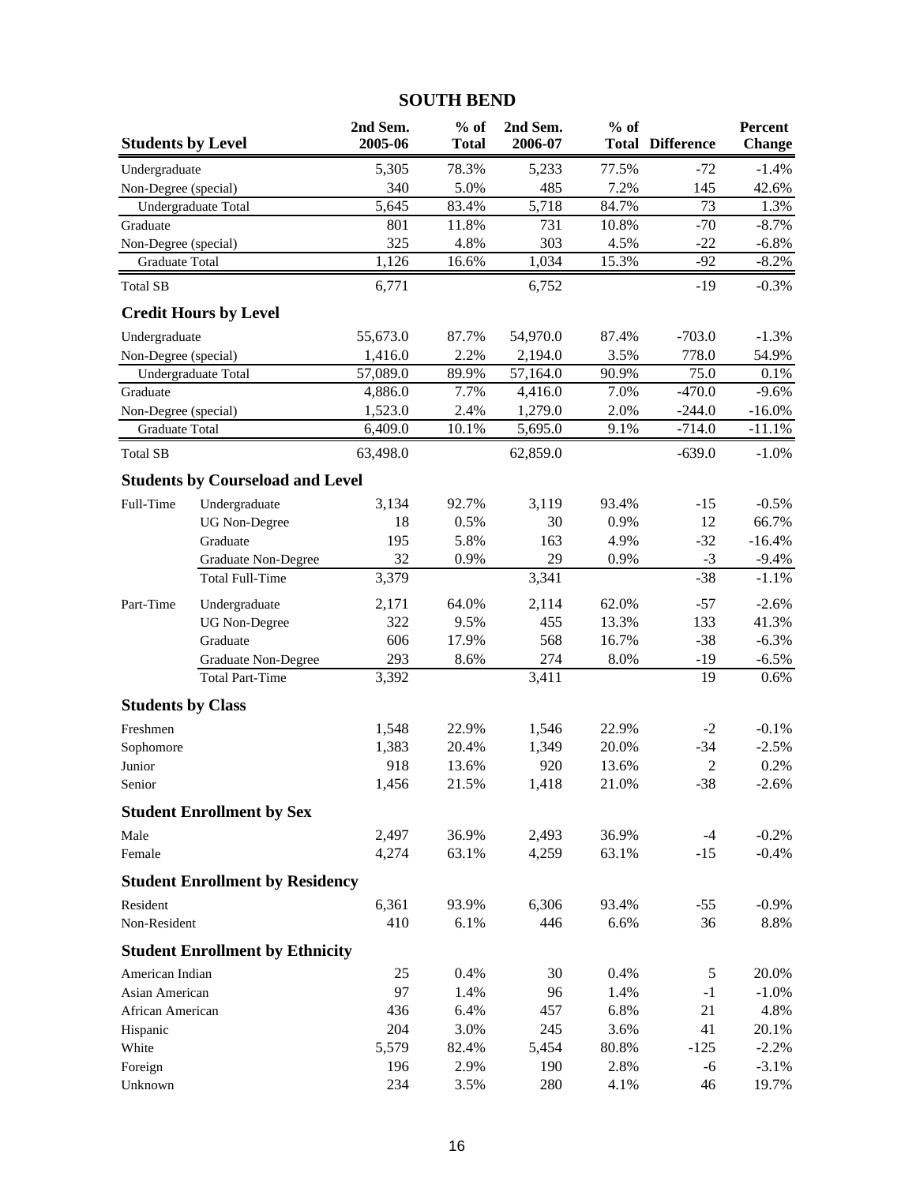# SOUTH BEND

| Students by Level | 2nd Sem. 2005-06 | % of Total | 2nd Sem. 2006-07 | % of Total | Difference | Percent Change |
|---|---|---|---|---|---|---|
| Undergraduate | 5,305 | 78.3% | 5,233 | 77.5% | -72 | -1.4% |
| Non-Degree (special) | 340 | 5.0% | 485 | 7.2% | 145 | 42.6% |
| Undergraduate Total | 5,645 | 83.4% | 5,718 | 84.7% | 73 | 1.3% |
| Graduate | 801 | 11.8% | 731 | 10.8% | -70 | -8.7% |
| Non-Degree (special) | 325 | 4.8% | 303 | 4.5% | -22 | -6.8% |
| Graduate Total | 1,126 | 16.6% | 1,034 | 15.3% | -92 | -8.2% |
| Total SB | 6,771 | | 6,752 | | -19 | -0.3% |

## Credit Hours by Level

| | | | | | | |
|---|---|---|---|---|---|---|
| Undergraduate | 55,673.0 | 87.7% | 54,970.0 | 87.4% | -703.0 | -1.3% |
| Non-Degree (special) | 1,416.0 | 2.2% | 2,194.0 | 3.5% | 778.0 | 54.9% |
| Undergraduate Total | 57,089.0 | 89.9% | 57,164.0 | 90.9% | 75.0 | 0.1% |
| Graduate | 4,886.0 | 7.7% | 4,416.0 | 7.0% | -470.0 | -9.6% |
| Non-Degree (special) | 1,523.0 | 2.4% | 1,279.0 | 2.0% | -244.0 | -16.0% |
| Graduate Total | 6,409.0 | 10.1% | 5,695.0 | 9.1% | -714.0 | -11.1% |
| Total SB | 63,498.0 | | 62,859.0 | | -639.0 | -1.0% |

## Students by Courseload and Level

| | | | | | | | |
|---|---|---|---|---|---|---|---|
| Full-Time | Undergraduate | 3,134 | 92.7% | 3,119 | 93.4% | -15 | -0.5% |
| | UG Non-Degree | 18 | 0.5% | 30 | 0.9% | 12 | 66.7% |
| | Graduate | 195 | 5.8% | 163 | 4.9% | -32 | -16.4% |
| | Graduate Non-Degree | 32 | 0.9% | 29 | 0.9% | -3 | -9.4% |
| | Total Full-Time | 3,379 | | 3,341 | | -38 | -1.1% |
| Part-Time | Undergraduate | 2,171 | 64.0% | 2,114 | 62.0% | -57 | -2.6% |
| | UG Non-Degree | 322 | 9.5% | 455 | 13.3% | 133 | 41.3% |
| | Graduate | 606 | 17.9% | 568 | 16.7% | -38 | -6.3% |
| | Graduate Non-Degree | 293 | 8.6% | 274 | 8.0% | -19 | -6.5% |
| | Total Part-Time | 3,392 | | 3,411 | | 19 | 0.6% |

## Students by Class

| | | | | | | |
|---|---|---|---|---|---|---|
| Freshmen | 1,548 | 22.9% | 1,546 | 22.9% | -2 | -0.1% |
| Sophomore | 1,383 | 20.4% | 1,349 | 20.0% | -34 | -2.5% |
| Junior | 918 | 13.6% | 920 | 13.6% | 2 | 0.2% |
| Senior | 1,456 | 21.5% | 1,418 | 21.0% | -38 | -2.6% |

## Student Enrollment by Sex

| | | | | | | |
|---|---|---|---|---|---|---|
| Male | 2,497 | 36.9% | 2,493 | 36.9% | -4 | -0.2% |
| Female | 4,274 | 63.1% | 4,259 | 63.1% | -15 | -0.4% |

## Student Enrollment by Residency

| | | | | | | |
|---|---|---|---|---|---|---|
| Resident | 6,361 | 93.9% | 6,306 | 93.4% | -55 | -0.9% |
| Non-Resident | 410 | 6.1% | 446 | 6.6% | 36 | 8.8% |

## Student Enrollment by Ethnicity

| | | | | | | |
|---|---|---|---|---|---|---|
| American Indian | 25 | 0.4% | 30 | 0.4% | 5 | 20.0% |
| Asian American | 97 | 1.4% | 96 | 1.4% | -1 | -1.0% |
| African American | 436 | 6.4% | 457 | 6.8% | 21 | 4.8% |
| Hispanic | 204 | 3.0% | 245 | 3.6% | 41 | 20.1% |
| White | 5,579 | 82.4% | 5,454 | 80.8% | -125 | -2.2% |
| Foreign | 196 | 2.9% | 190 | 2.8% | -6 | -3.1% |
| Unknown | 234 | 3.5% | 280 | 4.1% | 46 | 19.7% |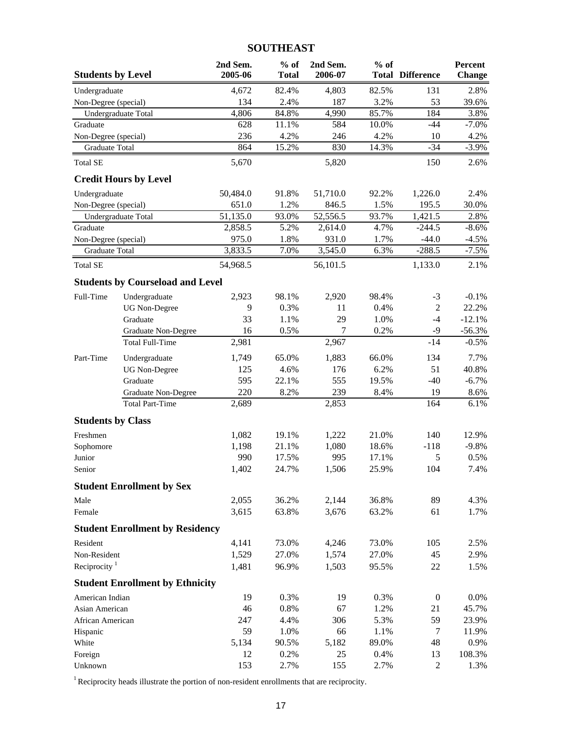# SOUTHEAST

| Students by Level | | 2nd Sem. 2005-06 | % of Total | 2nd Sem. 2006-07 | % of Total | Difference | Percent Change |
|---|---|---|---|---|---|---|---|
| Undergraduate | | 4,672 | 82.4% | 4,803 | 82.5% | 131 | 2.8% |
| Non-Degree (special) | | 134 | 2.4% | 187 | 3.2% | 53 | 39.6% |
| Undergraduate Total | | 4,806 | 84.8% | 4,990 | 85.7% | 184 | 3.8% |
| Graduate | | 628 | 11.1% | 584 | 10.0% | -44 | -7.0% |
| Non-Degree (special) | | 236 | 4.2% | 246 | 4.2% | 10 | 4.2% |
| Graduate Total | | 864 | 15.2% | 830 | 14.3% | -34 | -3.9% |
| Total SE | | 5,670 | | 5,820 | | 150 | 2.6% |
| **Credit Hours by Level** | | | | | | | |
| Undergraduate | | 50,484.0 | 91.8% | 51,710.0 | 92.2% | 1,226.0 | 2.4% |
| Non-Degree (special) | | 651.0 | 1.2% | 846.5 | 1.5% | 195.5 | 30.0% |
| Undergraduate Total | | 51,135.0 | 93.0% | 52,556.5 | 93.7% | 1,421.5 | 2.8% |
| Graduate | | 2,858.5 | 5.2% | 2,614.0 | 4.7% | -244.5 | -8.6% |
| Non-Degree (special) | | 975.0 | 1.8% | 931.0 | 1.7% | -44.0 | -4.5% |
| Graduate Total | | 3,833.5 | 7.0% | 3,545.0 | 6.3% | -288.5 | -7.5% |
| Total SE | | 54,968.5 | | 56,101.5 | | 1,133.0 | 2.1% |
| **Students by Courseload and Level** | | | | | | | |
| Full-Time | Undergraduate | 2,923 | 98.1% | 2,920 | 98.4% | -3 | -0.1% |
| | UG Non-Degree | 9 | 0.3% | 11 | 0.4% | 2 | 22.2% |
| | Graduate | 33 | 1.1% | 29 | 1.0% | -4 | -12.1% |
| | Graduate Non-Degree | 16 | 0.5% | 7 | 0.2% | -9 | -56.3% |
| | Total Full-Time | 2,981 | | 2,967 | | -14 | -0.5% |
| Part-Time | Undergraduate | 1,749 | 65.0% | 1,883 | 66.0% | 134 | 7.7% |
| | UG Non-Degree | 125 | 4.6% | 176 | 6.2% | 51 | 40.8% |
| | Graduate | 595 | 22.1% | 555 | 19.5% | -40 | -6.7% |
| | Graduate Non-Degree | 220 | 8.2% | 239 | 8.4% | 19 | 8.6% |
| | Total Part-Time | 2,689 | | 2,853 | | 164 | 6.1% |
| **Students by Class** | | | | | | | |
| Freshmen | | 1,082 | 19.1% | 1,222 | 21.0% | 140 | 12.9% |
| Sophomore | | 1,198 | 21.1% | 1,080 | 18.6% | -118 | -9.8% |
| Junior | | 990 | 17.5% | 995 | 17.1% | 5 | 0.5% |
| Senior | | 1,402 | 24.7% | 1,506 | 25.9% | 104 | 7.4% |
| **Student Enrollment by Sex** | | | | | | | |
| Male | | 2,055 | 36.2% | 2,144 | 36.8% | 89 | 4.3% |
| Female | | 3,615 | 63.8% | 3,676 | 63.2% | 61 | 1.7% |
| **Student Enrollment by Residency** | | | | | | | |
| Resident | | 4,141 | 73.0% | 4,246 | 73.0% | 105 | 2.5% |
| Non-Resident | | 1,529 | 27.0% | 1,574 | 27.0% | 45 | 2.9% |
| Reciprocity [1] | | 1,481 | 96.9% | 1,503 | 95.5% | 22 | 1.5% |
| **Student Enrollment by Ethnicity** | | | | | | | |
| American Indian | | 19 | 0.3% | 19 | 0.3% | 0 | 0.0% |
| Asian American | | 46 | 0.8% | 67 | 1.2% | 21 | 45.7% |
| African American | | 247 | 4.4% | 306 | 5.3% | 59 | 23.9% |
| Hispanic | | 59 | 1.0% | 66 | 1.1% | 7 | 11.9% |
| White | | 5,134 | 90.5% | 5,182 | 89.0% | 48 | 0.9% |
| Foreign | | 12 | 0.2% | 25 | 0.4% | 13 | 108.3% |
| Unknown | | 153 | 2.7% | 155 | 2.7% | 2 | 1.3% |

[1] Reciprocity heads illustrate the portion of non-resident enrollments that are reciprocity.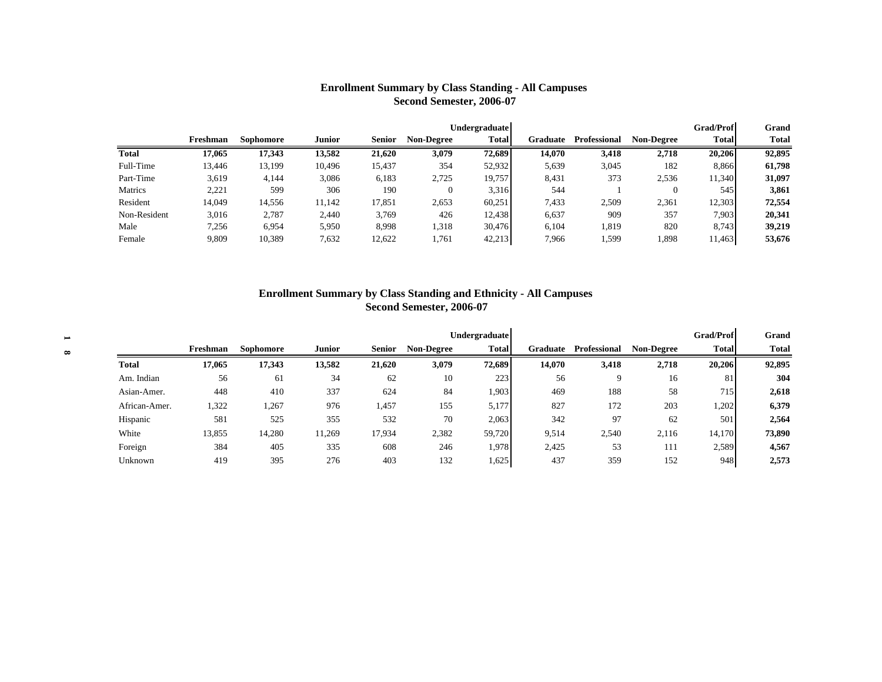## Enrollment Summary by Class Standing - All Campuses
## Second Semester, 2006-07

| | Freshman | Sophomore | Junior | Senior | Non-Degree | Undergraduate Total | Graduate | Professional | Non-Degree | Grad/Prof Total | Grand Total |
|---|---|---|---|---|---|---|---|---|---|---|---|
| **Total** | **17,065** | **17,343** | **13,582** | **21,620** | **3,079** | **72,689** | **14,070** | **3,418** | **2,718** | **20,206** | **92,895** |
| Full-Time | 13,446 | 13,199 | 10,496 | 15,437 | 354 | 52,932 | 5,639 | 3,045 | 182 | 8,866 | **61,798** |
| Part-Time | 3,619 | 4,144 | 3,086 | 6,183 | 2,725 | 19,757 | 8,431 | 373 | 2,536 | 11,340 | **31,097** |
| Matrics | 2,221 | 599 | 306 | 190 | 0 | 3,316 | 544 | 1 | 0 | 545 | **3,861** |
| Resident | 14,049 | 14,556 | 11,142 | 17,851 | 2,653 | 60,251 | 7,433 | 2,509 | 2,361 | 12,303 | **72,554** |
| Non-Resident | 3,016 | 2,787 | 2,440 | 3,769 | 426 | 12,438 | 6,637 | 909 | 357 | 7,903 | **20,341** |
| Male | 7,256 | 6,954 | 5,950 | 8,998 | 1,318 | 30,476 | 6,104 | 1,819 | 820 | 8,743 | **39,219** |
| Female | 9,809 | 10,389 | 7,632 | 12,622 | 1,761 | 42,213 | 7,966 | 1,599 | 1,898 | 11,463 | **53,676** |

## Enrollment Summary by Class Standing and Ethnicity - All Campuses
## Second Semester, 2006-07

| | Freshman | Sophomore | Junior | Senior | Non-Degree | Undergraduate Total | Graduate | Professional | Non-Degree | Grad/Prof Total | Grand Total |
|---|---|---|---|---|---|---|---|---|---|---|---|
| **Total** | **17,065** | **17,343** | **13,582** | **21,620** | **3,079** | **72,689** | **14,070** | **3,418** | **2,718** | **20,206** | **92,895** |
| Am. Indian | 56 | 61 | 34 | 62 | 10 | 223 | 56 | 9 | 16 | 81 | **304** |
| Asian-Amer. | 448 | 410 | 337 | 624 | 84 | 1,903 | 469 | 188 | 58 | 715 | **2,618** |
| African-Amer. | 1,322 | 1,267 | 976 | 1,457 | 155 | 5,177 | 827 | 172 | 203 | 1,202 | **6,379** |
| Hispanic | 581 | 525 | 355 | 532 | 70 | 2,063 | 342 | 97 | 62 | 501 | **2,564** |
| White | 13,855 | 14,280 | 11,269 | 17,934 | 2,382 | 59,720 | 9,514 | 2,540 | 2,116 | 14,170 | **73,890** |
| Foreign | 384 | 405 | 335 | 608 | 246 | 1,978 | 2,425 | 53 | 111 | 2,589 | **4,567** |
| Unknown | 419 | 395 | 276 | 403 | 132 | 1,625 | 437 | 359 | 152 | 948 | **2,573** |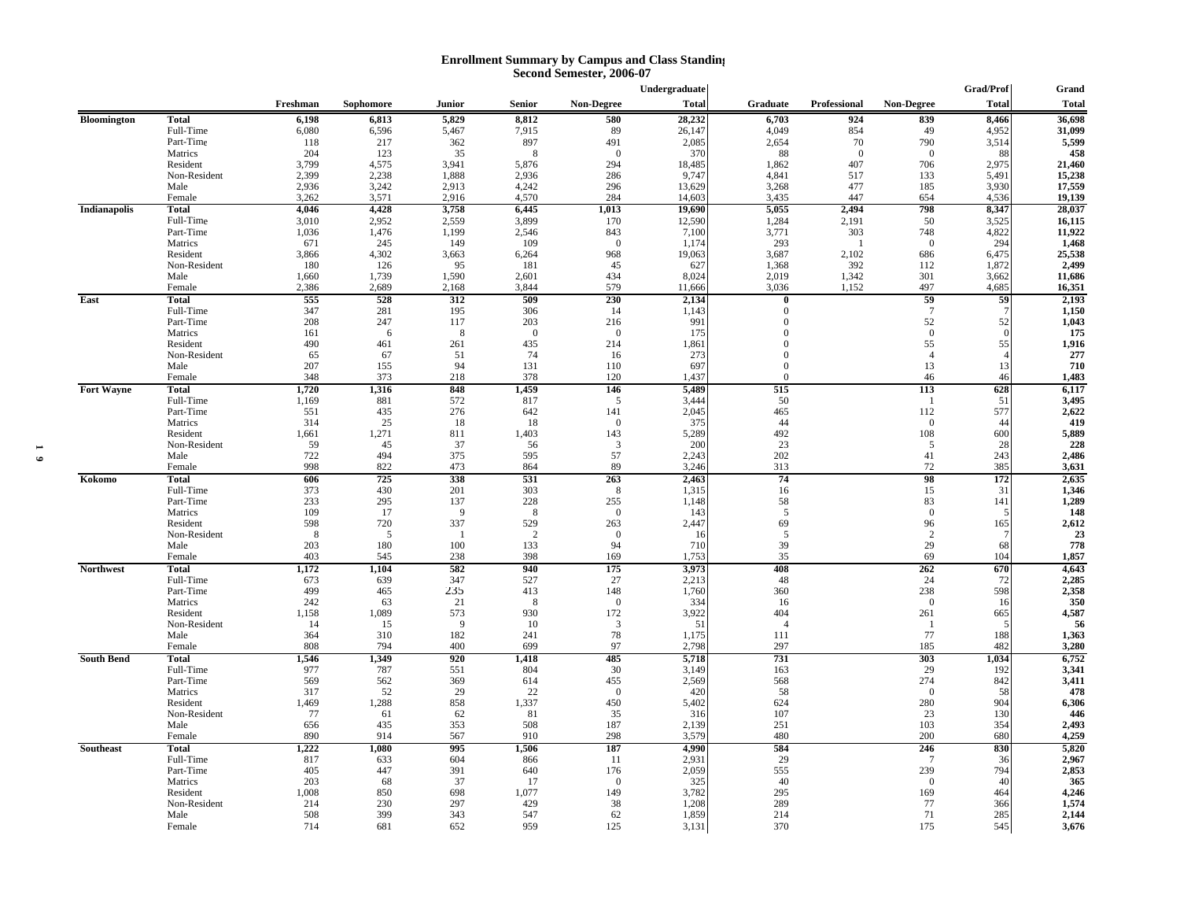# Enrollment Summary by Campus and Class Standing
## Second Semester, 2006-07

| | | Freshman | Sophomore | Junior | Senior | Non-Degree | Undergraduate Total | Graduate | Professional | Non-Degree | Grad/Prof Total | Grand Total |
|---|---|---|---|---|---|---|---|---|---|---|---|---|
| **Bloomington** | **Total** | **6,198** | **6,813** | **5,829** | **8,812** | **580** | **28,232** | **6,703** | **924** | **839** | **8,466** | **36,698** |
| | Full-Time | 6,080 | 6,596 | 5,467 | 7,915 | 89 | 26,147 | 4,049 | 854 | 49 | 4,952 | **31,099** |
| | Part-Time | 118 | 217 | 362 | 897 | 491 | 2,085 | 2,654 | 70 | 790 | 3,514 | **5,599** |
| | Matrics | 204 | 123 | 35 | 8 | 0 | 370 | 88 | 0 | 0 | 88 | **458** |
| | Resident | 3,799 | 4,575 | 3,941 | 5,876 | 294 | 18,485 | 1,862 | 407 | 706 | 2,975 | **21,460** |
| | Non-Resident | 2,399 | 2,238 | 1,888 | 2,936 | 286 | 9,747 | 4,841 | 517 | 133 | 5,491 | **15,238** |
| | Male | 2,936 | 3,242 | 2,913 | 4,242 | 296 | 13,629 | 3,268 | 477 | 185 | 3,930 | **17,559** |
| | Female | 3,262 | 3,571 | 2,916 | 4,570 | 284 | 14,603 | 3,435 | 447 | 654 | 4,536 | **19,139** |
| **Indianapolis** | **Total** | **4,046** | **4,428** | **3,758** | **6,445** | **1,013** | **19,690** | **5,055** | **2,494** | **798** | **8,347** | **28,037** |
| | Full-Time | 3,010 | 2,952 | 2,559 | 3,899 | 170 | 12,590 | 1,284 | 2,191 | 50 | 3,525 | **16,115** |
| | Part-Time | 1,036 | 1,476 | 1,199 | 2,546 | 843 | 7,100 | 3,771 | 303 | 748 | 4,822 | **11,922** |
| | Matrics | 671 | 245 | 149 | 109 | 0 | 1,174 | 293 | 1 | 0 | 294 | **1,468** |
| | Resident | 3,866 | 4,302 | 3,663 | 6,264 | 968 | 19,063 | 3,687 | 2,102 | 686 | 6,475 | **25,538** |
| | Non-Resident | 180 | 126 | 95 | 181 | 45 | 627 | 1,368 | 392 | 112 | 1,872 | **2,499** |
| | Male | 1,660 | 1,739 | 1,590 | 2,601 | 434 | 8,024 | 2,019 | 1,342 | 301 | 3,662 | **11,686** |
| | Female | 2,386 | 2,689 | 2,168 | 3,844 | 579 | 11,666 | 3,036 | 1,152 | 497 | 4,685 | **16,351** |
| **East** | **Total** | **555** | **528** | **312** | **509** | **230** | **2,134** | **0** | | **59** | **59** | **2,193** |
| | Full-Time | 347 | 281 | 195 | 306 | 14 | 1,143 | 0 | | 7 | 7 | **1,150** |
| | Part-Time | 208 | 247 | 117 | 203 | 216 | 991 | 0 | | 52 | 52 | **1,043** |
| | Matrics | 161 | 6 | 8 | 0 | 0 | 175 | 0 | | 0 | 0 | **175** |
| | Resident | 490 | 461 | 261 | 435 | 214 | 1,861 | 0 | | 55 | 55 | **1,916** |
| | Non-Resident | 65 | 67 | 51 | 74 | 16 | 273 | 0 | | 4 | 4 | **277** |
| | Male | 207 | 155 | 94 | 131 | 110 | 697 | 0 | | 13 | 13 | **710** |
| | Female | 348 | 373 | 218 | 378 | 120 | 1,437 | 0 | | 46 | 46 | **1,483** |
| **Fort Wayne** | **Total** | **1,720** | **1,316** | **848** | **1,459** | **146** | **5,489** | **515** | | **113** | **628** | **6,117** |
| | Full-Time | 1,169 | 881 | 572 | 817 | 5 | 3,444 | 50 | | 1 | 51 | **3,495** |
| | Part-Time | 551 | 435 | 276 | 642 | 141 | 2,045 | 465 | | 112 | 577 | **2,622** |
| | Matrics | 314 | 25 | 18 | 18 | 0 | 375 | 44 | | 0 | 44 | **419** |
| | Resident | 1,661 | 1,271 | 811 | 1,403 | 143 | 5,289 | 492 | | 108 | 600 | **5,889** |
| | Non-Resident | 59 | 45 | 37 | 56 | 3 | 200 | 23 | | 5 | 28 | **228** |
| | Male | 722 | 494 | 375 | 595 | 57 | 2,243 | 202 | | 41 | 243 | **2,486** |
| | Female | 998 | 822 | 473 | 864 | 89 | 3,246 | 313 | | 72 | 385 | **3,631** |
| **Kokomo** | **Total** | **606** | **725** | **338** | **531** | **263** | **2,463** | **74** | | **98** | **172** | **2,635** |
| | Full-Time | 373 | 430 | 201 | 303 | 8 | 1,315 | 16 | | 15 | 31 | **1,346** |
| | Part-Time | 233 | 295 | 137 | 228 | 255 | 1,148 | 58 | | 83 | 141 | **1,289** |
| | Matrics | 109 | 17 | 9 | 8 | 0 | 143 | 5 | | 0 | 5 | **148** |
| | Resident | 598 | 720 | 337 | 529 | 263 | 2,447 | 69 | | 96 | 165 | **2,612** |
| | Non-Resident | 8 | 5 | 1 | 2 | 0 | 16 | 5 | | 2 | 7 | **23** |
| | Male | 203 | 180 | 100 | 133 | 94 | 710 | 39 | | 29 | 68 | **778** |
| | Female | 403 | 545 | 238 | 398 | 169 | 1,753 | 35 | | 69 | 104 | **1,857** |
| **Northwest** | **Total** | **1,172** | **1,104** | **582** | **940** | **175** | **3,973** | **408** | | **262** | **670** | **4,643** |
| | Full-Time | 673 | 639 | 347 | 527 | 27 | 2,213 | 48 | | 24 | 72 | **2,285** |
| | Part-Time | 499 | 465 | 235 | 413 | 148 | 1,760 | 360 | | 238 | 598 | **2,358** |
| | Matrics | 242 | 63 | 21 | 8 | 0 | 334 | 16 | | 0 | 16 | **350** |
| | Resident | 1,158 | 1,089 | 573 | 930 | 172 | 3,922 | 404 | | 261 | 665 | **4,587** |
| | Non-Resident | 14 | 15 | 9 | 10 | 3 | 51 | 4 | | 1 | 5 | **56** |
| | Male | 364 | 310 | 182 | 241 | 78 | 1,175 | 111 | | 77 | 188 | **1,363** |
| | Female | 808 | 794 | 400 | 699 | 97 | 2,798 | 297 | | 185 | 482 | **3,280** |
| **South Bend** | **Total** | **1,546** | **1,349** | **920** | **1,418** | **485** | **5,718** | **731** | | **303** | **1,034** | **6,752** |
| | Full-Time | 977 | 787 | 551 | 804 | 30 | 3,149 | 163 | | 29 | 192 | **3,341** |
| | Part-Time | 569 | 562 | 369 | 614 | 455 | 2,569 | 568 | | 274 | 842 | **3,411** |
| | Matrics | 317 | 52 | 29 | 22 | 0 | 420 | 58 | | 0 | 58 | **478** |
| | Resident | 1,469 | 1,288 | 858 | 1,337 | 450 | 5,402 | 624 | | 280 | 904 | **6,306** |
| | Non-Resident | 77 | 61 | 62 | 81 | 35 | 316 | 107 | | 23 | 130 | **446** |
| | Male | 656 | 435 | 353 | 508 | 187 | 2,139 | 251 | | 103 | 354 | **2,493** |
| | Female | 890 | 914 | 567 | 910 | 298 | 3,579 | 480 | | 200 | 680 | **4,259** |
| **Southeast** | **Total** | **1,222** | **1,080** | **995** | **1,506** | **187** | **4,990** | **584** | | **246** | **830** | **5,820** |
| | Full-Time | 817 | 633 | 604 | 866 | 11 | 2,931 | 29 | | 7 | 36 | **2,967** |
| | Part-Time | 405 | 447 | 391 | 640 | 176 | 2,059 | 555 | | 239 | 794 | **2,853** |
| | Matrics | 203 | 68 | 37 | 17 | 0 | 325 | 40 | | 0 | 40 | **365** |
| | Resident | 1,008 | 850 | 698 | 1,077 | 149 | 3,782 | 295 | | 169 | 464 | **4,246** |
| | Non-Resident | 214 | 230 | 297 | 429 | 38 | 1,208 | 289 | | 77 | 366 | **1,574** |
| | Male | 508 | 399 | 343 | 547 | 62 | 1,859 | 214 | | 71 | 285 | **2,144** |
| | Female | 714 | 681 | 652 | 959 | 125 | 3,131 | 370 | | 175 | 545 | **3,676** |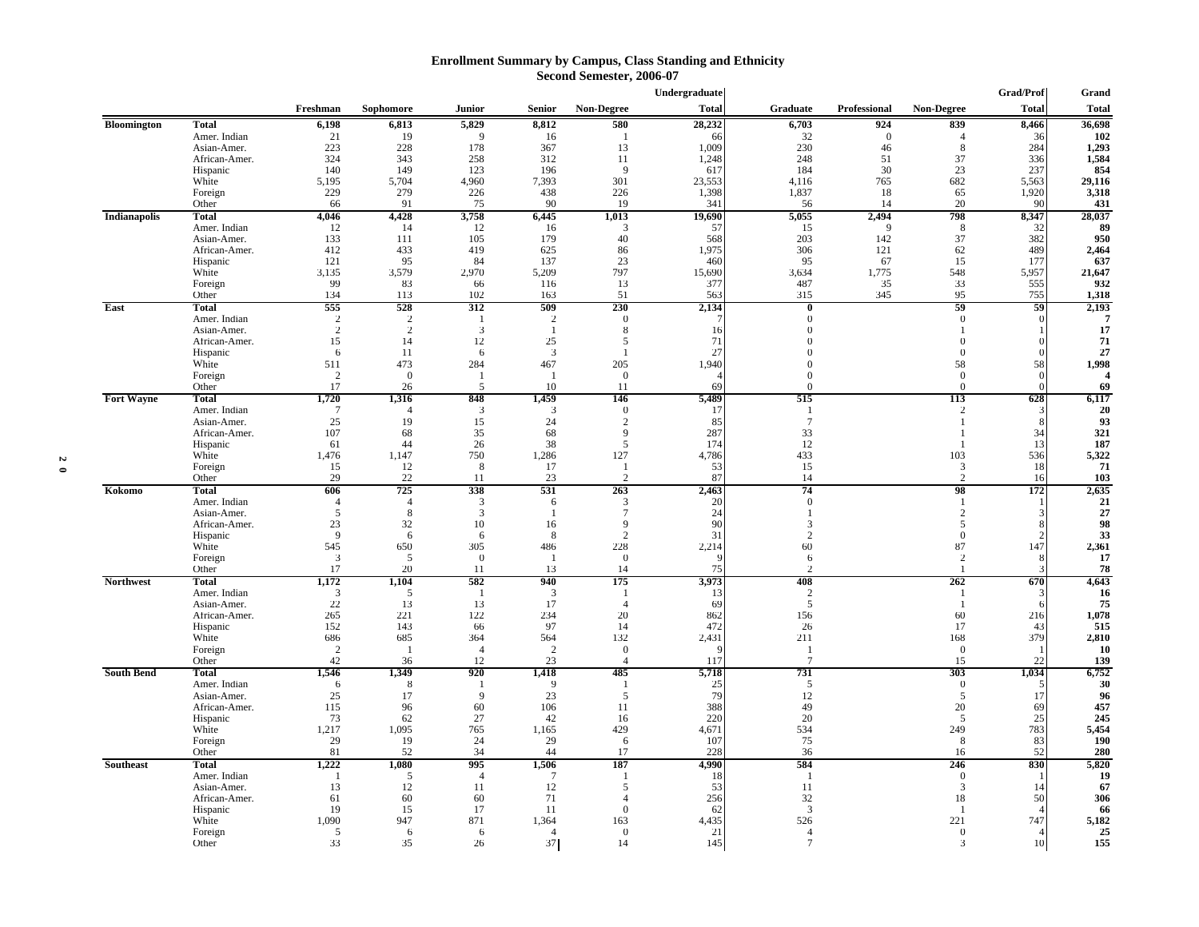# Enrollment Summary by Campus, Class Standing and Ethnicity
## Second Semester, 2006-07

| | | Freshman | Sophomore | Junior | Senior | Non-Degree | Undergraduate Total | Graduate | Professional | Non-Degree | Grad/Prof Total | Grand Total |
|---|---|---|---|---|---|---|---|---|---|---|---|---|
| **Bloomington** | **Total** | **6,198** | **6,813** | **5,829** | **8,812** | **580** | **28,232** | **6,703** | **924** | **839** | **8,466** | **36,698** |
| | Amer. Indian | 21 | 19 | 9 | 16 | 1 | 66 | 32 | 0 | 4 | 36 | **102** |
| | Asian-Amer. | 223 | 228 | 178 | 367 | 13 | 1,009 | 230 | 46 | 8 | 284 | **1,293** |
| | African-Amer. | 324 | 343 | 258 | 312 | 11 | 1,248 | 248 | 51 | 37 | 336 | **1,584** |
| | Hispanic | 140 | 149 | 123 | 196 | 9 | 617 | 184 | 30 | 23 | 237 | **854** |
| | White | 5,195 | 5,704 | 4,960 | 7,393 | 301 | 23,553 | 4,116 | 765 | 682 | 5,563 | **29,116** |
| | Foreign | 229 | 279 | 226 | 438 | 226 | 1,398 | 1,837 | 18 | 65 | 1,920 | **3,318** |
| | Other | 66 | 91 | 75 | 90 | 19 | 341 | 56 | 14 | 20 | 90 | **431** |
| **Indianapolis** | **Total** | **4,046** | **4,428** | **3,758** | **6,445** | **1,013** | **19,690** | **5,055** | **2,494** | **798** | **8,347** | **28,037** |
| | Amer. Indian | 12 | 14 | 12 | 16 | 3 | 57 | 15 | 9 | 8 | 32 | **89** |
| | Asian-Amer. | 133 | 111 | 105 | 179 | 40 | 568 | 203 | 142 | 37 | 382 | **950** |
| | African-Amer. | 412 | 433 | 419 | 625 | 86 | 1,975 | 306 | 121 | 62 | 489 | **2,464** |
| | Hispanic | 121 | 95 | 84 | 137 | 23 | 460 | 95 | 67 | 15 | 177 | **637** |
| | White | 3,135 | 3,579 | 2,970 | 5,209 | 797 | 15,690 | 3,634 | 1,775 | 548 | 5,957 | **21,647** |
| | Foreign | 99 | 83 | 66 | 116 | 13 | 377 | 487 | 35 | 33 | 555 | **932** |
| | Other | 134 | 113 | 102 | 163 | 51 | 563 | 315 | 345 | 95 | 755 | **1,318** |
| **East** | **Total** | **555** | **528** | **312** | **509** | **230** | **2,134** | **0** | | **59** | **59** | **2,193** |
| | Amer. Indian | 2 | 2 | 1 | 2 | 0 | 7 | 0 | | 0 | 0 | **7** |
| | Asian-Amer. | 2 | 2 | 3 | 1 | 8 | 16 | 0 | | 1 | 1 | **17** |
| | African-Amer. | 15 | 14 | 12 | 25 | 5 | 71 | 0 | | 0 | 0 | **71** |
| | Hispanic | 6 | 11 | 6 | 3 | 1 | 27 | 0 | | 0 | 0 | **27** |
| | White | 511 | 473 | 284 | 467 | 205 | 1,940 | 0 | | 58 | 58 | **1,998** |
| | Foreign | 2 | 0 | 1 | 1 | 0 | 4 | 0 | | 0 | 0 | **4** |
| | Other | 17 | 26 | 5 | 10 | 11 | 69 | 0 | | 0 | 0 | **69** |
| **Fort Wayne** | **Total** | **1,720** | **1,316** | **848** | **1,459** | **146** | **5,489** | **515** | | **113** | **628** | **6,117** |
| | Amer. Indian | 7 | 4 | 3 | 3 | 0 | 17 | 1 | | 2 | 3 | **20** |
| | Asian-Amer. | 25 | 19 | 15 | 24 | 2 | 85 | 7 | | 1 | 8 | **93** |
| | African-Amer. | 107 | 68 | 35 | 68 | 9 | 287 | 33 | | 1 | 34 | **321** |
| | Hispanic | 61 | 44 | 26 | 38 | 5 | 174 | 12 | | 1 | 13 | **187** |
| | White | 1,476 | 1,147 | 750 | 1,286 | 127 | 4,786 | 433 | | 103 | 536 | **5,322** |
| | Foreign | 15 | 12 | 8 | 17 | 1 | 53 | 15 | | 3 | 18 | **71** |
| | Other | 29 | 22 | 11 | 23 | 2 | 87 | 14 | | 2 | 16 | **103** |
| **Kokomo** | **Total** | **606** | **725** | **338** | **531** | **263** | **2,463** | **74** | | **98** | **172** | **2,635** |
| | Amer. Indian | 4 | 4 | 3 | 6 | 3 | 20 | 0 | | 1 | 1 | **21** |
| | Asian-Amer. | 5 | 8 | 3 | 1 | 7 | 24 | 1 | | 2 | 3 | **27** |
| | African-Amer. | 23 | 32 | 10 | 16 | 9 | 90 | 3 | | 5 | 8 | **98** |
| | Hispanic | 9 | 6 | 6 | 8 | 2 | 31 | 2 | | 0 | 2 | **33** |
| | White | 545 | 650 | 305 | 486 | 228 | 2,214 | 60 | | 87 | 147 | **2,361** |
| | Foreign | 3 | 5 | 0 | 1 | 0 | 9 | 6 | | 2 | 8 | **17** |
| | Other | 17 | 20 | 11 | 13 | 14 | 75 | 2 | | 1 | 3 | **78** |
| **Northwest** | **Total** | **1,172** | **1,104** | **582** | **940** | **175** | **3,973** | **408** | | **262** | **670** | **4,643** |
| | Amer. Indian | 3 | 5 | 1 | 3 | 1 | 13 | 2 | | 1 | 3 | **16** |
| | Asian-Amer. | 22 | 13 | 13 | 17 | 4 | 69 | 5 | | 1 | 6 | **75** |
| | African-Amer. | 265 | 221 | 122 | 234 | 20 | 862 | 156 | | 60 | 216 | **1,078** |
| | Hispanic | 152 | 143 | 66 | 97 | 14 | 472 | 26 | | 17 | 43 | **515** |
| | White | 686 | 685 | 364 | 564 | 132 | 2,431 | 211 | | 168 | 379 | **2,810** |
| | Foreign | 2 | 1 | 4 | 2 | 0 | 9 | 1 | | 0 | 1 | **10** |
| | Other | 42 | 36 | 12 | 23 | 4 | 117 | 7 | | 15 | 22 | **139** |
| **South Bend** | **Total** | **1,546** | **1,349** | **920** | **1,418** | **485** | **5,718** | **731** | | **303** | **1,034** | **6,752** |
| | Amer. Indian | 6 | 8 | 1 | 9 | 1 | 25 | 5 | | 0 | 5 | **30** |
| | Asian-Amer. | 25 | 17 | 9 | 23 | 5 | 79 | 12 | | 5 | 17 | **96** |
| | African-Amer. | 115 | 96 | 60 | 106 | 11 | 388 | 49 | | 20 | 69 | **457** |
| | Hispanic | 73 | 62 | 27 | 42 | 16 | 220 | 20 | | 5 | 25 | **245** |
| | White | 1,217 | 1,095 | 765 | 1,165 | 429 | 4,671 | 534 | | 249 | 783 | **5,454** |
| | Foreign | 29 | 19 | 24 | 29 | 6 | 107 | 75 | | 8 | 83 | **190** |
| | Other | 81 | 52 | 34 | 44 | 17 | 228 | 36 | | 16 | 52 | **280** |
| **Southeast** | **Total** | **1,222** | **1,080** | **995** | **1,506** | **187** | **4,990** | **584** | | **246** | **830** | **5,820** |
| | Amer. Indian | 1 | 5 | 4 | 7 | 1 | 18 | 1 | | 0 | 1 | **19** |
| | Asian-Amer. | 13 | 12 | 11 | 12 | 5 | 53 | 11 | | 3 | 14 | **67** |
| | African-Amer. | 61 | 60 | 60 | 71 | 4 | 256 | 32 | | 18 | 50 | **306** |
| | Hispanic | 19 | 15 | 17 | 11 | 0 | 62 | 3 | | 1 | 4 | **66** |
| | White | 1,090 | 947 | 871 | 1,364 | 163 | 4,435 | 526 | | 221 | 747 | **5,182** |
| | Foreign | 5 | 6 | 6 | 4 | 0 | 21 | 4 | | 0 | 4 | **25** |
| | Other | 33 | 35 | 26 | 37 | 14 | 145 | 7 | | 3 | 10 | **155** |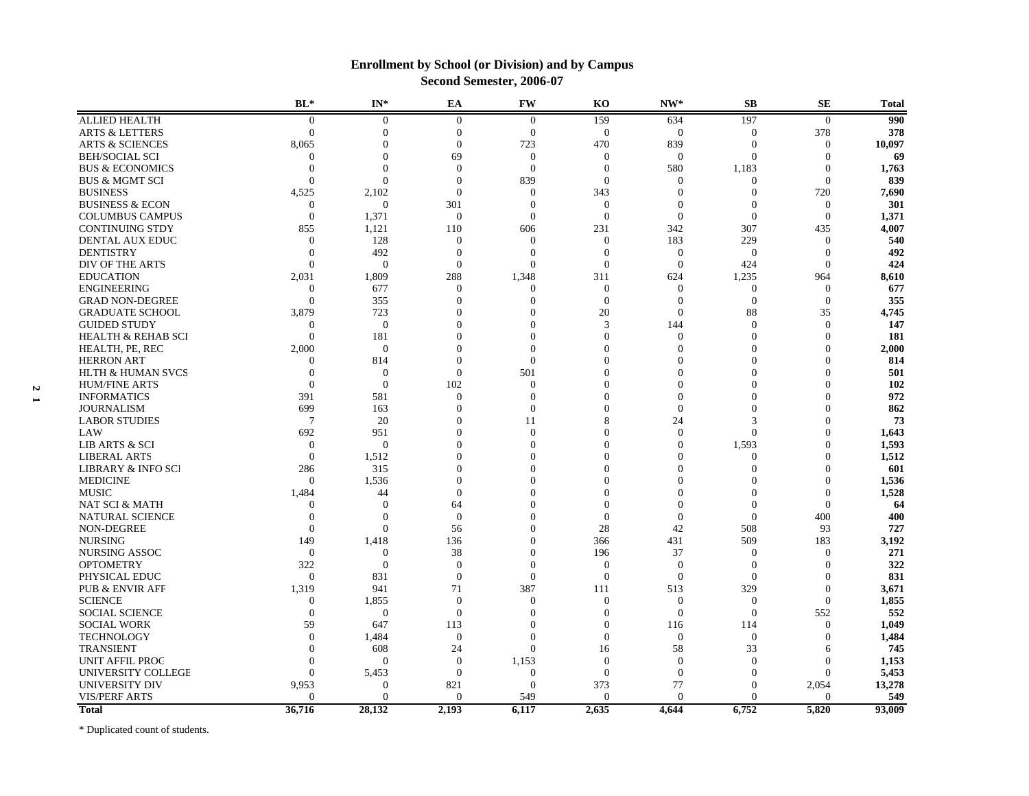## Enrollment by School (or Division) and by Campus
### Second Semester, 2006-07

| | BL* | IN* | EA | FW | KO | NW* | SB | SE | Total |
|---|---|---|---|---|---|---|---|---|---|
| ALLIED HEALTH | 0 | 0 | 0 | 0 | 159 | 634 | 197 | 0 | **990** |
| ARTS & LETTERS | 0 | 0 | 0 | 0 | 0 | 0 | 0 | 378 | **378** |
| ARTS & SCIENCES | 8,065 | 0 | 0 | 723 | 470 | 839 | 0 | 0 | **10,097** |
| BEH/SOCIAL SCI | 0 | 0 | 69 | 0 | 0 | 0 | 0 | 0 | **69** |
| BUS & ECONOMICS | 0 | 0 | 0 | 0 | 0 | 580 | 1,183 | 0 | **1,763** |
| BUS & MGMT SCI | 0 | 0 | 0 | 839 | 0 | 0 | 0 | 0 | **839** |
| BUSINESS | 4,525 | 2,102 | 0 | 0 | 343 | 0 | 0 | 720 | **7,690** |
| BUSINESS & ECON | 0 | 0 | 301 | 0 | 0 | 0 | 0 | 0 | **301** |
| COLUMBUS CAMPUS | 0 | 1,371 | 0 | 0 | 0 | 0 | 0 | 0 | **1,371** |
| CONTINUING STDY | 855 | 1,121 | 110 | 606 | 231 | 342 | 307 | 435 | **4,007** |
| DENTAL AUX EDUC | 0 | 128 | 0 | 0 | 0 | 183 | 229 | 0 | **540** |
| DENTISTRY | 0 | 492 | 0 | 0 | 0 | 0 | 0 | 0 | **492** |
| DIV OF THE ARTS | 0 | 0 | 0 | 0 | 0 | 0 | 424 | 0 | **424** |
| EDUCATION | 2,031 | 1,809 | 288 | 1,348 | 311 | 624 | 1,235 | 964 | **8,610** |
| ENGINEERING | 0 | 677 | 0 | 0 | 0 | 0 | 0 | 0 | **677** |
| GRAD NON-DEGREE | 0 | 355 | 0 | 0 | 0 | 0 | 0 | 0 | **355** |
| GRADUATE SCHOOL | 3,879 | 723 | 0 | 0 | 20 | 0 | 88 | 35 | **4,745** |
| GUIDED STUDY | 0 | 0 | 0 | 0 | 3 | 144 | 0 | 0 | **147** |
| HEALTH & REHAB SCI | 0 | 181 | 0 | 0 | 0 | 0 | 0 | 0 | **181** |
| HEALTH, PE, REC | 2,000 | 0 | 0 | 0 | 0 | 0 | 0 | 0 | **2,000** |
| HERRON ART | 0 | 814 | 0 | 0 | 0 | 0 | 0 | 0 | **814** |
| HLTH & HUMAN SVCS | 0 | 0 | 0 | 501 | 0 | 0 | 0 | 0 | **501** |
| HUM/FINE ARTS | 0 | 0 | 102 | 0 | 0 | 0 | 0 | 0 | **102** |
| INFORMATICS | 391 | 581 | 0 | 0 | 0 | 0 | 0 | 0 | **972** |
| JOURNALISM | 699 | 163 | 0 | 0 | 0 | 0 | 0 | 0 | **862** |
| LABOR STUDIES | 7 | 20 | 0 | 11 | 8 | 24 | 3 | 0 | **73** |
| LAW | 692 | 951 | 0 | 0 | 0 | 0 | 0 | 0 | **1,643** |
| LIB ARTS & SCI | 0 | 0 | 0 | 0 | 0 | 0 | 1,593 | 0 | **1,593** |
| LIBERAL ARTS | 0 | 1,512 | 0 | 0 | 0 | 0 | 0 | 0 | **1,512** |
| LIBRARY & INFO SCI | 286 | 315 | 0 | 0 | 0 | 0 | 0 | 0 | **601** |
| MEDICINE | 0 | 1,536 | 0 | 0 | 0 | 0 | 0 | 0 | **1,536** |
| MUSIC | 1,484 | 44 | 0 | 0 | 0 | 0 | 0 | 0 | **1,528** |
| NAT SCI & MATH | 0 | 0 | 64 | 0 | 0 | 0 | 0 | 0 | **64** |
| NATURAL SCIENCE | 0 | 0 | 0 | 0 | 0 | 0 | 0 | 400 | **400** |
| NON-DEGREE | 0 | 0 | 56 | 0 | 28 | 42 | 508 | 93 | **727** |
| NURSING | 149 | 1,418 | 136 | 0 | 366 | 431 | 509 | 183 | **3,192** |
| NURSING ASSOC | 0 | 0 | 38 | 0 | 196 | 37 | 0 | 0 | **271** |
| OPTOMETRY | 322 | 0 | 0 | 0 | 0 | 0 | 0 | 0 | **322** |
| PHYSICAL EDUC | 0 | 831 | 0 | 0 | 0 | 0 | 0 | 0 | **831** |
| PUB & ENVIR AFF | 1,319 | 941 | 71 | 387 | 111 | 513 | 329 | 0 | **3,671** |
| SCIENCE | 0 | 1,855 | 0 | 0 | 0 | 0 | 0 | 0 | **1,855** |
| SOCIAL SCIENCE | 0 | 0 | 0 | 0 | 0 | 0 | 0 | 552 | **552** |
| SOCIAL WORK | 59 | 647 | 113 | 0 | 0 | 116 | 114 | 0 | **1,049** |
| TECHNOLOGY | 0 | 1,484 | 0 | 0 | 0 | 0 | 0 | 0 | **1,484** |
| TRANSIENT | 0 | 608 | 24 | 0 | 16 | 58 | 33 | 6 | **745** |
| UNIT AFFIL PROG | 0 | 0 | 0 | 1,153 | 0 | 0 | 0 | 0 | **1,153** |
| UNIVERSITY COLLEGE | 0 | 5,453 | 0 | 0 | 0 | 0 | 0 | 0 | **5,453** |
| UNIVERSITY DIV | 9,953 | 0 | 821 | 0 | 373 | 77 | 0 | 2,054 | **13,278** |
| VIS/PERF ARTS | 0 | 0 | 0 | 549 | 0 | 0 | 0 | 0 | **549** |
| **Total** | **36,716** | **28,132** | **2,193** | **6,117** | **2,635** | **4,644** | **6,752** | **5,820** | **93,009** |

\* Duplicated count of students.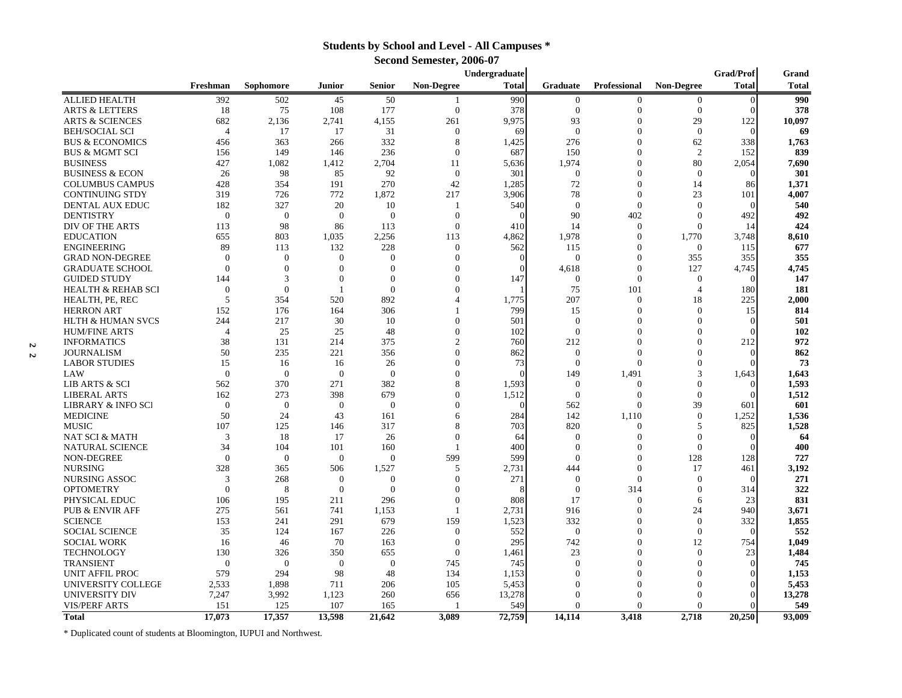## Students by School and Level - All Campuses *

### Second Semester, 2006-07

| | Freshman | Sophomore | Junior | Senior | Non-Degree | Undergraduate Total | Graduate | Professional | Non-Degree | Grad/Prof Total | Grand Total |
|---|---|---|---|---|---|---|---|---|---|---|---|
| ALLIED HEALTH | 392 | 502 | 45 | 50 | 1 | 990 | 0 | 0 | 0 | 0 | **990** |
| ARTS & LETTERS | 18 | 75 | 108 | 177 | 0 | 378 | 0 | 0 | 0 | 0 | **378** |
| ARTS & SCIENCES | 682 | 2,136 | 2,741 | 4,155 | 261 | 9,975 | 93 | 0 | 29 | 122 | **10,097** |
| BEH/SOCIAL SCI | 4 | 17 | 17 | 31 | 0 | 69 | 0 | 0 | 0 | 0 | **69** |
| BUS & ECONOMICS | 456 | 363 | 266 | 332 | 8 | 1,425 | 276 | 0 | 62 | 338 | **1,763** |
| BUS & MGMT SCI | 156 | 149 | 146 | 236 | 0 | 687 | 150 | 0 | 2 | 152 | **839** |
| BUSINESS | 427 | 1,082 | 1,412 | 2,704 | 11 | 5,636 | 1,974 | 0 | 80 | 2,054 | **7,690** |
| BUSINESS & ECON | 26 | 98 | 85 | 92 | 0 | 301 | 0 | 0 | 0 | 0 | **301** |
| COLUMBUS CAMPUS | 428 | 354 | 191 | 270 | 42 | 1,285 | 72 | 0 | 14 | 86 | **1,371** |
| CONTINUING STDY | 319 | 726 | 772 | 1,872 | 217 | 3,906 | 78 | 0 | 23 | 101 | **4,007** |
| DENTAL AUX EDUC | 182 | 327 | 20 | 10 | 1 | 540 | 0 | 0 | 0 | 0 | **540** |
| DENTISTRY | 0 | 0 | 0 | 0 | 0 | 0 | 90 | 402 | 0 | 492 | **492** |
| DIV OF THE ARTS | 113 | 98 | 86 | 113 | 0 | 410 | 14 | 0 | 0 | 14 | **424** |
| EDUCATION | 655 | 803 | 1,035 | 2,256 | 113 | 4,862 | 1,978 | 0 | 1,770 | 3,748 | **8,610** |
| ENGINEERING | 89 | 113 | 132 | 228 | 0 | 562 | 115 | 0 | 0 | 115 | **677** |
| GRAD NON-DEGREE | 0 | 0 | 0 | 0 | 0 | 0 | 0 | 0 | 355 | 355 | **355** |
| GRADUATE SCHOOL | 0 | 0 | 0 | 0 | 0 | 0 | 4,618 | 0 | 127 | 4,745 | **4,745** |
| GUIDED STUDY | 144 | 3 | 0 | 0 | 0 | 147 | 0 | 0 | 0 | 0 | **147** |
| HEALTH & REHAB SCI | 0 | 0 | 1 | 0 | 0 | 1 | 75 | 101 | 4 | 180 | **181** |
| HEALTH, PE, REC | 5 | 354 | 520 | 892 | 4 | 1,775 | 207 | 0 | 18 | 225 | **2,000** |
| HERRON ART | 152 | 176 | 164 | 306 | 1 | 799 | 15 | 0 | 0 | 15 | **814** |
| HLTH & HUMAN SVCS | 244 | 217 | 30 | 10 | 0 | 501 | 0 | 0 | 0 | 0 | **501** |
| HUM/FINE ARTS | 4 | 25 | 25 | 48 | 0 | 102 | 0 | 0 | 0 | 0 | **102** |
| INFORMATICS | 38 | 131 | 214 | 375 | 2 | 760 | 212 | 0 | 0 | 212 | **972** |
| JOURNALISM | 50 | 235 | 221 | 356 | 0 | 862 | 0 | 0 | 0 | 0 | **862** |
| LABOR STUDIES | 15 | 16 | 16 | 26 | 0 | 73 | 0 | 0 | 0 | 0 | **73** |
| LAW | 0 | 0 | 0 | 0 | 0 | 0 | 149 | 1,491 | 3 | 1,643 | **1,643** |
| LIB ARTS & SCI | 562 | 370 | 271 | 382 | 8 | 1,593 | 0 | 0 | 0 | 0 | **1,593** |
| LIBERAL ARTS | 162 | 273 | 398 | 679 | 0 | 1,512 | 0 | 0 | 0 | 0 | **1,512** |
| LIBRARY & INFO SCI | 0 | 0 | 0 | 0 | 0 | 0 | 562 | 0 | 39 | 601 | **601** |
| MEDICINE | 50 | 24 | 43 | 161 | 6 | 284 | 142 | 1,110 | 0 | 1,252 | **1,536** |
| MUSIC | 107 | 125 | 146 | 317 | 8 | 703 | 820 | 0 | 5 | 825 | **1,528** |
| NAT SCI & MATH | 3 | 18 | 17 | 26 | 0 | 64 | 0 | 0 | 0 | 0 | **64** |
| NATURAL SCIENCE | 34 | 104 | 101 | 160 | 1 | 400 | 0 | 0 | 0 | 0 | **400** |
| NON-DEGREE | 0 | 0 | 0 | 0 | 599 | 599 | 0 | 0 | 128 | 128 | **727** |
| NURSING | 328 | 365 | 506 | 1,527 | 5 | 2,731 | 444 | 0 | 17 | 461 | **3,192** |
| NURSING ASSOC | 3 | 268 | 0 | 0 | 0 | 271 | 0 | 0 | 0 | 0 | **271** |
| OPTOMETRY | 0 | 8 | 0 | 0 | 0 | 8 | 0 | 314 | 0 | 314 | **322** |
| PHYSICAL EDUC | 106 | 195 | 211 | 296 | 0 | 808 | 17 | 0 | 6 | 23 | **831** |
| PUB & ENVIR AFF | 275 | 561 | 741 | 1,153 | 1 | 2,731 | 916 | 0 | 24 | 940 | **3,671** |
| SCIENCE | 153 | 241 | 291 | 679 | 159 | 1,523 | 332 | 0 | 0 | 332 | **1,855** |
| SOCIAL SCIENCE | 35 | 124 | 167 | 226 | 0 | 552 | 0 | 0 | 0 | 0 | **552** |
| SOCIAL WORK | 16 | 46 | 70 | 163 | 0 | 295 | 742 | 0 | 12 | 754 | **1,049** |
| TECHNOLOGY | 130 | 326 | 350 | 655 | 0 | 1,461 | 23 | 0 | 0 | 23 | **1,484** |
| TRANSIENT | 0 | 0 | 0 | 0 | 745 | 745 | 0 | 0 | 0 | 0 | **745** |
| UNIT AFFIL PROC | 579 | 294 | 98 | 48 | 134 | 1,153 | 0 | 0 | 0 | 0 | **1,153** |
| UNIVERSITY COLLEGE | 2,533 | 1,898 | 711 | 206 | 105 | 5,453 | 0 | 0 | 0 | 0 | **5,453** |
| UNIVERSITY DIV | 7,247 | 3,992 | 1,123 | 260 | 656 | 13,278 | 0 | 0 | 0 | 0 | **13,278** |
| VIS/PERF ARTS | 151 | 125 | 107 | 165 | 1 | 549 | 0 | 0 | 0 | 0 | **549** |
| **Total** | **17,073** | **17,357** | **13,598** | **21,642** | **3,089** | **72,759** | **14,114** | **3,418** | **2,718** | **20,250** | **93,009** |

* Duplicated count of students at Bloomington, IUPUI and Northwest.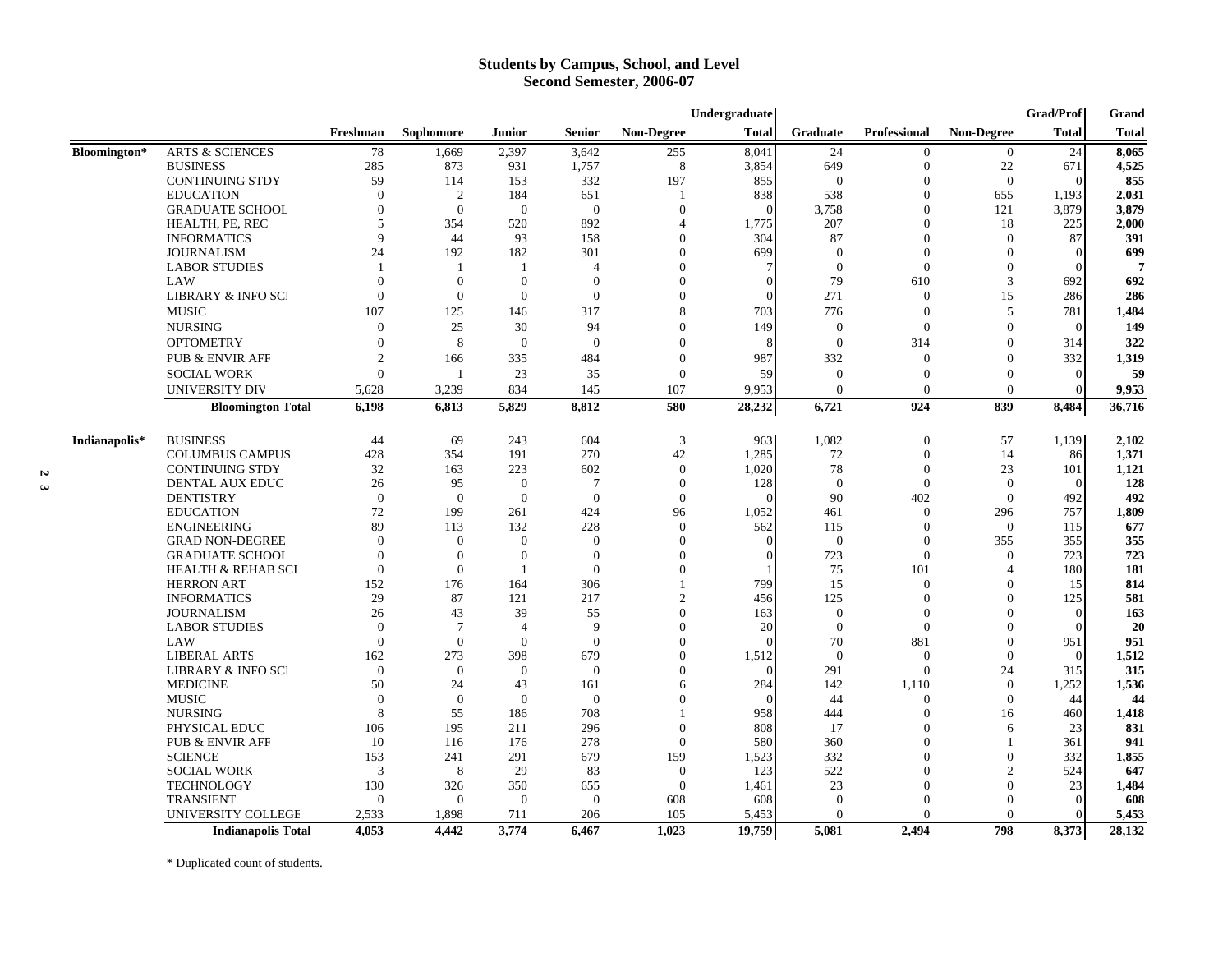# Students by Campus, School, and Level
## Second Semester, 2006-07

| | | Freshman | Sophomore | Junior | Senior | Non-Degree | Undergraduate Total | Graduate | Professional | Non-Degree | Grad/Prof Total | Grand Total |
|---|---|---|---|---|---|---|---|---|---|---|---|---|
| Bloomington* | ARTS & SCIENCES | 78 | 1,669 | 2,397 | 3,642 | 255 | 8,041 | 24 | 0 | 0 | 24 | **8,065** |
| | BUSINESS | 285 | 873 | 931 | 1,757 | 8 | 3,854 | 649 | 0 | 22 | 671 | **4,525** |
| | CONTINUING STDY | 59 | 114 | 153 | 332 | 197 | 855 | 0 | 0 | 0 | 0 | **855** |
| | EDUCATION | 0 | 2 | 184 | 651 | 1 | 838 | 538 | 0 | 655 | 1,193 | **2,031** |
| | GRADUATE SCHOOL | 0 | 0 | 0 | 0 | 0 | 0 | 3,758 | 0 | 121 | 3,879 | **3,879** |
| | HEALTH, PE, REC | 5 | 354 | 520 | 892 | 4 | 1,775 | 207 | 0 | 18 | 225 | **2,000** |
| | INFORMATICS | 9 | 44 | 93 | 158 | 0 | 304 | 87 | 0 | 0 | 87 | **391** |
| | JOURNALISM | 24 | 192 | 182 | 301 | 0 | 699 | 0 | 0 | 0 | 0 | **699** |
| | LABOR STUDIES | 1 | 1 | 1 | 4 | 0 | 7 | 0 | 0 | 0 | 0 | **7** |
| | LAW | 0 | 0 | 0 | 0 | 0 | 0 | 79 | 610 | 3 | 692 | **692** |
| | LIBRARY & INFO SCI | 0 | 0 | 0 | 0 | 0 | 0 | 271 | 0 | 15 | 286 | **286** |
| | MUSIC | 107 | 125 | 146 | 317 | 8 | 703 | 776 | 0 | 5 | 781 | **1,484** |
| | NURSING | 0 | 25 | 30 | 94 | 0 | 149 | 0 | 0 | 0 | 0 | **149** |
| | OPTOMETRY | 0 | 8 | 0 | 0 | 0 | 8 | 0 | 314 | 0 | 314 | **322** |
| | PUB & ENVIR AFF | 2 | 166 | 335 | 484 | 0 | 987 | 332 | 0 | 0 | 332 | **1,319** |
| | SOCIAL WORK | 0 | 1 | 23 | 35 | 0 | 59 | 0 | 0 | 0 | 0 | **59** |
| | UNIVERSITY DIV | 5,628 | 3,239 | 834 | 145 | 107 | 9,953 | 0 | 0 | 0 | 0 | **9,953** |
| | **Bloomington Total** | **6,198** | **6,813** | **5,829** | **8,812** | **580** | **28,232** | **6,721** | **924** | **839** | **8,484** | **36,716** |
| Indianapolis* | BUSINESS | 44 | 69 | 243 | 604 | 3 | 963 | 1,082 | 0 | 57 | 1,139 | **2,102** |
| | COLUMBUS CAMPUS | 428 | 354 | 191 | 270 | 42 | 1,285 | 72 | 0 | 14 | 86 | **1,371** |
| | CONTINUING STDY | 32 | 163 | 223 | 602 | 0 | 1,020 | 78 | 0 | 23 | 101 | **1,121** |
| | DENTAL AUX EDUC | 26 | 95 | 0 | 7 | 0 | 128 | 0 | 0 | 0 | 0 | **128** |
| | DENTISTRY | 0 | 0 | 0 | 0 | 0 | 0 | 90 | 402 | 0 | 492 | **492** |
| | EDUCATION | 72 | 199 | 261 | 424 | 96 | 1,052 | 461 | 0 | 296 | 757 | **1,809** |
| | ENGINEERING | 89 | 113 | 132 | 228 | 0 | 562 | 115 | 0 | 0 | 115 | **677** |
| | GRAD NON-DEGREE | 0 | 0 | 0 | 0 | 0 | 0 | 0 | 0 | 355 | 355 | **355** |
| | GRADUATE SCHOOL | 0 | 0 | 0 | 0 | 0 | 0 | 723 | 0 | 0 | 723 | **723** |
| | HEALTH & REHAB SCI | 0 | 0 | 1 | 0 | 0 | 1 | 75 | 101 | 4 | 180 | **181** |
| | HERRON ART | 152 | 176 | 164 | 306 | 1 | 799 | 15 | 0 | 0 | 15 | **814** |
| | INFORMATICS | 29 | 87 | 121 | 217 | 2 | 456 | 125 | 0 | 0 | 125 | **581** |
| | JOURNALISM | 26 | 43 | 39 | 55 | 0 | 163 | 0 | 0 | 0 | 0 | **163** |
| | LABOR STUDIES | 0 | 7 | 4 | 9 | 0 | 20 | 0 | 0 | 0 | 0 | **20** |
| | LAW | 0 | 0 | 0 | 0 | 0 | 0 | 70 | 881 | 0 | 951 | **951** |
| | LIBERAL ARTS | 162 | 273 | 398 | 679 | 0 | 1,512 | 0 | 0 | 0 | 0 | **1,512** |
| | LIBRARY & INFO SCI | 0 | 0 | 0 | 0 | 0 | 0 | 291 | 0 | 24 | 315 | **315** |
| | MEDICINE | 50 | 24 | 43 | 161 | 6 | 284 | 142 | 1,110 | 0 | 1,252 | **1,536** |
| | MUSIC | 0 | 0 | 0 | 0 | 0 | 0 | 44 | 0 | 0 | 44 | **44** |
| | NURSING | 8 | 55 | 186 | 708 | 1 | 958 | 444 | 0 | 16 | 460 | **1,418** |
| | PHYSICAL EDUC | 106 | 195 | 211 | 296 | 0 | 808 | 17 | 0 | 6 | 23 | **831** |
| | PUB & ENVIR AFF | 10 | 116 | 176 | 278 | 0 | 580 | 360 | 0 | 1 | 361 | **941** |
| | SCIENCE | 153 | 241 | 291 | 679 | 159 | 1,523 | 332 | 0 | 0 | 332 | **1,855** |
| | SOCIAL WORK | 3 | 8 | 29 | 83 | 0 | 123 | 522 | 0 | 2 | 524 | **647** |
| | TECHNOLOGY | 130 | 326 | 350 | 655 | 0 | 1,461 | 23 | 0 | 0 | 23 | **1,484** |
| | TRANSIENT | 0 | 0 | 0 | 0 | 608 | 608 | 0 | 0 | 0 | 0 | **608** |
| | UNIVERSITY COLLEGE | 2,533 | 1,898 | 711 | 206 | 105 | 5,453 | 0 | 0 | 0 | 0 | **5,453** |
| | **Indianapolis Total** | **4,053** | **4,442** | **3,774** | **6,467** | **1,023** | **19,759** | **5,081** | **2,494** | **798** | **8,373** | **28,132** |

\* Duplicated count of students.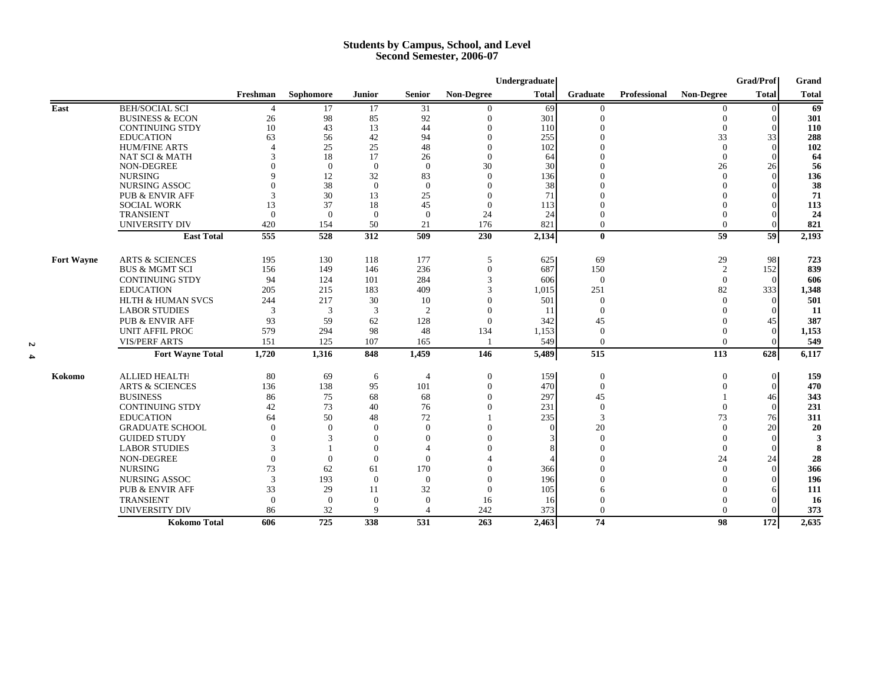# Students by Campus, School, and Level
## Second Semester, 2006-07

| | | Freshman | Sophomore | Junior | Senior | Non-Degree | Undergraduate Total | Graduate | Professional | Non-Degree | Grad/Prof Total | Grand Total |
|---|---|---|---|---|---|---|---|---|---|---|---|---|
| **East** | BEH/SOCIAL SCI | 4 | 17 | 17 | 31 | 0 | 69 | 0 | | 0 | 0 | **69** |
| | BUSINESS & ECON | 26 | 98 | 85 | 92 | 0 | 301 | 0 | | 0 | 0 | **301** |
| | CONTINUING STDY | 10 | 43 | 13 | 44 | 0 | 110 | 0 | | 0 | 0 | **110** |
| | EDUCATION | 63 | 56 | 42 | 94 | 0 | 255 | 0 | | 33 | 33 | **288** |
| | HUM/FINE ARTS | 4 | 25 | 25 | 48 | 0 | 102 | 0 | | 0 | 0 | **102** |
| | NAT SCI & MATH | 3 | 18 | 17 | 26 | 0 | 64 | 0 | | 0 | 0 | **64** |
| | NON-DEGREE | 0 | 0 | 0 | 0 | 30 | 30 | 0 | | 26 | 26 | **56** |
| | NURSING | 9 | 12 | 32 | 83 | 0 | 136 | 0 | | 0 | 0 | **136** |
| | NURSING ASSOC | 0 | 38 | 0 | 0 | 0 | 38 | 0 | | 0 | 0 | **38** |
| | PUB & ENVIR AFF | 3 | 30 | 13 | 25 | 0 | 71 | 0 | | 0 | 0 | **71** |
| | SOCIAL WORK | 13 | 37 | 18 | 45 | 0 | 113 | 0 | | 0 | 0 | **113** |
| | TRANSIENT | 0 | 0 | 0 | 0 | 24 | 24 | 0 | | 0 | 0 | **24** |
| | UNIVERSITY DIV | 420 | 154 | 50 | 21 | 176 | 821 | 0 | | 0 | 0 | **821** |
| | **East Total** | **555** | **528** | **312** | **509** | **230** | **2,134** | **0** | | **59** | **59** | **2,193** |
| **Fort Wayne** | ARTS & SCIENCES | 195 | 130 | 118 | 177 | 5 | 625 | 69 | | 29 | 98 | **723** |
| | BUS & MGMT SCI | 156 | 149 | 146 | 236 | 0 | 687 | 150 | | 2 | 152 | **839** |
| | CONTINUING STDY | 94 | 124 | 101 | 284 | 3 | 606 | 0 | | 0 | 0 | **606** |
| | EDUCATION | 205 | 215 | 183 | 409 | 3 | 1,015 | 251 | | 82 | 333 | **1,348** |
| | HLTH & HUMAN SVCS | 244 | 217 | 30 | 10 | 0 | 501 | 0 | | 0 | 0 | **501** |
| | LABOR STUDIES | 3 | 3 | 3 | 2 | 0 | 11 | 0 | | 0 | 0 | **11** |
| | PUB & ENVIR AFF | 93 | 59 | 62 | 128 | 0 | 342 | 45 | | 0 | 45 | **387** |
| | UNIT AFFIL PROG | 579 | 294 | 98 | 48 | 134 | 1,153 | 0 | | 0 | 0 | **1,153** |
| | VIS/PERF ARTS | 151 | 125 | 107 | 165 | 1 | 549 | 0 | | 0 | 0 | **549** |
| | **Fort Wayne Total** | **1,720** | **1,316** | **848** | **1,459** | **146** | **5,489** | **515** | | **113** | **628** | **6,117** |
| **Kokomo** | ALLIED HEALTH | 80 | 69 | 6 | 4 | 0 | 159 | 0 | | 0 | 0 | **159** |
| | ARTS & SCIENCES | 136 | 138 | 95 | 101 | 0 | 470 | 0 | | 0 | 0 | **470** |
| | BUSINESS | 86 | 75 | 68 | 68 | 0 | 297 | 45 | | 1 | 46 | **343** |
| | CONTINUING STDY | 42 | 73 | 40 | 76 | 0 | 231 | 0 | | 0 | 0 | **231** |
| | EDUCATION | 64 | 50 | 48 | 72 | 1 | 235 | 3 | | 73 | 76 | **311** |
| | GRADUATE SCHOOL | 0 | 0 | 0 | 0 | 0 | 0 | 20 | | 0 | 20 | **20** |
| | GUIDED STUDY | 0 | 3 | 0 | 0 | 0 | 3 | 0 | | 0 | 0 | **3** |
| | LABOR STUDIES | 3 | 1 | 0 | 4 | 0 | 8 | 0 | | 0 | 0 | **8** |
| | NON-DEGREE | 0 | 0 | 0 | 0 | 4 | 4 | 0 | | 24 | 24 | **28** |
| | NURSING | 73 | 62 | 61 | 170 | 0 | 366 | 0 | | 0 | 0 | **366** |
| | NURSING ASSOC | 3 | 193 | 0 | 0 | 0 | 196 | 0 | | 0 | 0 | **196** |
| | PUB & ENVIR AFF | 33 | 29 | 11 | 32 | 0 | 105 | 6 | | 0 | 6 | **111** |
| | TRANSIENT | 0 | 0 | 0 | 0 | 16 | 16 | 0 | | 0 | 0 | **16** |
| | UNIVERSITY DIV | 86 | 32 | 9 | 4 | 242 | 373 | 0 | | 0 | 0 | **373** |
| | **Kokomo Total** | **606** | **725** | **338** | **531** | **263** | **2,463** | **74** | | **98** | **172** | **2,635** |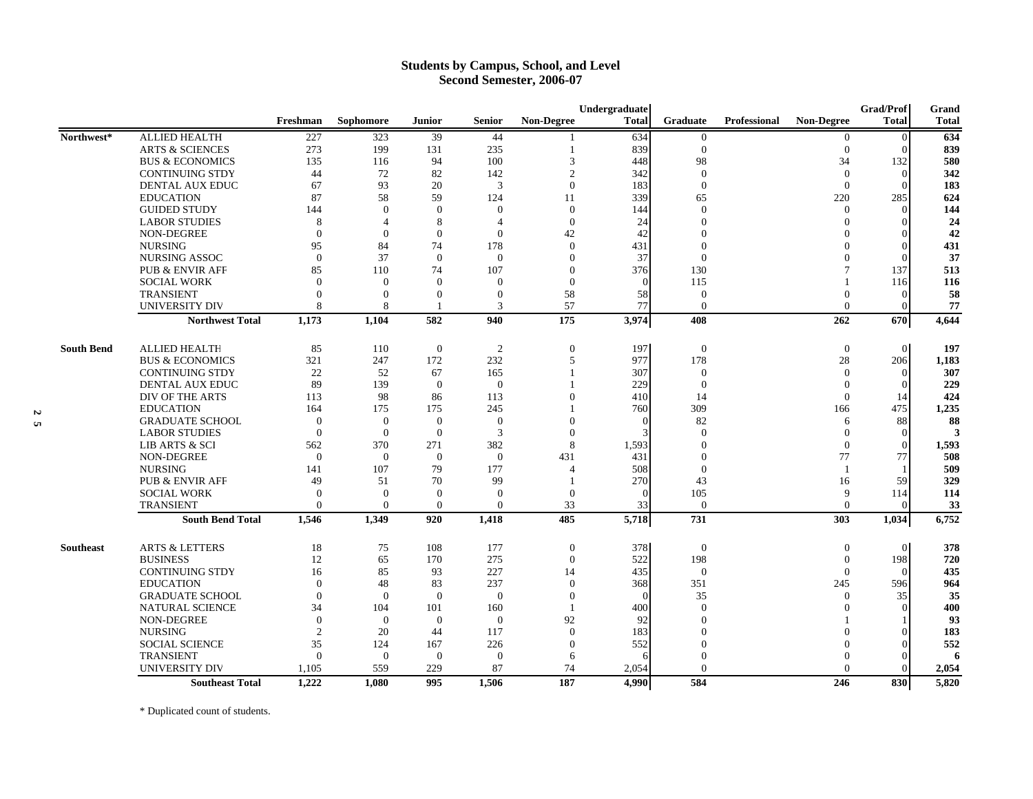# Students by Campus, School, and Level
## Second Semester, 2006-07

| | | Freshman | Sophomore | Junior | Senior | Non-Degree | Undergraduate Total | Graduate | Professional | Non-Degree | Grad/Prof Total | Grand Total |
|---|---|---|---|---|---|---|---|---|---|---|---|---|
| Northwest* | ALLIED HEALTH | 227 | 323 | 39 | 44 | 1 | 634 | 0 | | 0 | 0 | **634** |
| | ARTS & SCIENCES | 273 | 199 | 131 | 235 | 1 | 839 | 0 | | 0 | 0 | **839** |
| | BUS & ECONOMICS | 135 | 116 | 94 | 100 | 3 | 448 | 98 | | 34 | 132 | **580** |
| | CONTINUING STDY | 44 | 72 | 82 | 142 | 2 | 342 | 0 | | 0 | 0 | **342** |
| | DENTAL AUX EDUC | 67 | 93 | 20 | 3 | 0 | 183 | 0 | | 0 | 0 | **183** |
| | EDUCATION | 87 | 58 | 59 | 124 | 11 | 339 | 65 | | 220 | 285 | **624** |
| | GUIDED STUDY | 144 | 0 | 0 | 0 | 0 | 144 | 0 | | 0 | 0 | **144** |
| | LABOR STUDIES | 8 | 4 | 8 | 4 | 0 | 24 | 0 | | 0 | 0 | **24** |
| | NON-DEGREE | 0 | 0 | 0 | 0 | 42 | 42 | 0 | | 0 | 0 | **42** |
| | NURSING | 95 | 84 | 74 | 178 | 0 | 431 | 0 | | 0 | 0 | **431** |
| | NURSING ASSOC | 0 | 37 | 0 | 0 | 0 | 37 | 0 | | 0 | 0 | **37** |
| | PUB & ENVIR AFF | 85 | 110 | 74 | 107 | 0 | 376 | 130 | | 7 | 137 | **513** |
| | SOCIAL WORK | 0 | 0 | 0 | 0 | 0 | 0 | 115 | | 1 | 116 | **116** |
| | TRANSIENT | 0 | 0 | 0 | 0 | 58 | 58 | 0 | | 0 | 0 | **58** |
| | UNIVERSITY DIV | 8 | 8 | 1 | 3 | 57 | 77 | 0 | | 0 | 0 | **77** |
| | **Northwest Total** | **1,173** | **1,104** | **582** | **940** | **175** | **3,974** | **408** | | **262** | **670** | **4,644** |
| South Bend | ALLIED HEALTH | 85 | 110 | 0 | 2 | 0 | 197 | 0 | | 0 | 0 | **197** |
| | BUS & ECONOMICS | 321 | 247 | 172 | 232 | 5 | 977 | 178 | | 28 | 206 | **1,183** |
| | CONTINUING STDY | 22 | 52 | 67 | 165 | 1 | 307 | 0 | | 0 | 0 | **307** |
| | DENTAL AUX EDUC | 89 | 139 | 0 | 0 | 1 | 229 | 0 | | 0 | 0 | **229** |
| | DIV OF THE ARTS | 113 | 98 | 86 | 113 | 0 | 410 | 14 | | 0 | 14 | **424** |
| | EDUCATION | 164 | 175 | 175 | 245 | 1 | 760 | 309 | | 166 | 475 | **1,235** |
| | GRADUATE SCHOOL | 0 | 0 | 0 | 0 | 0 | 0 | 82 | | 6 | 88 | **88** |
| | LABOR STUDIES | 0 | 0 | 0 | 3 | 0 | 3 | 0 | | 0 | 0 | **3** |
| | LIB ARTS & SCI | 562 | 370 | 271 | 382 | 8 | 1,593 | 0 | | 0 | 0 | **1,593** |
| | NON-DEGREE | 0 | 0 | 0 | 0 | 431 | 431 | 0 | | 77 | 77 | **508** |
| | NURSING | 141 | 107 | 79 | 177 | 4 | 508 | 0 | | 1 | 1 | **509** |
| | PUB & ENVIR AFF | 49 | 51 | 70 | 99 | 1 | 270 | 43 | | 16 | 59 | **329** |
| | SOCIAL WORK | 0 | 0 | 0 | 0 | 0 | 0 | 105 | | 9 | 114 | **114** |
| | TRANSIENT | 0 | 0 | 0 | 0 | 33 | 33 | 0 | | 0 | 0 | **33** |
| | **South Bend Total** | **1,546** | **1,349** | **920** | **1,418** | **485** | **5,718** | **731** | | **303** | **1,034** | **6,752** |
| Southeast | ARTS & LETTERS | 18 | 75 | 108 | 177 | 0 | 378 | 0 | | 0 | 0 | **378** |
| | BUSINESS | 12 | 65 | 170 | 275 | 0 | 522 | 198 | | 0 | 198 | **720** |
| | CONTINUING STDY | 16 | 85 | 93 | 227 | 14 | 435 | 0 | | 0 | 0 | **435** |
| | EDUCATION | 0 | 48 | 83 | 237 | 0 | 368 | 351 | | 245 | 596 | **964** |
| | GRADUATE SCHOOL | 0 | 0 | 0 | 0 | 0 | 0 | 35 | | 0 | 35 | **35** |
| | NATURAL SCIENCE | 34 | 104 | 101 | 160 | 1 | 400 | 0 | | 0 | 0 | **400** |
| | NON-DEGREE | 0 | 0 | 0 | 0 | 92 | 92 | 0 | | 1 | 1 | **93** |
| | NURSING | 2 | 20 | 44 | 117 | 0 | 183 | 0 | | 0 | 0 | **183** |
| | SOCIAL SCIENCE | 35 | 124 | 167 | 226 | 0 | 552 | 0 | | 0 | 0 | **552** |
| | TRANSIENT | 0 | 0 | 0 | 0 | 6 | 6 | 0 | | 0 | 0 | **6** |
| | UNIVERSITY DIV | 1,105 | 559 | 229 | 87 | 74 | 2,054 | 0 | | 0 | 0 | **2,054** |
| | **Southeast Total** | **1,222** | **1,080** | **995** | **1,506** | **187** | **4,990** | **584** | | **246** | **830** | **5,820** |

\* Duplicated count of students.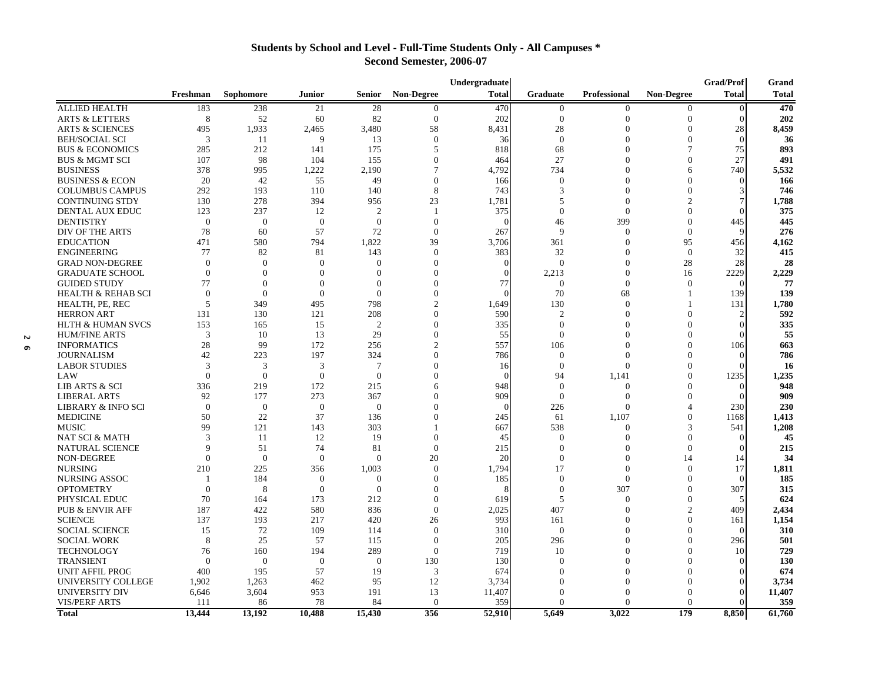## Students by School and Level - Full-Time Students Only - All Campuses *
### Second Semester, 2006-07

| | Freshman | Sophomore | Junior | Senior | Non-Degree | Undergraduate Total | Graduate | Professional | Non-Degree | Grad/Prof Total | Grand Total |
|---|---|---|---|---|---|---|---|---|---|---|---|
| ALLIED HEALTH | 183 | 238 | 21 | 28 | 0 | 470 | 0 | 0 | 0 | 0 | **470** |
| ARTS & LETTERS | 8 | 52 | 60 | 82 | 0 | 202 | 0 | 0 | 0 | 0 | **202** |
| ARTS & SCIENCES | 495 | 1,933 | 2,465 | 3,480 | 58 | 8,431 | 28 | 0 | 0 | 28 | **8,459** |
| BEH/SOCIAL SCI | 3 | 11 | 9 | 13 | 0 | 36 | 0 | 0 | 0 | 0 | **36** |
| BUS & ECONOMICS | 285 | 212 | 141 | 175 | 5 | 818 | 68 | 0 | 7 | 75 | **893** |
| BUS & MGMT SCI | 107 | 98 | 104 | 155 | 0 | 464 | 27 | 0 | 0 | 27 | **491** |
| BUSINESS | 378 | 995 | 1,222 | 2,190 | 7 | 4,792 | 734 | 0 | 6 | 740 | **5,532** |
| BUSINESS & ECON | 20 | 42 | 55 | 49 | 0 | 166 | 0 | 0 | 0 | 0 | **166** |
| COLUMBUS CAMPUS | 292 | 193 | 110 | 140 | 8 | 743 | 3 | 0 | 0 | 3 | **746** |
| CONTINUING STDY | 130 | 278 | 394 | 956 | 23 | 1,781 | 5 | 0 | 2 | 7 | **1,788** |
| DENTAL AUX EDUC | 123 | 237 | 12 | 2 | 1 | 375 | 0 | 0 | 0 | 0 | **375** |
| DENTISTRY | 0 | 0 | 0 | 0 | 0 | 0 | 46 | 399 | 0 | 445 | **445** |
| DIV OF THE ARTS | 78 | 60 | 57 | 72 | 0 | 267 | 9 | 0 | 0 | 9 | **276** |
| EDUCATION | 471 | 580 | 794 | 1,822 | 39 | 3,706 | 361 | 0 | 95 | 456 | **4,162** |
| ENGINEERING | 77 | 82 | 81 | 143 | 0 | 383 | 32 | 0 | 0 | 32 | **415** |
| GRAD NON-DEGREE | 0 | 0 | 0 | 0 | 0 | 0 | 0 | 0 | 28 | 28 | **28** |
| GRADUATE SCHOOL | 0 | 0 | 0 | 0 | 0 | 0 | 2,213 | 0 | 16 | 2229 | **2,229** |
| GUIDED STUDY | 77 | 0 | 0 | 0 | 0 | 77 | 0 | 0 | 0 | 0 | **77** |
| HEALTH & REHAB SCI | 0 | 0 | 0 | 0 | 0 | 0 | 70 | 68 | 1 | 139 | **139** |
| HEALTH, PE, REC | 5 | 349 | 495 | 798 | 2 | 1,649 | 130 | 0 | 1 | 131 | **1,780** |
| HERRON ART | 131 | 130 | 121 | 208 | 0 | 590 | 2 | 0 | 0 | 2 | **592** |
| HLTH & HUMAN SVCS | 153 | 165 | 15 | 2 | 0 | 335 | 0 | 0 | 0 | 0 | **335** |
| HUM/FINE ARTS | 3 | 10 | 13 | 29 | 0 | 55 | 0 | 0 | 0 | 0 | **55** |
| INFORMATICS | 28 | 99 | 172 | 256 | 2 | 557 | 106 | 0 | 0 | 106 | **663** |
| JOURNALISM | 42 | 223 | 197 | 324 | 0 | 786 | 0 | 0 | 0 | 0 | **786** |
| LABOR STUDIES | 3 | 3 | 3 | 7 | 0 | 16 | 0 | 0 | 0 | 0 | **16** |
| LAW | 0 | 0 | 0 | 0 | 0 | 0 | 94 | 1,141 | 0 | 1235 | **1,235** |
| LIB ARTS & SCI | 336 | 219 | 172 | 215 | 6 | 948 | 0 | 0 | 0 | 0 | **948** |
| LIBERAL ARTS | 92 | 177 | 273 | 367 | 0 | 909 | 0 | 0 | 0 | 0 | **909** |
| LIBRARY & INFO SCI | 0 | 0 | 0 | 0 | 0 | 0 | 226 | 0 | 4 | 230 | **230** |
| MEDICINE | 50 | 22 | 37 | 136 | 0 | 245 | 61 | 1,107 | 0 | 1168 | **1,413** |
| MUSIC | 99 | 121 | 143 | 303 | 1 | 667 | 538 | 0 | 3 | 541 | **1,208** |
| NAT SCI & MATH | 3 | 11 | 12 | 19 | 0 | 45 | 0 | 0 | 0 | 0 | **45** |
| NATURAL SCIENCE | 9 | 51 | 74 | 81 | 0 | 215 | 0 | 0 | 0 | 0 | **215** |
| NON-DEGREE | 0 | 0 | 0 | 0 | 20 | 20 | 0 | 0 | 14 | 14 | **34** |
| NURSING | 210 | 225 | 356 | 1,003 | 0 | 1,794 | 17 | 0 | 0 | 17 | **1,811** |
| NURSING ASSOC | 1 | 184 | 0 | 0 | 0 | 185 | 0 | 0 | 0 | 0 | **185** |
| OPTOMETRY | 0 | 8 | 0 | 0 | 0 | 8 | 0 | 307 | 0 | 307 | **315** |
| PHYSICAL EDUC | 70 | 164 | 173 | 212 | 0 | 619 | 5 | 0 | 0 | 5 | **624** |
| PUB & ENVIR AFF | 187 | 422 | 580 | 836 | 0 | 2,025 | 407 | 0 | 2 | 409 | **2,434** |
| SCIENCE | 137 | 193 | 217 | 420 | 26 | 993 | 161 | 0 | 0 | 161 | **1,154** |
| SOCIAL SCIENCE | 15 | 72 | 109 | 114 | 0 | 310 | 0 | 0 | 0 | 0 | **310** |
| SOCIAL WORK | 8 | 25 | 57 | 115 | 0 | 205 | 296 | 0 | 0 | 296 | **501** |
| TECHNOLOGY | 76 | 160 | 194 | 289 | 0 | 719 | 10 | 0 | 0 | 10 | **729** |
| TRANSIENT | 0 | 0 | 0 | 0 | 130 | 130 | 0 | 0 | 0 | 0 | **130** |
| UNIT AFFIL PROG | 400 | 195 | 57 | 19 | 3 | 674 | 0 | 0 | 0 | 0 | **674** |
| UNIVERSITY COLLEGE | 1,902 | 1,263 | 462 | 95 | 12 | 3,734 | 0 | 0 | 0 | 0 | **3,734** |
| UNIVERSITY DIV | 6,646 | 3,604 | 953 | 191 | 13 | 11,407 | 0 | 0 | 0 | 0 | **11,407** |
| VIS/PERF ARTS | 111 | 86 | 78 | 84 | 0 | 359 | 0 | 0 | 0 | 0 | **359** |
| **Total** | **13,444** | **13,192** | **10,488** | **15,430** | **356** | **52,910** | **5,649** | **3,022** | **179** | **8,850** | **61,760** |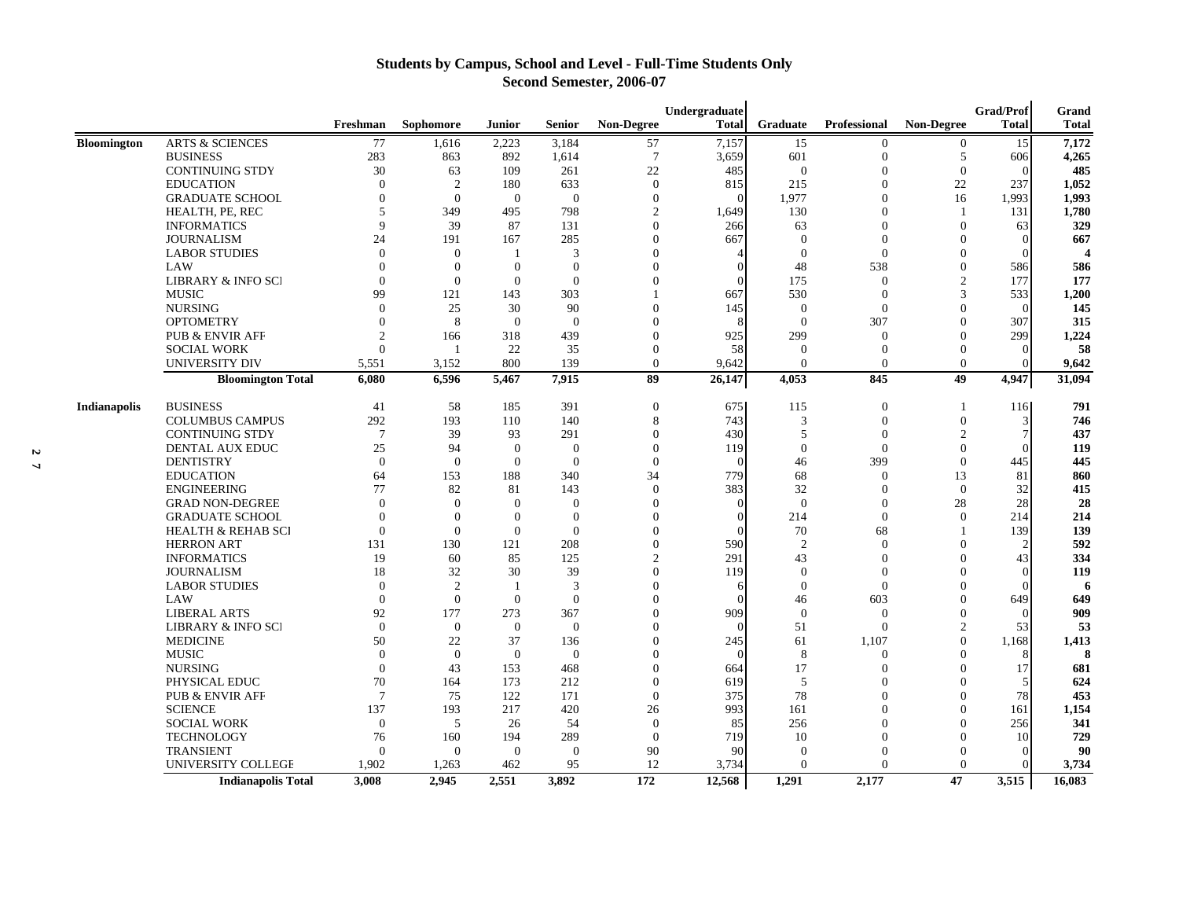## Students by Campus, School and Level - Full-Time Students Only
### Second Semester, 2006-07

| | | Freshman | Sophomore | Junior | Senior | Non-Degree | Undergraduate Total | Graduate | Professional | Non-Degree | Grad/Prof Total | Grand Total |
|---|---|---|---|---|---|---|---|---|---|---|---|---|
| **Bloomington** | ARTS & SCIENCES | 77 | 1,616 | 2,223 | 3,184 | 57 | 7,157 | 15 | 0 | 0 | 15 | **7,172** |
| | BUSINESS | 283 | 863 | 892 | 1,614 | 7 | 3,659 | 601 | 0 | 5 | 606 | **4,265** |
| | CONTINUING STDY | 30 | 63 | 109 | 261 | 22 | 485 | 0 | 0 | 0 | 0 | **485** |
| | EDUCATION | 0 | 2 | 180 | 633 | 0 | 815 | 215 | 0 | 22 | 237 | **1,052** |
| | GRADUATE SCHOOL | 0 | 0 | 0 | 0 | 0 | 0 | 1,977 | 0 | 16 | 1,993 | **1,993** |
| | HEALTH, PE, REC | 5 | 349 | 495 | 798 | 2 | 1,649 | 130 | 0 | 1 | 131 | **1,780** |
| | INFORMATICS | 9 | 39 | 87 | 131 | 0 | 266 | 63 | 0 | 0 | 63 | **329** |
| | JOURNALISM | 24 | 191 | 167 | 285 | 0 | 667 | 0 | 0 | 0 | 0 | **667** |
| | LABOR STUDIES | 0 | 0 | 1 | 3 | 0 | 4 | 0 | 0 | 0 | 0 | **4** |
| | LAW | 0 | 0 | 0 | 0 | 0 | 0 | 48 | 538 | 0 | 586 | **586** |
| | LIBRARY & INFO SCI | 0 | 0 | 0 | 0 | 0 | 0 | 175 | 0 | 2 | 177 | **177** |
| | MUSIC | 99 | 121 | 143 | 303 | 1 | 667 | 530 | 0 | 3 | 533 | **1,200** |
| | NURSING | 0 | 25 | 30 | 90 | 0 | 145 | 0 | 0 | 0 | 0 | **145** |
| | OPTOMETRY | 0 | 8 | 0 | 0 | 0 | 8 | 0 | 307 | 0 | 307 | **315** |
| | PUB & ENVIR AFF | 2 | 166 | 318 | 439 | 0 | 925 | 299 | 0 | 0 | 299 | **1,224** |
| | SOCIAL WORK | 0 | 1 | 22 | 35 | 0 | 58 | 0 | 0 | 0 | 0 | **58** |
| | UNIVERSITY DIV | 5,551 | 3,152 | 800 | 139 | 0 | 9,642 | 0 | 0 | 0 | 0 | **9,642** |
| | **Bloomington Total** | **6,080** | **6,596** | **5,467** | **7,915** | **89** | **26,147** | **4,053** | **845** | **49** | **4,947** | **31,094** |
| **Indianapolis** | BUSINESS | 41 | 58 | 185 | 391 | 0 | 675 | 115 | 0 | 1 | 116 | **791** |
| | COLUMBUS CAMPUS | 292 | 193 | 110 | 140 | 8 | 743 | 3 | 0 | 0 | 3 | **746** |
| | CONTINUING STDY | 7 | 39 | 93 | 291 | 0 | 430 | 5 | 0 | 2 | 7 | **437** |
| | DENTAL AUX EDUC | 25 | 94 | 0 | 0 | 0 | 119 | 0 | 0 | 0 | 0 | **119** |
| | DENTISTRY | 0 | 0 | 0 | 0 | 0 | 0 | 46 | 399 | 0 | 445 | **445** |
| | EDUCATION | 64 | 153 | 188 | 340 | 34 | 779 | 68 | 0 | 13 | 81 | **860** |
| | ENGINEERING | 77 | 82 | 81 | 143 | 0 | 383 | 32 | 0 | 0 | 32 | **415** |
| | GRAD NON-DEGREE | 0 | 0 | 0 | 0 | 0 | 0 | 0 | 0 | 28 | 28 | **28** |
| | GRADUATE SCHOOL | 0 | 0 | 0 | 0 | 0 | 0 | 214 | 0 | 0 | 214 | **214** |
| | HEALTH & REHAB SCI | 0 | 0 | 0 | 0 | 0 | 0 | 70 | 68 | 1 | 139 | **139** |
| | HERRON ART | 131 | 130 | 121 | 208 | 0 | 590 | 2 | 0 | 0 | 2 | **592** |
| | INFORMATICS | 19 | 60 | 85 | 125 | 2 | 291 | 43 | 0 | 0 | 43 | **334** |
| | JOURNALISM | 18 | 32 | 30 | 39 | 0 | 119 | 0 | 0 | 0 | 0 | **119** |
| | LABOR STUDIES | 0 | 2 | 1 | 3 | 0 | 6 | 0 | 0 | 0 | 0 | **6** |
| | LAW | 0 | 0 | 0 | 0 | 0 | 0 | 46 | 603 | 0 | 649 | **649** |
| | LIBERAL ARTS | 92 | 177 | 273 | 367 | 0 | 909 | 0 | 0 | 0 | 0 | **909** |
| | LIBRARY & INFO SCI | 0 | 0 | 0 | 0 | 0 | 0 | 51 | 0 | 2 | 53 | **53** |
| | MEDICINE | 50 | 22 | 37 | 136 | 0 | 245 | 61 | 1,107 | 0 | 1,168 | **1,413** |
| | MUSIC | 0 | 0 | 0 | 0 | 0 | 0 | 8 | 0 | 0 | 8 | **8** |
| | NURSING | 0 | 43 | 153 | 468 | 0 | 664 | 17 | 0 | 0 | 17 | **681** |
| | PHYSICAL EDUC | 70 | 164 | 173 | 212 | 0 | 619 | 5 | 0 | 0 | 5 | **624** |
| | PUB & ENVIR AFF | 7 | 75 | 122 | 171 | 0 | 375 | 78 | 0 | 0 | 78 | **453** |
| | SCIENCE | 137 | 193 | 217 | 420 | 26 | 993 | 161 | 0 | 0 | 161 | **1,154** |
| | SOCIAL WORK | 0 | 5 | 26 | 54 | 0 | 85 | 256 | 0 | 0 | 256 | **341** |
| | TECHNOLOGY | 76 | 160 | 194 | 289 | 0 | 719 | 10 | 0 | 0 | 10 | **729** |
| | TRANSIENT | 0 | 0 | 0 | 0 | 90 | 90 | 0 | 0 | 0 | 0 | **90** |
| | UNIVERSITY COLLEGE | 1,902 | 1,263 | 462 | 95 | 12 | 3,734 | 0 | 0 | 0 | 0 | **3,734** |
| | **Indianapolis Total** | **3,008** | **2,945** | **2,551** | **3,892** | **172** | **12,568** | **1,291** | **2,177** | **47** | **3,515** | **16,083** |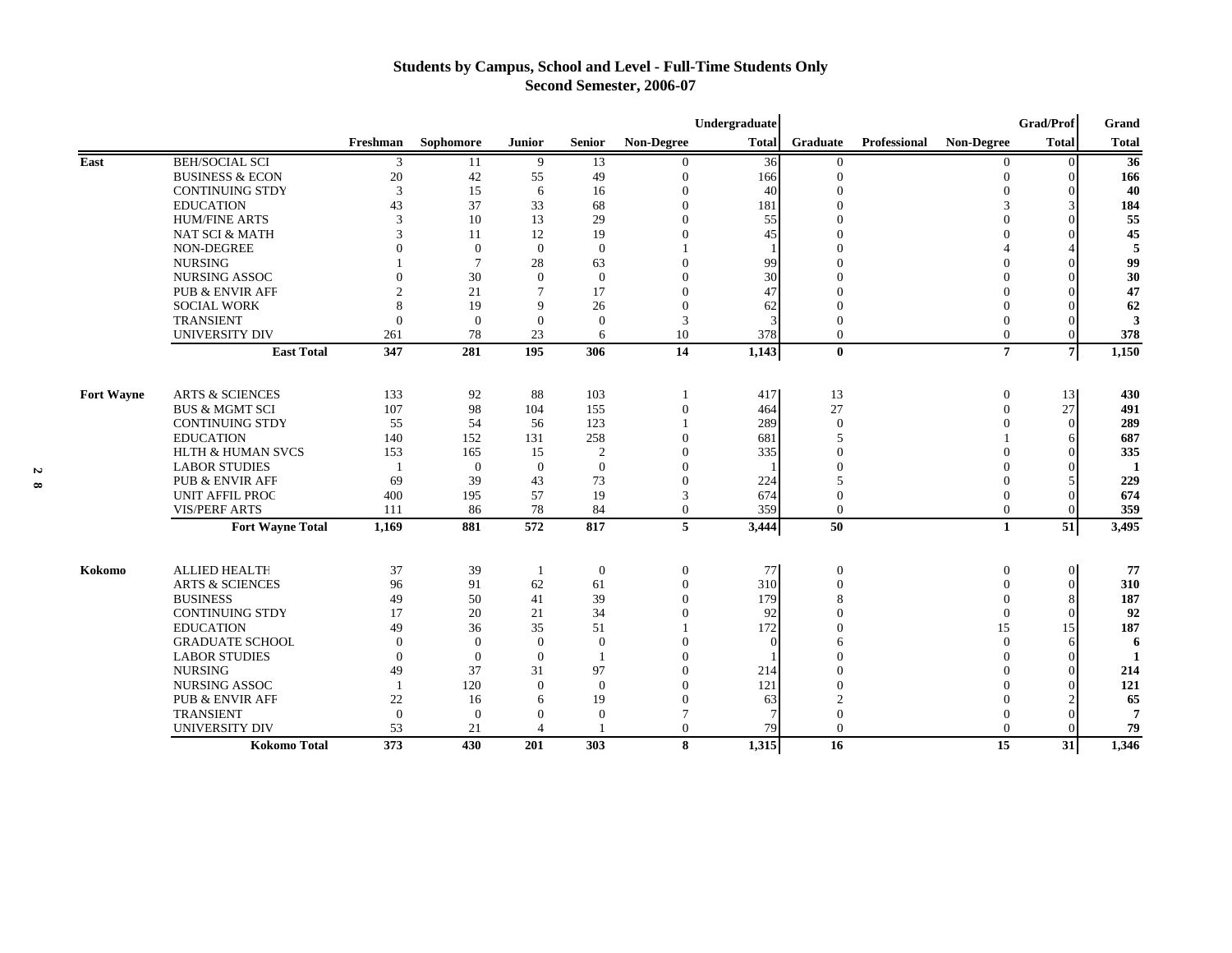# Students by Campus, School and Level - Full-Time Students Only
## Second Semester, 2006-07

| | | Freshman | Sophomore | Junior | Senior | Non-Degree | Undergraduate Total | Graduate | Professional | Non-Degree | Grad/Prof Total | Grand Total |
|---|---|---|---|---|---|---|---|---|---|---|---|---|
| East | BEH/SOCIAL SCI | 3 | 11 | 9 | 13 | 0 | 36 | 0 | | 0 | 0 | 36 |
| | BUSINESS & ECON | 20 | 42 | 55 | 49 | 0 | 166 | 0 | | 0 | 0 | 166 |
| | CONTINUING STDY | 3 | 15 | 6 | 16 | 0 | 40 | 0 | | 0 | 0 | 40 |
| | EDUCATION | 43 | 37 | 33 | 68 | 0 | 181 | 0 | | 3 | 3 | 184 |
| | HUM/FINE ARTS | 3 | 10 | 13 | 29 | 0 | 55 | 0 | | 0 | 0 | 55 |
| | NAT SCI & MATH | 3 | 11 | 12 | 19 | 0 | 45 | 0 | | 0 | 0 | 45 |
| | NON-DEGREE | 0 | 0 | 0 | 0 | 1 | 1 | 0 | | 4 | 4 | 5 |
| | NURSING | 1 | 7 | 28 | 63 | 0 | 99 | 0 | | 0 | 0 | 99 |
| | NURSING ASSOC | 0 | 30 | 0 | 0 | 0 | 30 | 0 | | 0 | 0 | 30 |
| | PUB & ENVIR AFF | 2 | 21 | 7 | 17 | 0 | 47 | 0 | | 0 | 0 | 47 |
| | SOCIAL WORK | 8 | 19 | 9 | 26 | 0 | 62 | 0 | | 0 | 0 | 62 |
| | TRANSIENT | 0 | 0 | 0 | 0 | 3 | 3 | 0 | | 0 | 0 | 3 |
| | UNIVERSITY DIV | 261 | 78 | 23 | 6 | 10 | 378 | 0 | | 0 | 0 | 378 |
| | **East Total** | **347** | **281** | **195** | **306** | **14** | **1,143** | **0** | | **7** | **7** | **1,150** |
| Fort Wayne | ARTS & SCIENCES | 133 | 92 | 88 | 103 | 1 | 417 | 13 | | 0 | 13 | 430 |
| | BUS & MGMT SCI | 107 | 98 | 104 | 155 | 0 | 464 | 27 | | 0 | 27 | 491 |
| | CONTINUING STDY | 55 | 54 | 56 | 123 | 1 | 289 | 0 | | 0 | 0 | 289 |
| | EDUCATION | 140 | 152 | 131 | 258 | 0 | 681 | 5 | | 1 | 6 | 687 |
| | HLTH & HUMAN SVCS | 153 | 165 | 15 | 2 | 0 | 335 | 0 | | 0 | 0 | 335 |
| | LABOR STUDIES | 1 | 0 | 0 | 0 | 0 | 1 | 0 | | 0 | 0 | 1 |
| | PUB & ENVIR AFF | 69 | 39 | 43 | 73 | 0 | 224 | 5 | | 0 | 5 | 229 |
| | UNIT AFFIL PROG | 400 | 195 | 57 | 19 | 3 | 674 | 0 | | 0 | 0 | 674 |
| | VIS/PERF ARTS | 111 | 86 | 78 | 84 | 0 | 359 | 0 | | 0 | 0 | 359 |
| | **Fort Wayne Total** | **1,169** | **881** | **572** | **817** | **5** | **3,444** | **50** | | **1** | **51** | **3,495** |
| Kokomo | ALLIED HEALTH | 37 | 39 | 1 | 0 | 0 | 77 | 0 | | 0 | 0 | 77 |
| | ARTS & SCIENCES | 96 | 91 | 62 | 61 | 0 | 310 | 0 | | 0 | 0 | 310 |
| | BUSINESS | 49 | 50 | 41 | 39 | 0 | 179 | 8 | | 0 | 8 | 187 |
| | CONTINUING STDY | 17 | 20 | 21 | 34 | 0 | 92 | 0 | | 0 | 0 | 92 |
| | EDUCATION | 49 | 36 | 35 | 51 | 1 | 172 | 0 | | 15 | 15 | 187 |
| | GRADUATE SCHOOL | 0 | 0 | 0 | 0 | 0 | 0 | 6 | | 0 | 6 | 6 |
| | LABOR STUDIES | 0 | 0 | 0 | 1 | 0 | 1 | 0 | | 0 | 0 | 1 |
| | NURSING | 49 | 37 | 31 | 97 | 0 | 214 | 0 | | 0 | 0 | 214 |
| | NURSING ASSOC | 1 | 120 | 0 | 0 | 0 | 121 | 0 | | 0 | 0 | 121 |
| | PUB & ENVIR AFF | 22 | 16 | 6 | 19 | 0 | 63 | 2 | | 0 | 2 | 65 |
| | TRANSIENT | 0 | 0 | 0 | 0 | 7 | 7 | 0 | | 0 | 0 | 7 |
| | UNIVERSITY DIV | 53 | 21 | 4 | 1 | 0 | 79 | 0 | | 0 | 0 | 79 |
| | **Kokomo Total** | **373** | **430** | **201** | **303** | **8** | **1,315** | **16** | | **15** | **31** | **1,346** |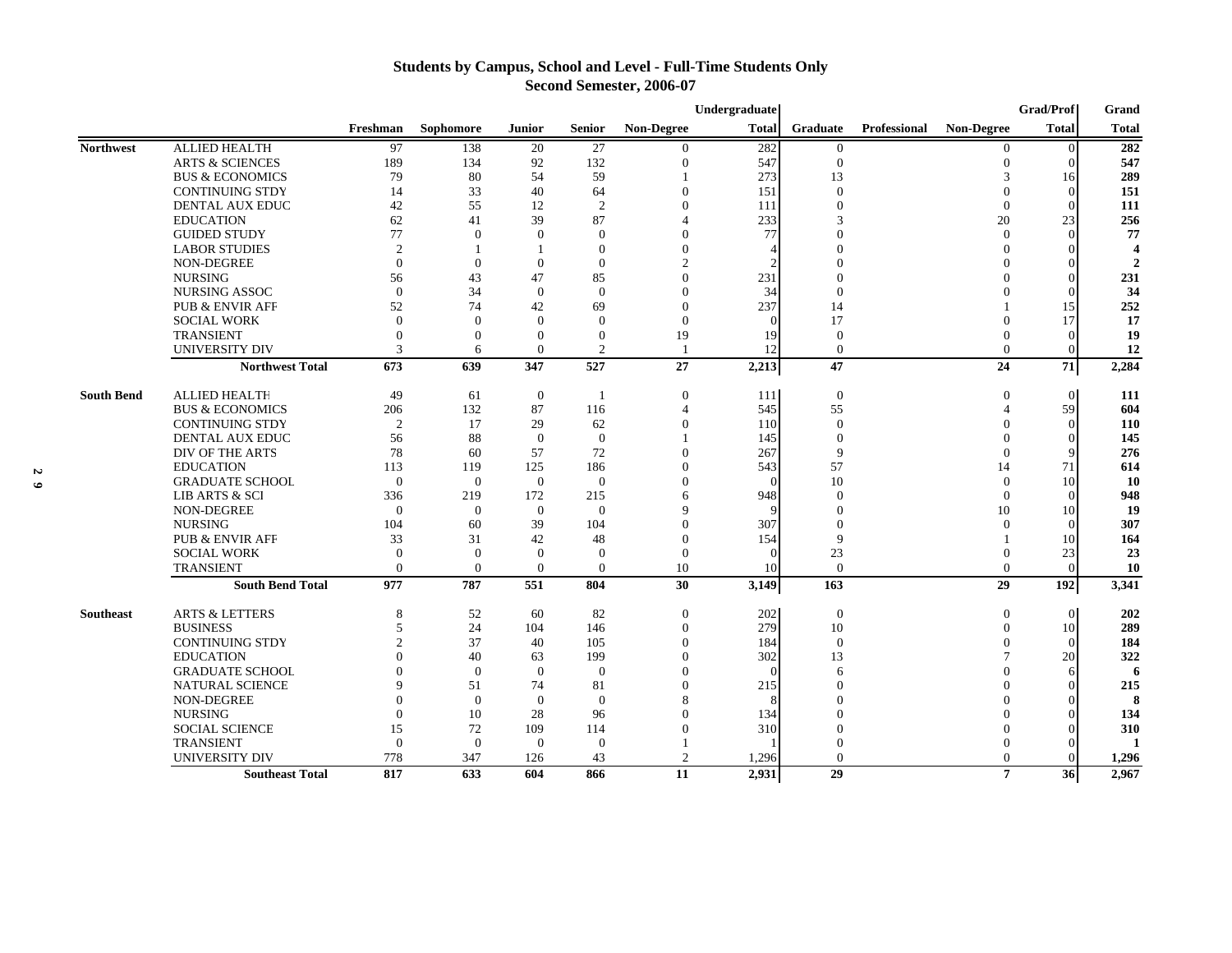# Students by Campus, School and Level - Full-Time Students Only
## Second Semester, 2006-07

| | | Freshman | Sophomore | Junior | Senior | Non-Degree | Undergraduate Total | Graduate | Professional | Non-Degree | Grad/Prof Total | Grand Total |
|---|---|---|---|---|---|---|---|---|---|---|---|---|
| **Northwest** | ALLIED HEALTH | 97 | 138 | 20 | 27 | 0 | 282 | 0 | | 0 | 0 | **282** |
| | ARTS & SCIENCES | 189 | 134 | 92 | 132 | 0 | 547 | 0 | | 0 | 0 | **547** |
| | BUS & ECONOMICS | 79 | 80 | 54 | 59 | 1 | 273 | 13 | | 3 | 16 | **289** |
| | CONTINUING STDY | 14 | 33 | 40 | 64 | 0 | 151 | 0 | | 0 | 0 | **151** |
| | DENTAL AUX EDUC | 42 | 55 | 12 | 2 | 0 | 111 | 0 | | 0 | 0 | **111** |
| | EDUCATION | 62 | 41 | 39 | 87 | 4 | 233 | 3 | | 20 | 23 | **256** |
| | GUIDED STUDY | 77 | 0 | 0 | 0 | 0 | 77 | 0 | | 0 | 0 | **77** |
| | LABOR STUDIES | 2 | 1 | 1 | 0 | 0 | 4 | 0 | | 0 | 0 | **4** |
| | NON-DEGREE | 0 | 0 | 0 | 0 | 2 | 2 | 0 | | 0 | 0 | **2** |
| | NURSING | 56 | 43 | 47 | 85 | 0 | 231 | 0 | | 0 | 0 | **231** |
| | NURSING ASSOC | 0 | 34 | 0 | 0 | 0 | 34 | 0 | | 0 | 0 | **34** |
| | PUB & ENVIR AFF | 52 | 74 | 42 | 69 | 0 | 237 | 14 | | 1 | 15 | **252** |
| | SOCIAL WORK | 0 | 0 | 0 | 0 | 0 | 0 | 17 | | 0 | 17 | **17** |
| | TRANSIENT | 0 | 0 | 0 | 0 | 19 | 19 | 0 | | 0 | 0 | **19** |
| | UNIVERSITY DIV | 3 | 6 | 0 | 2 | 1 | 12 | 0 | | 0 | 0 | **12** |
| | **Northwest Total** | **673** | **639** | **347** | **527** | **27** | **2,213** | **47** | | **24** | **71** | **2,284** |
| **South Bend** | ALLIED HEALTH | 49 | 61 | 0 | 1 | 0 | 111 | 0 | | 0 | 0 | **111** |
| | BUS & ECONOMICS | 206 | 132 | 87 | 116 | 4 | 545 | 55 | | 4 | 59 | **604** |
| | CONTINUING STDY | 2 | 17 | 29 | 62 | 0 | 110 | 0 | | 0 | 0 | **110** |
| | DENTAL AUX EDUC | 56 | 88 | 0 | 0 | 1 | 145 | 0 | | 0 | 0 | **145** |
| | DIV OF THE ARTS | 78 | 60 | 57 | 72 | 0 | 267 | 9 | | 0 | 9 | **276** |
| | EDUCATION | 113 | 119 | 125 | 186 | 0 | 543 | 57 | | 14 | 71 | **614** |
| | GRADUATE SCHOOL | 0 | 0 | 0 | 0 | 0 | 0 | 10 | | 0 | 10 | **10** |
| | LIB ARTS & SCI | 336 | 219 | 172 | 215 | 6 | 948 | 0 | | 0 | 0 | **948** |
| | NON-DEGREE | 0 | 0 | 0 | 0 | 9 | 9 | 0 | | 10 | 10 | **19** |
| | NURSING | 104 | 60 | 39 | 104 | 0 | 307 | 0 | | 0 | 0 | **307** |
| | PUB & ENVIR AFF | 33 | 31 | 42 | 48 | 0 | 154 | 9 | | 1 | 10 | **164** |
| | SOCIAL WORK | 0 | 0 | 0 | 0 | 0 | 0 | 23 | | 0 | 23 | **23** |
| | TRANSIENT | 0 | 0 | 0 | 0 | 10 | 10 | 0 | | 0 | 0 | **10** |
| | **South Bend Total** | **977** | **787** | **551** | **804** | **30** | **3,149** | **163** | | **29** | **192** | **3,341** |
| **Southeast** | ARTS & LETTERS | 8 | 52 | 60 | 82 | 0 | 202 | 0 | | 0 | 0 | **202** |
| | BUSINESS | 5 | 24 | 104 | 146 | 0 | 279 | 10 | | 0 | 10 | **289** |
| | CONTINUING STDY | 2 | 37 | 40 | 105 | 0 | 184 | 0 | | 0 | 0 | **184** |
| | EDUCATION | 0 | 40 | 63 | 199 | 0 | 302 | 13 | | 7 | 20 | **322** |
| | GRADUATE SCHOOL | 0 | 0 | 0 | 0 | 0 | 0 | 6 | | 0 | 6 | **6** |
| | NATURAL SCIENCE | 9 | 51 | 74 | 81 | 0 | 215 | 0 | | 0 | 0 | **215** |
| | NON-DEGREE | 0 | 0 | 0 | 0 | 8 | 8 | 0 | | 0 | 0 | **8** |
| | NURSING | 0 | 10 | 28 | 96 | 0 | 134 | 0 | | 0 | 0 | **134** |
| | SOCIAL SCIENCE | 15 | 72 | 109 | 114 | 0 | 310 | 0 | | 0 | 0 | **310** |
| | TRANSIENT | 0 | 0 | 0 | 0 | 1 | 1 | 0 | | 0 | 0 | **1** |
| | UNIVERSITY DIV | 778 | 347 | 126 | 43 | 2 | 1,296 | 0 | | 0 | 0 | **1,296** |
| | **Southeast Total** | **817** | **633** | **604** | **866** | **11** | **2,931** | **29** | | **7** | **36** | **2,967** |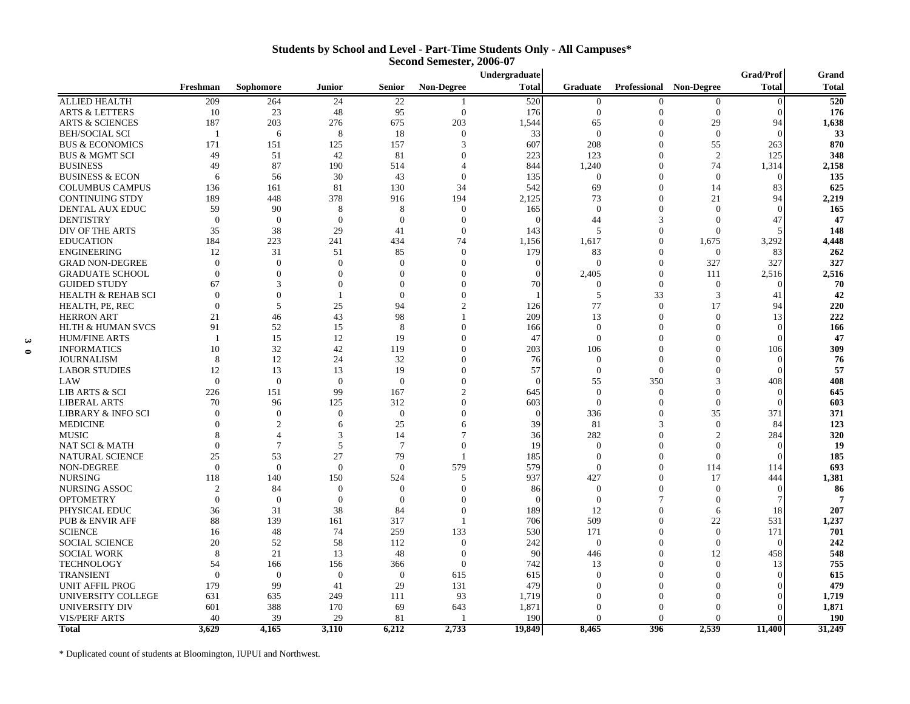## Students by School and Level - Part-Time Students Only - All Campuses*
### Second Semester, 2006-07

| | Freshman | Sophomore | Junior | Senior | Non-Degree | Undergraduate Total | Graduate | Professional | Non-Degree | Grad/Prof Total | Grand Total |
|---|---|---|---|---|---|---|---|---|---|---|---|
| ALLIED HEALTH | 209 | 264 | 24 | 22 | 1 | 520 | 0 | 0 | 0 | 0 | **520** |
| ARTS & LETTERS | 10 | 23 | 48 | 95 | 0 | 176 | 0 | 0 | 0 | 0 | **176** |
| ARTS & SCIENCES | 187 | 203 | 276 | 675 | 203 | 1,544 | 65 | 0 | 29 | 94 | **1,638** |
| BEH/SOCIAL SCI | 1 | 6 | 8 | 18 | 0 | 33 | 0 | 0 | 0 | 0 | **33** |
| BUS & ECONOMICS | 171 | 151 | 125 | 157 | 3 | 607 | 208 | 0 | 55 | 263 | **870** |
| BUS & MGMT SCI | 49 | 51 | 42 | 81 | 0 | 223 | 123 | 0 | 2 | 125 | **348** |
| BUSINESS | 49 | 87 | 190 | 514 | 4 | 844 | 1,240 | 0 | 74 | 1,314 | **2,158** |
| BUSINESS & ECON | 6 | 56 | 30 | 43 | 0 | 135 | 0 | 0 | 0 | 0 | **135** |
| COLUMBUS CAMPUS | 136 | 161 | 81 | 130 | 34 | 542 | 69 | 0 | 14 | 83 | **625** |
| CONTINUING STDY | 189 | 448 | 378 | 916 | 194 | 2,125 | 73 | 0 | 21 | 94 | **2,219** |
| DENTAL AUX EDUC | 59 | 90 | 8 | 8 | 0 | 165 | 0 | 0 | 0 | 0 | **165** |
| DENTISTRY | 0 | 0 | 0 | 0 | 0 | 0 | 44 | 3 | 0 | 47 | **47** |
| DIV OF THE ARTS | 35 | 38 | 29 | 41 | 0 | 143 | 5 | 0 | 0 | 5 | **148** |
| EDUCATION | 184 | 223 | 241 | 434 | 74 | 1,156 | 1,617 | 0 | 1,675 | 3,292 | **4,448** |
| ENGINEERING | 12 | 31 | 51 | 85 | 0 | 179 | 83 | 0 | 0 | 83 | **262** |
| GRAD NON-DEGREE | 0 | 0 | 0 | 0 | 0 | 0 | 0 | 0 | 327 | 327 | **327** |
| GRADUATE SCHOOL | 0 | 0 | 0 | 0 | 0 | 0 | 2,405 | 0 | 111 | 2,516 | **2,516** |
| GUIDED STUDY | 67 | 3 | 0 | 0 | 0 | 70 | 0 | 0 | 0 | 0 | **70** |
| HEALTH & REHAB SCI | 0 | 0 | 1 | 0 | 0 | 1 | 5 | 33 | 3 | 41 | **42** |
| HEALTH, PE, REC | 0 | 5 | 25 | 94 | 2 | 126 | 77 | 0 | 17 | 94 | **220** |
| HERRON ART | 21 | 46 | 43 | 98 | 1 | 209 | 13 | 0 | 0 | 13 | **222** |
| HLTH & HUMAN SVCS | 91 | 52 | 15 | 8 | 0 | 166 | 0 | 0 | 0 | 0 | **166** |
| HUM/FINE ARTS | 1 | 15 | 12 | 19 | 0 | 47 | 0 | 0 | 0 | 0 | **47** |
| INFORMATICS | 10 | 32 | 42 | 119 | 0 | 203 | 106 | 0 | 0 | 106 | **309** |
| JOURNALISM | 8 | 12 | 24 | 32 | 0 | 76 | 0 | 0 | 0 | 0 | **76** |
| LABOR STUDIES | 12 | 13 | 13 | 19 | 0 | 57 | 0 | 0 | 0 | 0 | **57** |
| LAW | 0 | 0 | 0 | 0 | 0 | 0 | 55 | 350 | 3 | 408 | **408** |
| LIB ARTS & SCI | 226 | 151 | 99 | 167 | 2 | 645 | 0 | 0 | 0 | 0 | **645** |
| LIBERAL ARTS | 70 | 96 | 125 | 312 | 0 | 603 | 0 | 0 | 0 | 0 | **603** |
| LIBRARY & INFO SCI | 0 | 0 | 0 | 0 | 0 | 0 | 336 | 0 | 35 | 371 | **371** |
| MEDICINE | 0 | 2 | 6 | 25 | 6 | 39 | 81 | 3 | 0 | 84 | **123** |
| MUSIC | 8 | 4 | 3 | 14 | 7 | 36 | 282 | 0 | 2 | 284 | **320** |
| NAT SCI & MATH | 0 | 7 | 5 | 7 | 0 | 19 | 0 | 0 | 0 | 0 | **19** |
| NATURAL SCIENCE | 25 | 53 | 27 | 79 | 1 | 185 | 0 | 0 | 0 | 0 | **185** |
| NON-DEGREE | 0 | 0 | 0 | 0 | 579 | 579 | 0 | 0 | 114 | 114 | **693** |
| NURSING | 118 | 140 | 150 | 524 | 5 | 937 | 427 | 0 | 17 | 444 | **1,381** |
| NURSING ASSOC | 2 | 84 | 0 | 0 | 0 | 86 | 0 | 0 | 0 | 0 | **86** |
| OPTOMETRY | 0 | 0 | 0 | 0 | 0 | 0 | 0 | 7 | 0 | 7 | **7** |
| PHYSICAL EDUC | 36 | 31 | 38 | 84 | 0 | 189 | 12 | 0 | 6 | 18 | **207** |
| PUB & ENVIR AFF | 88 | 139 | 161 | 317 | 1 | 706 | 509 | 0 | 22 | 531 | **1,237** |
| SCIENCE | 16 | 48 | 74 | 259 | 133 | 530 | 171 | 0 | 0 | 171 | **701** |
| SOCIAL SCIENCE | 20 | 52 | 58 | 112 | 0 | 242 | 0 | 0 | 0 | 0 | **242** |
| SOCIAL WORK | 8 | 21 | 13 | 48 | 0 | 90 | 446 | 0 | 12 | 458 | **548** |
| TECHNOLOGY | 54 | 166 | 156 | 366 | 0 | 742 | 13 | 0 | 0 | 13 | **755** |
| TRANSIENT | 0 | 0 | 0 | 0 | 615 | 615 | 0 | 0 | 0 | 0 | **615** |
| UNIT AFFIL PROG | 179 | 99 | 41 | 29 | 131 | 479 | 0 | 0 | 0 | 0 | **479** |
| UNIVERSITY COLLEGE | 631 | 635 | 249 | 111 | 93 | 1,719 | 0 | 0 | 0 | 0 | **1,719** |
| UNIVERSITY DIV | 601 | 388 | 170 | 69 | 643 | 1,871 | 0 | 0 | 0 | 0 | **1,871** |
| VIS/PERF ARTS | 40 | 39 | 29 | 81 | 1 | 190 | 0 | 0 | 0 | 0 | **190** |
| **Total** | **3,629** | **4,165** | **3,110** | **6,212** | **2,733** | **19,849** | **8,465** | **396** | **2,539** | **11,400** | **31,249** |

* Duplicated count of students at Bloomington, IUPUI and Northwest.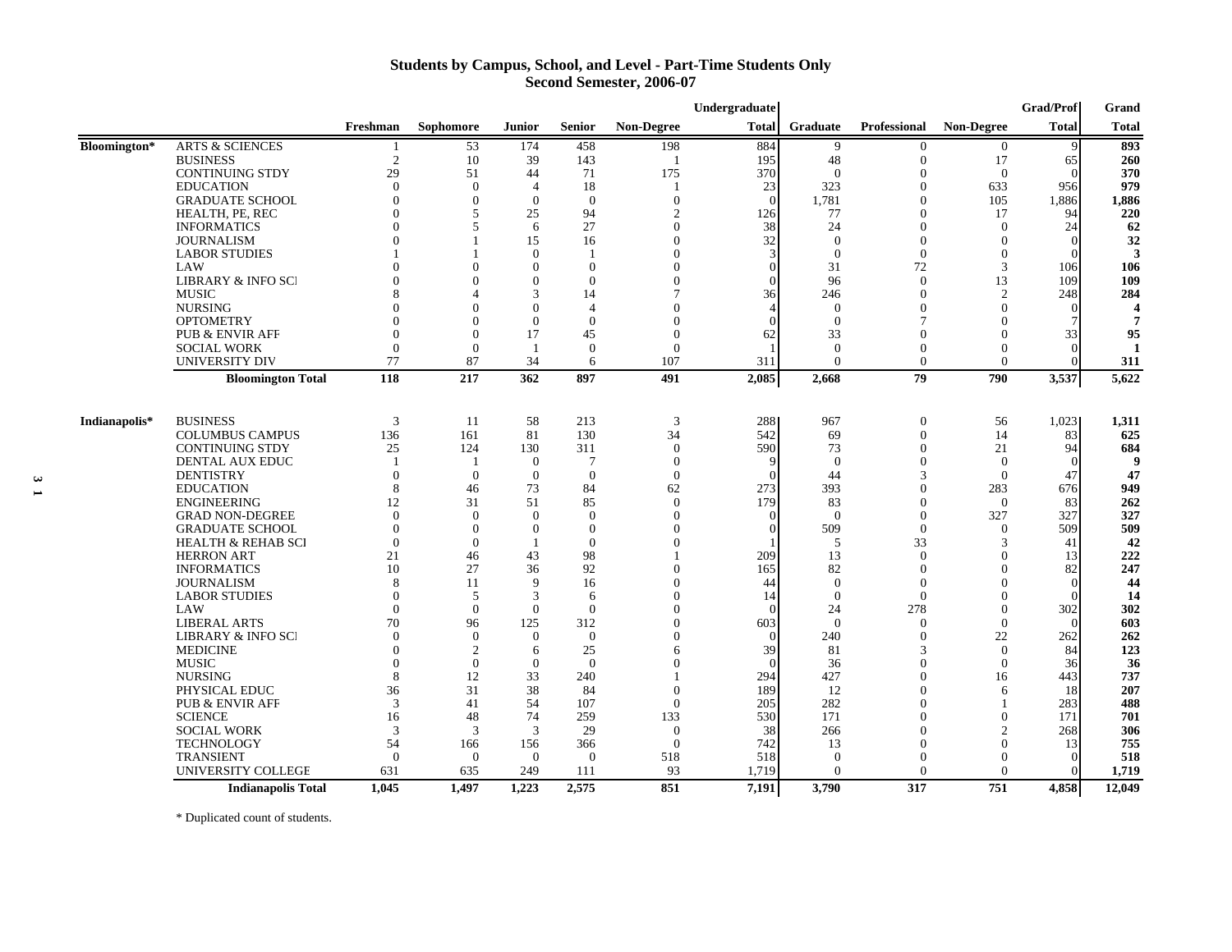## Students by Campus, School, and Level - Part-Time Students Only
## Second Semester, 2006-07

| | | Freshman | Sophomore | Junior | Senior | Non-Degree | Undergraduate Total | Graduate | Professional | Non-Degree | Grad/Prof Total | Grand Total |
|---|---|---|---|---|---|---|---|---|---|---|---|---|
| Bloomington* | ARTS & SCIENCES | 1 | 53 | 174 | 458 | 198 | 884 | 9 | 0 | 0 | 9 | **893** |
| | BUSINESS | 2 | 10 | 39 | 143 | 1 | 195 | 48 | 0 | 17 | 65 | **260** |
| | CONTINUING STDY | 29 | 51 | 44 | 71 | 175 | 370 | 0 | 0 | 0 | 0 | **370** |
| | EDUCATION | 0 | 0 | 4 | 18 | 1 | 23 | 323 | 0 | 633 | 956 | **979** |
| | GRADUATE SCHOOL | 0 | 0 | 0 | 0 | 0 | 0 | 1,781 | 0 | 105 | 1,886 | **1,886** |
| | HEALTH, PE, REC | 0 | 5 | 25 | 94 | 2 | 126 | 77 | 0 | 17 | 94 | **220** |
| | INFORMATICS | 0 | 5 | 6 | 27 | 0 | 38 | 24 | 0 | 0 | 24 | **62** |
| | JOURNALISM | 0 | 1 | 15 | 16 | 0 | 32 | 0 | 0 | 0 | 0 | **32** |
| | LABOR STUDIES | 1 | 1 | 0 | 1 | 0 | 3 | 0 | 0 | 0 | 0 | **3** |
| | LAW | 0 | 0 | 0 | 0 | 0 | 0 | 31 | 72 | 3 | 106 | **106** |
| | LIBRARY & INFO SCI | 0 | 0 | 0 | 0 | 0 | 0 | 96 | 0 | 13 | 109 | **109** |
| | MUSIC | 8 | 4 | 3 | 14 | 7 | 36 | 246 | 0 | 2 | 248 | **284** |
| | NURSING | 0 | 0 | 0 | 4 | 0 | 4 | 0 | 0 | 0 | 0 | **4** |
| | OPTOMETRY | 0 | 0 | 0 | 0 | 0 | 0 | 0 | 7 | 0 | 7 | **7** |
| | PUB & ENVIR AFF | 0 | 0 | 17 | 45 | 0 | 62 | 33 | 0 | 0 | 33 | **95** |
| | SOCIAL WORK | 0 | 0 | 1 | 0 | 0 | 1 | 0 | 0 | 0 | 0 | **1** |
| | UNIVERSITY DIV | 77 | 87 | 34 | 6 | 107 | 311 | 0 | 0 | 0 | 0 | **311** |
| | **Bloomington Total** | **118** | **217** | **362** | **897** | **491** | **2,085** | **2,668** | **79** | **790** | **3,537** | **5,622** |
| Indianapolis* | BUSINESS | 3 | 11 | 58 | 213 | 3 | 288 | 967 | 0 | 56 | 1,023 | **1,311** |
| | COLUMBUS CAMPUS | 136 | 161 | 81 | 130 | 34 | 542 | 69 | 0 | 14 | 83 | **625** |
| | CONTINUING STDY | 25 | 124 | 130 | 311 | 0 | 590 | 73 | 0 | 21 | 94 | **684** |
| | DENTAL AUX EDUC | 1 | 1 | 0 | 7 | 0 | 9 | 0 | 0 | 0 | 0 | **9** |
| | DENTISTRY | 0 | 0 | 0 | 0 | 0 | 0 | 44 | 3 | 0 | 47 | **47** |
| | EDUCATION | 8 | 46 | 73 | 84 | 62 | 273 | 393 | 0 | 283 | 676 | **949** |
| | ENGINEERING | 12 | 31 | 51 | 85 | 0 | 179 | 83 | 0 | 0 | 83 | **262** |
| | GRAD NON-DEGREE | 0 | 0 | 0 | 0 | 0 | 0 | 0 | 0 | 327 | 327 | **327** |
| | GRADUATE SCHOOL | 0 | 0 | 0 | 0 | 0 | 0 | 509 | 0 | 0 | 509 | **509** |
| | HEALTH & REHAB SCI | 0 | 0 | 1 | 0 | 0 | 1 | 5 | 33 | 3 | 41 | **42** |
| | HERRON ART | 21 | 46 | 43 | 98 | 1 | 209 | 13 | 0 | 0 | 13 | **222** |
| | INFORMATICS | 10 | 27 | 36 | 92 | 0 | 165 | 82 | 0 | 0 | 82 | **247** |
| | JOURNALISM | 8 | 11 | 9 | 16 | 0 | 44 | 0 | 0 | 0 | 0 | **44** |
| | LABOR STUDIES | 0 | 5 | 3 | 6 | 0 | 14 | 0 | 0 | 0 | 0 | **14** |
| | LAW | 0 | 0 | 0 | 0 | 0 | 0 | 24 | 278 | 0 | 302 | **302** |
| | LIBERAL ARTS | 70 | 96 | 125 | 312 | 0 | 603 | 0 | 0 | 0 | 0 | **603** |
| | LIBRARY & INFO SCI | 0 | 0 | 0 | 0 | 0 | 0 | 240 | 0 | 22 | 262 | **262** |
| | MEDICINE | 0 | 2 | 6 | 25 | 6 | 39 | 81 | 3 | 0 | 84 | **123** |
| | MUSIC | 0 | 0 | 0 | 0 | 0 | 0 | 36 | 0 | 0 | 36 | **36** |
| | NURSING | 8 | 12 | 33 | 240 | 1 | 294 | 427 | 0 | 16 | 443 | **737** |
| | PHYSICAL EDUC | 36 | 31 | 38 | 84 | 0 | 189 | 12 | 0 | 6 | 18 | **207** |
| | PUB & ENVIR AFF | 3 | 41 | 54 | 107 | 0 | 205 | 282 | 0 | 1 | 283 | **488** |
| | SCIENCE | 16 | 48 | 74 | 259 | 133 | 530 | 171 | 0 | 0 | 171 | **701** |
| | SOCIAL WORK | 3 | 3 | 3 | 29 | 0 | 38 | 266 | 0 | 2 | 268 | **306** |
| | TECHNOLOGY | 54 | 166 | 156 | 366 | 0 | 742 | 13 | 0 | 0 | 13 | **755** |
| | TRANSIENT | 0 | 0 | 0 | 0 | 518 | 518 | 0 | 0 | 0 | 0 | **518** |
| | UNIVERSITY COLLEGE | 631 | 635 | 249 | 111 | 93 | 1,719 | 0 | 0 | 0 | 0 | **1,719** |
| | **Indianapolis Total** | **1,045** | **1,497** | **1,223** | **2,575** | **851** | **7,191** | **3,790** | **317** | **751** | **4,858** | **12,049** |

\* Duplicated count of students.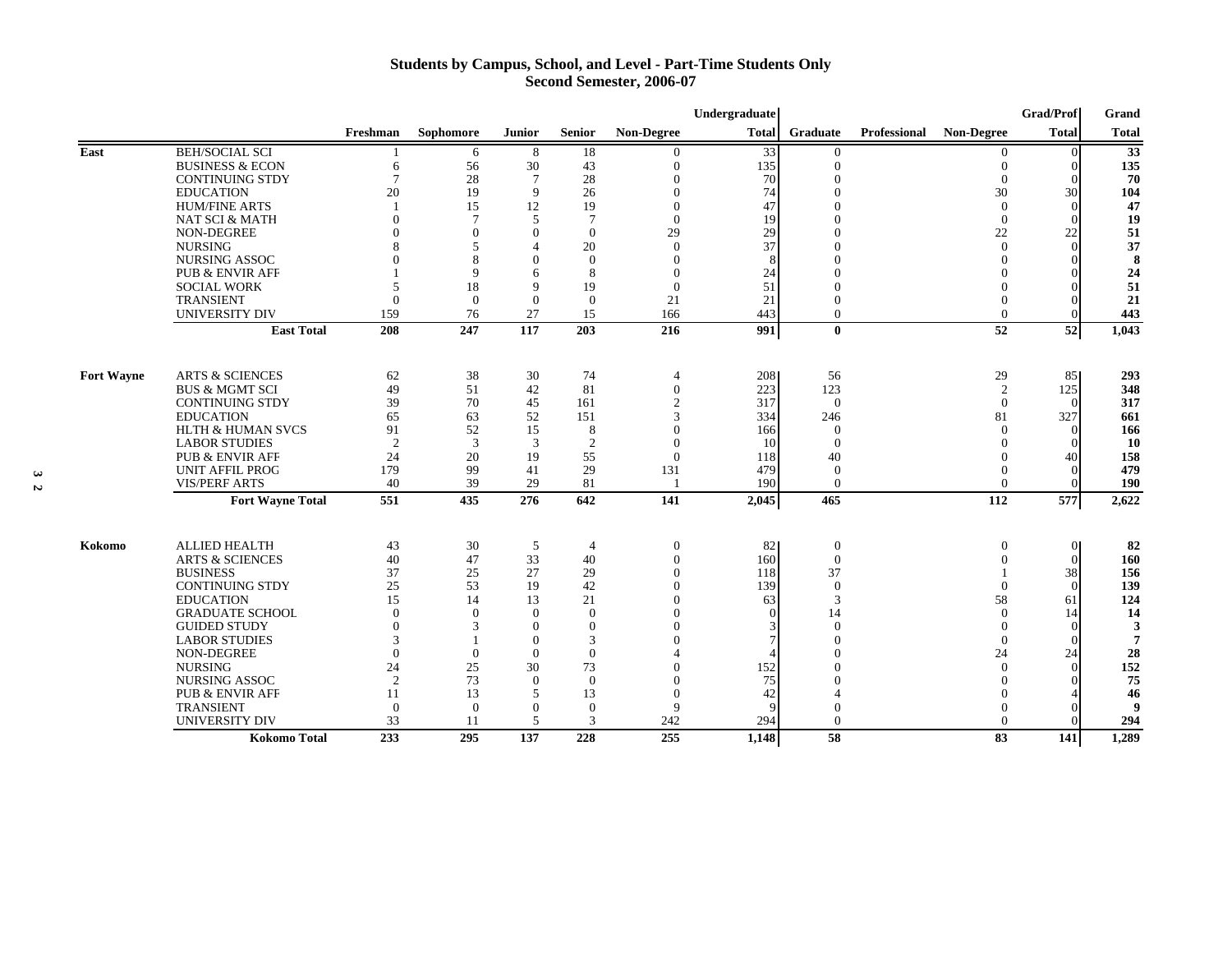# Students by Campus, School, and Level - Part-Time Students Only
## Second Semester, 2006-07

| | | Freshman | Sophomore | Junior | Senior | Non-Degree | Undergraduate Total | Graduate | Professional | Non-Degree | Grad/Prof Total | Grand Total |
|---|---|---|---|---|---|---|---|---|---|---|---|---|
| East | BEH/SOCIAL SCI | 1 | 6 | 8 | 18 | 0 | 33 | 0 | | 0 | 0 | **33** |
| | BUSINESS & ECON | 6 | 56 | 30 | 43 | 0 | 135 | 0 | | 0 | 0 | **135** |
| | CONTINUING STDY | 7 | 28 | 7 | 28 | 0 | 70 | 0 | | 0 | 0 | **70** |
| | EDUCATION | 20 | 19 | 9 | 26 | 0 | 74 | 0 | | 30 | 30 | **104** |
| | HUM/FINE ARTS | 1 | 15 | 12 | 19 | 0 | 47 | 0 | | 0 | 0 | **47** |
| | NAT SCI & MATH | 0 | 7 | 5 | 7 | 0 | 19 | 0 | | 0 | 0 | **19** |
| | NON-DEGREE | 0 | 0 | 0 | 0 | 29 | 29 | 0 | | 22 | 22 | **51** |
| | NURSING | 8 | 5 | 4 | 20 | 0 | 37 | 0 | | 0 | 0 | **37** |
| | NURSING ASSOC | 0 | 8 | 0 | 0 | 0 | 8 | 0 | | 0 | 0 | **8** |
| | PUB & ENVIR AFF | 1 | 9 | 6 | 8 | 0 | 24 | 0 | | 0 | 0 | **24** |
| | SOCIAL WORK | 5 | 18 | 9 | 19 | 0 | 51 | 0 | | 0 | 0 | **51** |
| | TRANSIENT | 0 | 0 | 0 | 0 | 21 | 21 | 0 | | 0 | 0 | **21** |
| | UNIVERSITY DIV | 159 | 76 | 27 | 15 | 166 | 443 | 0 | | 0 | 0 | **443** |
| | **East Total** | **208** | **247** | **117** | **203** | **216** | **991** | **0** | | **52** | **52** | **1,043** |
| Fort Wayne | ARTS & SCIENCES | 62 | 38 | 30 | 74 | 4 | 208 | 56 | | 29 | 85 | **293** |
| | BUS & MGMT SCI | 49 | 51 | 42 | 81 | 0 | 223 | 123 | | 2 | 125 | **348** |
| | CONTINUING STDY | 39 | 70 | 45 | 161 | 2 | 317 | 0 | | 0 | 0 | **317** |
| | EDUCATION | 65 | 63 | 52 | 151 | 3 | 334 | 246 | | 81 | 327 | **661** |
| | HLTH & HUMAN SVCS | 91 | 52 | 15 | 8 | 0 | 166 | 0 | | 0 | 0 | **166** |
| | LABOR STUDIES | 2 | 3 | 3 | 2 | 0 | 10 | 0 | | 0 | 0 | **10** |
| | PUB & ENVIR AFF | 24 | 20 | 19 | 55 | 0 | 118 | 40 | | 0 | 40 | **158** |
| | UNIT AFFIL PROG | 179 | 99 | 41 | 29 | 131 | 479 | 0 | | 0 | 0 | **479** |
| | VIS/PERF ARTS | 40 | 39 | 29 | 81 | 1 | 190 | 0 | | 0 | 0 | **190** |
| | **Fort Wayne Total** | **551** | **435** | **276** | **642** | **141** | **2,045** | **465** | | **112** | **577** | **2,622** |
| Kokomo | ALLIED HEALTH | 43 | 30 | 5 | 4 | 0 | 82 | 0 | | 0 | 0 | **82** |
| | ARTS & SCIENCES | 40 | 47 | 33 | 40 | 0 | 160 | 0 | | 0 | 0 | **160** |
| | BUSINESS | 37 | 25 | 27 | 29 | 0 | 118 | 37 | | 1 | 38 | **156** |
| | CONTINUING STDY | 25 | 53 | 19 | 42 | 0 | 139 | 0 | | 0 | 0 | **139** |
| | EDUCATION | 15 | 14 | 13 | 21 | 0 | 63 | 3 | | 58 | 61 | **124** |
| | GRADUATE SCHOOL | 0 | 0 | 0 | 0 | 0 | 0 | 14 | | 0 | 14 | **14** |
| | GUIDED STUDY | 0 | 3 | 0 | 0 | 0 | 3 | 0 | | 0 | 0 | **3** |
| | LABOR STUDIES | 3 | 1 | 0 | 3 | 0 | 7 | 0 | | 0 | 0 | **7** |
| | NON-DEGREE | 0 | 0 | 0 | 0 | 4 | 4 | 0 | | 24 | 24 | **28** |
| | NURSING | 24 | 25 | 30 | 73 | 0 | 152 | 0 | | 0 | 0 | **152** |
| | NURSING ASSOC | 2 | 73 | 0 | 0 | 0 | 75 | 0 | | 0 | 0 | **75** |
| | PUB & ENVIR AFF | 11 | 13 | 5 | 13 | 0 | 42 | 4 | | 0 | 4 | **46** |
| | TRANSIENT | 0 | 0 | 0 | 0 | 9 | 9 | 0 | | 0 | 0 | **9** |
| | UNIVERSITY DIV | 33 | 11 | 5 | 3 | 242 | 294 | 0 | | 0 | 0 | **294** |
| | **Kokomo Total** | **233** | **295** | **137** | **228** | **255** | **1,148** | **58** | | **83** | **141** | **1,289** |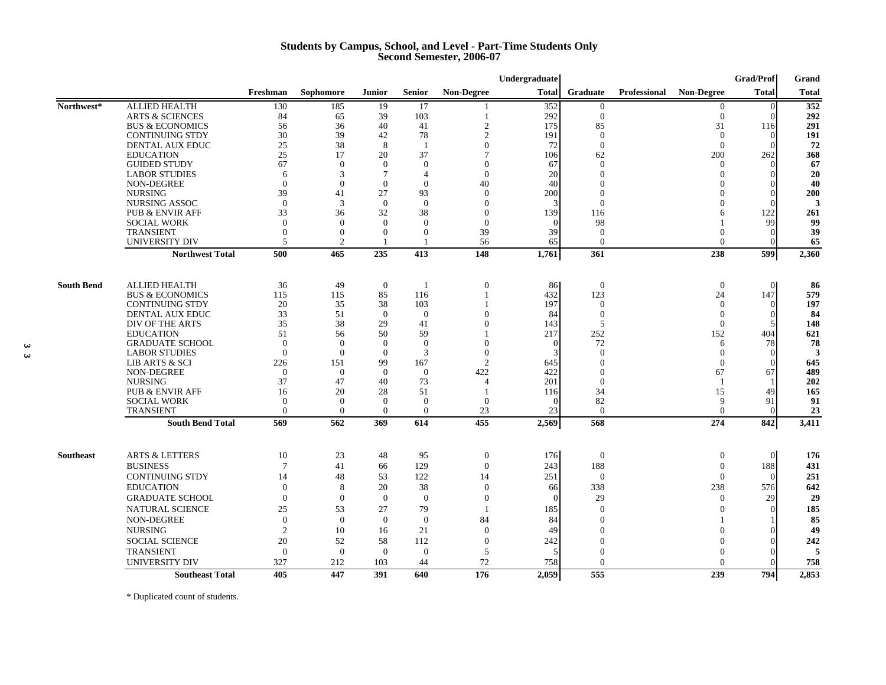# Students by Campus, School, and Level - Part-Time Students Only
## Second Semester, 2006-07

| | | Freshman | Sophomore | Junior | Senior | Non-Degree | Undergraduate Total | Graduate | Professional | Non-Degree | Grad/Prof Total | Grand Total |
|---|---|---|---|---|---|---|---|---|---|---|---|---|
| Northwest* | ALLIED HEALTH | 130 | 185 | 19 | 17 | 1 | 352 | 0 | | 0 | 0 | **352** |
| | ARTS & SCIENCES | 84 | 65 | 39 | 103 | 1 | 292 | 0 | | 0 | 0 | **292** |
| | BUS & ECONOMICS | 56 | 36 | 40 | 41 | 2 | 175 | 85 | | 31 | 116 | **291** |
| | CONTINUING STDY | 30 | 39 | 42 | 78 | 2 | 191 | 0 | | 0 | 0 | **191** |
| | DENTAL AUX EDUC | 25 | 38 | 8 | 1 | 0 | 72 | 0 | | 0 | 0 | **72** |
| | EDUCATION | 25 | 17 | 20 | 37 | 7 | 106 | 62 | | 200 | 262 | **368** |
| | GUIDED STUDY | 67 | 0 | 0 | 0 | 0 | 67 | 0 | | 0 | 0 | **67** |
| | LABOR STUDIES | 6 | 3 | 7 | 4 | 0 | 20 | 0 | | 0 | 0 | **20** |
| | NON-DEGREE | 0 | 0 | 0 | 0 | 40 | 40 | 0 | | 0 | 0 | **40** |
| | NURSING | 39 | 41 | 27 | 93 | 0 | 200 | 0 | | 0 | 0 | **200** |
| | NURSING ASSOC | 0 | 3 | 0 | 0 | 0 | 3 | 0 | | 0 | 0 | **3** |
| | PUB & ENVIR AFF | 33 | 36 | 32 | 38 | 0 | 139 | 116 | | 6 | 122 | **261** |
| | SOCIAL WORK | 0 | 0 | 0 | 0 | 0 | 0 | 98 | | 1 | 99 | **99** |
| | TRANSIENT | 0 | 0 | 0 | 0 | 39 | 39 | 0 | | 0 | 0 | **39** |
| | UNIVERSITY DIV | 5 | 2 | 1 | 1 | 56 | 65 | 0 | | 0 | 0 | **65** |
| | **Northwest Total** | **500** | **465** | **235** | **413** | **148** | **1,761** | **361** | | **238** | **599** | **2,360** |
| South Bend | ALLIED HEALTH | 36 | 49 | 0 | 1 | 0 | 86 | 0 | | 0 | 0 | **86** |
| | BUS & ECONOMICS | 115 | 115 | 85 | 116 | 1 | 432 | 123 | | 24 | 147 | **579** |
| | CONTINUING STDY | 20 | 35 | 38 | 103 | 1 | 197 | 0 | | 0 | 0 | **197** |
| | DENTAL AUX EDUC | 33 | 51 | 0 | 0 | 0 | 84 | 0 | | 0 | 0 | **84** |
| | DIV OF THE ARTS | 35 | 38 | 29 | 41 | 0 | 143 | 5 | | 0 | 5 | **148** |
| | EDUCATION | 51 | 56 | 50 | 59 | 1 | 217 | 252 | | 152 | 404 | **621** |
| | GRADUATE SCHOOL | 0 | 0 | 0 | 0 | 0 | 0 | 72 | | 6 | 78 | **78** |
| | LABOR STUDIES | 0 | 0 | 0 | 3 | 0 | 3 | 0 | | 0 | 0 | **3** |
| | LIB ARTS & SCI | 226 | 151 | 99 | 167 | 2 | 645 | 0 | | 0 | 0 | **645** |
| | NON-DEGREE | 0 | 0 | 0 | 0 | 422 | 422 | 0 | | 67 | 67 | **489** |
| | NURSING | 37 | 47 | 40 | 73 | 4 | 201 | 0 | | 1 | 1 | **202** |
| | PUB & ENVIR AFF | 16 | 20 | 28 | 51 | 1 | 116 | 34 | | 15 | 49 | **165** |
| | SOCIAL WORK | 0 | 0 | 0 | 0 | 0 | 0 | 82 | | 9 | 91 | **91** |
| | TRANSIENT | 0 | 0 | 0 | 0 | 23 | 23 | 0 | | 0 | 0 | **23** |
| | **South Bend Total** | **569** | **562** | **369** | **614** | **455** | **2,569** | **568** | | **274** | **842** | **3,411** |
| Southeast | ARTS & LETTERS | 10 | 23 | 48 | 95 | 0 | 176 | 0 | | 0 | 0 | **176** |
| | BUSINESS | 7 | 41 | 66 | 129 | 0 | 243 | 188 | | 0 | 188 | **431** |
| | CONTINUING STDY | 14 | 48 | 53 | 122 | 14 | 251 | 0 | | 0 | 0 | **251** |
| | EDUCATION | 0 | 8 | 20 | 38 | 0 | 66 | 338 | | 238 | 576 | **642** |
| | GRADUATE SCHOOL | 0 | 0 | 0 | 0 | 0 | 0 | 29 | | 0 | 29 | **29** |
| | NATURAL SCIENCE | 25 | 53 | 27 | 79 | 1 | 185 | 0 | | 0 | 0 | **185** |
| | NON-DEGREE | 0 | 0 | 0 | 0 | 84 | 84 | 0 | | 1 | 1 | **85** |
| | NURSING | 2 | 10 | 16 | 21 | 0 | 49 | 0 | | 0 | 0 | **49** |
| | SOCIAL SCIENCE | 20 | 52 | 58 | 112 | 0 | 242 | 0 | | 0 | 0 | **242** |
| | TRANSIENT | 0 | 0 | 0 | 0 | 5 | 5 | 0 | | 0 | 0 | **5** |
| | UNIVERSITY DIV | 327 | 212 | 103 | 44 | 72 | 758 | 0 | | 0 | 0 | **758** |
| | **Southeast Total** | **405** | **447** | **391** | **640** | **176** | **2,059** | **555** | | **239** | **794** | **2,853** |

\* Duplicated count of students.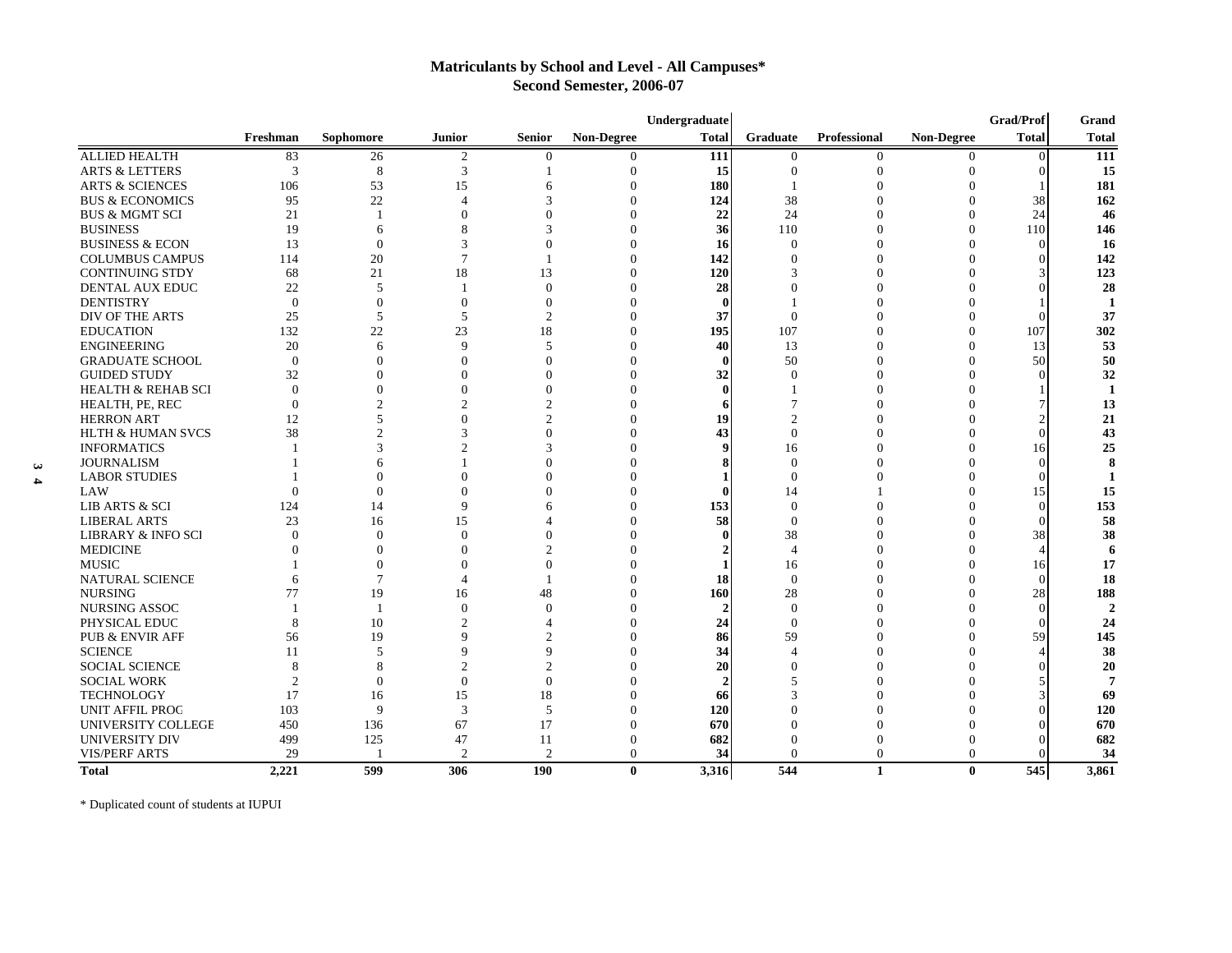**Matriculants by School and Level - All Campuses***
**Second Semester, 2006-07**

| | Freshman | Sophomore | Junior | Senior | Non-Degree | Undergraduate Total | Graduate | Professional | Non-Degree | Grad/Prof Total | Grand Total |
|---|---|---|---|---|---|---|---|---|---|---|---|
| ALLIED HEALTH | 83 | 26 | 2 | 0 | 0 | **111** | 0 | 0 | 0 | 0 | **111** |
| ARTS & LETTERS | 3 | 8 | 3 | 1 | 0 | **15** | 0 | 0 | 0 | 0 | **15** |
| ARTS & SCIENCES | 106 | 53 | 15 | 6 | 0 | **180** | 1 | 0 | 0 | 1 | **181** |
| BUS & ECONOMICS | 95 | 22 | 4 | 3 | 0 | **124** | 38 | 0 | 0 | 38 | **162** |
| BUS & MGMT SCI | 21 | 1 | 0 | 0 | 0 | **22** | 24 | 0 | 0 | 24 | **46** |
| BUSINESS | 19 | 6 | 8 | 3 | 0 | **36** | 110 | 0 | 0 | 110 | **146** |
| BUSINESS & ECON | 13 | 0 | 3 | 0 | 0 | **16** | 0 | 0 | 0 | 0 | **16** |
| COLUMBUS CAMPUS | 114 | 20 | 7 | 1 | 0 | **142** | 0 | 0 | 0 | 0 | **142** |
| CONTINUING STDY | 68 | 21 | 18 | 13 | 0 | **120** | 3 | 0 | 0 | 3 | **123** |
| DENTAL AUX EDUC | 22 | 5 | 1 | 0 | 0 | **28** | 0 | 0 | 0 | 0 | **28** |
| DENTISTRY | 0 | 0 | 0 | 0 | 0 | **0** | 1 | 0 | 0 | 1 | **1** |
| DIV OF THE ARTS | 25 | 5 | 5 | 2 | 0 | **37** | 0 | 0 | 0 | 0 | **37** |
| EDUCATION | 132 | 22 | 23 | 18 | 0 | **195** | 107 | 0 | 0 | 107 | **302** |
| ENGINEERING | 20 | 6 | 9 | 5 | 0 | **40** | 13 | 0 | 0 | 13 | **53** |
| GRADUATE SCHOOL | 0 | 0 | 0 | 0 | 0 | **0** | 50 | 0 | 0 | 50 | **50** |
| GUIDED STUDY | 32 | 0 | 0 | 0 | 0 | **32** | 0 | 0 | 0 | 0 | **32** |
| HEALTH & REHAB SCI | 0 | 0 | 0 | 0 | 0 | **0** | 1 | 0 | 0 | 1 | **1** |
| HEALTH, PE, REC | 0 | 2 | 2 | 2 | 0 | **6** | 7 | 0 | 0 | 7 | **13** |
| HERRON ART | 12 | 5 | 0 | 2 | 0 | **19** | 2 | 0 | 0 | 2 | **21** |
| HLTH & HUMAN SVCS | 38 | 2 | 3 | 0 | 0 | **43** | 0 | 0 | 0 | 0 | **43** |
| INFORMATICS | 1 | 3 | 2 | 3 | 0 | **9** | 16 | 0 | 0 | 16 | **25** |
| JOURNALISM | 1 | 6 | 1 | 0 | 0 | **8** | 0 | 0 | 0 | 0 | **8** |
| LABOR STUDIES | 1 | 0 | 0 | 0 | 0 | **1** | 0 | 0 | 0 | 0 | **1** |
| LAW | 0 | 0 | 0 | 0 | 0 | **0** | 14 | 1 | 0 | 15 | **15** |
| LIB ARTS & SCI | 124 | 14 | 9 | 6 | 0 | **153** | 0 | 0 | 0 | 0 | **153** |
| LIBERAL ARTS | 23 | 16 | 15 | 4 | 0 | **58** | 0 | 0 | 0 | 0 | **58** |
| LIBRARY & INFO SCI | 0 | 0 | 0 | 0 | 0 | **0** | 38 | 0 | 0 | 38 | **38** |
| MEDICINE | 0 | 0 | 0 | 2 | 0 | **2** | 4 | 0 | 0 | 4 | **6** |
| MUSIC | 1 | 0 | 0 | 0 | 0 | **1** | 16 | 0 | 0 | 16 | **17** |
| NATURAL SCIENCE | 6 | 7 | 4 | 1 | 0 | **18** | 0 | 0 | 0 | 0 | **18** |
| NURSING | 77 | 19 | 16 | 48 | 0 | **160** | 28 | 0 | 0 | 28 | **188** |
| NURSING ASSOC | 1 | 1 | 0 | 0 | 0 | **2** | 0 | 0 | 0 | 0 | **2** |
| PHYSICAL EDUC | 8 | 10 | 2 | 4 | 0 | **24** | 0 | 0 | 0 | 0 | **24** |
| PUB & ENVIR AFF | 56 | 19 | 9 | 2 | 0 | **86** | 59 | 0 | 0 | 59 | **145** |
| SCIENCE | 11 | 5 | 9 | 9 | 0 | **34** | 4 | 0 | 0 | 4 | **38** |
| SOCIAL SCIENCE | 8 | 8 | 2 | 2 | 0 | **20** | 0 | 0 | 0 | 0 | **20** |
| SOCIAL WORK | 2 | 0 | 0 | 0 | 0 | **2** | 5 | 0 | 0 | 5 | **7** |
| TECHNOLOGY | 17 | 16 | 15 | 18 | 0 | **66** | 3 | 0 | 0 | 3 | **69** |
| UNIT AFFIL PROG | 103 | 9 | 3 | 5 | 0 | **120** | 0 | 0 | 0 | 0 | **120** |
| UNIVERSITY COLLEGE | 450 | 136 | 67 | 17 | 0 | **670** | 0 | 0 | 0 | 0 | **670** |
| UNIVERSITY DIV | 499 | 125 | 47 | 11 | 0 | **682** | 0 | 0 | 0 | 0 | **682** |
| VIS/PERF ARTS | 29 | 1 | 2 | 2 | 0 | **34** | 0 | 0 | 0 | 0 | **34** |
| **Total** | **2,221** | **599** | **306** | **190** | **0** | **3,316** | **544** | **1** | **0** | **545** | **3,861** |

* Duplicated count of students at IUPUI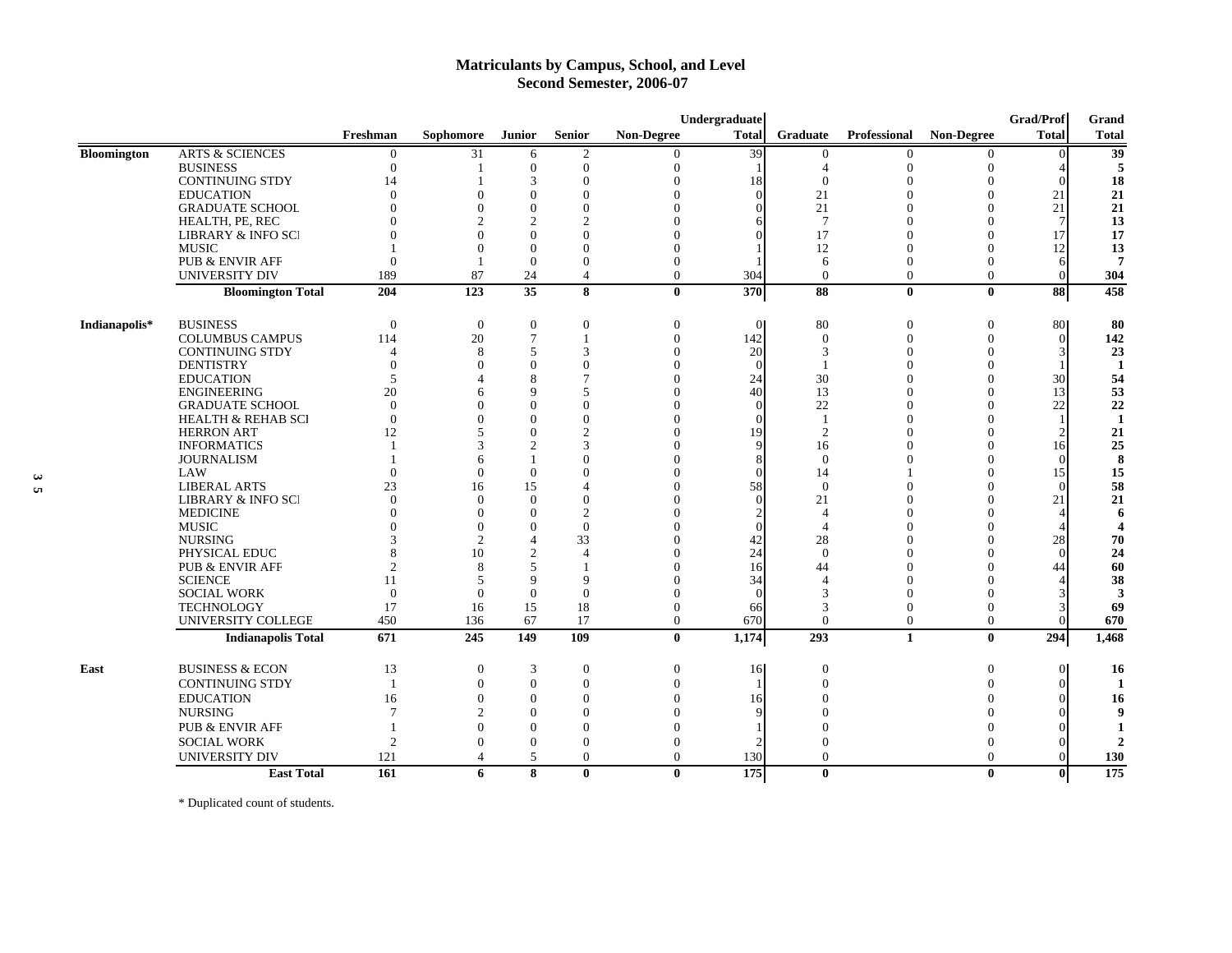## Matriculants by Campus, School, and Level
## Second Semester, 2006-07

| | | Freshman | Sophomore | Junior | Senior | Non-Degree | Undergraduate Total | Graduate | Professional | Non-Degree | Grad/Prof Total | Grand Total |
|---|---|---|---|---|---|---|---|---|---|---|---|---|
| **Bloomington** | ARTS & SCIENCES | 0 | 31 | 6 | 2 | 0 | 39 | 0 | 0 | 0 | 0 | **39** |
| | BUSINESS | 0 | 1 | 0 | 0 | 0 | 1 | 4 | 0 | 0 | 4 | **5** |
| | CONTINUING STDY | 14 | 1 | 3 | 0 | 0 | 18 | 0 | 0 | 0 | 0 | **18** |
| | EDUCATION | 0 | 0 | 0 | 0 | 0 | 0 | 21 | 0 | 0 | 21 | **21** |
| | GRADUATE SCHOOL | 0 | 0 | 0 | 0 | 0 | 0 | 21 | 0 | 0 | 21 | **21** |
| | HEALTH, PE, REC | 0 | 2 | 2 | 2 | 0 | 6 | 7 | 0 | 0 | 7 | **13** |
| | LIBRARY & INFO SCI | 0 | 0 | 0 | 0 | 0 | 0 | 17 | 0 | 0 | 17 | **17** |
| | MUSIC | 1 | 0 | 0 | 0 | 0 | 1 | 12 | 0 | 0 | 12 | **13** |
| | PUB & ENVIR AFF | 0 | 1 | 0 | 0 | 0 | 1 | 6 | 0 | 0 | 6 | **7** |
| | UNIVERSITY DIV | 189 | 87 | 24 | 4 | 0 | 304 | 0 | 0 | 0 | 0 | **304** |
| | **Bloomington Total** | **204** | **123** | **35** | **8** | **0** | **370** | **88** | **0** | **0** | **88** | **458** |
| **Indianapolis*** | BUSINESS | 0 | 0 | 0 | 0 | 0 | 0 | 80 | 0 | 0 | 80 | **80** |
| | COLUMBUS CAMPUS | 114 | 20 | 7 | 1 | 0 | 142 | 0 | 0 | 0 | 0 | **142** |
| | CONTINUING STDY | 4 | 8 | 5 | 3 | 0 | 20 | 3 | 0 | 0 | 3 | **23** |
| | DENTISTRY | 0 | 0 | 0 | 0 | 0 | 0 | 1 | 0 | 0 | 1 | **1** |
| | EDUCATION | 5 | 4 | 8 | 7 | 0 | 24 | 30 | 0 | 0 | 30 | **54** |
| | ENGINEERING | 20 | 6 | 9 | 5 | 0 | 40 | 13 | 0 | 0 | 13 | **53** |
| | GRADUATE SCHOOL | 0 | 0 | 0 | 0 | 0 | 0 | 22 | 0 | 0 | 22 | **22** |
| | HEALTH & REHAB SCI | 0 | 0 | 0 | 0 | 0 | 0 | 1 | 0 | 0 | 1 | **1** |
| | HERRON ART | 12 | 5 | 0 | 2 | 0 | 19 | 2 | 0 | 0 | 2 | **21** |
| | INFORMATICS | 1 | 3 | 2 | 3 | 0 | 9 | 16 | 0 | 0 | 16 | **25** |
| | JOURNALISM | 1 | 6 | 1 | 0 | 0 | 8 | 0 | 0 | 0 | 0 | **8** |
| | LAW | 0 | 0 | 0 | 0 | 0 | 0 | 14 | 1 | 0 | 15 | **15** |
| | LIBERAL ARTS | 23 | 16 | 15 | 4 | 0 | 58 | 0 | 0 | 0 | 0 | **58** |
| | LIBRARY & INFO SCI | 0 | 0 | 0 | 0 | 0 | 0 | 21 | 0 | 0 | 21 | **21** |
| | MEDICINE | 0 | 0 | 0 | 2 | 0 | 2 | 4 | 0 | 0 | 4 | **6** |
| | MUSIC | 0 | 0 | 0 | 0 | 0 | 0 | 4 | 0 | 0 | 4 | **4** |
| | NURSING | 3 | 2 | 4 | 33 | 0 | 42 | 28 | 0 | 0 | 28 | **70** |
| | PHYSICAL EDUC | 8 | 10 | 2 | 4 | 0 | 24 | 0 | 0 | 0 | 0 | **24** |
| | PUB & ENVIR AFF | 2 | 8 | 5 | 1 | 0 | 16 | 44 | 0 | 0 | 44 | **60** |
| | SCIENCE | 11 | 5 | 9 | 9 | 0 | 34 | 4 | 0 | 0 | 4 | **38** |
| | SOCIAL WORK | 0 | 0 | 0 | 0 | 0 | 0 | 3 | 0 | 0 | 3 | **3** |
| | TECHNOLOGY | 17 | 16 | 15 | 18 | 0 | 66 | 3 | 0 | 0 | 3 | **69** |
| | UNIVERSITY COLLEGE | 450 | 136 | 67 | 17 | 0 | 670 | 0 | 0 | 0 | 0 | **670** |
| | **Indianapolis Total** | **671** | **245** | **149** | **109** | **0** | **1,174** | **293** | **1** | **0** | **294** | **1,468** |
| **East** | BUSINESS & ECON | 13 | 0 | 3 | 0 | 0 | 16 | 0 | | 0 | 0 | **16** |
| | CONTINUING STDY | 1 | 0 | 0 | 0 | 0 | 1 | 0 | | 0 | 0 | **1** |
| | EDUCATION | 16 | 0 | 0 | 0 | 0 | 16 | 0 | | 0 | 0 | **16** |
| | NURSING | 7 | 2 | 0 | 0 | 0 | 9 | 0 | | 0 | 0 | **9** |
| | PUB & ENVIR AFF | 1 | 0 | 0 | 0 | 0 | 1 | 0 | | 0 | 0 | **1** |
| | SOCIAL WORK | 2 | 0 | 0 | 0 | 0 | 2 | 0 | | 0 | 0 | **2** |
| | UNIVERSITY DIV | 121 | 4 | 5 | 0 | 0 | 130 | 0 | | 0 | 0 | **130** |
| | **East Total** | **161** | **6** | **8** | **0** | **0** | **175** | **0** | | **0** | **0** | **175** |

\* Duplicated count of students.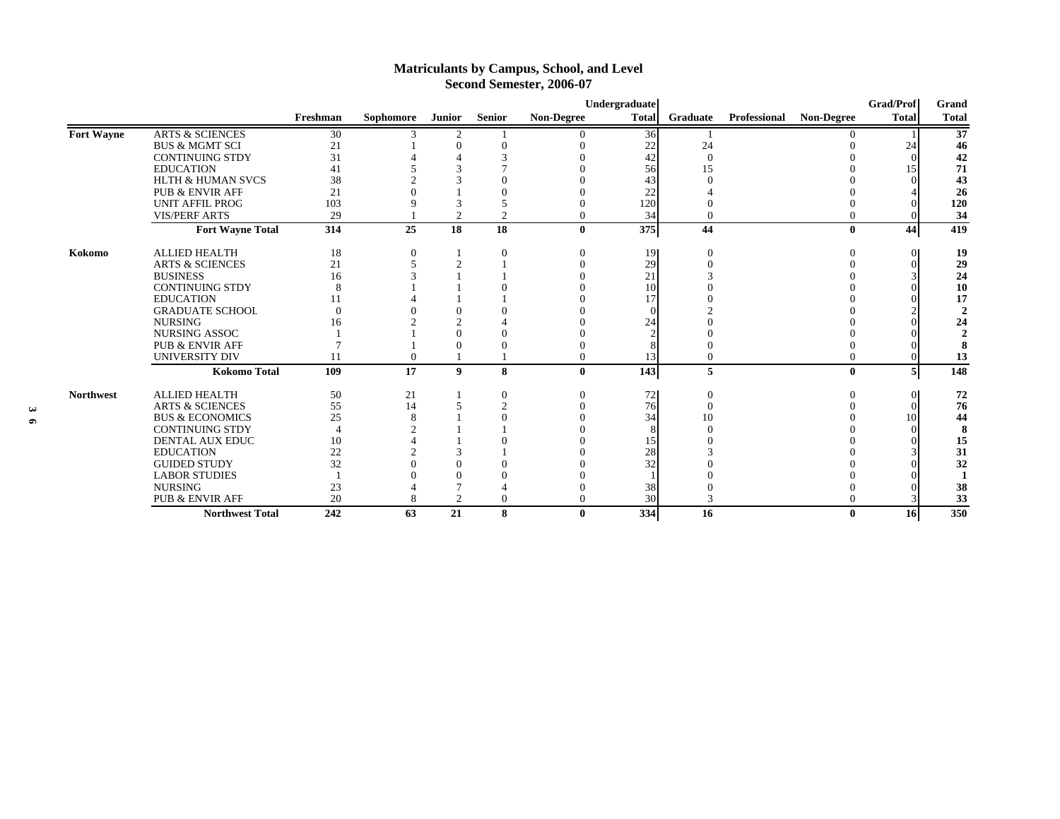## Matriculants by Campus, School, and Level
## Second Semester, 2006-07

| | | Freshman | Sophomore | Junior | Senior | Non-Degree | Undergraduate Total | Graduate | Professional | Non-Degree | Grad/Prof Total | Grand Total |
|---|---|---|---|---|---|---|---|---|---|---|---|---|
| **Fort Wayne** | ARTS & SCIENCES | 30 | 3 | 2 | 1 | 0 | 36 | 1 | | 0 | 1 | **37** |
| | BUS & MGMT SCI | 21 | 1 | 0 | 0 | 0 | 22 | 24 | | 0 | 24 | **46** |
| | CONTINUING STDY | 31 | 4 | 4 | 3 | 0 | 42 | 0 | | 0 | 0 | **42** |
| | EDUCATION | 41 | 5 | 3 | 7 | 0 | 56 | 15 | | 0 | 15 | **71** |
| | HLTH & HUMAN SVCS | 38 | 2 | 3 | 0 | 0 | 43 | 0 | | 0 | 0 | **43** |
| | PUB & ENVIR AFF | 21 | 0 | 1 | 0 | 0 | 22 | 4 | | 0 | 4 | **26** |
| | UNIT AFFIL PROG | 103 | 9 | 3 | 5 | 0 | 120 | 0 | | 0 | 0 | **120** |
| | VIS/PERF ARTS | 29 | 1 | 2 | 2 | 0 | 34 | 0 | | 0 | 0 | **34** |
| | **Fort Wayne Total** | **314** | **25** | **18** | **18** | **0** | **375** | **44** | | **0** | **44** | **419** |
| **Kokomo** | ALLIED HEALTH | 18 | 0 | 1 | 0 | 0 | 19 | 0 | | 0 | 0 | **19** |
| | ARTS & SCIENCES | 21 | 5 | 2 | 1 | 0 | 29 | 0 | | 0 | 0 | **29** |
| | BUSINESS | 16 | 3 | 1 | 1 | 0 | 21 | 3 | | 0 | 3 | **24** |
| | CONTINUING STDY | 8 | 1 | 1 | 0 | 0 | 10 | 0 | | 0 | 0 | **10** |
| | EDUCATION | 11 | 4 | 1 | 1 | 0 | 17 | 0 | | 0 | 0 | **17** |
| | GRADUATE SCHOOL | 0 | 0 | 0 | 0 | 0 | 0 | 2 | | 0 | 2 | **2** |
| | NURSING | 16 | 2 | 2 | 4 | 0 | 24 | 0 | | 0 | 0 | **24** |
| | NURSING ASSOC | 1 | 1 | 0 | 0 | 0 | 2 | 0 | | 0 | 0 | **2** |
| | PUB & ENVIR AFF | 7 | 1 | 0 | 0 | 0 | 8 | 0 | | 0 | 0 | **8** |
| | UNIVERSITY DIV | 11 | 0 | 1 | 1 | 0 | 13 | 0 | | 0 | 0 | **13** |
| | **Kokomo Total** | **109** | **17** | **9** | **8** | **0** | **143** | **5** | | **0** | **5** | **148** |
| **Northwest** | ALLIED HEALTH | 50 | 21 | 1 | 0 | 0 | 72 | 0 | | 0 | 0 | **72** |
| | ARTS & SCIENCES | 55 | 14 | 5 | 2 | 0 | 76 | 0 | | 0 | 0 | **76** |
| | BUS & ECONOMICS | 25 | 8 | 1 | 0 | 0 | 34 | 10 | | 0 | 10 | **44** |
| | CONTINUING STDY | 4 | 2 | 1 | 1 | 0 | 8 | 0 | | 0 | 0 | **8** |
| | DENTAL AUX EDUC | 10 | 4 | 1 | 0 | 0 | 15 | 0 | | 0 | 0 | **15** |
| | EDUCATION | 22 | 2 | 3 | 1 | 0 | 28 | 3 | | 0 | 3 | **31** |
| | GUIDED STUDY | 32 | 0 | 0 | 0 | 0 | 32 | 0 | | 0 | 0 | **32** |
| | LABOR STUDIES | 1 | 0 | 0 | 0 | 0 | 1 | 0 | | 0 | 0 | **1** |
| | NURSING | 23 | 4 | 7 | 4 | 0 | 38 | 0 | | 0 | 0 | **38** |
| | PUB & ENVIR AFF | 20 | 8 | 2 | 0 | 0 | 30 | 3 | | 0 | 3 | **33** |
| | **Northwest Total** | **242** | **63** | **21** | **8** | **0** | **334** | **16** | | **0** | **16** | **350** |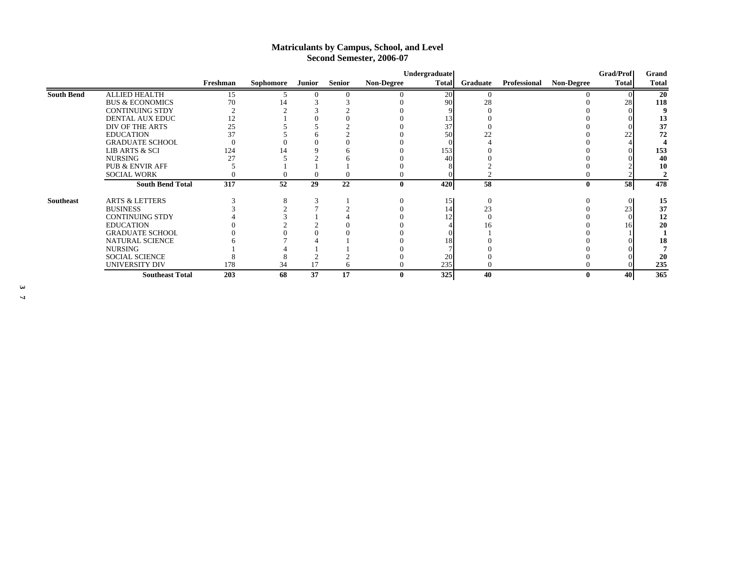## Matriculants by Campus, School, and Level
## Second Semester, 2006-07

| | | Freshman | Sophomore | Junior | Senior | Non-Degree | Undergraduate Total | Graduate | Professional | Non-Degree | Grad/Prof Total | Grand Total |
|---|---|---|---|---|---|---|---|---|---|---|---|---|
| **South Bend** | ALLIED HEALTH | 15 | 5 | 0 | 0 | 0 | 20 | 0 | | 0 | 0 | **20** |
| | BUS & ECONOMICS | 70 | 14 | 3 | 3 | 0 | 90 | 28 | | 0 | 28 | **118** |
| | CONTINUING STDY | 2 | 2 | 3 | 2 | 0 | 9 | 0 | | 0 | 0 | **9** |
| | DENTAL AUX EDUC | 12 | 1 | 0 | 0 | 0 | 13 | 0 | | 0 | 0 | **13** |
| | DIV OF THE ARTS | 25 | 5 | 5 | 2 | 0 | 37 | 0 | | 0 | 0 | **37** |
| | EDUCATION | 37 | 5 | 6 | 2 | 0 | 50 | 22 | | 0 | 22 | **72** |
| | GRADUATE SCHOOL | 0 | 0 | 0 | 0 | 0 | 0 | 4 | | 0 | 4 | **4** |
| | LIB ARTS & SCI | 124 | 14 | 9 | 6 | 0 | 153 | 0 | | 0 | 0 | **153** |
| | NURSING | 27 | 5 | 2 | 6 | 0 | 40 | 0 | | 0 | 0 | **40** |
| | PUB & ENVIR AFF | 5 | 1 | 1 | 1 | 0 | 8 | 2 | | 0 | 2 | **10** |
| | SOCIAL WORK | 0 | 0 | 0 | 0 | 0 | 0 | 2 | | 0 | 2 | **2** |
| | **South Bend Total** | **317** | **52** | **29** | **22** | **0** | **420** | **58** | | **0** | **58** | **478** |
| **Southeast** | ARTS & LETTERS | 3 | 8 | 3 | 1 | 0 | 15 | 0 | | 0 | 0 | **15** |
| | BUSINESS | 3 | 2 | 7 | 2 | 0 | 14 | 23 | | 0 | 23 | **37** |
| | CONTINUING STDY | 4 | 3 | 1 | 4 | 0 | 12 | 0 | | 0 | 0 | **12** |
| | EDUCATION | 0 | 2 | 2 | 0 | 0 | 4 | 16 | | 0 | 16 | **20** |
| | GRADUATE SCHOOL | 0 | 0 | 0 | 0 | 0 | 0 | 1 | | 0 | 1 | **1** |
| | NATURAL SCIENCE | 6 | 7 | 4 | 1 | 0 | 18 | 0 | | 0 | 0 | **18** |
| | NURSING | 1 | 4 | 1 | 1 | 0 | 7 | 0 | | 0 | 0 | **7** |
| | SOCIAL SCIENCE | 8 | 8 | 2 | 2 | 0 | 20 | 0 | | 0 | 0 | **20** |
| | UNIVERSITY DIV | 178 | 34 | 17 | 6 | 0 | 235 | 0 | | 0 | 0 | **235** |
| | **Southeast Total** | **203** | **68** | **37** | **17** | **0** | **325** | **40** | | **0** | **40** | **365** |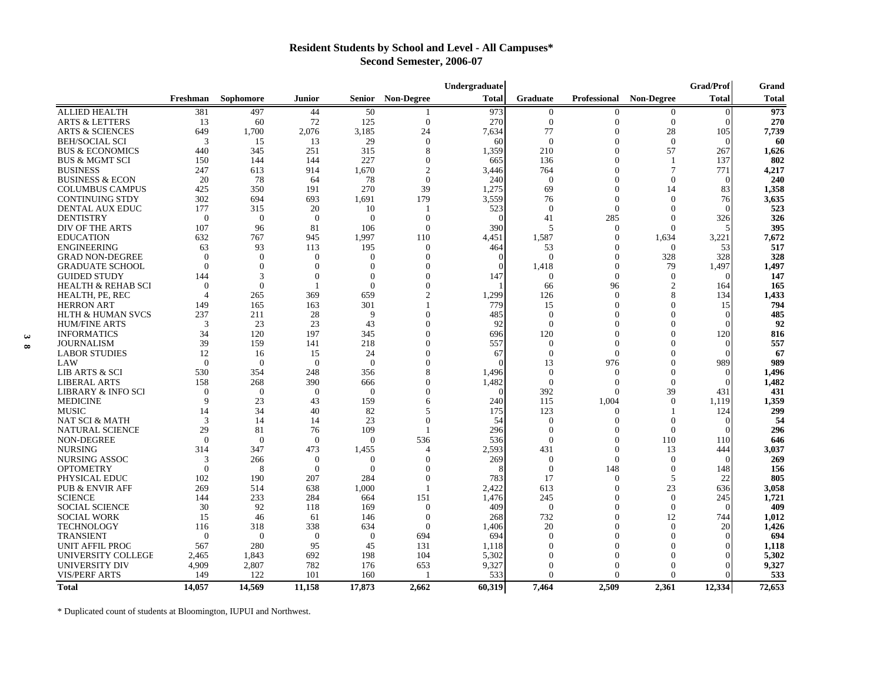## Resident Students by School and Level - All Campuses*
## Second Semester, 2006-07

| | Freshman | Sophomore | Junior | Senior | Non-Degree | Undergraduate Total | Graduate | Professional | Non-Degree | Grad/Prof Total | Grand Total |
|---|---|---|---|---|---|---|---|---|---|---|---|
| ALLIED HEALTH | 381 | 497 | 44 | 50 | 1 | 973 | 0 | 0 | 0 | 0 | **973** |
| ARTS & LETTERS | 13 | 60 | 72 | 125 | 0 | 270 | 0 | 0 | 0 | 0 | **270** |
| ARTS & SCIENCES | 649 | 1,700 | 2,076 | 3,185 | 24 | 7,634 | 77 | 0 | 28 | 105 | **7,739** |
| BEH/SOCIAL SCI | 3 | 15 | 13 | 29 | 0 | 60 | 0 | 0 | 0 | 0 | **60** |
| BUS & ECONOMICS | 440 | 345 | 251 | 315 | 8 | 1,359 | 210 | 0 | 57 | 267 | **1,626** |
| BUS & MGMT SCI | 150 | 144 | 144 | 227 | 0 | 665 | 136 | 0 | 1 | 137 | **802** |
| BUSINESS | 247 | 613 | 914 | 1,670 | 2 | 3,446 | 764 | 0 | 7 | 771 | **4,217** |
| BUSINESS & ECON | 20 | 78 | 64 | 78 | 0 | 240 | 0 | 0 | 0 | 0 | **240** |
| COLUMBUS CAMPUS | 425 | 350 | 191 | 270 | 39 | 1,275 | 69 | 0 | 14 | 83 | **1,358** |
| CONTINUING STDY | 302 | 694 | 693 | 1,691 | 179 | 3,559 | 76 | 0 | 0 | 76 | **3,635** |
| DENTAL AUX EDUC | 177 | 315 | 20 | 10 | 1 | 523 | 0 | 0 | 0 | 0 | **523** |
| DENTISTRY | 0 | 0 | 0 | 0 | 0 | 0 | 41 | 285 | 0 | 326 | **326** |
| DIV OF THE ARTS | 107 | 96 | 81 | 106 | 0 | 390 | 5 | 0 | 0 | 5 | **395** |
| EDUCATION | 632 | 767 | 945 | 1,997 | 110 | 4,451 | 1,587 | 0 | 1,634 | 3,221 | **7,672** |
| ENGINEERING | 63 | 93 | 113 | 195 | 0 | 464 | 53 | 0 | 0 | 53 | **517** |
| GRAD NON-DEGREE | 0 | 0 | 0 | 0 | 0 | 0 | 0 | 0 | 328 | 328 | **328** |
| GRADUATE SCHOOL | 0 | 0 | 0 | 0 | 0 | 0 | 1,418 | 0 | 79 | 1,497 | **1,497** |
| GUIDED STUDY | 144 | 3 | 0 | 0 | 0 | 147 | 0 | 0 | 0 | 0 | **147** |
| HEALTH & REHAB SCI | 0 | 0 | 1 | 0 | 0 | 1 | 66 | 96 | 2 | 164 | **165** |
| HEALTH, PE, REC | 4 | 265 | 369 | 659 | 2 | 1,299 | 126 | 0 | 8 | 134 | **1,433** |
| HERRON ART | 149 | 165 | 163 | 301 | 1 | 779 | 15 | 0 | 0 | 15 | **794** |
| HLTH & HUMAN SVCS | 237 | 211 | 28 | 9 | 0 | 485 | 0 | 0 | 0 | 0 | **485** |
| HUM/FINE ARTS | 3 | 23 | 23 | 43 | 0 | 92 | 0 | 0 | 0 | 0 | **92** |
| INFORMATICS | 34 | 120 | 197 | 345 | 0 | 696 | 120 | 0 | 0 | 120 | **816** |
| JOURNALISM | 39 | 159 | 141 | 218 | 0 | 557 | 0 | 0 | 0 | 0 | **557** |
| LABOR STUDIES | 12 | 16 | 15 | 24 | 0 | 67 | 0 | 0 | 0 | 0 | **67** |
| LAW | 0 | 0 | 0 | 0 | 0 | 0 | 13 | 976 | 0 | 989 | **989** |
| LIB ARTS & SCI | 530 | 354 | 248 | 356 | 8 | 1,496 | 0 | 0 | 0 | 0 | **1,496** |
| LIBERAL ARTS | 158 | 268 | 390 | 666 | 0 | 1,482 | 0 | 0 | 0 | 0 | **1,482** |
| LIBRARY & INFO SCI | 0 | 0 | 0 | 0 | 0 | 0 | 392 | 0 | 39 | 431 | **431** |
| MEDICINE | 9 | 23 | 43 | 159 | 6 | 240 | 115 | 1,004 | 0 | 1,119 | **1,359** |
| MUSIC | 14 | 34 | 40 | 82 | 5 | 175 | 123 | 0 | 1 | 124 | **299** |
| NAT SCI & MATH | 3 | 14 | 14 | 23 | 0 | 54 | 0 | 0 | 0 | 0 | **54** |
| NATURAL SCIENCE | 29 | 81 | 76 | 109 | 1 | 296 | 0 | 0 | 0 | 0 | **296** |
| NON-DEGREE | 0 | 0 | 0 | 0 | 536 | 536 | 0 | 0 | 110 | 110 | **646** |
| NURSING | 314 | 347 | 473 | 1,455 | 4 | 2,593 | 431 | 0 | 13 | 444 | **3,037** |
| NURSING ASSOC | 3 | 266 | 0 | 0 | 0 | 269 | 0 | 0 | 0 | 0 | **269** |
| OPTOMETRY | 0 | 8 | 0 | 0 | 0 | 8 | 0 | 148 | 0 | 148 | **156** |
| PHYSICAL EDUC | 102 | 190 | 207 | 284 | 0 | 783 | 17 | 0 | 5 | 22 | **805** |
| PUB & ENVIR AFF | 269 | 514 | 638 | 1,000 | 1 | 2,422 | 613 | 0 | 23 | 636 | **3,058** |
| SCIENCE | 144 | 233 | 284 | 664 | 151 | 1,476 | 245 | 0 | 0 | 245 | **1,721** |
| SOCIAL SCIENCE | 30 | 92 | 118 | 169 | 0 | 409 | 0 | 0 | 0 | 0 | **409** |
| SOCIAL WORK | 15 | 46 | 61 | 146 | 0 | 268 | 732 | 0 | 12 | 744 | **1,012** |
| TECHNOLOGY | 116 | 318 | 338 | 634 | 0 | 1,406 | 20 | 0 | 0 | 20 | **1,426** |
| TRANSIENT | 0 | 0 | 0 | 0 | 694 | 694 | 0 | 0 | 0 | 0 | **694** |
| UNIT AFFIL PROG | 567 | 280 | 95 | 45 | 131 | 1,118 | 0 | 0 | 0 | 0 | **1,118** |
| UNIVERSITY COLLEGE | 2,465 | 1,843 | 692 | 198 | 104 | 5,302 | 0 | 0 | 0 | 0 | **5,302** |
| UNIVERSITY DIV | 4,909 | 2,807 | 782 | 176 | 653 | 9,327 | 0 | 0 | 0 | 0 | **9,327** |
| VIS/PERF ARTS | 149 | 122 | 101 | 160 | 1 | 533 | 0 | 0 | 0 | 0 | **533** |
| **Total** | **14,057** | **14,569** | **11,158** | **17,873** | **2,662** | **60,319** | **7,464** | **2,509** | **2,361** | **12,334** | **72,653** |

* Duplicated count of students at Bloomington, IUPUI and Northwest.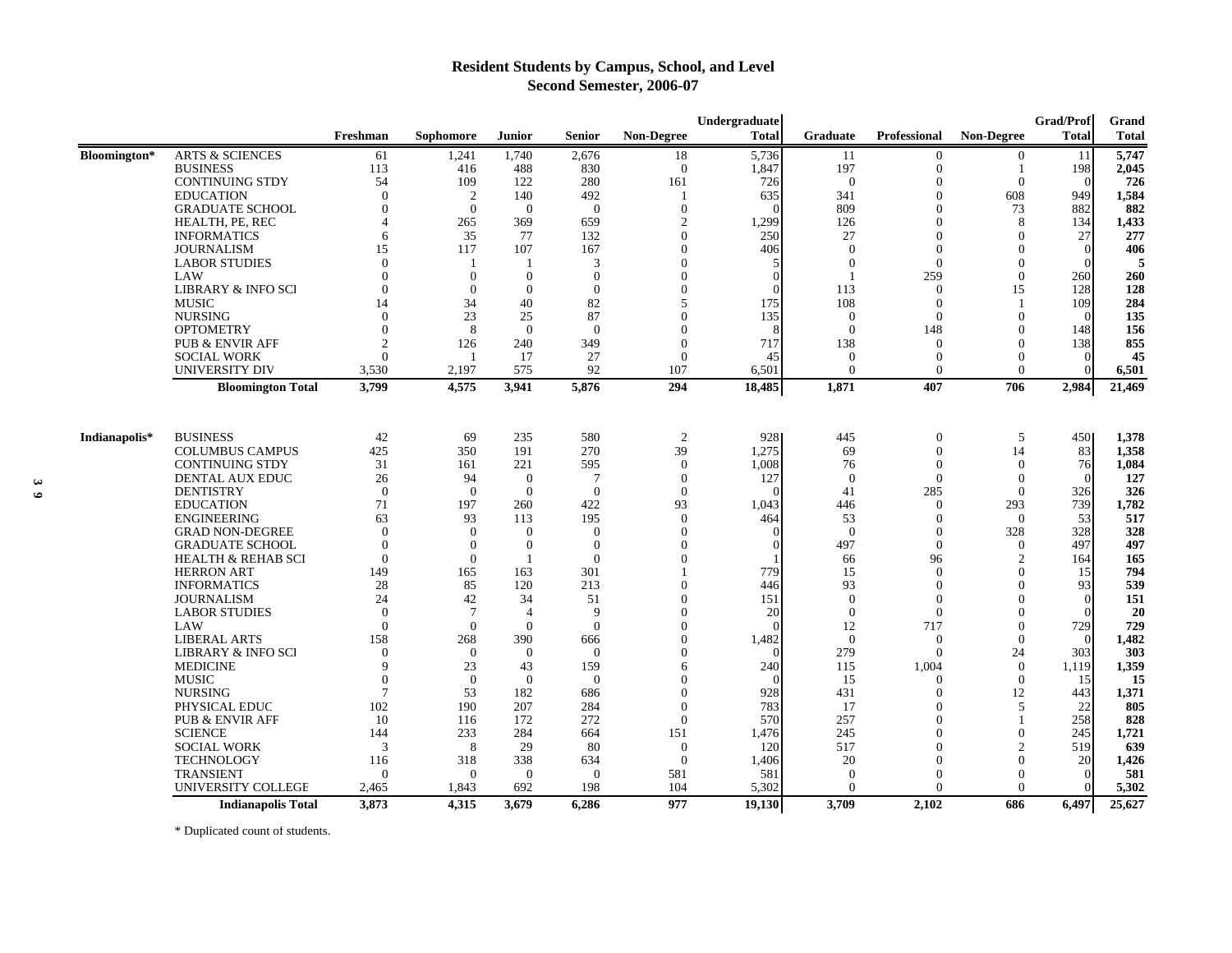## Resident Students by Campus, School, and Level
## Second Semester, 2006-07

| | | Freshman | Sophomore | Junior | Senior | Non-Degree | Undergraduate Total | Graduate | Professional | Non-Degree | Grad/Prof Total | Grand Total |
|---|---|---|---|---|---|---|---|---|---|---|---|---|
| **Bloomington*** | ARTS & SCIENCES | 61 | 1,241 | 1,740 | 2,676 | 18 | 5,736 | 11 | 0 | 0 | 11 | **5,747** |
| | BUSINESS | 113 | 416 | 488 | 830 | 0 | 1,847 | 197 | 0 | 1 | 198 | **2,045** |
| | CONTINUING STDY | 54 | 109 | 122 | 280 | 161 | 726 | 0 | 0 | 0 | 0 | **726** |
| | EDUCATION | 0 | 2 | 140 | 492 | 1 | 635 | 341 | 0 | 608 | 949 | **1,584** |
| | GRADUATE SCHOOL | 0 | 0 | 0 | 0 | 0 | 0 | 809 | 0 | 73 | 882 | **882** |
| | HEALTH, PE, REC | 4 | 265 | 369 | 659 | 2 | 1,299 | 126 | 0 | 8 | 134 | **1,433** |
| | INFORMATICS | 6 | 35 | 77 | 132 | 0 | 250 | 27 | 0 | 0 | 27 | **277** |
| | JOURNALISM | 15 | 117 | 107 | 167 | 0 | 406 | 0 | 0 | 0 | 0 | **406** |
| | LABOR STUDIES | 0 | 1 | 1 | 3 | 0 | 5 | 0 | 0 | 0 | 0 | **5** |
| | LAW | 0 | 0 | 0 | 0 | 0 | 0 | 1 | 259 | 0 | 260 | **260** |
| | LIBRARY & INFO SCI | 0 | 0 | 0 | 0 | 0 | 0 | 113 | 0 | 15 | 128 | **128** |
| | MUSIC | 14 | 34 | 40 | 82 | 5 | 175 | 108 | 0 | 1 | 109 | **284** |
| | NURSING | 0 | 23 | 25 | 87 | 0 | 135 | 0 | 0 | 0 | 0 | **135** |
| | OPTOMETRY | 0 | 8 | 0 | 0 | 0 | 8 | 0 | 148 | 0 | 148 | **156** |
| | PUB & ENVIR AFF | 2 | 126 | 240 | 349 | 0 | 717 | 138 | 0 | 0 | 138 | **855** |
| | SOCIAL WORK | 0 | 1 | 17 | 27 | 0 | 45 | 0 | 0 | 0 | 0 | **45** |
| | UNIVERSITY DIV | 3,530 | 2,197 | 575 | 92 | 107 | 6,501 | 0 | 0 | 0 | 0 | **6,501** |
| | **Bloomington Total** | **3,799** | **4,575** | **3,941** | **5,876** | **294** | **18,485** | **1,871** | **407** | **706** | **2,984** | **21,469** |
| **Indianapolis*** | BUSINESS | 42 | 69 | 235 | 580 | 2 | 928 | 445 | 0 | 5 | 450 | **1,378** |
| | COLUMBUS CAMPUS | 425 | 350 | 191 | 270 | 39 | 1,275 | 69 | 0 | 14 | 83 | **1,358** |
| | CONTINUING STDY | 31 | 161 | 221 | 595 | 0 | 1,008 | 76 | 0 | 0 | 76 | **1,084** |
| | DENTAL AUX EDUC | 26 | 94 | 0 | 7 | 0 | 127 | 0 | 0 | 0 | 0 | **127** |
| | DENTISTRY | 0 | 0 | 0 | 0 | 0 | 0 | 41 | 285 | 0 | 326 | **326** |
| | EDUCATION | 71 | 197 | 260 | 422 | 93 | 1,043 | 446 | 0 | 293 | 739 | **1,782** |
| | ENGINEERING | 63 | 93 | 113 | 195 | 0 | 464 | 53 | 0 | 0 | 53 | **517** |
| | GRAD NON-DEGREE | 0 | 0 | 0 | 0 | 0 | 0 | 0 | 0 | 328 | 328 | **328** |
| | GRADUATE SCHOOL | 0 | 0 | 0 | 0 | 0 | 0 | 497 | 0 | 0 | 497 | **497** |
| | HEALTH & REHAB SCI | 0 | 0 | 1 | 0 | 0 | 1 | 66 | 96 | 2 | 164 | **165** |
| | HERRON ART | 149 | 165 | 163 | 301 | 1 | 779 | 15 | 0 | 0 | 15 | **794** |
| | INFORMATICS | 28 | 85 | 120 | 213 | 0 | 446 | 93 | 0 | 0 | 93 | **539** |
| | JOURNALISM | 24 | 42 | 34 | 51 | 0 | 151 | 0 | 0 | 0 | 0 | **151** |
| | LABOR STUDIES | 0 | 7 | 4 | 9 | 0 | 20 | 0 | 0 | 0 | 0 | **20** |
| | LAW | 0 | 0 | 0 | 0 | 0 | 0 | 12 | 717 | 0 | 729 | **729** |
| | LIBERAL ARTS | 158 | 268 | 390 | 666 | 0 | 1,482 | 0 | 0 | 0 | 0 | **1,482** |
| | LIBRARY & INFO SCI | 0 | 0 | 0 | 0 | 0 | 0 | 279 | 0 | 24 | 303 | **303** |
| | MEDICINE | 9 | 23 | 43 | 159 | 6 | 240 | 115 | 1,004 | 0 | 1,119 | **1,359** |
| | MUSIC | 0 | 0 | 0 | 0 | 0 | 0 | 15 | 0 | 0 | 15 | **15** |
| | NURSING | 7 | 53 | 182 | 686 | 0 | 928 | 431 | 0 | 12 | 443 | **1,371** |
| | PHYSICAL EDUC | 102 | 190 | 207 | 284 | 0 | 783 | 17 | 0 | 5 | 22 | **805** |
| | PUB & ENVIR AFF | 10 | 116 | 172 | 272 | 0 | 570 | 257 | 0 | 1 | 258 | **828** |
| | SCIENCE | 144 | 233 | 284 | 664 | 151 | 1,476 | 245 | 0 | 0 | 245 | **1,721** |
| | SOCIAL WORK | 3 | 8 | 29 | 80 | 0 | 120 | 517 | 0 | 2 | 519 | **639** |
| | TECHNOLOGY | 116 | 318 | 338 | 634 | 0 | 1,406 | 20 | 0 | 0 | 20 | **1,426** |
| | TRANSIENT | 0 | 0 | 0 | 0 | 581 | 581 | 0 | 0 | 0 | 0 | **581** |
| | UNIVERSITY COLLEGE | 2,465 | 1,843 | 692 | 198 | 104 | 5,302 | 0 | 0 | 0 | 0 | **5,302** |
| | **Indianapolis Total** | **3,873** | **4,315** | **3,679** | **6,286** | **977** | **19,130** | **3,709** | **2,102** | **686** | **6,497** | **25,627** |

* Duplicated count of students.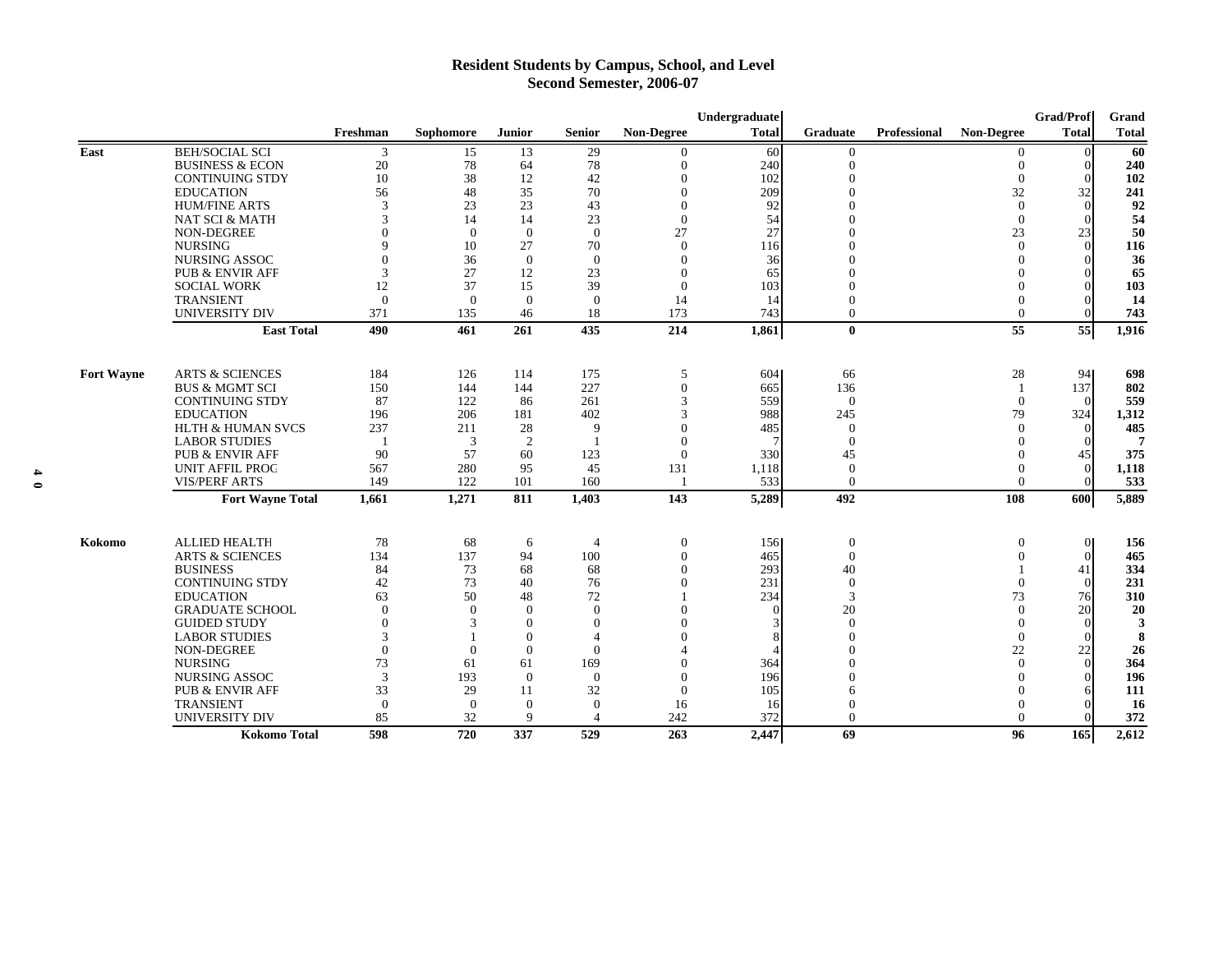# Resident Students by Campus, School, and Level
## Second Semester, 2006-07

| | | Freshman | Sophomore | Junior | Senior | Non-Degree | Undergraduate Total | Graduate | Professional | Non-Degree | Grad/Prof Total | Grand Total |
|---|---|---|---|---|---|---|---|---|---|---|---|---|
| **East** | BEH/SOCIAL SCI | 3 | 15 | 13 | 29 | 0 | 60 | 0 | | 0 | 0 | **60** |
| | BUSINESS & ECON | 20 | 78 | 64 | 78 | 0 | 240 | 0 | | 0 | 0 | **240** |
| | CONTINUING STDY | 10 | 38 | 12 | 42 | 0 | 102 | 0 | | 0 | 0 | **102** |
| | EDUCATION | 56 | 48 | 35 | 70 | 0 | 209 | 0 | | 32 | 32 | **241** |
| | HUM/FINE ARTS | 3 | 23 | 23 | 43 | 0 | 92 | 0 | | 0 | 0 | **92** |
| | NAT SCI & MATH | 3 | 14 | 14 | 23 | 0 | 54 | 0 | | 0 | 0 | **54** |
| | NON-DEGREE | 0 | 0 | 0 | 0 | 27 | 27 | 0 | | 23 | 23 | **50** |
| | NURSING | 9 | 10 | 27 | 70 | 0 | 116 | 0 | | 0 | 0 | **116** |
| | NURSING ASSOC | 0 | 36 | 0 | 0 | 0 | 36 | 0 | | 0 | 0 | **36** |
| | PUB & ENVIR AFF | 3 | 27 | 12 | 23 | 0 | 65 | 0 | | 0 | 0 | **65** |
| | SOCIAL WORK | 12 | 37 | 15 | 39 | 0 | 103 | 0 | | 0 | 0 | **103** |
| | TRANSIENT | 0 | 0 | 0 | 0 | 14 | 14 | 0 | | 0 | 0 | **14** |
| | UNIVERSITY DIV | 371 | 135 | 46 | 18 | 173 | 743 | 0 | | 0 | 0 | **743** |
| | **East Total** | **490** | **461** | **261** | **435** | **214** | **1,861** | **0** | | **55** | **55** | **1,916** |
| **Fort Wayne** | ARTS & SCIENCES | 184 | 126 | 114 | 175 | 5 | 604 | 66 | | 28 | 94 | **698** |
| | BUS & MGMT SCI | 150 | 144 | 144 | 227 | 0 | 665 | 136 | | 1 | 137 | **802** |
| | CONTINUING STDY | 87 | 122 | 86 | 261 | 3 | 559 | 0 | | 0 | 0 | **559** |
| | EDUCATION | 196 | 206 | 181 | 402 | 3 | 988 | 245 | | 79 | 324 | **1,312** |
| | HLTH & HUMAN SVCS | 237 | 211 | 28 | 9 | 0 | 485 | 0 | | 0 | 0 | **485** |
| | LABOR STUDIES | 1 | 3 | 2 | 1 | 0 | 7 | 0 | | 0 | 0 | **7** |
| | PUB & ENVIR AFF | 90 | 57 | 60 | 123 | 0 | 330 | 45 | | 0 | 45 | **375** |
| | UNIT AFFIL PROG | 567 | 280 | 95 | 45 | 131 | 1,118 | 0 | | 0 | 0 | **1,118** |
| | VIS/PERF ARTS | 149 | 122 | 101 | 160 | 1 | 533 | 0 | | 0 | 0 | **533** |
| | **Fort Wayne Total** | **1,661** | **1,271** | **811** | **1,403** | **143** | **5,289** | **492** | | **108** | **600** | **5,889** |
| **Kokomo** | ALLIED HEALTH | 78 | 68 | 6 | 4 | 0 | 156 | 0 | | 0 | 0 | **156** |
| | ARTS & SCIENCES | 134 | 137 | 94 | 100 | 0 | 465 | 0 | | 0 | 0 | **465** |
| | BUSINESS | 84 | 73 | 68 | 68 | 0 | 293 | 40 | | 1 | 41 | **334** |
| | CONTINUING STDY | 42 | 73 | 40 | 76 | 0 | 231 | 0 | | 0 | 0 | **231** |
| | EDUCATION | 63 | 50 | 48 | 72 | 1 | 234 | 3 | | 73 | 76 | **310** |
| | GRADUATE SCHOOL | 0 | 0 | 0 | 0 | 0 | 0 | 20 | | 0 | 20 | **20** |
| | GUIDED STUDY | 0 | 3 | 0 | 0 | 0 | 3 | 0 | | 0 | 0 | **3** |
| | LABOR STUDIES | 3 | 1 | 0 | 4 | 0 | 8 | 0 | | 0 | 0 | **8** |
| | NON-DEGREE | 0 | 0 | 0 | 0 | 4 | 4 | 0 | | 22 | 22 | **26** |
| | NURSING | 73 | 61 | 61 | 169 | 0 | 364 | 0 | | 0 | 0 | **364** |
| | NURSING ASSOC | 3 | 193 | 0 | 0 | 0 | 196 | 0 | | 0 | 0 | **196** |
| | PUB & ENVIR AFF | 33 | 29 | 11 | 32 | 0 | 105 | 6 | | 0 | 6 | **111** |
| | TRANSIENT | 0 | 0 | 0 | 0 | 16 | 16 | 0 | | 0 | 0 | **16** |
| | UNIVERSITY DIV | 85 | 32 | 9 | 4 | 242 | 372 | 0 | | 0 | 0 | **372** |
| | **Kokomo Total** | **598** | **720** | **337** | **529** | **263** | **2,447** | **69** | | **96** | **165** | **2,612** |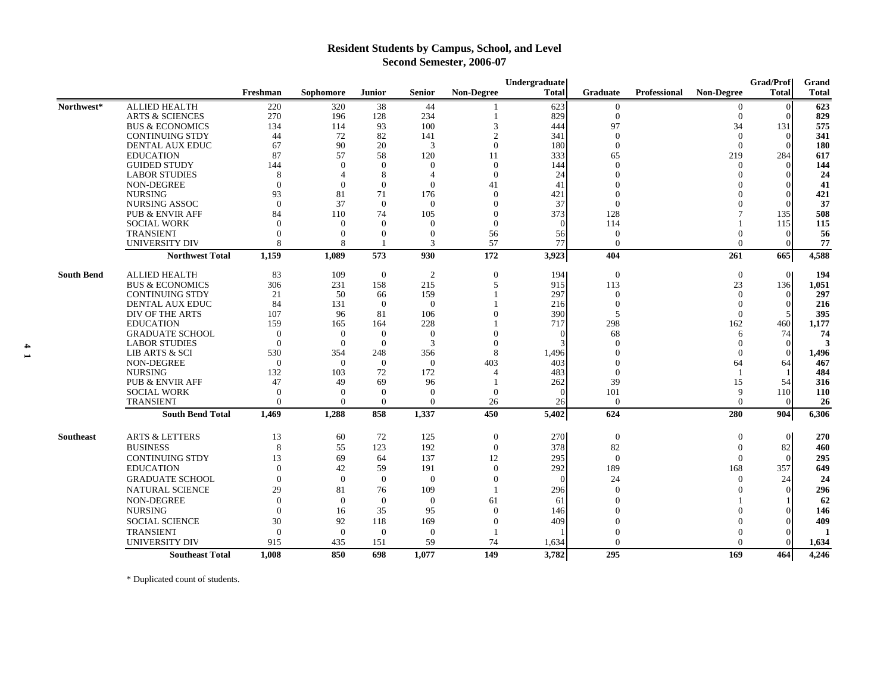## Resident Students by Campus, School, and Level
## Second Semester, 2006-07

| | | Freshman | Sophomore | Junior | Senior | Non-Degree | Undergraduate Total | Graduate | Professional | Non-Degree | Grad/Prof Total | Grand Total |
|---|---|---|---|---|---|---|---|---|---|---|---|---|
| Northwest* | ALLIED HEALTH | 220 | 320 | 38 | 44 | 1 | 623 | 0 | | 0 | 0 | **623** |
| | ARTS & SCIENCES | 270 | 196 | 128 | 234 | 1 | 829 | 0 | | 0 | 0 | **829** |
| | BUS & ECONOMICS | 134 | 114 | 93 | 100 | 3 | 444 | 97 | | 34 | 131 | **575** |
| | CONTINUING STDY | 44 | 72 | 82 | 141 | 2 | 341 | 0 | | 0 | 0 | **341** |
| | DENTAL AUX EDUC | 67 | 90 | 20 | 3 | 0 | 180 | 0 | | 0 | 0 | **180** |
| | EDUCATION | 87 | 57 | 58 | 120 | 11 | 333 | 65 | | 219 | 284 | **617** |
| | GUIDED STUDY | 144 | 0 | 0 | 0 | 0 | 144 | 0 | | 0 | 0 | **144** |
| | LABOR STUDIES | 8 | 4 | 8 | 4 | 0 | 24 | 0 | | 0 | 0 | **24** |
| | NON-DEGREE | 0 | 0 | 0 | 0 | 41 | 41 | 0 | | 0 | 0 | **41** |
| | NURSING | 93 | 81 | 71 | 176 | 0 | 421 | 0 | | 0 | 0 | **421** |
| | NURSING ASSOC | 0 | 37 | 0 | 0 | 0 | 37 | 0 | | 0 | 0 | **37** |
| | PUB & ENVIR AFF | 84 | 110 | 74 | 105 | 0 | 373 | 128 | | 7 | 135 | **508** |
| | SOCIAL WORK | 0 | 0 | 0 | 0 | 0 | 0 | 114 | | 1 | 115 | **115** |
| | TRANSIENT | 0 | 0 | 0 | 0 | 56 | 56 | 0 | | 0 | 0 | **56** |
| | UNIVERSITY DIV | 8 | 8 | 1 | 3 | 57 | 77 | 0 | | 0 | 0 | **77** |
| | **Northwest Total** | **1,159** | **1,089** | **573** | **930** | **172** | **3,923** | **404** | | **261** | **665** | **4,588** |
| South Bend | ALLIED HEALTH | 83 | 109 | 0 | 2 | 0 | 194 | 0 | | 0 | 0 | **194** |
| | BUS & ECONOMICS | 306 | 231 | 158 | 215 | 5 | 915 | 113 | | 23 | 136 | **1,051** |
| | CONTINUING STDY | 21 | 50 | 66 | 159 | 1 | 297 | 0 | | 0 | 0 | **297** |
| | DENTAL AUX EDUC | 84 | 131 | 0 | 0 | 1 | 216 | 0 | | 0 | 0 | **216** |
| | DIV OF THE ARTS | 107 | 96 | 81 | 106 | 0 | 390 | 5 | | 0 | 5 | **395** |
| | EDUCATION | 159 | 165 | 164 | 228 | 1 | 717 | 298 | | 162 | 460 | **1,177** |
| | GRADUATE SCHOOL | 0 | 0 | 0 | 0 | 0 | 0 | 68 | | 6 | 74 | **74** |
| | LABOR STUDIES | 0 | 0 | 0 | 3 | 0 | 3 | 0 | | 0 | 0 | **3** |
| | LIB ARTS & SCI | 530 | 354 | 248 | 356 | 8 | 1,496 | 0 | | 0 | 0 | **1,496** |
| | NON-DEGREE | 0 | 0 | 0 | 0 | 403 | 403 | 0 | | 64 | 64 | **467** |
| | NURSING | 132 | 103 | 72 | 172 | 4 | 483 | 0 | | 1 | 1 | **484** |
| | PUB & ENVIR AFF | 47 | 49 | 69 | 96 | 1 | 262 | 39 | | 15 | 54 | **316** |
| | SOCIAL WORK | 0 | 0 | 0 | 0 | 0 | 0 | 101 | | 9 | 110 | **110** |
| | TRANSIENT | 0 | 0 | 0 | 0 | 26 | 26 | 0 | | 0 | 0 | **26** |
| | **South Bend Total** | **1,469** | **1,288** | **858** | **1,337** | **450** | **5,402** | **624** | | **280** | **904** | **6,306** |
| Southeast | ARTS & LETTERS | 13 | 60 | 72 | 125 | 0 | 270 | 0 | | 0 | 0 | **270** |
| | BUSINESS | 8 | 55 | 123 | 192 | 0 | 378 | 82 | | 0 | 82 | **460** |
| | CONTINUING STDY | 13 | 69 | 64 | 137 | 12 | 295 | 0 | | 0 | 0 | **295** |
| | EDUCATION | 0 | 42 | 59 | 191 | 0 | 292 | 189 | | 168 | 357 | **649** |
| | GRADUATE SCHOOL | 0 | 0 | 0 | 0 | 0 | 0 | 24 | | 0 | 24 | **24** |
| | NATURAL SCIENCE | 29 | 81 | 76 | 109 | 1 | 296 | 0 | | 0 | 0 | **296** |
| | NON-DEGREE | 0 | 0 | 0 | 0 | 61 | 61 | 0 | | 1 | 1 | **62** |
| | NURSING | 0 | 16 | 35 | 95 | 0 | 146 | 0 | | 0 | 0 | **146** |
| | SOCIAL SCIENCE | 30 | 92 | 118 | 169 | 0 | 409 | 0 | | 0 | 0 | **409** |
| | TRANSIENT | 0 | 0 | 0 | 0 | 1 | 1 | 0 | | 0 | 0 | **1** |
| | UNIVERSITY DIV | 915 | 435 | 151 | 59 | 74 | 1,634 | 0 | | 0 | 0 | **1,634** |
| | **Southeast Total** | **1,008** | **850** | **698** | **1,077** | **149** | **3,782** | **295** | | **169** | **464** | **4,246** |

\* Duplicated count of students.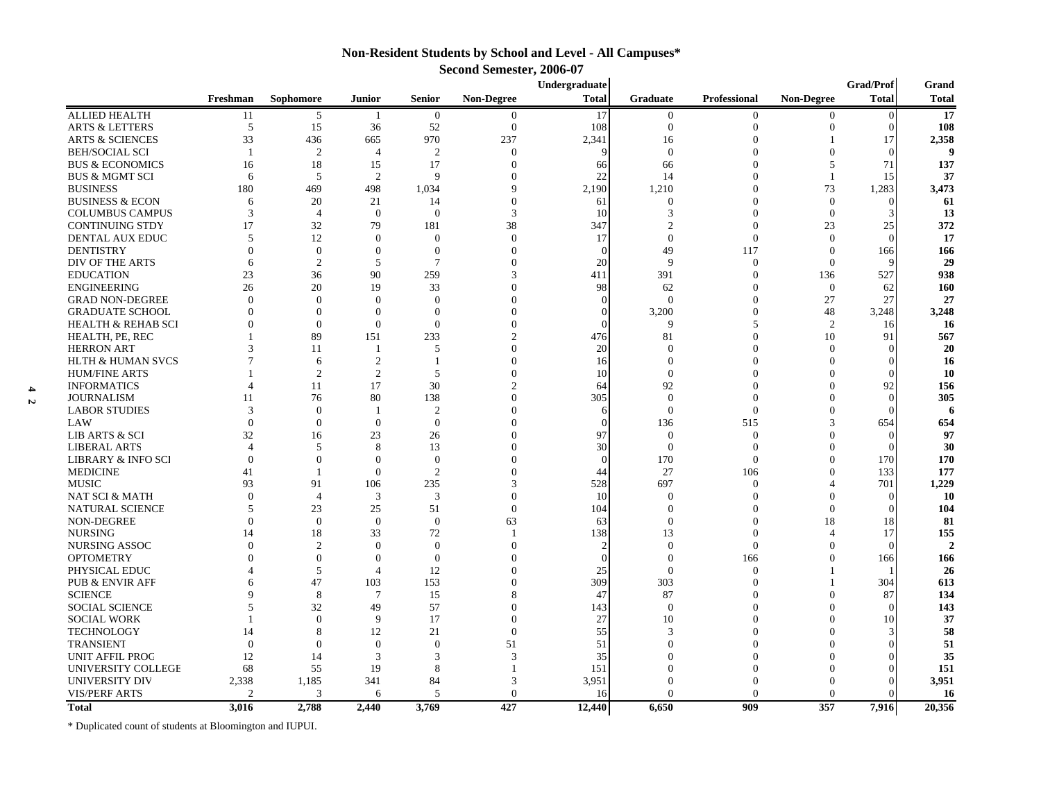## Non-Resident Students by School and Level - All Campuses*

### Second Semester, 2006-07

| | Freshman | Sophomore | Junior | Senior | Non-Degree | Undergraduate Total | Graduate | Professional | Non-Degree | Grad/Prof Total | Grand Total |
|---|---|---|---|---|---|---|---|---|---|---|---|
| ALLIED HEALTH | 11 | 5 | 1 | 0 | 0 | 17 | 0 | 0 | 0 | 0 | **17** |
| ARTS & LETTERS | 5 | 15 | 36 | 52 | 0 | 108 | 0 | 0 | 0 | 0 | **108** |
| ARTS & SCIENCES | 33 | 436 | 665 | 970 | 237 | 2,341 | 16 | 0 | 1 | 17 | **2,358** |
| BEH/SOCIAL SCI | 1 | 2 | 4 | 2 | 0 | 9 | 0 | 0 | 0 | 0 | **9** |
| BUS & ECONOMICS | 16 | 18 | 15 | 17 | 0 | 66 | 66 | 0 | 5 | 71 | **137** |
| BUS & MGMT SCI | 6 | 5 | 2 | 9 | 0 | 22 | 14 | 0 | 1 | 15 | **37** |
| BUSINESS | 180 | 469 | 498 | 1,034 | 9 | 2,190 | 1,210 | 0 | 73 | 1,283 | **3,473** |
| BUSINESS & ECON | 6 | 20 | 21 | 14 | 0 | 61 | 0 | 0 | 0 | 0 | **61** |
| COLUMBUS CAMPUS | 3 | 4 | 0 | 0 | 3 | 10 | 3 | 0 | 0 | 3 | **13** |
| CONTINUING STDY | 17 | 32 | 79 | 181 | 38 | 347 | 2 | 0 | 23 | 25 | **372** |
| DENTAL AUX EDUC | 5 | 12 | 0 | 0 | 0 | 17 | 0 | 0 | 0 | 0 | **17** |
| DENTISTRY | 0 | 0 | 0 | 0 | 0 | 0 | 49 | 117 | 0 | 166 | **166** |
| DIV OF THE ARTS | 6 | 2 | 5 | 7 | 0 | 20 | 9 | 0 | 0 | 9 | **29** |
| EDUCATION | 23 | 36 | 90 | 259 | 3 | 411 | 391 | 0 | 136 | 527 | **938** |
| ENGINEERING | 26 | 20 | 19 | 33 | 0 | 98 | 62 | 0 | 0 | 62 | **160** |
| GRAD NON-DEGREE | 0 | 0 | 0 | 0 | 0 | 0 | 0 | 0 | 27 | 27 | **27** |
| GRADUATE SCHOOL | 0 | 0 | 0 | 0 | 0 | 0 | 3,200 | 0 | 48 | 3,248 | **3,248** |
| HEALTH & REHAB SCI | 0 | 0 | 0 | 0 | 0 | 0 | 9 | 5 | 2 | 16 | **16** |
| HEALTH, PE, REC | 1 | 89 | 151 | 233 | 2 | 476 | 81 | 0 | 10 | 91 | **567** |
| HERRON ART | 3 | 11 | 1 | 5 | 0 | 20 | 0 | 0 | 0 | 0 | **20** |
| HLTH & HUMAN SVCS | 7 | 6 | 2 | 1 | 0 | 16 | 0 | 0 | 0 | 0 | **16** |
| HUM/FINE ARTS | 1 | 2 | 2 | 5 | 0 | 10 | 0 | 0 | 0 | 0 | **10** |
| INFORMATICS | 4 | 11 | 17 | 30 | 2 | 64 | 92 | 0 | 0 | 92 | **156** |
| JOURNALISM | 11 | 76 | 80 | 138 | 0 | 305 | 0 | 0 | 0 | 0 | **305** |
| LABOR STUDIES | 3 | 0 | 1 | 2 | 0 | 6 | 0 | 0 | 0 | 0 | **6** |
| LAW | 0 | 0 | 0 | 0 | 0 | 0 | 136 | 515 | 3 | 654 | **654** |
| LIB ARTS & SCI | 32 | 16 | 23 | 26 | 0 | 97 | 0 | 0 | 0 | 0 | **97** |
| LIBERAL ARTS | 4 | 5 | 8 | 13 | 0 | 30 | 0 | 0 | 0 | 0 | **30** |
| LIBRARY & INFO SCI | 0 | 0 | 0 | 0 | 0 | 0 | 170 | 0 | 0 | 170 | **170** |
| MEDICINE | 41 | 1 | 0 | 2 | 0 | 44 | 27 | 106 | 0 | 133 | **177** |
| MUSIC | 93 | 91 | 106 | 235 | 3 | 528 | 697 | 0 | 4 | 701 | **1,229** |
| NAT SCI & MATH | 0 | 4 | 3 | 3 | 0 | 10 | 0 | 0 | 0 | 0 | **10** |
| NATURAL SCIENCE | 5 | 23 | 25 | 51 | 0 | 104 | 0 | 0 | 0 | 0 | **104** |
| NON-DEGREE | 0 | 0 | 0 | 0 | 63 | 63 | 0 | 0 | 18 | 18 | **81** |
| NURSING | 14 | 18 | 33 | 72 | 1 | 138 | 13 | 0 | 4 | 17 | **155** |
| NURSING ASSOC | 0 | 2 | 0 | 0 | 0 | 2 | 0 | 0 | 0 | 0 | **2** |
| OPTOMETRY | 0 | 0 | 0 | 0 | 0 | 0 | 0 | 166 | 0 | 166 | **166** |
| PHYSICAL EDUC | 4 | 5 | 4 | 12 | 0 | 25 | 0 | 0 | 1 | 1 | **26** |
| PUB & ENVIR AFF | 6 | 47 | 103 | 153 | 0 | 309 | 303 | 0 | 1 | 304 | **613** |
| SCIENCE | 9 | 8 | 7 | 15 | 8 | 47 | 87 | 0 | 0 | 87 | **134** |
| SOCIAL SCIENCE | 5 | 32 | 49 | 57 | 0 | 143 | 0 | 0 | 0 | 0 | **143** |
| SOCIAL WORK | 1 | 0 | 9 | 17 | 0 | 27 | 10 | 0 | 0 | 10 | **37** |
| TECHNOLOGY | 14 | 8 | 12 | 21 | 0 | 55 | 3 | 0 | 0 | 3 | **58** |
| TRANSIENT | 0 | 0 | 0 | 0 | 51 | 51 | 0 | 0 | 0 | 0 | **51** |
| UNIT AFFIL PROG | 12 | 14 | 3 | 3 | 3 | 35 | 0 | 0 | 0 | 0 | **35** |
| UNIVERSITY COLLEGE | 68 | 55 | 19 | 8 | 1 | 151 | 0 | 0 | 0 | 0 | **151** |
| UNIVERSITY DIV | 2,338 | 1,185 | 341 | 84 | 3 | 3,951 | 0 | 0 | 0 | 0 | **3,951** |
| VIS/PERF ARTS | 2 | 3 | 6 | 5 | 0 | 16 | 0 | 0 | 0 | 0 | **16** |
| **Total** | **3,016** | **2,788** | **2,440** | **3,769** | **427** | **12,440** | **6,650** | **909** | **357** | **7,916** | **20,356** |

* Duplicated count of students at Bloomington and IUPUI.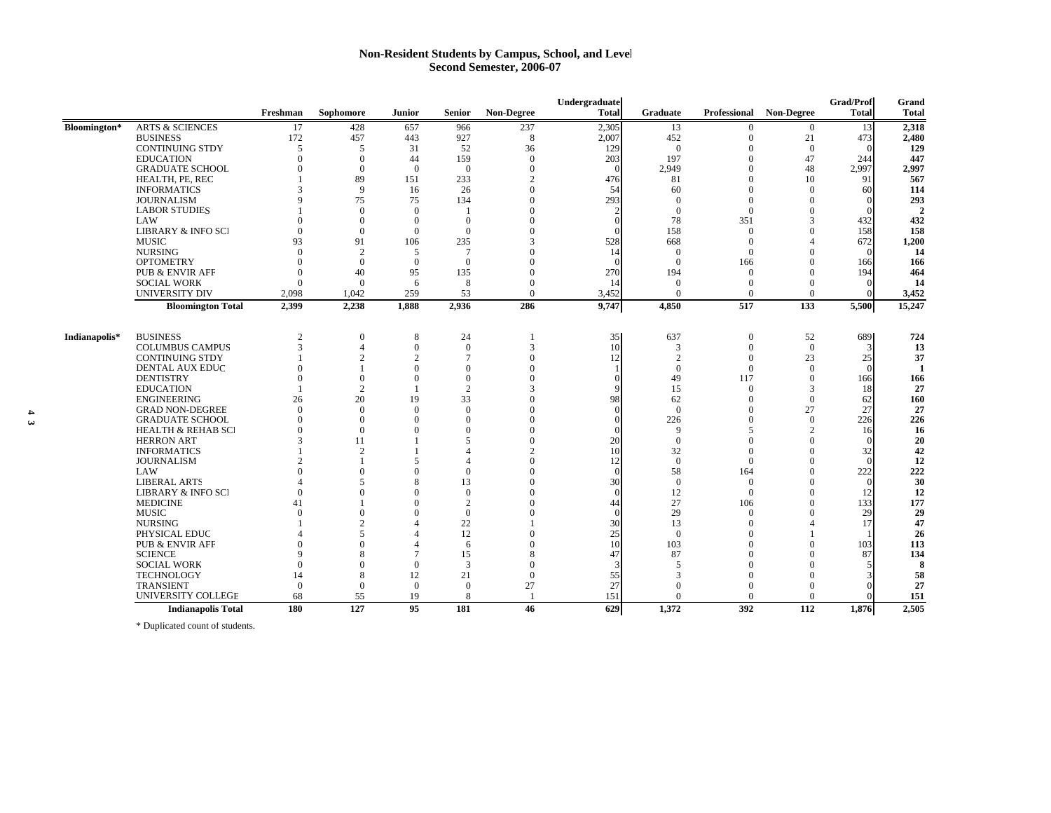## Non-Resident Students by Campus, School, and Level
## Second Semester, 2006-07

| | | Freshman | Sophomore | Junior | Senior | Non-Degree | Undergraduate Total | Graduate | Professional | Non-Degree | Grad/Prof Total | Grand Total |
|---|---|---|---|---|---|---|---|---|---|---|---|---|
| Bloomington* | ARTS & SCIENCES | 17 | 428 | 657 | 966 | 237 | 2,305 | 13 | 0 | 0 | 13 | **2,318** |
| | BUSINESS | 172 | 457 | 443 | 927 | 8 | 2,007 | 452 | 0 | 21 | 473 | **2,480** |
| | CONTINUING STDY | 5 | 5 | 31 | 52 | 36 | 129 | 0 | 0 | 0 | 0 | **129** |
| | EDUCATION | 0 | 0 | 44 | 159 | 0 | 203 | 197 | 0 | 47 | 244 | **447** |
| | GRADUATE SCHOOL | 0 | 0 | 0 | 0 | 0 | 0 | 2,949 | 0 | 48 | 2,997 | **2,997** |
| | HEALTH, PE, REC | 1 | 89 | 151 | 233 | 2 | 476 | 81 | 0 | 10 | 91 | **567** |
| | INFORMATICS | 3 | 9 | 16 | 26 | 0 | 54 | 60 | 0 | 0 | 60 | **114** |
| | JOURNALISM | 9 | 75 | 75 | 134 | 0 | 293 | 0 | 0 | 0 | 0 | **293** |
| | LABOR STUDIES | 1 | 0 | 0 | 1 | 0 | 2 | 0 | 0 | 0 | 0 | **2** |
| | LAW | 0 | 0 | 0 | 0 | 0 | 0 | 78 | 351 | 3 | 432 | **432** |
| | LIBRARY & INFO SCI | 0 | 0 | 0 | 0 | 0 | 0 | 158 | 0 | 0 | 158 | **158** |
| | MUSIC | 93 | 91 | 106 | 235 | 3 | 528 | 668 | 0 | 4 | 672 | **1,200** |
| | NURSING | 0 | 2 | 5 | 7 | 0 | 14 | 0 | 0 | 0 | 0 | **14** |
| | OPTOMETRY | 0 | 0 | 0 | 0 | 0 | 0 | 0 | 166 | 0 | 166 | **166** |
| | PUB & ENVIR AFF | 0 | 40 | 95 | 135 | 0 | 270 | 194 | 0 | 0 | 194 | **464** |
| | SOCIAL WORK | 0 | 0 | 6 | 8 | 0 | 14 | 0 | 0 | 0 | 0 | **14** |
| | UNIVERSITY DIV | 2,098 | 1,042 | 259 | 53 | 0 | 3,452 | 0 | 0 | 0 | 0 | **3,452** |
| | **Bloomington Total** | **2,399** | **2,238** | **1,888** | **2,936** | **286** | **9,747** | **4,850** | **517** | **133** | **5,500** | **15,247** |
| Indianapolis* | BUSINESS | 2 | 0 | 8 | 24 | 1 | 35 | 637 | 0 | 52 | 689 | **724** |
| | COLUMBUS CAMPUS | 3 | 4 | 0 | 0 | 3 | 10 | 3 | 0 | 0 | 3 | **13** |
| | CONTINUING STDY | 1 | 2 | 2 | 7 | 0 | 12 | 2 | 0 | 23 | 25 | **37** |
| | DENTAL AUX EDUC | 0 | 1 | 0 | 0 | 0 | 1 | 0 | 0 | 0 | 0 | **1** |
| | DENTISTRY | 0 | 0 | 0 | 0 | 0 | 0 | 49 | 117 | 0 | 166 | **166** |
| | EDUCATION | 1 | 2 | 1 | 2 | 3 | 9 | 15 | 0 | 3 | 18 | **27** |
| | ENGINEERING | 26 | 20 | 19 | 33 | 0 | 98 | 62 | 0 | 0 | 62 | **160** |
| | GRAD NON-DEGREE | 0 | 0 | 0 | 0 | 0 | 0 | 0 | 0 | 27 | 27 | **27** |
| | GRADUATE SCHOOL | 0 | 0 | 0 | 0 | 0 | 0 | 226 | 0 | 0 | 226 | **226** |
| | HEALTH & REHAB SCI | 0 | 0 | 0 | 0 | 0 | 0 | 9 | 5 | 2 | 16 | **16** |
| | HERRON ART | 3 | 11 | 1 | 5 | 0 | 20 | 0 | 0 | 0 | 0 | **20** |
| | INFORMATICS | 1 | 2 | 1 | 4 | 2 | 10 | 32 | 0 | 0 | 32 | **42** |
| | JOURNALISM | 2 | 1 | 5 | 4 | 0 | 12 | 0 | 0 | 0 | 0 | **12** |
| | LAW | 0 | 0 | 0 | 0 | 0 | 0 | 58 | 164 | 0 | 222 | **222** |
| | LIBERAL ARTS | 4 | 5 | 8 | 13 | 0 | 30 | 0 | 0 | 0 | 0 | **30** |
| | LIBRARY & INFO SCI | 0 | 0 | 0 | 0 | 0 | 0 | 12 | 0 | 0 | 12 | **12** |
| | MEDICINE | 41 | 1 | 0 | 2 | 0 | 44 | 27 | 106 | 0 | 133 | **177** |
| | MUSIC | 0 | 0 | 0 | 0 | 0 | 0 | 29 | 0 | 0 | 29 | **29** |
| | NURSING | 1 | 2 | 4 | 22 | 1 | 30 | 13 | 0 | 4 | 17 | **47** |
| | PHYSICAL EDUC | 4 | 5 | 4 | 12 | 0 | 25 | 0 | 0 | 1 | 1 | **26** |
| | PUB & ENVIR AFF | 0 | 0 | 4 | 6 | 0 | 10 | 103 | 0 | 0 | 103 | **113** |
| | SCIENCE | 9 | 8 | 7 | 15 | 8 | 47 | 87 | 0 | 0 | 87 | **134** |
| | SOCIAL WORK | 0 | 0 | 0 | 3 | 0 | 3 | 5 | 0 | 0 | 5 | **8** |
| | TECHNOLOGY | 14 | 8 | 12 | 21 | 0 | 55 | 3 | 0 | 0 | 3 | **58** |
| | TRANSIENT | 0 | 0 | 0 | 0 | 27 | 27 | 0 | 0 | 0 | 0 | **27** |
| | UNIVERSITY COLLEGE | 68 | 55 | 19 | 8 | 1 | 151 | 0 | 0 | 0 | 0 | **151** |
| | **Indianapolis Total** | **180** | **127** | **95** | **181** | **46** | **629** | **1,372** | **392** | **112** | **1,876** | **2,505** |

* Duplicated count of students.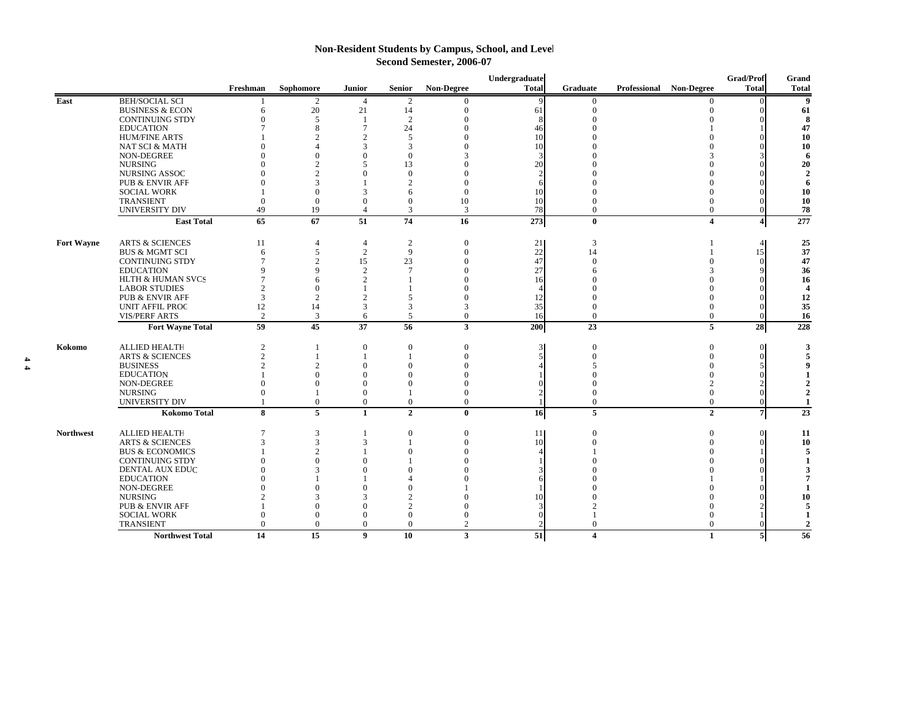# Non-Resident Students by Campus, School, and Level
## Second Semester, 2006-07

| | | Freshman | Sophomore | Junior | Senior | Non-Degree | Undergraduate Total | Graduate | Professional | Non-Degree | Grad/Prof Total | Grand Total |
|---|---|---|---|---|---|---|---|---|---|---|---|---|
| East | BEH/SOCIAL SCI | 1 | 2 | 4 | 2 | 0 | 9 | 0 | | 0 | 0 | **9** |
| | BUSINESS & ECON | 6 | 20 | 21 | 14 | 0 | 61 | 0 | | 0 | 0 | **61** |
| | CONTINUING STDY | 0 | 5 | 1 | 2 | 0 | 8 | 0 | | 0 | 0 | **8** |
| | EDUCATION | 7 | 8 | 7 | 24 | 0 | 46 | 0 | | 1 | 1 | **47** |
| | HUM/FINE ARTS | 1 | 2 | 2 | 5 | 0 | 10 | 0 | | 0 | 0 | **10** |
| | NAT SCI & MATH | 0 | 4 | 3 | 3 | 0 | 10 | 0 | | 0 | 0 | **10** |
| | NON-DEGREE | 0 | 0 | 0 | 0 | 3 | 3 | 0 | | 3 | 3 | **6** |
| | NURSING | 0 | 2 | 5 | 13 | 0 | 20 | 0 | | 0 | 0 | **20** |
| | NURSING ASSOC | 0 | 2 | 0 | 0 | 0 | 2 | 0 | | 0 | 0 | **2** |
| | PUB & ENVIR AFF | 0 | 3 | 1 | 2 | 0 | 6 | 0 | | 0 | 0 | **6** |
| | SOCIAL WORK | 1 | 0 | 3 | 6 | 0 | 10 | 0 | | 0 | 0 | **10** |
| | TRANSIENT | 0 | 0 | 0 | 0 | 10 | 10 | 0 | | 0 | 0 | **10** |
| | UNIVERSITY DIV | 49 | 19 | 4 | 3 | 3 | 78 | 0 | | 0 | 0 | **78** |
| | **East Total** | **65** | **67** | **51** | **74** | **16** | **273** | **0** | | **4** | **4** | **277** |
| Fort Wayne | ARTS & SCIENCES | 11 | 4 | 4 | 2 | 0 | 21 | 3 | | 1 | 4 | **25** |
| | BUS & MGMT SCI | 6 | 5 | 2 | 9 | 0 | 22 | 14 | | 1 | 15 | **37** |
| | CONTINUING STDY | 7 | 2 | 15 | 23 | 0 | 47 | 0 | | 0 | 0 | **47** |
| | EDUCATION | 9 | 9 | 2 | 7 | 0 | 27 | 6 | | 3 | 9 | **36** |
| | HLTH & HUMAN SVCS | 7 | 6 | 2 | 1 | 0 | 16 | 0 | | 0 | 0 | **16** |
| | LABOR STUDIES | 2 | 0 | 1 | 1 | 0 | 4 | 0 | | 0 | 0 | **4** |
| | PUB & ENVIR AFF | 3 | 2 | 2 | 5 | 0 | 12 | 0 | | 0 | 0 | **12** |
| | UNIT AFFIL PROG | 12 | 14 | 3 | 3 | 3 | 35 | 0 | | 0 | 0 | **35** |
| | VIS/PERF ARTS | 2 | 3 | 6 | 5 | 0 | 16 | 0 | | 0 | 0 | **16** |
| | **Fort Wayne Total** | **59** | **45** | **37** | **56** | **3** | **200** | **23** | | **5** | **28** | **228** |
| Kokomo | ALLIED HEALTH | 2 | 1 | 0 | 0 | 0 | 3 | 0 | | 0 | 0 | **3** |
| | ARTS & SCIENCES | 2 | 1 | 1 | 1 | 0 | 5 | 0 | | 0 | 0 | **5** |
| | BUSINESS | 2 | 2 | 0 | 0 | 0 | 4 | 5 | | 0 | 5 | **9** |
| | EDUCATION | 1 | 0 | 0 | 0 | 0 | 1 | 0 | | 0 | 0 | **1** |
| | NON-DEGREE | 0 | 0 | 0 | 0 | 0 | 0 | 0 | | 2 | 2 | **2** |
| | NURSING | 0 | 1 | 0 | 1 | 0 | 2 | 0 | | 0 | 0 | **2** |
| | UNIVERSITY DIV | 1 | 0 | 0 | 0 | 0 | 1 | 0 | | 0 | 0 | **1** |
| | **Kokomo Total** | **8** | **5** | **1** | **2** | **0** | **16** | **5** | | **2** | **7** | **23** |
| Northwest | ALLIED HEALTH | 7 | 3 | 1 | 0 | 0 | 11 | 0 | | 0 | 0 | **11** |
| | ARTS & SCIENCES | 3 | 3 | 3 | 1 | 0 | 10 | 0 | | 0 | 0 | **10** |
| | BUS & ECONOMICS | 1 | 2 | 1 | 0 | 0 | 4 | 1 | | 0 | 1 | **5** |
| | CONTINUING STDY | 0 | 0 | 0 | 1 | 0 | 1 | 0 | | 0 | 0 | **1** |
| | DENTAL AUX EDUC | 0 | 3 | 0 | 0 | 0 | 3 | 0 | | 0 | 0 | **3** |
| | EDUCATION | 0 | 1 | 1 | 4 | 0 | 6 | 0 | | 1 | 1 | **7** |
| | NON-DEGREE | 0 | 0 | 0 | 0 | 1 | 1 | 0 | | 0 | 0 | **1** |
| | NURSING | 2 | 3 | 3 | 2 | 0 | 10 | 0 | | 0 | 0 | **10** |
| | PUB & ENVIR AFF | 1 | 0 | 0 | 2 | 0 | 3 | 2 | | 0 | 2 | **5** |
| | SOCIAL WORK | 0 | 0 | 0 | 0 | 0 | 0 | 1 | | 0 | 1 | **1** |
| | TRANSIENT | 0 | 0 | 0 | 0 | 2 | 2 | 0 | | 0 | 0 | **2** |
| | **Northwest Total** | **14** | **15** | **9** | **10** | **3** | **51** | **4** | | **1** | **5** | **56** |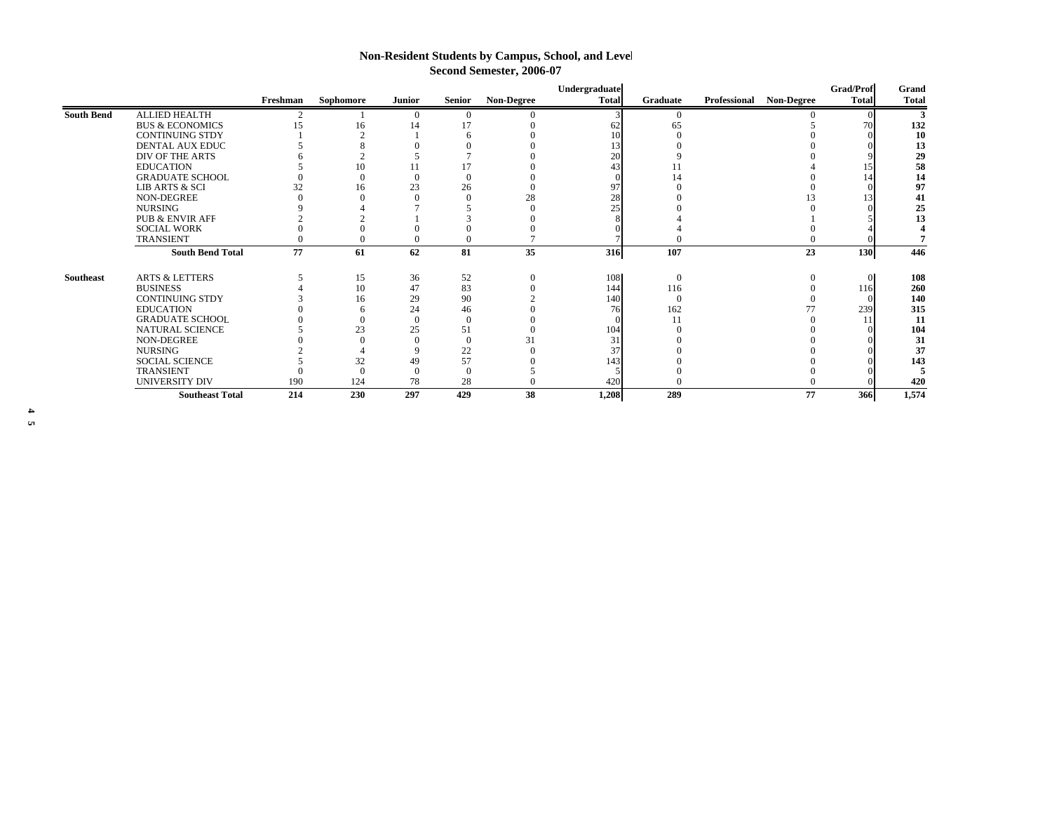# Non-Resident Students by Campus, School, and Level
## Second Semester, 2006-07

| | | Freshman | Sophomore | Junior | Senior | Non-Degree | Undergraduate Total | Graduate | Professional | Non-Degree | Grad/Prof Total | Grand Total |
|---|---|---|---|---|---|---|---|---|---|---|---|---|
| **South Bend** | ALLIED HEALTH | 2 | 1 | 0 | 0 | 0 | 3 | 0 | | 0 | 0 | **3** |
| | BUS & ECONOMICS | 15 | 16 | 14 | 17 | 0 | 62 | 65 | | 5 | 70 | **132** |
| | CONTINUING STDY | 1 | 2 | 1 | 6 | 0 | 10 | 0 | | 0 | 0 | **10** |
| | DENTAL AUX EDUC | 5 | 8 | 0 | 0 | 0 | 13 | 0 | | 0 | 0 | **13** |
| | DIV OF THE ARTS | 6 | 2 | 5 | 7 | 0 | 20 | 9 | | 0 | 9 | **29** |
| | EDUCATION | 5 | 10 | 11 | 17 | 0 | 43 | 11 | | 4 | 15 | **58** |
| | GRADUATE SCHOOL | 0 | 0 | 0 | 0 | 0 | 0 | 14 | | 0 | 14 | **14** |
| | LIB ARTS & SCI | 32 | 16 | 23 | 26 | 0 | 97 | 0 | | 0 | 0 | **97** |
| | NON-DEGREE | 0 | 0 | 0 | 0 | 28 | 28 | 0 | | 13 | 13 | **41** |
| | NURSING | 9 | 4 | 7 | 5 | 0 | 25 | 0 | | 0 | 0 | **25** |
| | PUB & ENVIR AFF | 2 | 2 | 1 | 3 | 0 | 8 | 4 | | 1 | 5 | **13** |
| | SOCIAL WORK | 0 | 0 | 0 | 0 | 0 | 0 | 4 | | 0 | 4 | **4** |
| | TRANSIENT | 0 | 0 | 0 | 0 | 7 | 7 | 0 | | 0 | 0 | **7** |
| | **South Bend Total** | **77** | **61** | **62** | **81** | **35** | **316** | **107** | | **23** | **130** | **446** |
| **Southeast** | ARTS & LETTERS | 5 | 15 | 36 | 52 | 0 | 108 | 0 | | 0 | 0 | **108** |
| | BUSINESS | 4 | 10 | 47 | 83 | 0 | 144 | 116 | | 0 | 116 | **260** |
| | CONTINUING STDY | 3 | 16 | 29 | 90 | 2 | 140 | 0 | | 0 | 0 | **140** |
| | EDUCATION | 0 | 6 | 24 | 46 | 0 | 76 | 162 | | 77 | 239 | **315** |
| | GRADUATE SCHOOL | 0 | 0 | 0 | 0 | 0 | 0 | 11 | | 0 | 11 | **11** |
| | NATURAL SCIENCE | 5 | 23 | 25 | 51 | 0 | 104 | 0 | | 0 | 0 | **104** |
| | NON-DEGREE | 0 | 0 | 0 | 0 | 31 | 31 | 0 | | 0 | 0 | **31** |
| | NURSING | 2 | 4 | 9 | 22 | 0 | 37 | 0 | | 0 | 0 | **37** |
| | SOCIAL SCIENCE | 5 | 32 | 49 | 57 | 0 | 143 | 0 | | 0 | 0 | **143** |
| | TRANSIENT | 0 | 0 | 0 | 0 | 5 | 5 | 0 | | 0 | 0 | **5** |
| | UNIVERSITY DIV | 190 | 124 | 78 | 28 | 0 | 420 | 0 | | 0 | 0 | **420** |
| | **Southeast Total** | **214** | **230** | **297** | **429** | **38** | **1,208** | **289** | | **77** | **366** | **1,574** |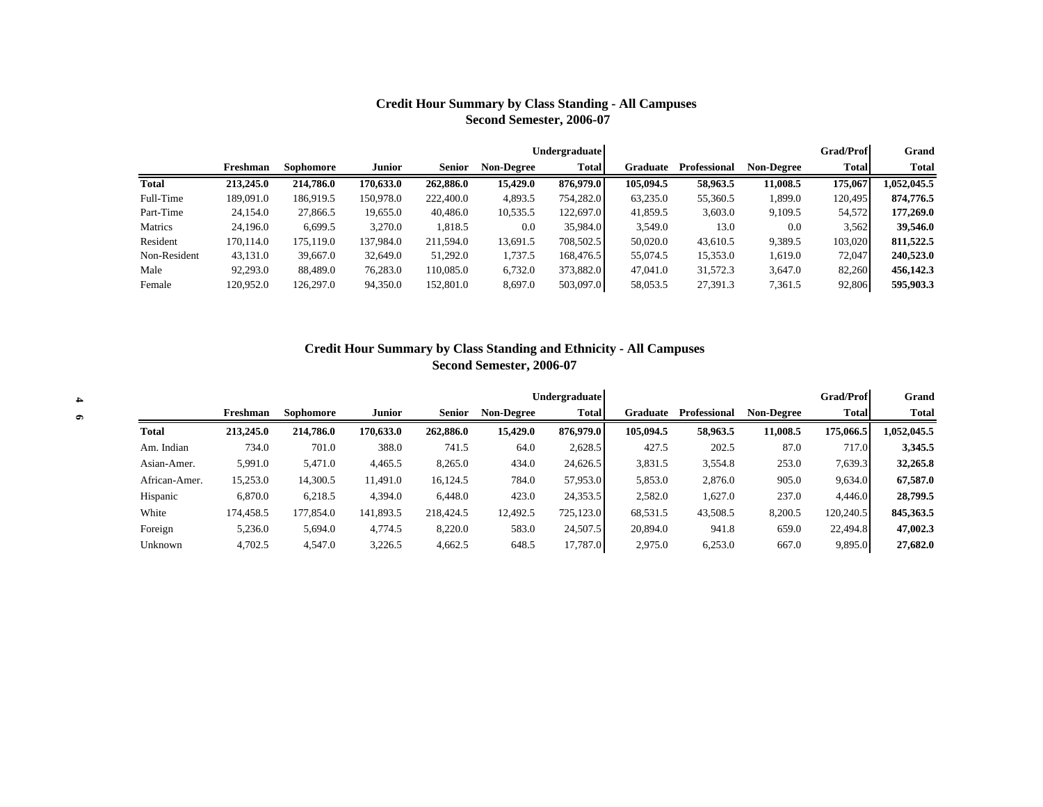## Credit Hour Summary by Class Standing - All Campuses
### Second Semester, 2006-07

| | Freshman | Sophomore | Junior | Senior | Non-Degree | Undergraduate Total | Graduate | Professional | Non-Degree | Grad/Prof Total | Grand Total |
|---|---|---|---|---|---|---|---|---|---|---|---|
| **Total** | **213,245.0** | **214,786.0** | **170,633.0** | **262,886.0** | **15,429.0** | **876,979.0** | **105,094.5** | **58,963.5** | **11,008.5** | **175,067** | **1,052,045.5** |
| Full-Time | 189,091.0 | 186,919.5 | 150,978.0 | 222,400.0 | 4,893.5 | 754,282.0 | 63,235.0 | 55,360.5 | 1,899.0 | 120,495 | **874,776.5** |
| Part-Time | 24,154.0 | 27,866.5 | 19,655.0 | 40,486.0 | 10,535.5 | 122,697.0 | 41,859.5 | 3,603.0 | 9,109.5 | 54,572 | **177,269.0** |
| Matrics | 24,196.0 | 6,699.5 | 3,270.0 | 1,818.5 | 0.0 | 35,984.0 | 3,549.0 | 13.0 | 0.0 | 3,562 | **39,546.0** |
| Resident | 170,114.0 | 175,119.0 | 137,984.0 | 211,594.0 | 13,691.5 | 708,502.5 | 50,020.0 | 43,610.5 | 9,389.5 | 103,020 | **811,522.5** |
| Non-Resident | 43,131.0 | 39,667.0 | 32,649.0 | 51,292.0 | 1,737.5 | 168,476.5 | 55,074.5 | 15,353.0 | 1,619.0 | 72,047 | **240,523.0** |
| Male | 92,293.0 | 88,489.0 | 76,283.0 | 110,085.0 | 6,732.0 | 373,882.0 | 47,041.0 | 31,572.3 | 3,647.0 | 82,260 | **456,142.3** |
| Female | 120,952.0 | 126,297.0 | 94,350.0 | 152,801.0 | 8,697.0 | 503,097.0 | 58,053.5 | 27,391.3 | 7,361.5 | 92,806 | **595,903.3** |

## Credit Hour Summary by Class Standing and Ethnicity - All Campuses
### Second Semester, 2006-07

| | Freshman | Sophomore | Junior | Senior | Non-Degree | Undergraduate Total | Graduate | Professional | Non-Degree | Grad/Prof Total | Grand Total |
|---|---|---|---|---|---|---|---|---|---|---|---|
| **Total** | **213,245.0** | **214,786.0** | **170,633.0** | **262,886.0** | **15,429.0** | **876,979.0** | **105,094.5** | **58,963.5** | **11,008.5** | **175,066.5** | **1,052,045.5** |
| Am. Indian | 734.0 | 701.0 | 388.0 | 741.5 | 64.0 | 2,628.5 | 427.5 | 202.5 | 87.0 | 717.0 | **3,345.5** |
| Asian-Amer. | 5,991.0 | 5,471.0 | 4,465.5 | 8,265.0 | 434.0 | 24,626.5 | 3,831.5 | 3,554.8 | 253.0 | 7,639.3 | **32,265.8** |
| African-Amer. | 15,253.0 | 14,300.5 | 11,491.0 | 16,124.5 | 784.0 | 57,953.0 | 5,853.0 | 2,876.0 | 905.0 | 9,634.0 | **67,587.0** |
| Hispanic | 6,870.0 | 6,218.5 | 4,394.0 | 6,448.0 | 423.0 | 24,353.5 | 2,582.0 | 1,627.0 | 237.0 | 4,446.0 | **28,799.5** |
| White | 174,458.5 | 177,854.0 | 141,893.5 | 218,424.5 | 12,492.5 | 725,123.0 | 68,531.5 | 43,508.5 | 8,200.5 | 120,240.5 | **845,363.5** |
| Foreign | 5,236.0 | 5,694.0 | 4,774.5 | 8,220.0 | 583.0 | 24,507.5 | 20,894.0 | 941.8 | 659.0 | 22,494.8 | **47,002.3** |
| Unknown | 4,702.5 | 4,547.0 | 3,226.5 | 4,662.5 | 648.5 | 17,787.0 | 2,975.0 | 6,253.0 | 667.0 | 9,895.0 | **27,682.0** |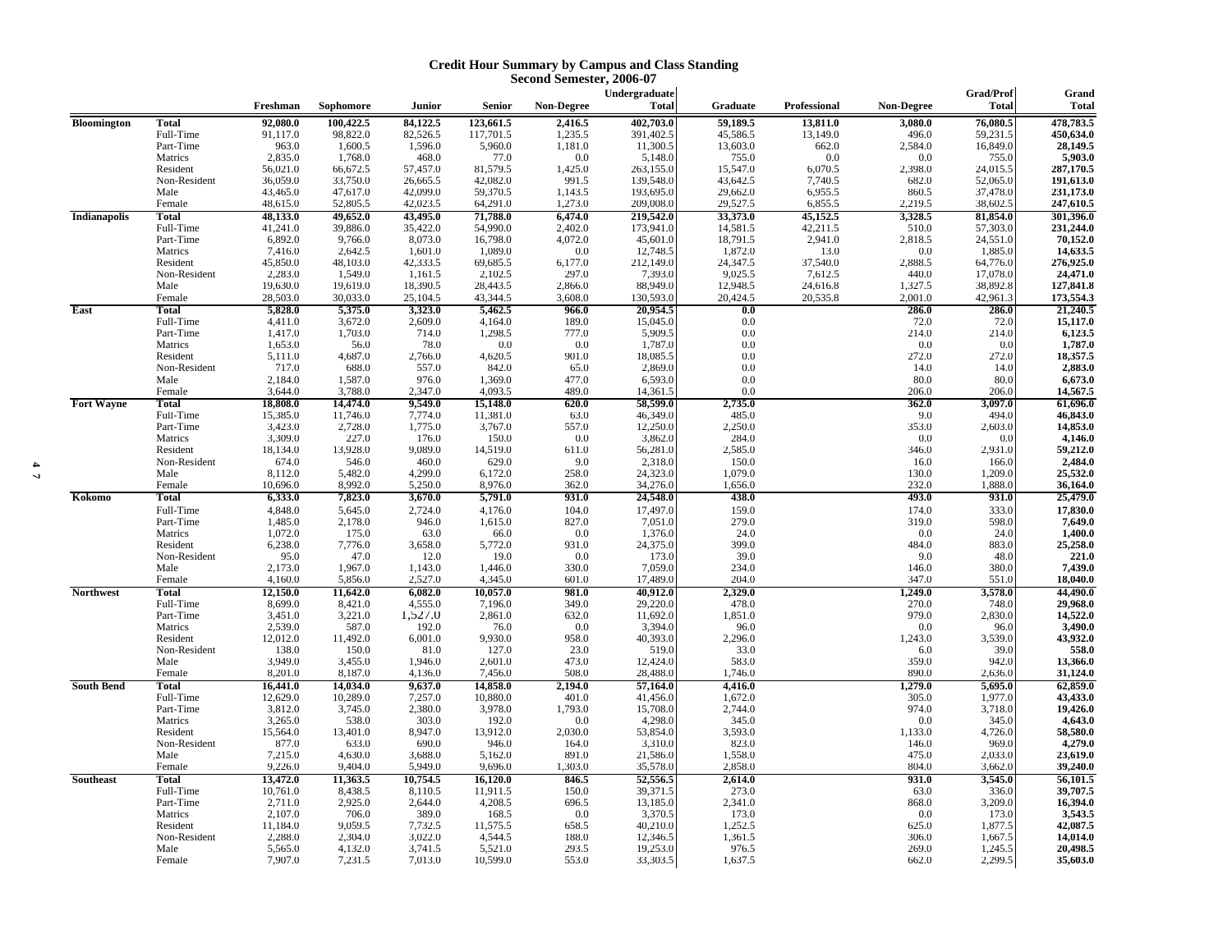## Credit Hour Summary by Campus and Class Standing
### Second Semester, 2006-07

| | | Freshman | Sophomore | Junior | Senior | Non-Degree | Undergraduate Total | Graduate | Professional | Non-Degree | Grad/Prof Total | Grand Total |
|---|---|---|---|---|---|---|---|---|---|---|---|---|
| **Bloomington** | **Total** | **92,080.0** | **100,422.5** | **84,122.5** | **123,661.5** | **2,416.5** | **402,703.0** | **59,189.5** | **13,811.0** | **3,080.0** | **76,080.5** | **478,783.5** |
| | Full-Time | 91,117.0 | 98,822.0 | 82,526.5 | 117,701.5 | 1,235.5 | 391,402.5 | 45,586.5 | 13,149.0 | 496.0 | 59,231.5 | **450,634.0** |
| | Part-Time | 963.0 | 1,600.5 | 1,596.0 | 5,960.0 | 1,181.0 | 11,300.5 | 13,603.0 | 662.0 | 2,584.0 | 16,849.0 | **28,149.5** |
| | Matrics | 2,835.0 | 1,768.0 | 468.0 | 77.0 | 0.0 | 5,148.0 | 755.0 | 0.0 | 0.0 | 755.0 | **5,903.0** |
| | Resident | 56,021.0 | 66,672.5 | 57,457.0 | 81,579.5 | 1,425.0 | 263,155.0 | 15,547.0 | 6,070.5 | 2,398.0 | 24,015.5 | **287,170.5** |
| | Non-Resident | 36,059.0 | 33,750.0 | 26,665.5 | 42,082.0 | 991.5 | 139,548.0 | 43,642.5 | 7,740.5 | 682.0 | 52,065.0 | **191,613.0** |
| | Male | 43,465.0 | 47,617.0 | 42,099.0 | 59,370.5 | 1,143.5 | 193,695.0 | 29,662.0 | 6,955.5 | 860.5 | 37,478.0 | **231,173.0** |
| | Female | 48,615.0 | 52,805.5 | 42,023.5 | 64,291.0 | 1,273.0 | 209,008.0 | 29,527.5 | 6,855.5 | 2,219.5 | 38,602.5 | **247,610.5** |
| **Indianapolis** | **Total** | **48,133.0** | **49,652.0** | **43,495.0** | **71,788.0** | **6,474.0** | **219,542.0** | **33,373.0** | **45,152.5** | **3,328.5** | **81,854.0** | **301,396.0** |
| | Full-Time | 41,241.0 | 39,886.0 | 35,422.0 | 54,990.0 | 2,402.0 | 173,941.0 | 14,581.5 | 42,211.5 | 510.0 | 57,303.0 | **231,244.0** |
| | Part-Time | 6,892.0 | 9,766.0 | 8,073.0 | 16,798.0 | 4,072.0 | 45,601.0 | 18,791.5 | 2,941.0 | 2,818.5 | 24,551.0 | **70,152.0** |
| | Matrics | 7,416.0 | 2,642.5 | 1,601.0 | 1,089.0 | 0.0 | 12,748.5 | 1,872.0 | 13.0 | 0.0 | 1,885.0 | **14,633.5** |
| | Resident | 45,850.0 | 48,103.0 | 42,333.5 | 69,685.5 | 6,177.0 | 212,149.0 | 24,347.5 | 37,540.0 | 2,888.5 | 64,776.0 | **276,925.0** |
| | Non-Resident | 2,283.0 | 1,549.0 | 1,161.5 | 2,102.5 | 297.0 | 7,393.0 | 9,025.5 | 7,612.5 | 440.0 | 17,078.0 | **24,471.0** |
| | Male | 19,630.0 | 19,619.0 | 18,390.5 | 28,443.5 | 2,866.0 | 88,949.0 | 12,948.5 | 24,616.8 | 1,327.5 | 38,892.8 | **127,841.8** |
| | Female | 28,503.0 | 30,033.0 | 25,104.5 | 43,344.5 | 3,608.0 | 130,593.0 | 20,424.5 | 20,535.8 | 2,001.0 | 42,961.3 | **173,554.3** |
| **East** | **Total** | **5,828.0** | **5,375.0** | **3,323.0** | **5,462.5** | **966.0** | **20,954.5** | **0.0** | | **286.0** | **286.0** | **21,240.5** |
| | Full-Time | 4,411.0 | 3,672.0 | 2,609.0 | 4,164.0 | 189.0 | 15,045.0 | 0.0 | | 72.0 | 72.0 | **15,117.0** |
| | Part-Time | 1,417.0 | 1,703.0 | 714.0 | 1,298.5 | 777.0 | 5,909.5 | 0.0 | | 214.0 | 214.0 | **6,123.5** |
| | Matrics | 1,653.0 | 56.0 | 78.0 | 0.0 | 0.0 | 1,787.0 | 0.0 | | 0.0 | 0.0 | **1,787.0** |
| | Resident | 5,111.0 | 4,687.0 | 2,766.0 | 4,620.5 | 901.0 | 18,085.5 | 0.0 | | 272.0 | 272.0 | **18,357.5** |
| | Non-Resident | 717.0 | 688.0 | 557.0 | 842.0 | 65.0 | 2,869.0 | 0.0 | | 14.0 | 14.0 | **2,883.0** |
| | Male | 2,184.0 | 1,587.0 | 976.0 | 1,369.0 | 477.0 | 6,593.0 | 0.0 | | 80.0 | 80.0 | **6,673.0** |
| | Female | 3,644.0 | 3,788.0 | 2,347.0 | 4,093.5 | 489.0 | 14,361.5 | 0.0 | | 206.0 | 206.0 | **14,567.5** |
| **Fort Wayne** | **Total** | **18,808.0** | **14,474.0** | **9,549.0** | **15,148.0** | **620.0** | **58,599.0** | **2,735.0** | | **362.0** | **3,097.0** | **61,696.0** |
| | Full-Time | 15,385.0 | 11,746.0 | 7,774.0 | 11,381.0 | 63.0 | 46,349.0 | 485.0 | | 9.0 | 494.0 | **46,843.0** |
| | Part-Time | 3,423.0 | 2,728.0 | 1,775.0 | 3,767.0 | 557.0 | 12,250.0 | 2,250.0 | | 353.0 | 2,603.0 | **14,853.0** |
| | Matrics | 3,309.0 | 227.0 | 176.0 | 150.0 | 0.0 | 3,862.0 | 284.0 | | 0.0 | 0.0 | **4,146.0** |
| | Resident | 18,134.0 | 13,928.0 | 9,089.0 | 14,519.0 | 611.0 | 56,281.0 | 2,585.0 | | 346.0 | 2,931.0 | **59,212.0** |
| | Non-Resident | 674.0 | 546.0 | 460.0 | 629.0 | 9.0 | 2,318.0 | 150.0 | | 16.0 | 166.0 | **2,484.0** |
| | Male | 8,112.0 | 5,482.0 | 4,299.0 | 6,172.0 | 258.0 | 24,323.0 | 1,079.0 | | 130.0 | 1,209.0 | **25,532.0** |
| | Female | 10,696.0 | 8,992.0 | 5,250.0 | 8,976.0 | 362.0 | 34,276.0 | 1,656.0 | | 232.0 | 1,888.0 | **36,164.0** |
| **Kokomo** | **Total** | **6,333.0** | **7,823.0** | **3,670.0** | **5,791.0** | **931.0** | **24,548.0** | **438.0** | | **493.0** | **931.0** | **25,479.0** |
| | Full-Time | 4,848.0 | 5,645.0 | 2,724.0 | 4,176.0 | 104.0 | 17,497.0 | 159.0 | | 174.0 | 333.0 | **17,830.0** |
| | Part-Time | 1,485.0 | 2,178.0 | 946.0 | 1,615.0 | 827.0 | 7,051.0 | 279.0 | | 319.0 | 598.0 | **7,649.0** |
| | Matrics | 1,072.0 | 175.0 | 63.0 | 66.0 | 0.0 | 1,376.0 | 24.0 | | 0.0 | 24.0 | **1,400.0** |
| | Resident | 6,238.0 | 7,776.0 | 3,658.0 | 5,772.0 | 931.0 | 24,375.0 | 399.0 | | 484.0 | 883.0 | **25,258.0** |
| | Non-Resident | 95.0 | 47.0 | 12.0 | 19.0 | 0.0 | 173.0 | 39.0 | | 9.0 | 48.0 | **221.0** |
| | Male | 2,173.0 | 1,967.0 | 1,143.0 | 1,446.0 | 330.0 | 7,059.0 | 234.0 | | 146.0 | 380.0 | **7,439.0** |
| | Female | 4,160.0 | 5,856.0 | 2,527.0 | 4,345.0 | 601.0 | 17,489.0 | 204.0 | | 347.0 | 551.0 | **18,040.0** |
| **Northwest** | **Total** | **12,150.0** | **11,642.0** | **6,082.0** | **10,057.0** | **981.0** | **40,912.0** | **2,329.0** | | **1,249.0** | **3,578.0** | **44,490.0** |
| | Full-Time | 8,699.0 | 8,421.0 | 4,555.0 | 7,196.0 | 349.0 | 29,220.0 | 478.0 | | 270.0 | 748.0 | **29,968.0** |
| | Part-Time | 3,451.0 | 3,221.0 | 1,527.0 | 2,861.0 | 632.0 | 11,692.0 | 1,851.0 | | 979.0 | 2,830.0 | **14,522.0** |
| | Matrics | 2,539.0 | 587.0 | 192.0 | 76.0 | 0.0 | 3,394.0 | 96.0 | | 0.0 | 96.0 | **3,490.0** |
| | Resident | 12,012.0 | 11,492.0 | 6,001.0 | 9,930.0 | 958.0 | 40,393.0 | 2,296.0 | | 1,243.0 | 3,539.0 | **43,932.0** |
| | Non-Resident | 138.0 | 150.0 | 81.0 | 127.0 | 23.0 | 519.0 | 33.0 | | 6.0 | 39.0 | **558.0** |
| | Male | 3,949.0 | 3,455.0 | 1,946.0 | 2,601.0 | 473.0 | 12,424.0 | 583.0 | | 359.0 | 942.0 | **13,366.0** |
| | Female | 8,201.0 | 8,187.0 | 4,136.0 | 7,456.0 | 508.0 | 28,488.0 | 1,746.0 | | 890.0 | 2,636.0 | **31,124.0** |
| **South Bend** | **Total** | **16,441.0** | **14,034.0** | **9,637.0** | **14,858.0** | **2,194.0** | **57,164.0** | **4,416.0** | | **1,279.0** | **5,695.0** | **62,859.0** |
| | Full-Time | 12,629.0 | 10,289.0 | 7,257.0 | 10,880.0 | 401.0 | 41,456.0 | 1,672.0 | | 305.0 | 1,977.0 | **43,433.0** |
| | Part-Time | 3,812.0 | 3,745.0 | 2,380.0 | 3,978.0 | 1,793.0 | 15,708.0 | 2,744.0 | | 974.0 | 3,718.0 | **19,426.0** |
| | Matrics | 3,265.0 | 538.0 | 303.0 | 192.0 | 0.0 | 4,298.0 | 345.0 | | 0.0 | 345.0 | **4,643.0** |
| | Resident | 15,564.0 | 13,401.0 | 8,947.0 | 13,912.0 | 2,030.0 | 53,854.0 | 3,593.0 | | 1,133.0 | 4,726.0 | **58,580.0** |
| | Non-Resident | 877.0 | 633.0 | 690.0 | 946.0 | 164.0 | 3,310.0 | 823.0 | | 146.0 | 969.0 | **4,279.0** |
| | Male | 7,215.0 | 4,630.0 | 3,688.0 | 5,162.0 | 891.0 | 21,586.0 | 1,558.0 | | 475.0 | 2,033.0 | **23,619.0** |
| | Female | 9,226.0 | 9,404.0 | 5,949.0 | 9,696.0 | 1,303.0 | 35,578.0 | 2,858.0 | | 804.0 | 3,662.0 | **39,240.0** |
| **Southeast** | **Total** | **13,472.0** | **11,363.5** | **10,754.5** | **16,120.0** | **846.5** | **52,556.5** | **2,614.0** | | **931.0** | **3,545.0** | **56,101.5** |
| | Full-Time | 10,761.0 | 8,438.5 | 8,110.5 | 11,911.5 | 150.0 | 39,371.5 | 273.0 | | 63.0 | 336.0 | **39,707.5** |
| | Part-Time | 2,711.0 | 2,925.0 | 2,644.0 | 4,208.5 | 696.5 | 13,185.0 | 2,341.0 | | 868.0 | 3,209.0 | **16,394.0** |
| | Matrics | 2,107.0 | 706.0 | 389.0 | 168.5 | 0.0 | 3,370.5 | 173.0 | | 0.0 | 173.0 | **3,543.5** |
| | Resident | 11,184.0 | 9,059.5 | 7,732.5 | 11,575.5 | 658.5 | 40,210.0 | 1,252.5 | | 625.0 | 1,877.5 | **42,087.5** |
| | Non-Resident | 2,288.0 | 2,304.0 | 3,022.0 | 4,544.5 | 188.0 | 12,346.5 | 1,361.5 | | 306.0 | 1,667.5 | **14,014.0** |
| | Male | 5,565.0 | 4,132.0 | 3,741.5 | 5,521.0 | 293.5 | 19,253.0 | 976.5 | | 269.0 | 1,245.5 | **20,498.5** |
| | Female | 7,907.0 | 7,231.5 | 7,013.0 | 10,599.0 | 553.0 | 33,303.5 | 1,637.5 | | 662.0 | 2,299.5 | **35,603.0** |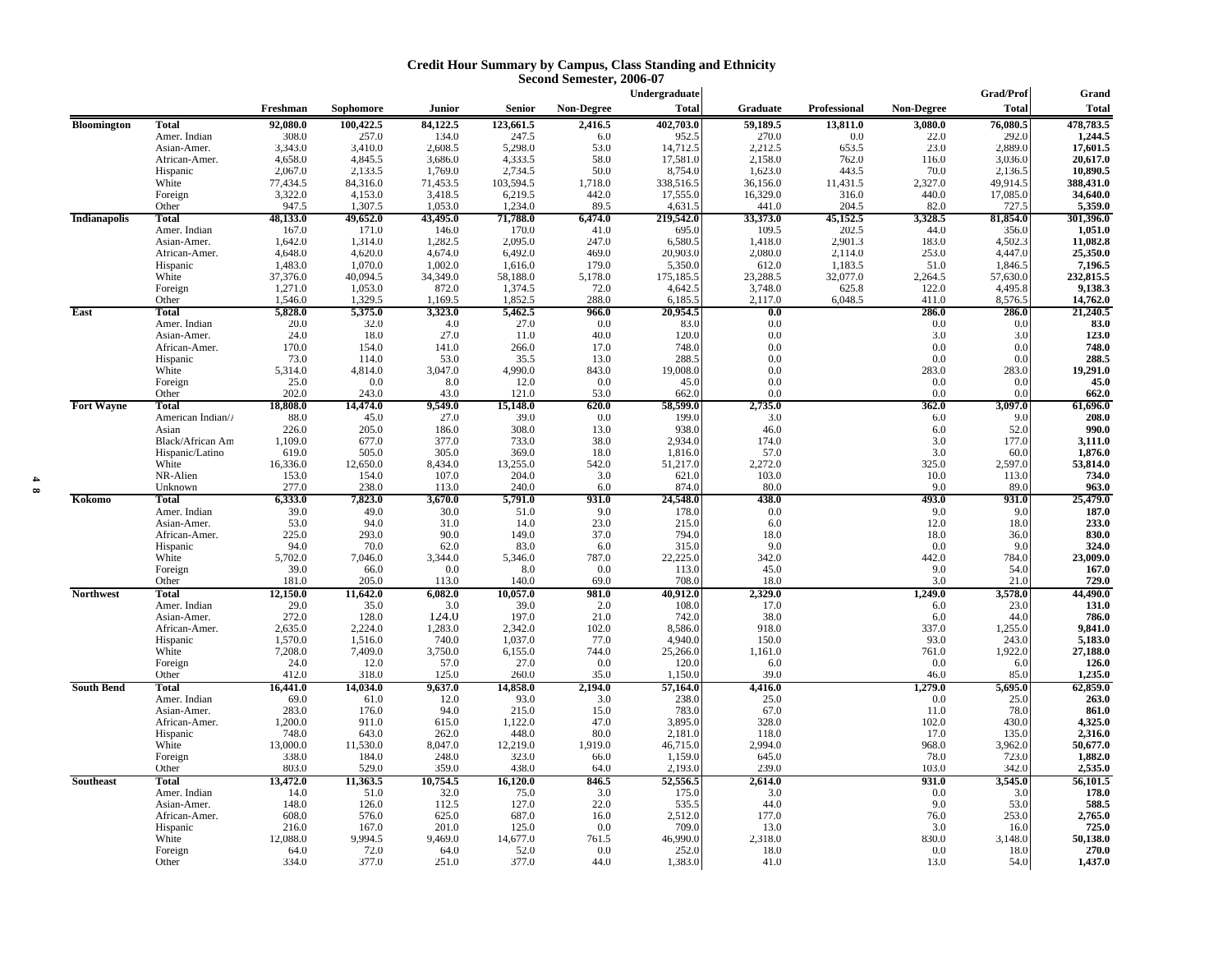# Credit Hour Summary by Campus, Class Standing and Ethnicity
## Second Semester, 2006-07

| | | Freshman | Sophomore | Junior | Senior | Non-Degree | Undergraduate Total | Graduate | Professional | Non-Degree | Grad/Prof Total | Grand Total |
|---|---|---|---|---|---|---|---|---|---|---|---|---|
| **Bloomington** | **Total** | **92,080.0** | **100,422.5** | **84,122.5** | **123,661.5** | **2,416.5** | **402,703.0** | **59,189.5** | **13,811.0** | **3,080.0** | **76,080.5** | **478,783.5** |
| | Amer. Indian | 308.0 | 257.0 | 134.0 | 247.5 | 6.0 | 952.5 | 270.0 | 0.0 | 22.0 | 292.0 | **1,244.5** |
| | Asian-Amer. | 3,343.0 | 3,410.0 | 2,608.5 | 5,298.0 | 53.0 | 14,712.5 | 2,212.5 | 653.5 | 23.0 | 2,889.0 | **17,601.5** |
| | African-Amer. | 4,658.0 | 4,845.5 | 3,686.0 | 4,333.5 | 58.0 | 17,581.0 | 2,158.0 | 762.0 | 116.0 | 3,036.0 | **20,617.0** |
| | Hispanic | 2,067.0 | 2,133.5 | 1,769.0 | 2,734.5 | 50.0 | 8,754.0 | 1,623.0 | 443.5 | 70.0 | 2,136.5 | **10,890.5** |
| | White | 77,434.5 | 84,316.0 | 71,453.5 | 103,594.5 | 1,718.0 | 338,516.5 | 36,156.0 | 11,431.5 | 2,327.0 | 49,914.5 | **388,431.0** |
| | Foreign | 3,322.0 | 4,153.0 | 3,418.5 | 6,219.5 | 442.0 | 17,555.0 | 16,329.0 | 316.0 | 440.0 | 17,085.0 | **34,640.0** |
| | Other | 947.5 | 1,307.5 | 1,053.0 | 1,234.0 | 89.5 | 4,631.5 | 441.0 | 204.5 | 82.0 | 727.5 | **5,359.0** |
| **Indianapolis** | **Total** | **48,133.0** | **49,652.0** | **43,495.0** | **71,788.0** | **6,474.0** | **219,542.0** | **33,373.0** | **45,152.5** | **3,328.5** | **81,854.0** | **301,396.0** |
| | Amer. Indian | 167.0 | 171.0 | 146.0 | 170.0 | 41.0 | 695.0 | 109.5 | 202.5 | 44.0 | 356.0 | **1,051.0** |
| | Asian-Amer. | 1,642.0 | 1,314.0 | 1,282.5 | 2,095.0 | 247.0 | 6,580.5 | 1,418.0 | 2,901.3 | 183.0 | 4,502.3 | **11,082.8** |
| | African-Amer. | 4,648.0 | 4,620.0 | 4,674.0 | 6,492.0 | 469.0 | 20,903.0 | 2,080.0 | 2,114.0 | 253.0 | 4,447.0 | **25,350.0** |
| | Hispanic | 1,483.0 | 1,070.0 | 1,002.0 | 1,616.0 | 179.0 | 5,350.0 | 612.0 | 1,183.5 | 51.0 | 1,846.5 | **7,196.5** |
| | White | 37,376.0 | 40,094.5 | 34,349.0 | 58,188.0 | 5,178.0 | 175,185.5 | 23,288.5 | 32,077.0 | 2,264.5 | 57,630.0 | **232,815.5** |
| | Foreign | 1,271.0 | 1,053.0 | 872.0 | 1,374.5 | 72.0 | 4,642.5 | 3,748.0 | 625.8 | 122.0 | 4,495.8 | **9,138.3** |
| | Other | 1,546.0 | 1,329.5 | 1,169.5 | 1,852.5 | 288.0 | 6,185.5 | 2,117.0 | 6,048.5 | 411.0 | 8,576.5 | **14,762.0** |
| **East** | **Total** | **5,828.0** | **5,375.0** | **3,323.0** | **5,462.5** | **966.0** | **20,954.5** | **0.0** | | **286.0** | **286.0** | **21,240.5** |
| | Amer. Indian | 20.0 | 32.0 | 4.0 | 27.0 | 0.0 | 83.0 | 0.0 | | 0.0 | 0.0 | **83.0** |
| | Asian-Amer. | 24.0 | 18.0 | 27.0 | 11.0 | 40.0 | 120.0 | 0.0 | | 3.0 | 3.0 | **123.0** |
| | African-Amer. | 170.0 | 154.0 | 141.0 | 266.0 | 17.0 | 748.0 | 0.0 | | 0.0 | 0.0 | **748.0** |
| | Hispanic | 73.0 | 114.0 | 53.0 | 35.5 | 13.0 | 288.5 | 0.0 | | 0.0 | 0.0 | **288.5** |
| | White | 5,314.0 | 4,814.0 | 3,047.0 | 4,990.0 | 843.0 | 19,008.0 | 0.0 | | 283.0 | 283.0 | **19,291.0** |
| | Foreign | 25.0 | 0.0 | 8.0 | 12.0 | 0.0 | 45.0 | 0.0 | | 0.0 | 0.0 | **45.0** |
| | Other | 202.0 | 243.0 | 43.0 | 121.0 | 53.0 | 662.0 | 0.0 | | 0.0 | 0.0 | **662.0** |
| **Fort Wayne** | **Total** | **18,808.0** | **14,474.0** | **9,549.0** | **15,148.0** | **620.0** | **58,599.0** | **2,735.0** | | **362.0** | **3,097.0** | **61,696.0** |
| | American Indian/A | 88.0 | 45.0 | 27.0 | 39.0 | 0.0 | 199.0 | 3.0 | | 6.0 | 9.0 | **208.0** |
| | Asian | 226.0 | 205.0 | 186.0 | 308.0 | 13.0 | 938.0 | 46.0 | | 6.0 | 52.0 | **990.0** |
| | Black/African Am | 1,109.0 | 677.0 | 377.0 | 733.0 | 38.0 | 2,934.0 | 174.0 | | 3.0 | 177.0 | **3,111.0** |
| | Hispanic/Latino | 619.0 | 505.0 | 305.0 | 369.0 | 18.0 | 1,816.0 | 57.0 | | 3.0 | 60.0 | **1,876.0** |
| | White | 16,336.0 | 12,650.0 | 8,434.0 | 13,255.0 | 542.0 | 51,217.0 | 2,272.0 | | 325.0 | 2,597.0 | **53,814.0** |
| | NR-Alien | 153.0 | 154.0 | 107.0 | 204.0 | 3.0 | 621.0 | 103.0 | | 10.0 | 113.0 | **734.0** |
| | Unknown | 277.0 | 238.0 | 113.0 | 240.0 | 6.0 | 874.0 | 80.0 | | 9.0 | 89.0 | **963.0** |
| **Kokomo** | **Total** | **6,333.0** | **7,823.0** | **3,670.0** | **5,791.0** | **931.0** | **24,548.0** | **438.0** | | **493.0** | **931.0** | **25,479.0** |
| | Amer. Indian | 39.0 | 49.0 | 30.0 | 51.0 | 9.0 | 178.0 | 0.0 | | 9.0 | 9.0 | **187.0** |
| | Asian-Amer. | 53.0 | 94.0 | 31.0 | 14.0 | 23.0 | 215.0 | 6.0 | | 12.0 | 18.0 | **233.0** |
| | African-Amer. | 225.0 | 293.0 | 90.0 | 149.0 | 37.0 | 794.0 | 18.0 | | 18.0 | 36.0 | **830.0** |
| | Hispanic | 94.0 | 70.0 | 62.0 | 83.0 | 6.0 | 315.0 | 9.0 | | 0.0 | 9.0 | **324.0** |
| | White | 5,702.0 | 7,046.0 | 3,344.0 | 5,346.0 | 787.0 | 22,225.0 | 342.0 | | 442.0 | 784.0 | **23,009.0** |
| | Foreign | 39.0 | 66.0 | 0.0 | 8.0 | 0.0 | 113.0 | 45.0 | | 9.0 | 54.0 | **167.0** |
| | Other | 181.0 | 205.0 | 113.0 | 140.0 | 69.0 | 708.0 | 18.0 | | 3.0 | 21.0 | **729.0** |
| **Northwest** | **Total** | **12,150.0** | **11,642.0** | **6,082.0** | **10,057.0** | **981.0** | **40,912.0** | **2,329.0** | | **1,249.0** | **3,578.0** | **44,490.0** |
| | Amer. Indian | 29.0 | 35.0 | 3.0 | 39.0 | 2.0 | 108.0 | 17.0 | | 6.0 | 23.0 | **131.0** |
| | Asian-Amer. | 272.0 | 128.0 | 124.0 | 197.0 | 21.0 | 742.0 | 38.0 | | 6.0 | 44.0 | **786.0** |
| | African-Amer. | 2,635.0 | 2,224.0 | 1,283.0 | 2,342.0 | 102.0 | 8,586.0 | 918.0 | | 337.0 | 1,255.0 | **9,841.0** |
| | Hispanic | 1,570.0 | 1,516.0 | 740.0 | 1,037.0 | 77.0 | 4,940.0 | 150.0 | | 93.0 | 243.0 | **5,183.0** |
| | White | 7,208.0 | 7,409.0 | 3,750.0 | 6,155.0 | 744.0 | 25,266.0 | 1,161.0 | | 761.0 | 1,922.0 | **27,188.0** |
| | Foreign | 24.0 | 12.0 | 57.0 | 27.0 | 0.0 | 120.0 | 6.0 | | 0.0 | 6.0 | **126.0** |
| | Other | 412.0 | 318.0 | 125.0 | 260.0 | 35.0 | 1,150.0 | 39.0 | | 46.0 | 85.0 | **1,235.0** |
| **South Bend** | **Total** | **16,441.0** | **14,034.0** | **9,637.0** | **14,858.0** | **2,194.0** | **57,164.0** | **4,416.0** | | **1,279.0** | **5,695.0** | **62,859.0** |
| | Amer. Indian | 69.0 | 61.0 | 12.0 | 93.0 | 3.0 | 238.0 | 25.0 | | 0.0 | 25.0 | **263.0** |
| | Asian-Amer. | 283.0 | 176.0 | 94.0 | 215.0 | 15.0 | 783.0 | 67.0 | | 11.0 | 78.0 | **861.0** |
| | African-Amer. | 1,200.0 | 911.0 | 615.0 | 1,122.0 | 47.0 | 3,895.0 | 328.0 | | 102.0 | 430.0 | **4,325.0** |
| | Hispanic | 748.0 | 643.0 | 262.0 | 448.0 | 80.0 | 2,181.0 | 118.0 | | 17.0 | 135.0 | **2,316.0** |
| | White | 13,000.0 | 11,530.0 | 8,047.0 | 12,219.0 | 1,919.0 | 46,715.0 | 2,994.0 | | 968.0 | 3,962.0 | **50,677.0** |
| | Foreign | 338.0 | 184.0 | 248.0 | 323.0 | 66.0 | 1,159.0 | 645.0 | | 78.0 | 723.0 | **1,882.0** |
| | Other | 803.0 | 529.0 | 359.0 | 438.0 | 64.0 | 2,193.0 | 239.0 | | 103.0 | 342.0 | **2,535.0** |
| **Southeast** | **Total** | **13,472.0** | **11,363.5** | **10,754.5** | **16,120.0** | **846.5** | **52,556.5** | **2,614.0** | | **931.0** | **3,545.0** | **56,101.5** |
| | Amer. Indian | 14.0 | 51.0 | 32.0 | 75.0 | 3.0 | 175.0 | 3.0 | | 0.0 | 3.0 | **178.0** |
| | Asian-Amer. | 148.0 | 126.0 | 112.5 | 127.0 | 22.0 | 535.5 | 44.0 | | 9.0 | 53.0 | **588.5** |
| | African-Amer. | 608.0 | 576.0 | 625.0 | 687.0 | 16.0 | 2,512.0 | 177.0 | | 76.0 | 253.0 | **2,765.0** |
| | Hispanic | 216.0 | 167.0 | 201.0 | 125.0 | 0.0 | 709.0 | 13.0 | | 3.0 | 16.0 | **725.0** |
| | White | 12,088.0 | 9,994.5 | 9,469.0 | 14,677.0 | 761.5 | 46,990.0 | 2,318.0 | | 830.0 | 3,148.0 | **50,138.0** |
| | Foreign | 64.0 | 72.0 | 64.0 | 52.0 | 0.0 | 252.0 | 18.0 | | 0.0 | 18.0 | **270.0** |
| | Other | 334.0 | 377.0 | 251.0 | 377.0 | 44.0 | 1,383.0 | 41.0 | | 13.0 | 54.0 | **1,437.0** |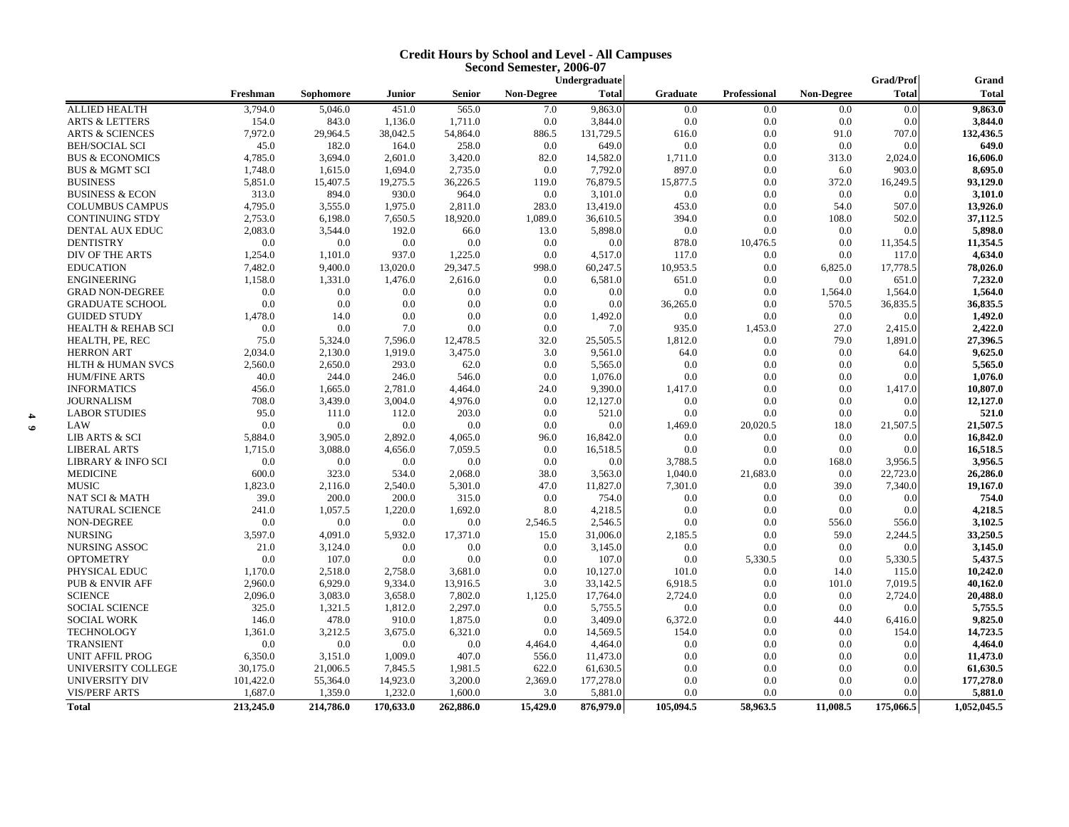## Credit Hours by School and Level - All Campuses
### Second Semester, 2006-07

| | Freshman | Sophomore | Junior | Senior | Non-Degree | Undergraduate Total | Graduate | Professional | Non-Degree | Grad/Prof Total | Grand Total |
|---|---|---|---|---|---|---|---|---|---|---|---|
| ALLIED HEALTH | 3,794.0 | 5,046.0 | 451.0 | 565.0 | 7.0 | 9,863.0 | 0.0 | 0.0 | 0.0 | 0.0 | **9,863.0** |
| ARTS & LETTERS | 154.0 | 843.0 | 1,136.0 | 1,711.0 | 0.0 | 3,844.0 | 0.0 | 0.0 | 0.0 | 0.0 | **3,844.0** |
| ARTS & SCIENCES | 7,972.0 | 29,964.5 | 38,042.5 | 54,864.0 | 886.5 | 131,729.5 | 616.0 | 0.0 | 91.0 | 707.0 | **132,436.5** |
| BEH/SOCIAL SCI | 45.0 | 182.0 | 164.0 | 258.0 | 0.0 | 649.0 | 0.0 | 0.0 | 0.0 | 0.0 | **649.0** |
| BUS & ECONOMICS | 4,785.0 | 3,694.0 | 2,601.0 | 3,420.0 | 82.0 | 14,582.0 | 1,711.0 | 0.0 | 313.0 | 2,024.0 | **16,606.0** |
| BUS & MGMT SCI | 1,748.0 | 1,615.0 | 1,694.0 | 2,735.0 | 0.0 | 7,792.0 | 897.0 | 0.0 | 6.0 | 903.0 | **8,695.0** |
| BUSINESS | 5,851.0 | 15,407.5 | 19,275.5 | 36,226.5 | 119.0 | 76,879.5 | 15,877.5 | 0.0 | 372.0 | 16,249.5 | **93,129.0** |
| BUSINESS & ECON | 313.0 | 894.0 | 930.0 | 964.0 | 0.0 | 3,101.0 | 0.0 | 0.0 | 0.0 | 0.0 | **3,101.0** |
| COLUMBUS CAMPUS | 4,795.0 | 3,555.0 | 1,975.0 | 2,811.0 | 283.0 | 13,419.0 | 453.0 | 0.0 | 54.0 | 507.0 | **13,926.0** |
| CONTINUING STDY | 2,753.0 | 6,198.0 | 7,650.5 | 18,920.0 | 1,089.0 | 36,610.5 | 394.0 | 0.0 | 108.0 | 502.0 | **37,112.5** |
| DENTAL AUX EDUC | 2,083.0 | 3,544.0 | 192.0 | 66.0 | 13.0 | 5,898.0 | 0.0 | 0.0 | 0.0 | 0.0 | **5,898.0** |
| DENTISTRY | 0.0 | 0.0 | 0.0 | 0.0 | 0.0 | 0.0 | 878.0 | 10,476.5 | 0.0 | 11,354.5 | **11,354.5** |
| DIV OF THE ARTS | 1,254.0 | 1,101.0 | 937.0 | 1,225.0 | 0.0 | 4,517.0 | 117.0 | 0.0 | 0.0 | 117.0 | **4,634.0** |
| EDUCATION | 7,482.0 | 9,400.0 | 13,020.0 | 29,347.5 | 998.0 | 60,247.5 | 10,953.5 | 0.0 | 6,825.0 | 17,778.5 | **78,026.0** |
| ENGINEERING | 1,158.0 | 1,331.0 | 1,476.0 | 2,616.0 | 0.0 | 6,581.0 | 651.0 | 0.0 | 0.0 | 651.0 | **7,232.0** |
| GRAD NON-DEGREE | 0.0 | 0.0 | 0.0 | 0.0 | 0.0 | 0.0 | 0.0 | 0.0 | 1,564.0 | 1,564.0 | **1,564.0** |
| GRADUATE SCHOOL | 0.0 | 0.0 | 0.0 | 0.0 | 0.0 | 0.0 | 36,265.0 | 0.0 | 570.5 | 36,835.5 | **36,835.5** |
| GUIDED STUDY | 1,478.0 | 14.0 | 0.0 | 0.0 | 0.0 | 1,492.0 | 0.0 | 0.0 | 0.0 | 0.0 | **1,492.0** |
| HEALTH & REHAB SCI | 0.0 | 0.0 | 7.0 | 0.0 | 0.0 | 7.0 | 935.0 | 1,453.0 | 27.0 | 2,415.0 | **2,422.0** |
| HEALTH, PE, REC | 75.0 | 5,324.0 | 7,596.0 | 12,478.5 | 32.0 | 25,505.5 | 1,812.0 | 0.0 | 79.0 | 1,891.0 | **27,396.5** |
| HERRON ART | 2,034.0 | 2,130.0 | 1,919.0 | 3,475.0 | 3.0 | 9,561.0 | 64.0 | 0.0 | 0.0 | 64.0 | **9,625.0** |
| HLTH & HUMAN SVCS | 2,560.0 | 2,650.0 | 293.0 | 62.0 | 0.0 | 5,565.0 | 0.0 | 0.0 | 0.0 | 0.0 | **5,565.0** |
| HUM/FINE ARTS | 40.0 | 244.0 | 246.0 | 546.0 | 0.0 | 1,076.0 | 0.0 | 0.0 | 0.0 | 0.0 | **1,076.0** |
| INFORMATICS | 456.0 | 1,665.0 | 2,781.0 | 4,464.0 | 24.0 | 9,390.0 | 1,417.0 | 0.0 | 0.0 | 1,417.0 | **10,807.0** |
| JOURNALISM | 708.0 | 3,439.0 | 3,004.0 | 4,976.0 | 0.0 | 12,127.0 | 0.0 | 0.0 | 0.0 | 0.0 | **12,127.0** |
| LABOR STUDIES | 95.0 | 111.0 | 112.0 | 203.0 | 0.0 | 521.0 | 0.0 | 0.0 | 0.0 | 0.0 | **521.0** |
| LAW | 0.0 | 0.0 | 0.0 | 0.0 | 0.0 | 0.0 | 1,469.0 | 20,020.5 | 18.0 | 21,507.5 | **21,507.5** |
| LIB ARTS & SCI | 5,884.0 | 3,905.0 | 2,892.0 | 4,065.0 | 96.0 | 16,842.0 | 0.0 | 0.0 | 0.0 | 0.0 | **16,842.0** |
| LIBERAL ARTS | 1,715.0 | 3,088.0 | 4,656.0 | 7,059.5 | 0.0 | 16,518.5 | 0.0 | 0.0 | 0.0 | 0.0 | **16,518.5** |
| LIBRARY & INFO SCI | 0.0 | 0.0 | 0.0 | 0.0 | 0.0 | 0.0 | 3,788.5 | 0.0 | 168.0 | 3,956.5 | **3,956.5** |
| MEDICINE | 600.0 | 323.0 | 534.0 | 2,068.0 | 38.0 | 3,563.0 | 1,040.0 | 21,683.0 | 0.0 | 22,723.0 | **26,286.0** |
| MUSIC | 1,823.0 | 2,116.0 | 2,540.0 | 5,301.0 | 47.0 | 11,827.0 | 7,301.0 | 0.0 | 39.0 | 7,340.0 | **19,167.0** |
| NAT SCI & MATH | 39.0 | 200.0 | 200.0 | 315.0 | 0.0 | 754.0 | 0.0 | 0.0 | 0.0 | 0.0 | **754.0** |
| NATURAL SCIENCE | 241.0 | 1,057.5 | 1,220.0 | 1,692.0 | 8.0 | 4,218.5 | 0.0 | 0.0 | 0.0 | 0.0 | **4,218.5** |
| NON-DEGREE | 0.0 | 0.0 | 0.0 | 0.0 | 2,546.5 | 2,546.5 | 0.0 | 0.0 | 556.0 | 556.0 | **3,102.5** |
| NURSING | 3,597.0 | 4,091.0 | 5,932.0 | 17,371.0 | 15.0 | 31,006.0 | 2,185.5 | 0.0 | 59.0 | 2,244.5 | **33,250.5** |
| NURSING ASSOC | 21.0 | 3,124.0 | 0.0 | 0.0 | 0.0 | 3,145.0 | 0.0 | 0.0 | 0.0 | 0.0 | **3,145.0** |
| OPTOMETRY | 0.0 | 107.0 | 0.0 | 0.0 | 0.0 | 107.0 | 0.0 | 5,330.5 | 0.0 | 5,330.5 | **5,437.5** |
| PHYSICAL EDUC | 1,170.0 | 2,518.0 | 2,758.0 | 3,681.0 | 0.0 | 10,127.0 | 101.0 | 0.0 | 14.0 | 115.0 | **10,242.0** |
| PUB & ENVIR AFF | 2,960.0 | 6,929.0 | 9,334.0 | 13,916.5 | 3.0 | 33,142.5 | 6,918.5 | 0.0 | 101.0 | 7,019.5 | **40,162.0** |
| SCIENCE | 2,096.0 | 3,083.0 | 3,658.0 | 7,802.0 | 1,125.0 | 17,764.0 | 2,724.0 | 0.0 | 0.0 | 2,724.0 | **20,488.0** |
| SOCIAL SCIENCE | 325.0 | 1,321.5 | 1,812.0 | 2,297.0 | 0.0 | 5,755.5 | 0.0 | 0.0 | 0.0 | 0.0 | **5,755.5** |
| SOCIAL WORK | 146.0 | 478.0 | 910.0 | 1,875.0 | 0.0 | 3,409.0 | 6,372.0 | 0.0 | 44.0 | 6,416.0 | **9,825.0** |
| TECHNOLOGY | 1,361.0 | 3,212.5 | 3,675.0 | 6,321.0 | 0.0 | 14,569.5 | 154.0 | 0.0 | 0.0 | 154.0 | **14,723.5** |
| TRANSIENT | 0.0 | 0.0 | 0.0 | 0.0 | 4,464.0 | 4,464.0 | 0.0 | 0.0 | 0.0 | 0.0 | **4,464.0** |
| UNIT AFFIL PROG | 6,350.0 | 3,151.0 | 1,009.0 | 407.0 | 556.0 | 11,473.0 | 0.0 | 0.0 | 0.0 | 0.0 | **11,473.0** |
| UNIVERSITY COLLEGE | 30,175.0 | 21,006.5 | 7,845.5 | 1,981.5 | 622.0 | 61,630.5 | 0.0 | 0.0 | 0.0 | 0.0 | **61,630.5** |
| UNIVERSITY DIV | 101,422.0 | 55,364.0 | 14,923.0 | 3,200.0 | 2,369.0 | 177,278.0 | 0.0 | 0.0 | 0.0 | 0.0 | **177,278.0** |
| VIS/PERF ARTS | 1,687.0 | 1,359.0 | 1,232.0 | 1,600.0 | 3.0 | 5,881.0 | 0.0 | 0.0 | 0.0 | 0.0 | **5,881.0** |
| **Total** | **213,245.0** | **214,786.0** | **170,633.0** | **262,886.0** | **15,429.0** | **876,979.0** | **105,094.5** | **58,963.5** | **11,008.5** | **175,066.5** | **1,052,045.5** |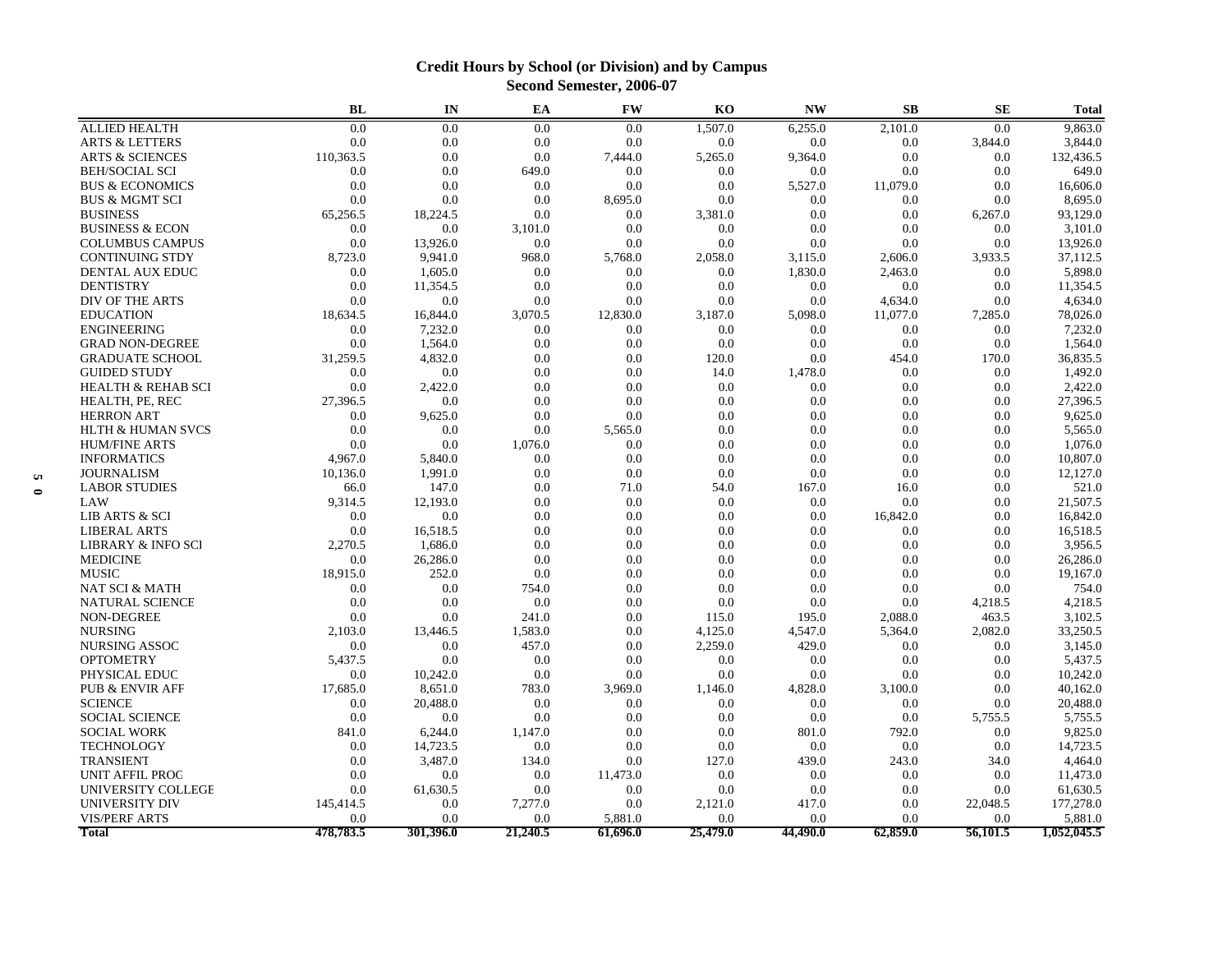# Credit Hours by School (or Division) and by Campus

## Second Semester, 2006-07

| | BL | IN | EA | FW | KO | NW | SB | SE | Total |
|---|---|---|---|---|---|---|---|---|---|
| ALLIED HEALTH | 0.0 | 0.0 | 0.0 | 0.0 | 1,507.0 | 6,255.0 | 2,101.0 | 0.0 | 9,863.0 |
| ARTS & LETTERS | 0.0 | 0.0 | 0.0 | 0.0 | 0.0 | 0.0 | 0.0 | 3,844.0 | 3,844.0 |
| ARTS & SCIENCES | 110,363.5 | 0.0 | 0.0 | 7,444.0 | 5,265.0 | 9,364.0 | 0.0 | 0.0 | 132,436.5 |
| BEH/SOCIAL SCI | 0.0 | 0.0 | 649.0 | 0.0 | 0.0 | 0.0 | 0.0 | 0.0 | 649.0 |
| BUS & ECONOMICS | 0.0 | 0.0 | 0.0 | 0.0 | 0.0 | 5,527.0 | 11,079.0 | 0.0 | 16,606.0 |
| BUS & MGMT SCI | 0.0 | 0.0 | 0.0 | 8,695.0 | 0.0 | 0.0 | 0.0 | 0.0 | 8,695.0 |
| BUSINESS | 65,256.5 | 18,224.5 | 0.0 | 0.0 | 3,381.0 | 0.0 | 0.0 | 6,267.0 | 93,129.0 |
| BUSINESS & ECON | 0.0 | 0.0 | 3,101.0 | 0.0 | 0.0 | 0.0 | 0.0 | 0.0 | 3,101.0 |
| COLUMBUS CAMPUS | 0.0 | 13,926.0 | 0.0 | 0.0 | 0.0 | 0.0 | 0.0 | 0.0 | 13,926.0 |
| CONTINUING STDY | 8,723.0 | 9,941.0 | 968.0 | 5,768.0 | 2,058.0 | 3,115.0 | 2,606.0 | 3,933.5 | 37,112.5 |
| DENTAL AUX EDUC | 0.0 | 1,605.0 | 0.0 | 0.0 | 0.0 | 1,830.0 | 2,463.0 | 0.0 | 5,898.0 |
| DENTISTRY | 0.0 | 11,354.5 | 0.0 | 0.0 | 0.0 | 0.0 | 0.0 | 0.0 | 11,354.5 |
| DIV OF THE ARTS | 0.0 | 0.0 | 0.0 | 0.0 | 0.0 | 0.0 | 4,634.0 | 0.0 | 4,634.0 |
| EDUCATION | 18,634.5 | 16,844.0 | 3,070.5 | 12,830.0 | 3,187.0 | 5,098.0 | 11,077.0 | 7,285.0 | 78,026.0 |
| ENGINEERING | 0.0 | 7,232.0 | 0.0 | 0.0 | 0.0 | 0.0 | 0.0 | 0.0 | 7,232.0 |
| GRAD NON-DEGREE | 0.0 | 1,564.0 | 0.0 | 0.0 | 0.0 | 0.0 | 0.0 | 0.0 | 1,564.0 |
| GRADUATE SCHOOL | 31,259.5 | 4,832.0 | 0.0 | 0.0 | 120.0 | 0.0 | 454.0 | 170.0 | 36,835.5 |
| GUIDED STUDY | 0.0 | 0.0 | 0.0 | 0.0 | 14.0 | 1,478.0 | 0.0 | 0.0 | 1,492.0 |
| HEALTH & REHAB SCI | 0.0 | 2,422.0 | 0.0 | 0.0 | 0.0 | 0.0 | 0.0 | 0.0 | 2,422.0 |
| HEALTH, PE, REC | 27,396.5 | 0.0 | 0.0 | 0.0 | 0.0 | 0.0 | 0.0 | 0.0 | 27,396.5 |
| HERRON ART | 0.0 | 9,625.0 | 0.0 | 0.0 | 0.0 | 0.0 | 0.0 | 0.0 | 9,625.0 |
| HLTH & HUMAN SVCS | 0.0 | 0.0 | 0.0 | 5,565.0 | 0.0 | 0.0 | 0.0 | 0.0 | 5,565.0 |
| HUM/FINE ARTS | 0.0 | 0.0 | 1,076.0 | 0.0 | 0.0 | 0.0 | 0.0 | 0.0 | 1,076.0 |
| INFORMATICS | 4,967.0 | 5,840.0 | 0.0 | 0.0 | 0.0 | 0.0 | 0.0 | 0.0 | 10,807.0 |
| JOURNALISM | 10,136.0 | 1,991.0 | 0.0 | 0.0 | 0.0 | 0.0 | 0.0 | 0.0 | 12,127.0 |
| LABOR STUDIES | 66.0 | 147.0 | 0.0 | 71.0 | 54.0 | 167.0 | 16.0 | 0.0 | 521.0 |
| LAW | 9,314.5 | 12,193.0 | 0.0 | 0.0 | 0.0 | 0.0 | 0.0 | 0.0 | 21,507.5 |
| LIB ARTS & SCI | 0.0 | 0.0 | 0.0 | 0.0 | 0.0 | 0.0 | 16,842.0 | 0.0 | 16,842.0 |
| LIBERAL ARTS | 0.0 | 16,518.5 | 0.0 | 0.0 | 0.0 | 0.0 | 0.0 | 0.0 | 16,518.5 |
| LIBRARY & INFO SCI | 2,270.5 | 1,686.0 | 0.0 | 0.0 | 0.0 | 0.0 | 0.0 | 0.0 | 3,956.5 |
| MEDICINE | 0.0 | 26,286.0 | 0.0 | 0.0 | 0.0 | 0.0 | 0.0 | 0.0 | 26,286.0 |
| MUSIC | 18,915.0 | 252.0 | 0.0 | 0.0 | 0.0 | 0.0 | 0.0 | 0.0 | 19,167.0 |
| NAT SCI & MATH | 0.0 | 0.0 | 754.0 | 0.0 | 0.0 | 0.0 | 0.0 | 0.0 | 754.0 |
| NATURAL SCIENCE | 0.0 | 0.0 | 0.0 | 0.0 | 0.0 | 0.0 | 0.0 | 4,218.5 | 4,218.5 |
| NON-DEGREE | 0.0 | 0.0 | 241.0 | 0.0 | 115.0 | 195.0 | 2,088.0 | 463.5 | 3,102.5 |
| NURSING | 2,103.0 | 13,446.5 | 1,583.0 | 0.0 | 4,125.0 | 4,547.0 | 5,364.0 | 2,082.0 | 33,250.5 |
| NURSING ASSOC | 0.0 | 0.0 | 457.0 | 0.0 | 2,259.0 | 429.0 | 0.0 | 0.0 | 3,145.0 |
| OPTOMETRY | 5,437.5 | 0.0 | 0.0 | 0.0 | 0.0 | 0.0 | 0.0 | 0.0 | 5,437.5 |
| PHYSICAL EDUC | 0.0 | 10,242.0 | 0.0 | 0.0 | 0.0 | 0.0 | 0.0 | 0.0 | 10,242.0 |
| PUB & ENVIR AFF | 17,685.0 | 8,651.0 | 783.0 | 3,969.0 | 1,146.0 | 4,828.0 | 3,100.0 | 0.0 | 40,162.0 |
| SCIENCE | 0.0 | 20,488.0 | 0.0 | 0.0 | 0.0 | 0.0 | 0.0 | 0.0 | 20,488.0 |
| SOCIAL SCIENCE | 0.0 | 0.0 | 0.0 | 0.0 | 0.0 | 0.0 | 0.0 | 5,755.5 | 5,755.5 |
| SOCIAL WORK | 841.0 | 6,244.0 | 1,147.0 | 0.0 | 0.0 | 801.0 | 792.0 | 0.0 | 9,825.0 |
| TECHNOLOGY | 0.0 | 14,723.5 | 0.0 | 0.0 | 0.0 | 0.0 | 0.0 | 0.0 | 14,723.5 |
| TRANSIENT | 0.0 | 3,487.0 | 134.0 | 0.0 | 127.0 | 439.0 | 243.0 | 34.0 | 4,464.0 |
| UNIT AFFIL PROG | 0.0 | 0.0 | 0.0 | 11,473.0 | 0.0 | 0.0 | 0.0 | 0.0 | 11,473.0 |
| UNIVERSITY COLLEGE | 0.0 | 61,630.5 | 0.0 | 0.0 | 0.0 | 0.0 | 0.0 | 0.0 | 61,630.5 |
| UNIVERSITY DIV | 145,414.5 | 0.0 | 7,277.0 | 0.0 | 2,121.0 | 417.0 | 0.0 | 22,048.5 | 177,278.0 |
| VIS/PERF ARTS | 0.0 | 0.0 | 0.0 | 5,881.0 | 0.0 | 0.0 | 0.0 | 0.0 | 5,881.0 |
| **Total** | **478,783.5** | **301,396.0** | **21,240.5** | **61,696.0** | **25,479.0** | **44,490.0** | **62,859.0** | **56,101.5** | **1,052,045.5** |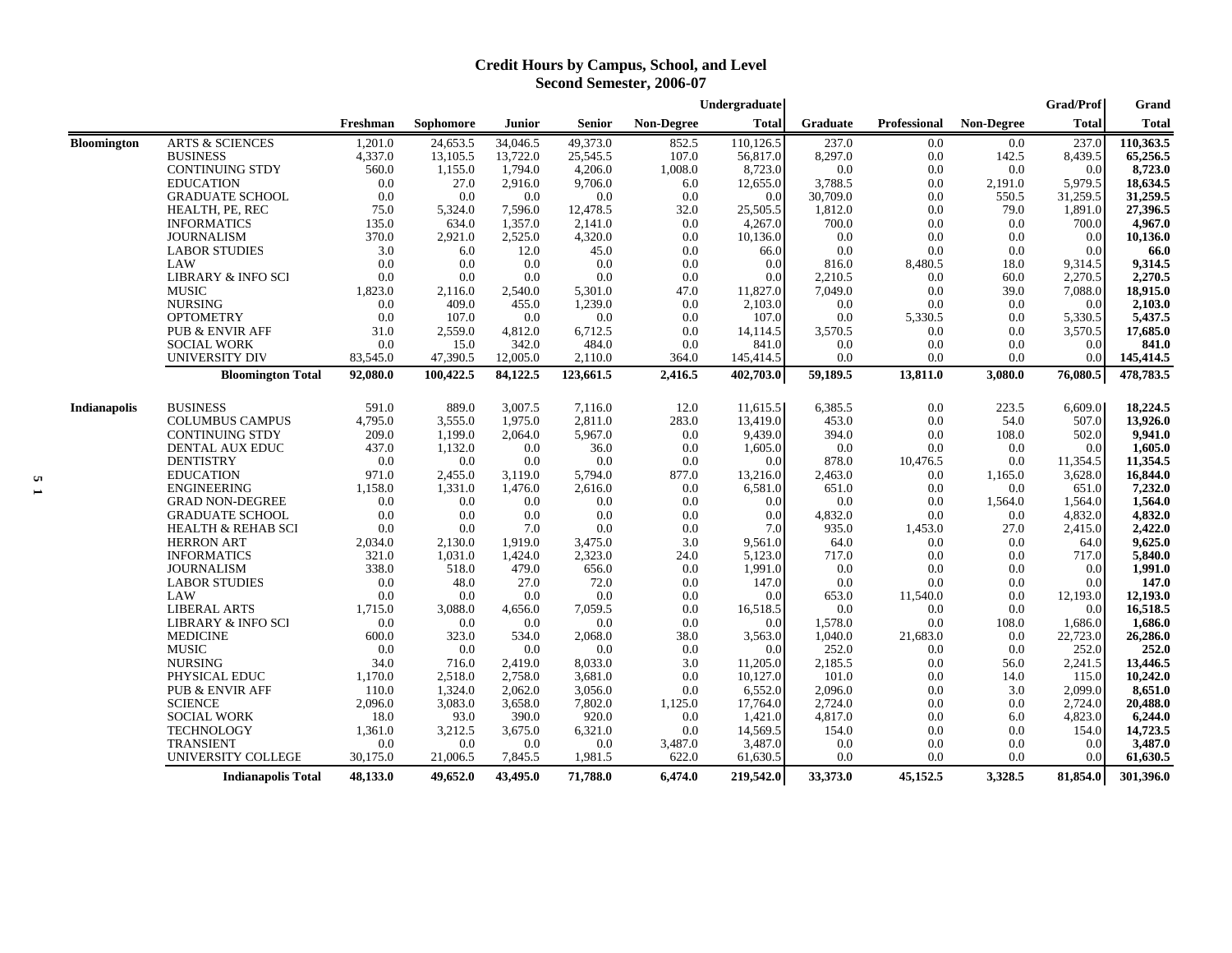# Credit Hours by Campus, School, and Level
## Second Semester, 2006-07

| | | | | | | | Undergraduate | | | | Grad/Prof | Grand |
|---|---|---|---|---|---|---|---|---|---|---|---|---|
| | | Freshman | Sophomore | Junior | Senior | Non-Degree | Total | Graduate | Professional | Non-Degree | Total | Total |
| **Bloomington** | ARTS & SCIENCES | 1,201.0 | 24,653.5 | 34,046.5 | 49,373.0 | 852.5 | 110,126.5 | 237.0 | 0.0 | 0.0 | 237.0 | **110,363.5** |
| | BUSINESS | 4,337.0 | 13,105.5 | 13,722.0 | 25,545.5 | 107.0 | 56,817.0 | 8,297.0 | 0.0 | 142.5 | 8,439.5 | **65,256.5** |
| | CONTINUING STDY | 560.0 | 1,155.0 | 1,794.0 | 4,206.0 | 1,008.0 | 8,723.0 | 0.0 | 0.0 | 0.0 | 0.0 | **8,723.0** |
| | EDUCATION | 0.0 | 27.0 | 2,916.0 | 9,706.0 | 6.0 | 12,655.0 | 3,788.5 | 0.0 | 2,191.0 | 5,979.5 | **18,634.5** |
| | GRADUATE SCHOOL | 0.0 | 0.0 | 0.0 | 0.0 | 0.0 | 0.0 | 30,709.0 | 0.0 | 550.5 | 31,259.5 | **31,259.5** |
| | HEALTH, PE, REC | 75.0 | 5,324.0 | 7,596.0 | 12,478.5 | 32.0 | 25,505.5 | 1,812.0 | 0.0 | 79.0 | 1,891.0 | **27,396.5** |
| | INFORMATICS | 135.0 | 634.0 | 1,357.0 | 2,141.0 | 0.0 | 4,267.0 | 700.0 | 0.0 | 0.0 | 700.0 | **4,967.0** |
| | JOURNALISM | 370.0 | 2,921.0 | 2,525.0 | 4,320.0 | 0.0 | 10,136.0 | 0.0 | 0.0 | 0.0 | 0.0 | **10,136.0** |
| | LABOR STUDIES | 3.0 | 6.0 | 12.0 | 45.0 | 0.0 | 66.0 | 0.0 | 0.0 | 0.0 | 0.0 | **66.0** |
| | LAW | 0.0 | 0.0 | 0.0 | 0.0 | 0.0 | 0.0 | 816.0 | 8,480.5 | 18.0 | 9,314.5 | **9,314.5** |
| | LIBRARY & INFO SCI | 0.0 | 0.0 | 0.0 | 0.0 | 0.0 | 0.0 | 2,210.5 | 0.0 | 60.0 | 2,270.5 | **2,270.5** |
| | MUSIC | 1,823.0 | 2,116.0 | 2,540.0 | 5,301.0 | 47.0 | 11,827.0 | 7,049.0 | 0.0 | 39.0 | 7,088.0 | **18,915.0** |
| | NURSING | 0.0 | 409.0 | 455.0 | 1,239.0 | 0.0 | 2,103.0 | 0.0 | 0.0 | 0.0 | 0.0 | **2,103.0** |
| | OPTOMETRY | 0.0 | 107.0 | 0.0 | 0.0 | 0.0 | 107.0 | 0.0 | 5,330.5 | 0.0 | 5,330.5 | **5,437.5** |
| | PUB & ENVIR AFF | 31.0 | 2,559.0 | 4,812.0 | 6,712.5 | 0.0 | 14,114.5 | 3,570.5 | 0.0 | 0.0 | 3,570.5 | **17,685.0** |
| | SOCIAL WORK | 0.0 | 15.0 | 342.0 | 484.0 | 0.0 | 841.0 | 0.0 | 0.0 | 0.0 | 0.0 | **841.0** |
| | UNIVERSITY DIV | 83,545.0 | 47,390.5 | 12,005.0 | 2,110.0 | 364.0 | 145,414.5 | 0.0 | 0.0 | 0.0 | 0.0 | **145,414.5** |
| | **Bloomington Total** | **92,080.0** | **100,422.5** | **84,122.5** | **123,661.5** | **2,416.5** | **402,703.0** | **59,189.5** | **13,811.0** | **3,080.0** | **76,080.5** | **478,783.5** |
| **Indianapolis** | BUSINESS | 591.0 | 889.0 | 3,007.5 | 7,116.0 | 12.0 | 11,615.5 | 6,385.5 | 0.0 | 223.5 | 6,609.0 | **18,224.5** |
| | COLUMBUS CAMPUS | 4,795.0 | 3,555.0 | 1,975.0 | 2,811.0 | 283.0 | 13,419.0 | 453.0 | 0.0 | 54.0 | 507.0 | **13,926.0** |
| | CONTINUING STDY | 209.0 | 1,199.0 | 2,064.0 | 5,967.0 | 0.0 | 9,439.0 | 394.0 | 0.0 | 108.0 | 502.0 | **9,941.0** |
| | DENTAL AUX EDUC | 437.0 | 1,132.0 | 0.0 | 36.0 | 0.0 | 1,605.0 | 0.0 | 0.0 | 0.0 | 0.0 | **1,605.0** |
| | DENTISTRY | 0.0 | 0.0 | 0.0 | 0.0 | 0.0 | 0.0 | 878.0 | 10,476.5 | 0.0 | 11,354.5 | **11,354.5** |
| | EDUCATION | 971.0 | 2,455.0 | 3,119.0 | 5,794.0 | 877.0 | 13,216.0 | 2,463.0 | 0.0 | 1,165.0 | 3,628.0 | **16,844.0** |
| | ENGINEERING | 1,158.0 | 1,331.0 | 1,476.0 | 2,616.0 | 0.0 | 6,581.0 | 651.0 | 0.0 | 0.0 | 651.0 | **7,232.0** |
| | GRAD NON-DEGREE | 0.0 | 0.0 | 0.0 | 0.0 | 0.0 | 0.0 | 0.0 | 0.0 | 1,564.0 | 1,564.0 | **1,564.0** |
| | GRADUATE SCHOOL | 0.0 | 0.0 | 0.0 | 0.0 | 0.0 | 0.0 | 4,832.0 | 0.0 | 0.0 | 4,832.0 | **4,832.0** |
| | HEALTH & REHAB SCI | 0.0 | 0.0 | 7.0 | 0.0 | 0.0 | 7.0 | 935.0 | 1,453.0 | 27.0 | 2,415.0 | **2,422.0** |
| | HERRON ART | 2,034.0 | 2,130.0 | 1,919.0 | 3,475.0 | 3.0 | 9,561.0 | 64.0 | 0.0 | 0.0 | 64.0 | **9,625.0** |
| | INFORMATICS | 321.0 | 1,031.0 | 1,424.0 | 2,323.0 | 24.0 | 5,123.0 | 717.0 | 0.0 | 0.0 | 717.0 | **5,840.0** |
| | JOURNALISM | 338.0 | 518.0 | 479.0 | 656.0 | 0.0 | 1,991.0 | 0.0 | 0.0 | 0.0 | 0.0 | **1,991.0** |
| | LABOR STUDIES | 0.0 | 48.0 | 27.0 | 72.0 | 0.0 | 147.0 | 0.0 | 0.0 | 0.0 | 0.0 | **147.0** |
| | LAW | 0.0 | 0.0 | 0.0 | 0.0 | 0.0 | 0.0 | 653.0 | 11,540.0 | 0.0 | 12,193.0 | **12,193.0** |
| | LIBERAL ARTS | 1,715.0 | 3,088.0 | 4,656.0 | 7,059.5 | 0.0 | 16,518.5 | 0.0 | 0.0 | 0.0 | 0.0 | **16,518.5** |
| | LIBRARY & INFO SCI | 0.0 | 0.0 | 0.0 | 0.0 | 0.0 | 0.0 | 1,578.0 | 0.0 | 108.0 | 1,686.0 | **1,686.0** |
| | MEDICINE | 600.0 | 323.0 | 534.0 | 2,068.0 | 38.0 | 3,563.0 | 1,040.0 | 21,683.0 | 0.0 | 22,723.0 | **26,286.0** |
| | MUSIC | 0.0 | 0.0 | 0.0 | 0.0 | 0.0 | 0.0 | 252.0 | 0.0 | 0.0 | 252.0 | **252.0** |
| | NURSING | 34.0 | 716.0 | 2,419.0 | 8,033.0 | 3.0 | 11,205.0 | 2,185.5 | 0.0 | 56.0 | 2,241.5 | **13,446.5** |
| | PHYSICAL EDUC | 1,170.0 | 2,518.0 | 2,758.0 | 3,681.0 | 0.0 | 10,127.0 | 101.0 | 0.0 | 14.0 | 115.0 | **10,242.0** |
| | PUB & ENVIR AFF | 110.0 | 1,324.0 | 2,062.0 | 3,056.0 | 0.0 | 6,552.0 | 2,096.0 | 0.0 | 3.0 | 2,099.0 | **8,651.0** |
| | SCIENCE | 2,096.0 | 3,083.0 | 3,658.0 | 7,802.0 | 1,125.0 | 17,764.0 | 2,724.0 | 0.0 | 0.0 | 2,724.0 | **20,488.0** |
| | SOCIAL WORK | 18.0 | 93.0 | 390.0 | 920.0 | 0.0 | 1,421.0 | 4,817.0 | 0.0 | 6.0 | 4,823.0 | **6,244.0** |
| | TECHNOLOGY | 1,361.0 | 3,212.5 | 3,675.0 | 6,321.0 | 0.0 | 14,569.5 | 154.0 | 0.0 | 0.0 | 154.0 | **14,723.5** |
| | TRANSIENT | 0.0 | 0.0 | 0.0 | 0.0 | 3,487.0 | 3,487.0 | 0.0 | 0.0 | 0.0 | 0.0 | **3,487.0** |
| | UNIVERSITY COLLEGE | 30,175.0 | 21,006.5 | 7,845.5 | 1,981.5 | 622.0 | 61,630.5 | 0.0 | 0.0 | 0.0 | 0.0 | **61,630.5** |
| | **Indianapolis Total** | **48,133.0** | **49,652.0** | **43,495.0** | **71,788.0** | **6,474.0** | **219,542.0** | **33,373.0** | **45,152.5** | **3,328.5** | **81,854.0** | **301,396.0** |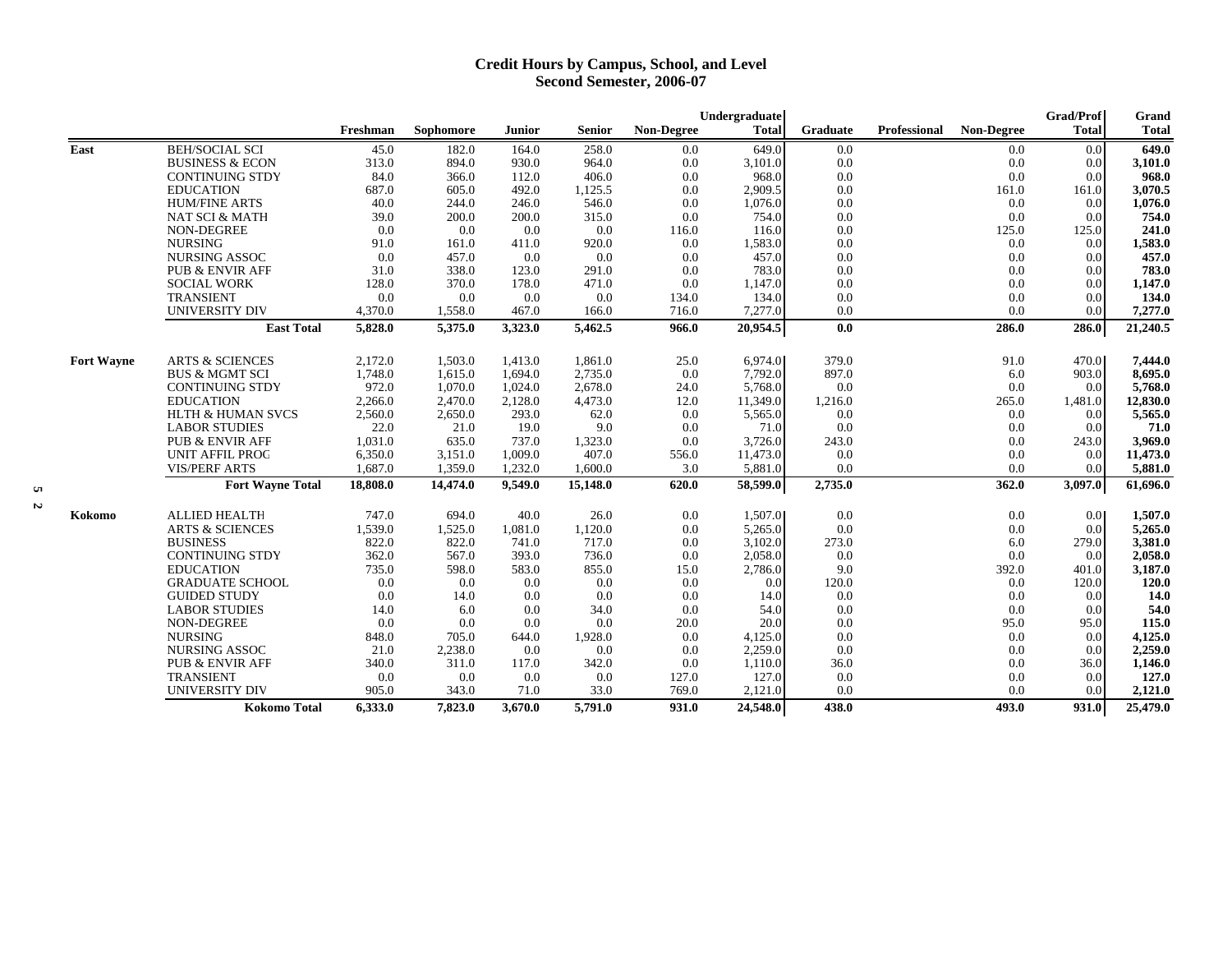# Credit Hours by Campus, School, and Level
## Second Semester, 2006-07

| | | Freshman | Sophomore | Junior | Senior | Non-Degree | Undergraduate Total | Graduate | Professional | Non-Degree | Grad/Prof Total | Grand Total |
|---|---|---|---|---|---|---|---|---|---|---|---|---|
| East | BEH/SOCIAL SCI | 45.0 | 182.0 | 164.0 | 258.0 | 0.0 | 649.0 | 0.0 | | 0.0 | 0.0 | **649.0** |
| | BUSINESS & ECON | 313.0 | 894.0 | 930.0 | 964.0 | 0.0 | 3,101.0 | 0.0 | | 0.0 | 0.0 | **3,101.0** |
| | CONTINUING STDY | 84.0 | 366.0 | 112.0 | 406.0 | 0.0 | 968.0 | 0.0 | | 0.0 | 0.0 | **968.0** |
| | EDUCATION | 687.0 | 605.0 | 492.0 | 1,125.5 | 0.0 | 2,909.5 | 0.0 | | 161.0 | 161.0 | **3,070.5** |
| | HUM/FINE ARTS | 40.0 | 244.0 | 246.0 | 546.0 | 0.0 | 1,076.0 | 0.0 | | 0.0 | 0.0 | **1,076.0** |
| | NAT SCI & MATH | 39.0 | 200.0 | 200.0 | 315.0 | 0.0 | 754.0 | 0.0 | | 0.0 | 0.0 | **754.0** |
| | NON-DEGREE | 0.0 | 0.0 | 0.0 | 0.0 | 116.0 | 116.0 | 0.0 | | 125.0 | 125.0 | **241.0** |
| | NURSING | 91.0 | 161.0 | 411.0 | 920.0 | 0.0 | 1,583.0 | 0.0 | | 0.0 | 0.0 | **1,583.0** |
| | NURSING ASSOC | 0.0 | 457.0 | 0.0 | 0.0 | 0.0 | 457.0 | 0.0 | | 0.0 | 0.0 | **457.0** |
| | PUB & ENVIR AFF | 31.0 | 338.0 | 123.0 | 291.0 | 0.0 | 783.0 | 0.0 | | 0.0 | 0.0 | **783.0** |
| | SOCIAL WORK | 128.0 | 370.0 | 178.0 | 471.0 | 0.0 | 1,147.0 | 0.0 | | 0.0 | 0.0 | **1,147.0** |
| | TRANSIENT | 0.0 | 0.0 | 0.0 | 0.0 | 134.0 | 134.0 | 0.0 | | 0.0 | 0.0 | **134.0** |
| | UNIVERSITY DIV | 4,370.0 | 1,558.0 | 467.0 | 166.0 | 716.0 | 7,277.0 | 0.0 | | 0.0 | 0.0 | **7,277.0** |
| | **East Total** | **5,828.0** | **5,375.0** | **3,323.0** | **5,462.5** | **966.0** | **20,954.5** | **0.0** | | **286.0** | **286.0** | **21,240.5** |
| Fort Wayne | ARTS & SCIENCES | 2,172.0 | 1,503.0 | 1,413.0 | 1,861.0 | 25.0 | 6,974.0 | 379.0 | | 91.0 | 470.0 | **7,444.0** |
| | BUS & MGMT SCI | 1,748.0 | 1,615.0 | 1,694.0 | 2,735.0 | 0.0 | 7,792.0 | 897.0 | | 6.0 | 903.0 | **8,695.0** |
| | CONTINUING STDY | 972.0 | 1,070.0 | 1,024.0 | 2,678.0 | 24.0 | 5,768.0 | 0.0 | | 0.0 | 0.0 | **5,768.0** |
| | EDUCATION | 2,266.0 | 2,470.0 | 2,128.0 | 4,473.0 | 12.0 | 11,349.0 | 1,216.0 | | 265.0 | 1,481.0 | **12,830.0** |
| | HLTH & HUMAN SVCS | 2,560.0 | 2,650.0 | 293.0 | 62.0 | 0.0 | 5,565.0 | 0.0 | | 0.0 | 0.0 | **5,565.0** |
| | LABOR STUDIES | 22.0 | 21.0 | 19.0 | 9.0 | 0.0 | 71.0 | 0.0 | | 0.0 | 0.0 | **71.0** |
| | PUB & ENVIR AFF | 1,031.0 | 635.0 | 737.0 | 1,323.0 | 0.0 | 3,726.0 | 243.0 | | 0.0 | 243.0 | **3,969.0** |
| | UNIT AFFIL PROG | 6,350.0 | 3,151.0 | 1,009.0 | 407.0 | 556.0 | 11,473.0 | 0.0 | | 0.0 | 0.0 | **11,473.0** |
| | VIS/PERF ARTS | 1,687.0 | 1,359.0 | 1,232.0 | 1,600.0 | 3.0 | 5,881.0 | 0.0 | | 0.0 | 0.0 | **5,881.0** |
| | **Fort Wayne Total** | **18,808.0** | **14,474.0** | **9,549.0** | **15,148.0** | **620.0** | **58,599.0** | **2,735.0** | | **362.0** | **3,097.0** | **61,696.0** |
| Kokomo | ALLIED HEALTH | 747.0 | 694.0 | 40.0 | 26.0 | 0.0 | 1,507.0 | 0.0 | | 0.0 | 0.0 | **1,507.0** |
| | ARTS & SCIENCES | 1,539.0 | 1,525.0 | 1,081.0 | 1,120.0 | 0.0 | 5,265.0 | 0.0 | | 0.0 | 0.0 | **5,265.0** |
| | BUSINESS | 822.0 | 822.0 | 741.0 | 717.0 | 0.0 | 3,102.0 | 273.0 | | 6.0 | 279.0 | **3,381.0** |
| | CONTINUING STDY | 362.0 | 567.0 | 393.0 | 736.0 | 0.0 | 2,058.0 | 0.0 | | 0.0 | 0.0 | **2,058.0** |
| | EDUCATION | 735.0 | 598.0 | 583.0 | 855.0 | 15.0 | 2,786.0 | 9.0 | | 392.0 | 401.0 | **3,187.0** |
| | GRADUATE SCHOOL | 0.0 | 0.0 | 0.0 | 0.0 | 0.0 | 0.0 | 120.0 | | 0.0 | 120.0 | **120.0** |
| | GUIDED STUDY | 0.0 | 14.0 | 0.0 | 0.0 | 0.0 | 14.0 | 0.0 | | 0.0 | 0.0 | **14.0** |
| | LABOR STUDIES | 14.0 | 6.0 | 0.0 | 34.0 | 0.0 | 54.0 | 0.0 | | 0.0 | 0.0 | **54.0** |
| | NON-DEGREE | 0.0 | 0.0 | 0.0 | 0.0 | 20.0 | 20.0 | 0.0 | | 95.0 | 95.0 | **115.0** |
| | NURSING | 848.0 | 705.0 | 644.0 | 1,928.0 | 0.0 | 4,125.0 | 0.0 | | 0.0 | 0.0 | **4,125.0** |
| | NURSING ASSOC | 21.0 | 2,238.0 | 0.0 | 0.0 | 0.0 | 2,259.0 | 0.0 | | 0.0 | 0.0 | **2,259.0** |
| | PUB & ENVIR AFF | 340.0 | 311.0 | 117.0 | 342.0 | 0.0 | 1,110.0 | 36.0 | | 0.0 | 36.0 | **1,146.0** |
| | TRANSIENT | 0.0 | 0.0 | 0.0 | 0.0 | 127.0 | 127.0 | 0.0 | | 0.0 | 0.0 | **127.0** |
| | UNIVERSITY DIV | 905.0 | 343.0 | 71.0 | 33.0 | 769.0 | 2,121.0 | 0.0 | | 0.0 | 0.0 | **2,121.0** |
| | **Kokomo Total** | **6,333.0** | **7,823.0** | **3,670.0** | **5,791.0** | **931.0** | **24,548.0** | **438.0** | | **493.0** | **931.0** | **25,479.0** |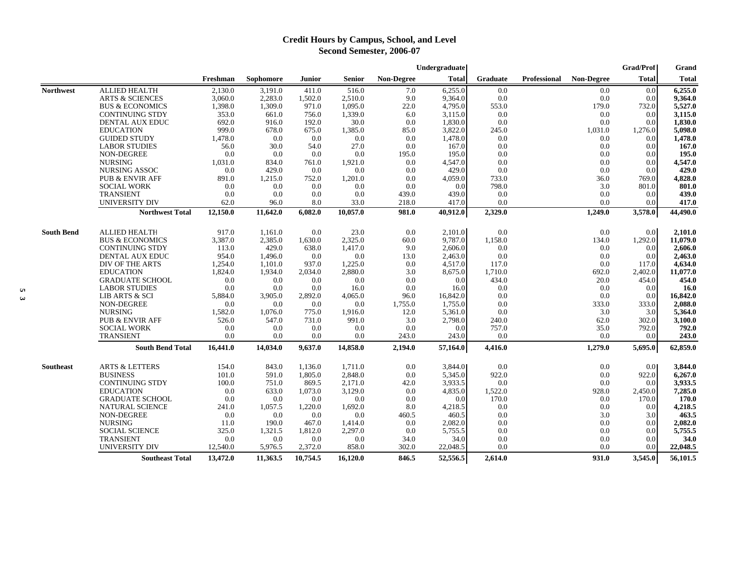# Credit Hours by Campus, School, and Level
## Second Semester, 2006-07

| | | | | | | | Undergraduate | | | | Grad/Prof | Grand |
|---|---|---|---|---|---|---|---|---|---|---|---|---|
| | | Freshman | Sophomore | Junior | Senior | Non-Degree | Total | Graduate | Professional | Non-Degree | Total | Total |
| **Northwest** | ALLIED HEALTH | 2,130.0 | 3,191.0 | 411.0 | 516.0 | 7.0 | 6,255.0 | 0.0 | | 0.0 | 0.0 | **6,255.0** |
| | ARTS & SCIENCES | 3,060.0 | 2,283.0 | 1,502.0 | 2,510.0 | 9.0 | 9,364.0 | 0.0 | | 0.0 | 0.0 | **9,364.0** |
| | BUS & ECONOMICS | 1,398.0 | 1,309.0 | 971.0 | 1,095.0 | 22.0 | 4,795.0 | 553.0 | | 179.0 | 732.0 | **5,527.0** |
| | CONTINUING STDY | 353.0 | 661.0 | 756.0 | 1,339.0 | 6.0 | 3,115.0 | 0.0 | | 0.0 | 0.0 | **3,115.0** |
| | DENTAL AUX EDUC | 692.0 | 916.0 | 192.0 | 30.0 | 0.0 | 1,830.0 | 0.0 | | 0.0 | 0.0 | **1,830.0** |
| | EDUCATION | 999.0 | 678.0 | 675.0 | 1,385.0 | 85.0 | 3,822.0 | 245.0 | | 1,031.0 | 1,276.0 | **5,098.0** |
| | GUIDED STUDY | 1,478.0 | 0.0 | 0.0 | 0.0 | 0.0 | 1,478.0 | 0.0 | | 0.0 | 0.0 | **1,478.0** |
| | LABOR STUDIES | 56.0 | 30.0 | 54.0 | 27.0 | 0.0 | 167.0 | 0.0 | | 0.0 | 0.0 | **167.0** |
| | NON-DEGREE | 0.0 | 0.0 | 0.0 | 0.0 | 195.0 | 195.0 | 0.0 | | 0.0 | 0.0 | **195.0** |
| | NURSING | 1,031.0 | 834.0 | 761.0 | 1,921.0 | 0.0 | 4,547.0 | 0.0 | | 0.0 | 0.0 | **4,547.0** |
| | NURSING ASSOC | 0.0 | 429.0 | 0.0 | 0.0 | 0.0 | 429.0 | 0.0 | | 0.0 | 0.0 | **429.0** |
| | PUB & ENVIR AFF | 891.0 | 1,215.0 | 752.0 | 1,201.0 | 0.0 | 4,059.0 | 733.0 | | 36.0 | 769.0 | **4,828.0** |
| | SOCIAL WORK | 0.0 | 0.0 | 0.0 | 0.0 | 0.0 | 0.0 | 798.0 | | 3.0 | 801.0 | **801.0** |
| | TRANSIENT | 0.0 | 0.0 | 0.0 | 0.0 | 439.0 | 439.0 | 0.0 | | 0.0 | 0.0 | **439.0** |
| | UNIVERSITY DIV | 62.0 | 96.0 | 8.0 | 33.0 | 218.0 | 417.0 | 0.0 | | 0.0 | 0.0 | **417.0** |
| | **Northwest Total** | **12,150.0** | **11,642.0** | **6,082.0** | **10,057.0** | **981.0** | **40,912.0** | **2,329.0** | | **1,249.0** | **3,578.0** | **44,490.0** |
| **South Bend** | ALLIED HEALTH | 917.0 | 1,161.0 | 0.0 | 23.0 | 0.0 | 2,101.0 | 0.0 | | 0.0 | 0.0 | **2,101.0** |
| | BUS & ECONOMICS | 3,387.0 | 2,385.0 | 1,630.0 | 2,325.0 | 60.0 | 9,787.0 | 1,158.0 | | 134.0 | 1,292.0 | **11,079.0** |
| | CONTINUING STDY | 113.0 | 429.0 | 638.0 | 1,417.0 | 9.0 | 2,606.0 | 0.0 | | 0.0 | 0.0 | **2,606.0** |
| | DENTAL AUX EDUC | 954.0 | 1,496.0 | 0.0 | 0.0 | 13.0 | 2,463.0 | 0.0 | | 0.0 | 0.0 | **2,463.0** |
| | DIV OF THE ARTS | 1,254.0 | 1,101.0 | 937.0 | 1,225.0 | 0.0 | 4,517.0 | 117.0 | | 0.0 | 117.0 | **4,634.0** |
| | EDUCATION | 1,824.0 | 1,934.0 | 2,034.0 | 2,880.0 | 3.0 | 8,675.0 | 1,710.0 | | 692.0 | 2,402.0 | **11,077.0** |
| | GRADUATE SCHOOL | 0.0 | 0.0 | 0.0 | 0.0 | 0.0 | 0.0 | 434.0 | | 20.0 | 454.0 | **454.0** |
| | LABOR STUDIES | 0.0 | 0.0 | 0.0 | 16.0 | 0.0 | 16.0 | 0.0 | | 0.0 | 0.0 | **16.0** |
| | LIB ARTS & SCI | 5,884.0 | 3,905.0 | 2,892.0 | 4,065.0 | 96.0 | 16,842.0 | 0.0 | | 0.0 | 0.0 | **16,842.0** |
| | NON-DEGREE | 0.0 | 0.0 | 0.0 | 0.0 | 1,755.0 | 1,755.0 | 0.0 | | 333.0 | 333.0 | **2,088.0** |
| | NURSING | 1,582.0 | 1,076.0 | 775.0 | 1,916.0 | 12.0 | 5,361.0 | 0.0 | | 3.0 | 3.0 | **5,364.0** |
| | PUB & ENVIR AFF | 526.0 | 547.0 | 731.0 | 991.0 | 3.0 | 2,798.0 | 240.0 | | 62.0 | 302.0 | **3,100.0** |
| | SOCIAL WORK | 0.0 | 0.0 | 0.0 | 0.0 | 0.0 | 0.0 | 757.0 | | 35.0 | 792.0 | **792.0** |
| | TRANSIENT | 0.0 | 0.0 | 0.0 | 0.0 | 243.0 | 243.0 | 0.0 | | 0.0 | 0.0 | **243.0** |
| | **South Bend Total** | **16,441.0** | **14,034.0** | **9,637.0** | **14,858.0** | **2,194.0** | **57,164.0** | **4,416.0** | | **1,279.0** | **5,695.0** | **62,859.0** |
| **Southeast** | ARTS & LETTERS | 154.0 | 843.0 | 1,136.0 | 1,711.0 | 0.0 | 3,844.0 | 0.0 | | 0.0 | 0.0 | **3,844.0** |
| | BUSINESS | 101.0 | 591.0 | 1,805.0 | 2,848.0 | 0.0 | 5,345.0 | 922.0 | | 0.0 | 922.0 | **6,267.0** |
| | CONTINUING STDY | 100.0 | 751.0 | 869.5 | 2,171.0 | 42.0 | 3,933.5 | 0.0 | | 0.0 | 0.0 | **3,933.5** |
| | EDUCATION | 0.0 | 633.0 | 1,073.0 | 3,129.0 | 0.0 | 4,835.0 | 1,522.0 | | 928.0 | 2,450.0 | **7,285.0** |
| | GRADUATE SCHOOL | 0.0 | 0.0 | 0.0 | 0.0 | 0.0 | 0.0 | 170.0 | | 0.0 | 170.0 | **170.0** |
| | NATURAL SCIENCE | 241.0 | 1,057.5 | 1,220.0 | 1,692.0 | 8.0 | 4,218.5 | 0.0 | | 0.0 | 0.0 | **4,218.5** |
| | NON-DEGREE | 0.0 | 0.0 | 0.0 | 0.0 | 460.5 | 460.5 | 0.0 | | 3.0 | 3.0 | **463.5** |
| | NURSING | 11.0 | 190.0 | 467.0 | 1,414.0 | 0.0 | 2,082.0 | 0.0 | | 0.0 | 0.0 | **2,082.0** |
| | SOCIAL SCIENCE | 325.0 | 1,321.5 | 1,812.0 | 2,297.0 | 0.0 | 5,755.5 | 0.0 | | 0.0 | 0.0 | **5,755.5** |
| | TRANSIENT | 0.0 | 0.0 | 0.0 | 0.0 | 34.0 | 34.0 | 0.0 | | 0.0 | 0.0 | **34.0** |
| | UNIVERSITY DIV | 12,540.0 | 5,976.5 | 2,372.0 | 858.0 | 302.0 | 22,048.5 | 0.0 | | 0.0 | 0.0 | **22,048.5** |
| | **Southeast Total** | **13,472.0** | **11,363.5** | **10,754.5** | **16,120.0** | **846.5** | **52,556.5** | **2,614.0** | | **931.0** | **3,545.0** | **56,101.5** |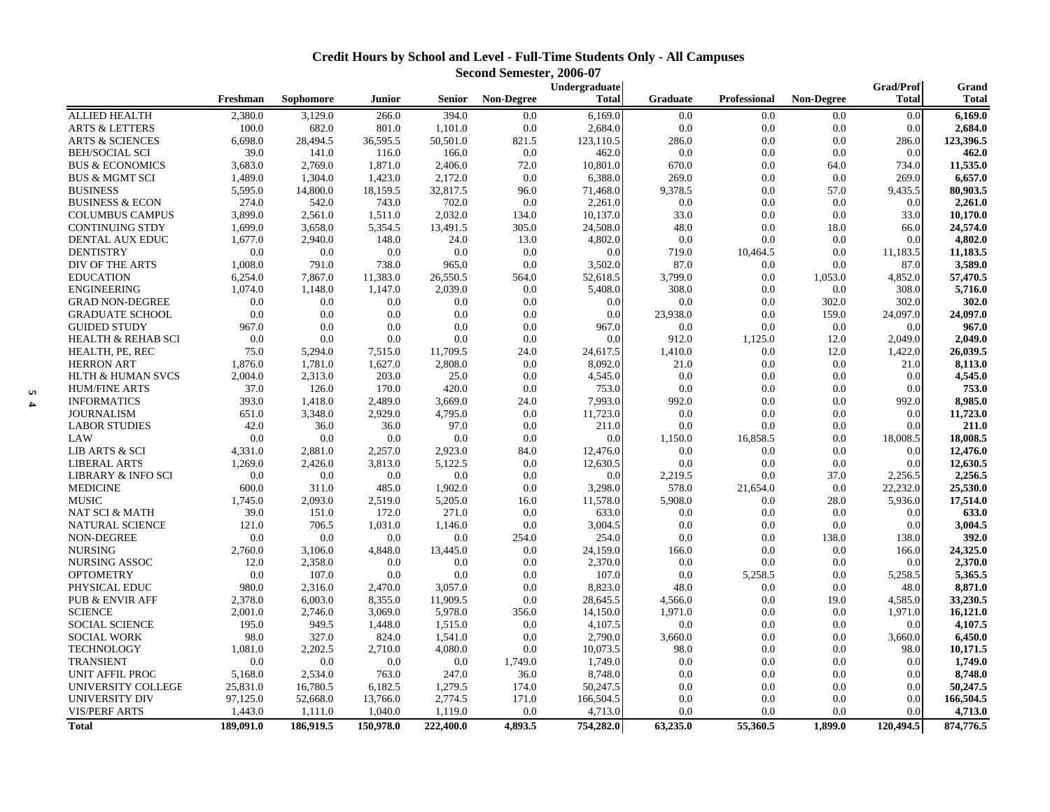## Credit Hours by School and Level - Full-Time Students Only - All Campuses
### Second Semester, 2006-07

| | Freshman | Sophomore | Junior | Senior | Non-Degree | Undergraduate Total | Graduate | Professional | Non-Degree | Grad/Prof Total | Grand Total |
|---|---|---|---|---|---|---|---|---|---|---|---|
| ALLIED HEALTH | 2,380.0 | 3,129.0 | 266.0 | 394.0 | 0.0 | 6,169.0 | 0.0 | 0.0 | 0.0 | 0.0 | **6,169.0** |
| ARTS & LETTERS | 100.0 | 682.0 | 801.0 | 1,101.0 | 0.0 | 2,684.0 | 0.0 | 0.0 | 0.0 | 0.0 | **2,684.0** |
| ARTS & SCIENCES | 6,698.0 | 28,494.5 | 36,595.5 | 50,501.0 | 821.5 | 123,110.5 | 286.0 | 0.0 | 0.0 | 286.0 | **123,396.5** |
| BEH/SOCIAL SCI | 39.0 | 141.0 | 116.0 | 166.0 | 0.0 | 462.0 | 0.0 | 0.0 | 0.0 | 0.0 | **462.0** |
| BUS & ECONOMICS | 3,683.0 | 2,769.0 | 1,871.0 | 2,406.0 | 72.0 | 10,801.0 | 670.0 | 0.0 | 64.0 | 734.0 | **11,535.0** |
| BUS & MGMT SCI | 1,489.0 | 1,304.0 | 1,423.0 | 2,172.0 | 0.0 | 6,388.0 | 269.0 | 0.0 | 0.0 | 269.0 | **6,657.0** |
| BUSINESS | 5,595.0 | 14,800.0 | 18,159.5 | 32,817.5 | 96.0 | 71,468.0 | 9,378.5 | 0.0 | 57.0 | 9,435.5 | **80,903.5** |
| BUSINESS & ECON | 274.0 | 542.0 | 743.0 | 702.0 | 0.0 | 2,261.0 | 0.0 | 0.0 | 0.0 | 0.0 | **2,261.0** |
| COLUMBUS CAMPUS | 3,899.0 | 2,561.0 | 1,511.0 | 2,032.0 | 134.0 | 10,137.0 | 33.0 | 0.0 | 0.0 | 33.0 | **10,170.0** |
| CONTINUING STDY | 1,699.0 | 3,658.0 | 5,354.5 | 13,491.5 | 305.0 | 24,508.0 | 48.0 | 0.0 | 18.0 | 66.0 | **24,574.0** |
| DENTAL AUX EDUC | 1,677.0 | 2,940.0 | 148.0 | 24.0 | 13.0 | 4,802.0 | 0.0 | 0.0 | 0.0 | 0.0 | **4,802.0** |
| DENTISTRY | 0.0 | 0.0 | 0.0 | 0.0 | 0.0 | 0.0 | 719.0 | 10,464.5 | 0.0 | 11,183.5 | **11,183.5** |
| DIV OF THE ARTS | 1,008.0 | 791.0 | 738.0 | 965.0 | 0.0 | 3,502.0 | 87.0 | 0.0 | 0.0 | 87.0 | **3,589.0** |
| EDUCATION | 6,254.0 | 7,867.0 | 11,383.0 | 26,550.5 | 564.0 | 52,618.5 | 3,799.0 | 0.0 | 1,053.0 | 4,852.0 | **57,470.5** |
| ENGINEERING | 1,074.0 | 1,148.0 | 1,147.0 | 2,039.0 | 0.0 | 5,408.0 | 308.0 | 0.0 | 0.0 | 308.0 | **5,716.0** |
| GRAD NON-DEGREE | 0.0 | 0.0 | 0.0 | 0.0 | 0.0 | 0.0 | 0.0 | 0.0 | 302.0 | 302.0 | **302.0** |
| GRADUATE SCHOOL | 0.0 | 0.0 | 0.0 | 0.0 | 0.0 | 0.0 | 23,938.0 | 0.0 | 159.0 | 24,097.0 | **24,097.0** |
| GUIDED STUDY | 967.0 | 0.0 | 0.0 | 0.0 | 0.0 | 967.0 | 0.0 | 0.0 | 0.0 | 0.0 | **967.0** |
| HEALTH & REHAB SCI | 0.0 | 0.0 | 0.0 | 0.0 | 0.0 | 0.0 | 912.0 | 1,125.0 | 12.0 | 2,049.0 | **2,049.0** |
| HEALTH, PE, REC | 75.0 | 5,294.0 | 7,515.0 | 11,709.5 | 24.0 | 24,617.5 | 1,410.0 | 0.0 | 12.0 | 1,422.0 | **26,039.5** |
| HERRON ART | 1,876.0 | 1,781.0 | 1,627.0 | 2,808.0 | 0.0 | 8,092.0 | 21.0 | 0.0 | 0.0 | 21.0 | **8,113.0** |
| HLTH & HUMAN SVCS | 2,004.0 | 2,313.0 | 203.0 | 25.0 | 0.0 | 4,545.0 | 0.0 | 0.0 | 0.0 | 0.0 | **4,545.0** |
| HUM/FINE ARTS | 37.0 | 126.0 | 170.0 | 420.0 | 0.0 | 753.0 | 0.0 | 0.0 | 0.0 | 0.0 | **753.0** |
| INFORMATICS | 393.0 | 1,418.0 | 2,489.0 | 3,669.0 | 24.0 | 7,993.0 | 992.0 | 0.0 | 0.0 | 992.0 | **8,985.0** |
| JOURNALISM | 651.0 | 3,348.0 | 2,929.0 | 4,795.0 | 0.0 | 11,723.0 | 0.0 | 0.0 | 0.0 | 0.0 | **11,723.0** |
| LABOR STUDIES | 42.0 | 36.0 | 36.0 | 97.0 | 0.0 | 211.0 | 0.0 | 0.0 | 0.0 | 0.0 | **211.0** |
| LAW | 0.0 | 0.0 | 0.0 | 0.0 | 0.0 | 0.0 | 1,150.0 | 16,858.5 | 0.0 | 18,008.5 | **18,008.5** |
| LIB ARTS & SCI | 4,331.0 | 2,881.0 | 2,257.0 | 2,923.0 | 84.0 | 12,476.0 | 0.0 | 0.0 | 0.0 | 0.0 | **12,476.0** |
| LIBERAL ARTS | 1,269.0 | 2,426.0 | 3,813.0 | 5,122.5 | 0.0 | 12,630.5 | 0.0 | 0.0 | 0.0 | 0.0 | **12,630.5** |
| LIBRARY & INFO SCI | 0.0 | 0.0 | 0.0 | 0.0 | 0.0 | 0.0 | 2,219.5 | 0.0 | 37.0 | 2,256.5 | **2,256.5** |
| MEDICINE | 600.0 | 311.0 | 485.0 | 1,902.0 | 0.0 | 3,298.0 | 578.0 | 21,654.0 | 0.0 | 22,232.0 | **25,530.0** |
| MUSIC | 1,745.0 | 2,093.0 | 2,519.0 | 5,205.0 | 16.0 | 11,578.0 | 5,908.0 | 0.0 | 28.0 | 5,936.0 | **17,514.0** |
| NAT SCI & MATH | 39.0 | 151.0 | 172.0 | 271.0 | 0.0 | 633.0 | 0.0 | 0.0 | 0.0 | 0.0 | **633.0** |
| NATURAL SCIENCE | 121.0 | 706.5 | 1,031.0 | 1,146.0 | 0.0 | 3,004.5 | 0.0 | 0.0 | 0.0 | 0.0 | **3,004.5** |
| NON-DEGREE | 0.0 | 0.0 | 0.0 | 0.0 | 254.0 | 254.0 | 0.0 | 0.0 | 138.0 | 138.0 | **392.0** |
| NURSING | 2,760.0 | 3,106.0 | 4,848.0 | 13,445.0 | 0.0 | 24,159.0 | 166.0 | 0.0 | 0.0 | 166.0 | **24,325.0** |
| NURSING ASSOC | 12.0 | 2,358.0 | 0.0 | 0.0 | 0.0 | 2,370.0 | 0.0 | 0.0 | 0.0 | 0.0 | **2,370.0** |
| OPTOMETRY | 0.0 | 107.0 | 0.0 | 0.0 | 0.0 | 107.0 | 0.0 | 5,258.5 | 0.0 | 5,258.5 | **5,365.5** |
| PHYSICAL EDUC | 980.0 | 2,316.0 | 2,470.0 | 3,057.0 | 0.0 | 8,823.0 | 48.0 | 0.0 | 0.0 | 48.0 | **8,871.0** |
| PUB & ENVIR AFF | 2,378.0 | 6,003.0 | 8,355.0 | 11,909.5 | 0.0 | 28,645.5 | 4,566.0 | 0.0 | 19.0 | 4,585.0 | **33,230.5** |
| SCIENCE | 2,001.0 | 2,746.0 | 3,069.0 | 5,978.0 | 356.0 | 14,150.0 | 1,971.0 | 0.0 | 0.0 | 1,971.0 | **16,121.0** |
| SOCIAL SCIENCE | 195.0 | 949.5 | 1,448.0 | 1,515.0 | 0.0 | 4,107.5 | 0.0 | 0.0 | 0.0 | 0.0 | **4,107.5** |
| SOCIAL WORK | 98.0 | 327.0 | 824.0 | 1,541.0 | 0.0 | 2,790.0 | 3,660.0 | 0.0 | 0.0 | 3,660.0 | **6,450.0** |
| TECHNOLOGY | 1,081.0 | 2,202.5 | 2,710.0 | 4,080.0 | 0.0 | 10,073.5 | 98.0 | 0.0 | 0.0 | 98.0 | **10,171.5** |
| TRANSIENT | 0.0 | 0.0 | 0.0 | 0.0 | 1,749.0 | 1,749.0 | 0.0 | 0.0 | 0.0 | 0.0 | **1,749.0** |
| UNIT AFFIL PROG | 5,168.0 | 2,534.0 | 763.0 | 247.0 | 36.0 | 8,748.0 | 0.0 | 0.0 | 0.0 | 0.0 | **8,748.0** |
| UNIVERSITY COLLEGE | 25,831.0 | 16,780.5 | 6,182.5 | 1,279.5 | 174.0 | 50,247.5 | 0.0 | 0.0 | 0.0 | 0.0 | **50,247.5** |
| UNIVERSITY DIV | 97,125.0 | 52,668.0 | 13,766.0 | 2,774.5 | 171.0 | 166,504.5 | 0.0 | 0.0 | 0.0 | 0.0 | **166,504.5** |
| VIS/PERF ARTS | 1,443.0 | 1,111.0 | 1,040.0 | 1,119.0 | 0.0 | 4,713.0 | 0.0 | 0.0 | 0.0 | 0.0 | **4,713.0** |
| **Total** | **189,091.0** | **186,919.5** | **150,978.0** | **222,400.0** | **4,893.5** | **754,282.0** | **63,235.0** | **55,360.5** | **1,899.0** | **120,494.5** | **874,776.5** |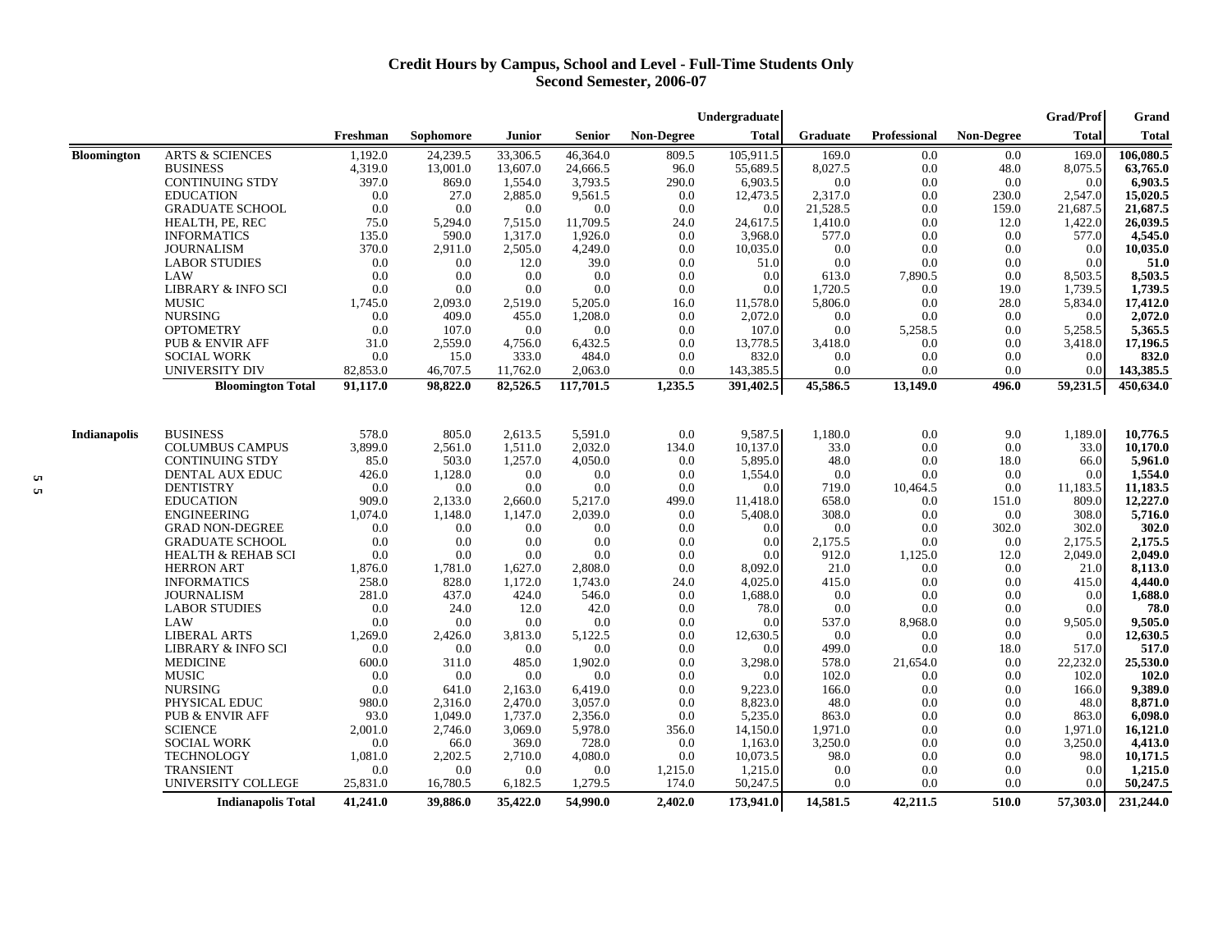# Credit Hours by Campus, School and Level - Full-Time Students Only
## Second Semester, 2006-07

| | | | | | | | Undergraduate | | | | Grad/Prof | Grand |
|---|---|---|---|---|---|---|---|---|---|---|---|---|
| | | Freshman | Sophomore | Junior | Senior | Non-Degree | Total | Graduate | Professional | Non-Degree | Total | Total |
| **Bloomington** | ARTS & SCIENCES | 1,192.0 | 24,239.5 | 33,306.5 | 46,364.0 | 809.5 | 105,911.5 | 169.0 | 0.0 | 0.0 | 169.0 | **106,080.5** |
| | BUSINESS | 4,319.0 | 13,001.0 | 13,607.0 | 24,666.5 | 96.0 | 55,689.5 | 8,027.5 | 0.0 | 48.0 | 8,075.5 | **63,765.0** |
| | CONTINUING STDY | 397.0 | 869.0 | 1,554.0 | 3,793.5 | 290.0 | 6,903.5 | 0.0 | 0.0 | 0.0 | 0.0 | **6,903.5** |
| | EDUCATION | 0.0 | 27.0 | 2,885.0 | 9,561.5 | 0.0 | 12,473.5 | 2,317.0 | 0.0 | 230.0 | 2,547.0 | **15,020.5** |
| | GRADUATE SCHOOL | 0.0 | 0.0 | 0.0 | 0.0 | 0.0 | 0.0 | 21,528.5 | 0.0 | 159.0 | 21,687.5 | **21,687.5** |
| | HEALTH, PE, REC | 75.0 | 5,294.0 | 7,515.0 | 11,709.5 | 24.0 | 24,617.5 | 1,410.0 | 0.0 | 12.0 | 1,422.0 | **26,039.5** |
| | INFORMATICS | 135.0 | 590.0 | 1,317.0 | 1,926.0 | 0.0 | 3,968.0 | 577.0 | 0.0 | 0.0 | 577.0 | **4,545.0** |
| | JOURNALISM | 370.0 | 2,911.0 | 2,505.0 | 4,249.0 | 0.0 | 10,035.0 | 0.0 | 0.0 | 0.0 | 0.0 | **10,035.0** |
| | LABOR STUDIES | 0.0 | 0.0 | 12.0 | 39.0 | 0.0 | 51.0 | 0.0 | 0.0 | 0.0 | 0.0 | **51.0** |
| | LAW | 0.0 | 0.0 | 0.0 | 0.0 | 0.0 | 0.0 | 613.0 | 7,890.5 | 0.0 | 8,503.5 | **8,503.5** |
| | LIBRARY & INFO SCI | 0.0 | 0.0 | 0.0 | 0.0 | 0.0 | 0.0 | 1,720.5 | 0.0 | 19.0 | 1,739.5 | **1,739.5** |
| | MUSIC | 1,745.0 | 2,093.0 | 2,519.0 | 5,205.0 | 16.0 | 11,578.0 | 5,806.0 | 0.0 | 28.0 | 5,834.0 | **17,412.0** |
| | NURSING | 0.0 | 409.0 | 455.0 | 1,208.0 | 0.0 | 2,072.0 | 0.0 | 0.0 | 0.0 | 0.0 | **2,072.0** |
| | OPTOMETRY | 0.0 | 107.0 | 0.0 | 0.0 | 0.0 | 107.0 | 0.0 | 5,258.5 | 0.0 | 5,258.5 | **5,365.5** |
| | PUB & ENVIR AFF | 31.0 | 2,559.0 | 4,756.0 | 6,432.5 | 0.0 | 13,778.5 | 3,418.0 | 0.0 | 0.0 | 3,418.0 | **17,196.5** |
| | SOCIAL WORK | 0.0 | 15.0 | 333.0 | 484.0 | 0.0 | 832.0 | 0.0 | 0.0 | 0.0 | 0.0 | **832.0** |
| | UNIVERSITY DIV | 82,853.0 | 46,707.5 | 11,762.0 | 2,063.0 | 0.0 | 143,385.5 | 0.0 | 0.0 | 0.0 | 0.0 | **143,385.5** |
| | **Bloomington Total** | **91,117.0** | **98,822.0** | **82,526.5** | **117,701.5** | **1,235.5** | **391,402.5** | **45,586.5** | **13,149.0** | **496.0** | **59,231.5** | **450,634.0** |
| **Indianapolis** | BUSINESS | 578.0 | 805.0 | 2,613.5 | 5,591.0 | 0.0 | 9,587.5 | 1,180.0 | 0.0 | 9.0 | 1,189.0 | **10,776.5** |
| | COLUMBUS CAMPUS | 3,899.0 | 2,561.0 | 1,511.0 | 2,032.0 | 134.0 | 10,137.0 | 33.0 | 0.0 | 0.0 | 33.0 | **10,170.0** |
| | CONTINUING STDY | 85.0 | 503.0 | 1,257.0 | 4,050.0 | 0.0 | 5,895.0 | 48.0 | 0.0 | 18.0 | 66.0 | **5,961.0** |
| | DENTAL AUX EDUC | 426.0 | 1,128.0 | 0.0 | 0.0 | 0.0 | 1,554.0 | 0.0 | 0.0 | 0.0 | 0.0 | **1,554.0** |
| | DENTISTRY | 0.0 | 0.0 | 0.0 | 0.0 | 0.0 | 0.0 | 719.0 | 10,464.5 | 0.0 | 11,183.5 | **11,183.5** |
| | EDUCATION | 909.0 | 2,133.0 | 2,660.0 | 5,217.0 | 499.0 | 11,418.0 | 658.0 | 0.0 | 151.0 | 809.0 | **12,227.0** |
| | ENGINEERING | 1,074.0 | 1,148.0 | 1,147.0 | 2,039.0 | 0.0 | 5,408.0 | 308.0 | 0.0 | 0.0 | 308.0 | **5,716.0** |
| | GRAD NON-DEGREE | 0.0 | 0.0 | 0.0 | 0.0 | 0.0 | 0.0 | 0.0 | 0.0 | 302.0 | 302.0 | **302.0** |
| | GRADUATE SCHOOL | 0.0 | 0.0 | 0.0 | 0.0 | 0.0 | 0.0 | 2,175.5 | 0.0 | 0.0 | 2,175.5 | **2,175.5** |
| | HEALTH & REHAB SCI | 0.0 | 0.0 | 0.0 | 0.0 | 0.0 | 0.0 | 912.0 | 1,125.0 | 12.0 | 2,049.0 | **2,049.0** |
| | HERRON ART | 1,876.0 | 1,781.0 | 1,627.0 | 2,808.0 | 0.0 | 8,092.0 | 21.0 | 0.0 | 0.0 | 21.0 | **8,113.0** |
| | INFORMATICS | 258.0 | 828.0 | 1,172.0 | 1,743.0 | 24.0 | 4,025.0 | 415.0 | 0.0 | 0.0 | 415.0 | **4,440.0** |
| | JOURNALISM | 281.0 | 437.0 | 424.0 | 546.0 | 0.0 | 1,688.0 | 0.0 | 0.0 | 0.0 | 0.0 | **1,688.0** |
| | LABOR STUDIES | 0.0 | 24.0 | 12.0 | 42.0 | 0.0 | 78.0 | 0.0 | 0.0 | 0.0 | 0.0 | **78.0** |
| | LAW | 0.0 | 0.0 | 0.0 | 0.0 | 0.0 | 0.0 | 537.0 | 8,968.0 | 0.0 | 9,505.0 | **9,505.0** |
| | LIBERAL ARTS | 1,269.0 | 2,426.0 | 3,813.0 | 5,122.5 | 0.0 | 12,630.5 | 0.0 | 0.0 | 0.0 | 0.0 | **12,630.5** |
| | LIBRARY & INFO SCI | 0.0 | 0.0 | 0.0 | 0.0 | 0.0 | 0.0 | 499.0 | 0.0 | 18.0 | 517.0 | **517.0** |
| | MEDICINE | 600.0 | 311.0 | 485.0 | 1,902.0 | 0.0 | 3,298.0 | 578.0 | 21,654.0 | 0.0 | 22,232.0 | **25,530.0** |
| | MUSIC | 0.0 | 0.0 | 0.0 | 0.0 | 0.0 | 0.0 | 102.0 | 0.0 | 0.0 | 102.0 | **102.0** |
| | NURSING | 0.0 | 641.0 | 2,163.0 | 6,419.0 | 0.0 | 9,223.0 | 166.0 | 0.0 | 0.0 | 166.0 | **9,389.0** |
| | PHYSICAL EDUC | 980.0 | 2,316.0 | 2,470.0 | 3,057.0 | 0.0 | 8,823.0 | 48.0 | 0.0 | 0.0 | 48.0 | **8,871.0** |
| | PUB & ENVIR AFF | 93.0 | 1,049.0 | 1,737.0 | 2,356.0 | 0.0 | 5,235.0 | 863.0 | 0.0 | 0.0 | 863.0 | **6,098.0** |
| | SCIENCE | 2,001.0 | 2,746.0 | 3,069.0 | 5,978.0 | 356.0 | 14,150.0 | 1,971.0 | 0.0 | 0.0 | 1,971.0 | **16,121.0** |
| | SOCIAL WORK | 0.0 | 66.0 | 369.0 | 728.0 | 0.0 | 1,163.0 | 3,250.0 | 0.0 | 0.0 | 3,250.0 | **4,413.0** |
| | TECHNOLOGY | 1,081.0 | 2,202.5 | 2,710.0 | 4,080.0 | 0.0 | 10,073.5 | 98.0 | 0.0 | 0.0 | 98.0 | **10,171.5** |
| | TRANSIENT | 0.0 | 0.0 | 0.0 | 0.0 | 1,215.0 | 1,215.0 | 0.0 | 0.0 | 0.0 | 0.0 | **1,215.0** |
| | UNIVERSITY COLLEGE | 25,831.0 | 16,780.5 | 6,182.5 | 1,279.5 | 174.0 | 50,247.5 | 0.0 | 0.0 | 0.0 | 0.0 | **50,247.5** |
| | **Indianapolis Total** | **41,241.0** | **39,886.0** | **35,422.0** | **54,990.0** | **2,402.0** | **173,941.0** | **14,581.5** | **42,211.5** | **510.0** | **57,303.0** | **231,244.0** |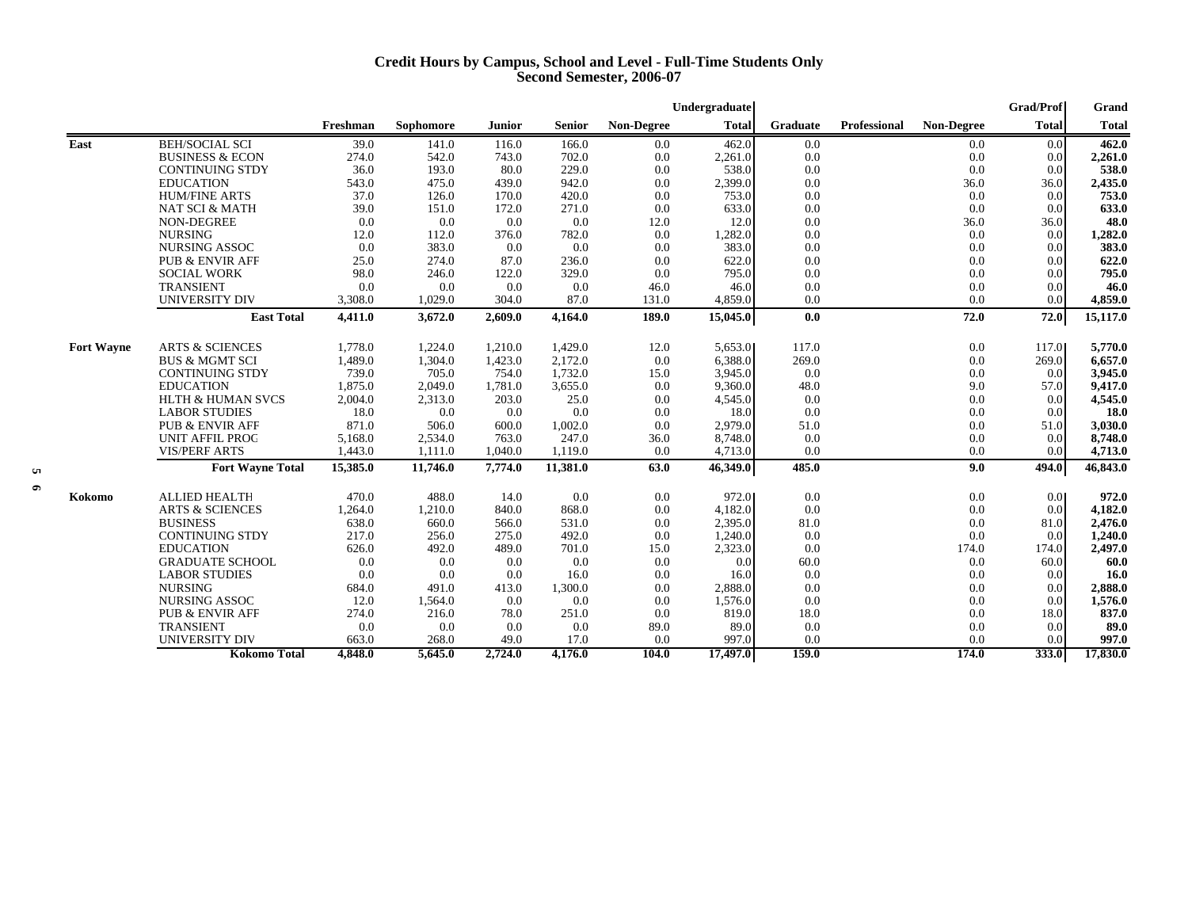# Credit Hours by Campus, School and Level - Full-Time Students Only
## Second Semester, 2006-07

| | | Freshman | Sophomore | Junior | Senior | Non-Degree | Undergraduate Total | Graduate | Professional | Non-Degree | Grad/Prof Total | Grand Total |
|---|---|---|---|---|---|---|---|---|---|---|---|---|
| **East** | BEH/SOCIAL SCI | 39.0 | 141.0 | 116.0 | 166.0 | 0.0 | 462.0 | 0.0 | | 0.0 | 0.0 | **462.0** |
| | BUSINESS & ECON | 274.0 | 542.0 | 743.0 | 702.0 | 0.0 | 2,261.0 | 0.0 | | 0.0 | 0.0 | **2,261.0** |
| | CONTINUING STDY | 36.0 | 193.0 | 80.0 | 229.0 | 0.0 | 538.0 | 0.0 | | 0.0 | 0.0 | **538.0** |
| | EDUCATION | 543.0 | 475.0 | 439.0 | 942.0 | 0.0 | 2,399.0 | 0.0 | | 36.0 | 36.0 | **2,435.0** |
| | HUM/FINE ARTS | 37.0 | 126.0 | 170.0 | 420.0 | 0.0 | 753.0 | 0.0 | | 0.0 | 0.0 | **753.0** |
| | NAT SCI & MATH | 39.0 | 151.0 | 172.0 | 271.0 | 0.0 | 633.0 | 0.0 | | 0.0 | 0.0 | **633.0** |
| | NON-DEGREE | 0.0 | 0.0 | 0.0 | 0.0 | 12.0 | 12.0 | 0.0 | | 36.0 | 36.0 | **48.0** |
| | NURSING | 12.0 | 112.0 | 376.0 | 782.0 | 0.0 | 1,282.0 | 0.0 | | 0.0 | 0.0 | **1,282.0** |
| | NURSING ASSOC | 0.0 | 383.0 | 0.0 | 0.0 | 0.0 | 383.0 | 0.0 | | 0.0 | 0.0 | **383.0** |
| | PUB & ENVIR AFF | 25.0 | 274.0 | 87.0 | 236.0 | 0.0 | 622.0 | 0.0 | | 0.0 | 0.0 | **622.0** |
| | SOCIAL WORK | 98.0 | 246.0 | 122.0 | 329.0 | 0.0 | 795.0 | 0.0 | | 0.0 | 0.0 | **795.0** |
| | TRANSIENT | 0.0 | 0.0 | 0.0 | 0.0 | 46.0 | 46.0 | 0.0 | | 0.0 | 0.0 | **46.0** |
| | UNIVERSITY DIV | 3,308.0 | 1,029.0 | 304.0 | 87.0 | 131.0 | 4,859.0 | 0.0 | | 0.0 | 0.0 | **4,859.0** |
| | **East Total** | **4,411.0** | **3,672.0** | **2,609.0** | **4,164.0** | **189.0** | **15,045.0** | **0.0** | | **72.0** | **72.0** | **15,117.0** |
| **Fort Wayne** | ARTS & SCIENCES | 1,778.0 | 1,224.0 | 1,210.0 | 1,429.0 | 12.0 | 5,653.0 | 117.0 | | 0.0 | 117.0 | **5,770.0** |
| | BUS & MGMT SCI | 1,489.0 | 1,304.0 | 1,423.0 | 2,172.0 | 0.0 | 6,388.0 | 269.0 | | 0.0 | 269.0 | **6,657.0** |
| | CONTINUING STDY | 739.0 | 705.0 | 754.0 | 1,732.0 | 15.0 | 3,945.0 | 0.0 | | 0.0 | 0.0 | **3,945.0** |
| | EDUCATION | 1,875.0 | 2,049.0 | 1,781.0 | 3,655.0 | 0.0 | 9,360.0 | 48.0 | | 9.0 | 57.0 | **9,417.0** |
| | HLTH & HUMAN SVCS | 2,004.0 | 2,313.0 | 203.0 | 25.0 | 0.0 | 4,545.0 | 0.0 | | 0.0 | 0.0 | **4,545.0** |
| | LABOR STUDIES | 18.0 | 0.0 | 0.0 | 0.0 | 0.0 | 18.0 | 0.0 | | 0.0 | 0.0 | **18.0** |
| | PUB & ENVIR AFF | 871.0 | 506.0 | 600.0 | 1,002.0 | 0.0 | 2,979.0 | 51.0 | | 0.0 | 51.0 | **3,030.0** |
| | UNIT AFFIL PROG | 5,168.0 | 2,534.0 | 763.0 | 247.0 | 36.0 | 8,748.0 | 0.0 | | 0.0 | 0.0 | **8,748.0** |
| | VIS/PERF ARTS | 1,443.0 | 1,111.0 | 1,040.0 | 1,119.0 | 0.0 | 4,713.0 | 0.0 | | 0.0 | 0.0 | **4,713.0** |
| | **Fort Wayne Total** | **15,385.0** | **11,746.0** | **7,774.0** | **11,381.0** | **63.0** | **46,349.0** | **485.0** | | **9.0** | **494.0** | **46,843.0** |
| **Kokomo** | ALLIED HEALTH | 470.0 | 488.0 | 14.0 | 0.0 | 0.0 | 972.0 | 0.0 | | 0.0 | 0.0 | **972.0** |
| | ARTS & SCIENCES | 1,264.0 | 1,210.0 | 840.0 | 868.0 | 0.0 | 4,182.0 | 0.0 | | 0.0 | 0.0 | **4,182.0** |
| | BUSINESS | 638.0 | 660.0 | 566.0 | 531.0 | 0.0 | 2,395.0 | 81.0 | | 0.0 | 81.0 | **2,476.0** |
| | CONTINUING STDY | 217.0 | 256.0 | 275.0 | 492.0 | 0.0 | 1,240.0 | 0.0 | | 0.0 | 0.0 | **1,240.0** |
| | EDUCATION | 626.0 | 492.0 | 489.0 | 701.0 | 15.0 | 2,323.0 | 0.0 | | 174.0 | 174.0 | **2,497.0** |
| | GRADUATE SCHOOL | 0.0 | 0.0 | 0.0 | 0.0 | 0.0 | 0.0 | 60.0 | | 0.0 | 60.0 | **60.0** |
| | LABOR STUDIES | 0.0 | 0.0 | 0.0 | 16.0 | 0.0 | 16.0 | 0.0 | | 0.0 | 0.0 | **16.0** |
| | NURSING | 684.0 | 491.0 | 413.0 | 1,300.0 | 0.0 | 2,888.0 | 0.0 | | 0.0 | 0.0 | **2,888.0** |
| | NURSING ASSOC | 12.0 | 1,564.0 | 0.0 | 0.0 | 0.0 | 1,576.0 | 0.0 | | 0.0 | 0.0 | **1,576.0** |
| | PUB & ENVIR AFF | 274.0 | 216.0 | 78.0 | 251.0 | 0.0 | 819.0 | 18.0 | | 0.0 | 18.0 | **837.0** |
| | TRANSIENT | 0.0 | 0.0 | 0.0 | 0.0 | 89.0 | 89.0 | 0.0 | | 0.0 | 0.0 | **89.0** |
| | UNIVERSITY DIV | 663.0 | 268.0 | 49.0 | 17.0 | 0.0 | 997.0 | 0.0 | | 0.0 | 0.0 | **997.0** |
| | **Kokomo Total** | **4,848.0** | **5,645.0** | **2,724.0** | **4,176.0** | **104.0** | **17,497.0** | **159.0** | | **174.0** | **333.0** | **17,830.0** |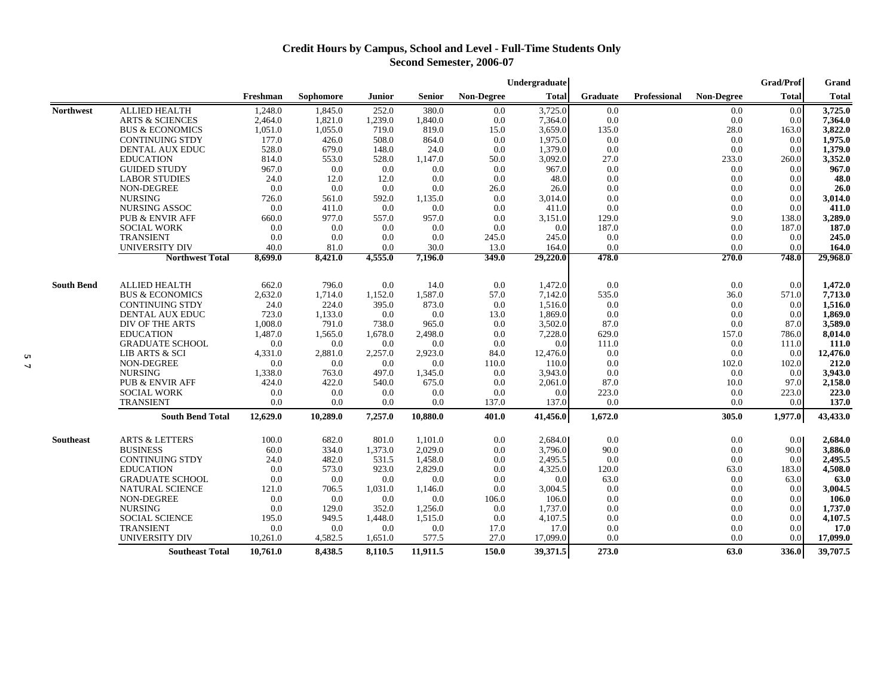## Credit Hours by Campus, School and Level - Full-Time Students Only
## Second Semester, 2006-07

| | | Freshman | Sophomore | Junior | Senior | Non-Degree | Undergraduate Total | Graduate | Professional | Non-Degree | Grad/Prof Total | Grand Total |
|---|---|---|---|---|---|---|---|---|---|---|---|---|
| **Northwest** | ALLIED HEALTH | 1,248.0 | 1,845.0 | 252.0 | 380.0 | 0.0 | 3,725.0 | 0.0 | | 0.0 | 0.0 | **3,725.0** |
| | ARTS & SCIENCES | 2,464.0 | 1,821.0 | 1,239.0 | 1,840.0 | 0.0 | 7,364.0 | 0.0 | | 0.0 | 0.0 | **7,364.0** |
| | BUS & ECONOMICS | 1,051.0 | 1,055.0 | 719.0 | 819.0 | 15.0 | 3,659.0 | 135.0 | | 28.0 | 163.0 | **3,822.0** |
| | CONTINUING STDY | 177.0 | 426.0 | 508.0 | 864.0 | 0.0 | 1,975.0 | 0.0 | | 0.0 | 0.0 | **1,975.0** |
| | DENTAL AUX EDUC | 528.0 | 679.0 | 148.0 | 24.0 | 0.0 | 1,379.0 | 0.0 | | 0.0 | 0.0 | **1,379.0** |
| | EDUCATION | 814.0 | 553.0 | 528.0 | 1,147.0 | 50.0 | 3,092.0 | 27.0 | | 233.0 | 260.0 | **3,352.0** |
| | GUIDED STUDY | 967.0 | 0.0 | 0.0 | 0.0 | 0.0 | 967.0 | 0.0 | | 0.0 | 0.0 | **967.0** |
| | LABOR STUDIES | 24.0 | 12.0 | 12.0 | 0.0 | 0.0 | 48.0 | 0.0 | | 0.0 | 0.0 | **48.0** |
| | NON-DEGREE | 0.0 | 0.0 | 0.0 | 0.0 | 26.0 | 26.0 | 0.0 | | 0.0 | 0.0 | **26.0** |
| | NURSING | 726.0 | 561.0 | 592.0 | 1,135.0 | 0.0 | 3,014.0 | 0.0 | | 0.0 | 0.0 | **3,014.0** |
| | NURSING ASSOC | 0.0 | 411.0 | 0.0 | 0.0 | 0.0 | 411.0 | 0.0 | | 0.0 | 0.0 | **411.0** |
| | PUB & ENVIR AFF | 660.0 | 977.0 | 557.0 | 957.0 | 0.0 | 3,151.0 | 129.0 | | 9.0 | 138.0 | **3,289.0** |
| | SOCIAL WORK | 0.0 | 0.0 | 0.0 | 0.0 | 0.0 | 0.0 | 187.0 | | 0.0 | 187.0 | **187.0** |
| | TRANSIENT | 0.0 | 0.0 | 0.0 | 0.0 | 245.0 | 245.0 | 0.0 | | 0.0 | 0.0 | **245.0** |
| | UNIVERSITY DIV | 40.0 | 81.0 | 0.0 | 30.0 | 13.0 | 164.0 | 0.0 | | 0.0 | 0.0 | **164.0** |
| | **Northwest Total** | **8,699.0** | **8,421.0** | **4,555.0** | **7,196.0** | **349.0** | **29,220.0** | **478.0** | | **270.0** | **748.0** | **29,968.0** |
| **South Bend** | ALLIED HEALTH | 662.0 | 796.0 | 0.0 | 14.0 | 0.0 | 1,472.0 | 0.0 | | 0.0 | 0.0 | **1,472.0** |
| | BUS & ECONOMICS | 2,632.0 | 1,714.0 | 1,152.0 | 1,587.0 | 57.0 | 7,142.0 | 535.0 | | 36.0 | 571.0 | **7,713.0** |
| | CONTINUING STDY | 24.0 | 224.0 | 395.0 | 873.0 | 0.0 | 1,516.0 | 0.0 | | 0.0 | 0.0 | **1,516.0** |
| | DENTAL AUX EDUC | 723.0 | 1,133.0 | 0.0 | 0.0 | 13.0 | 1,869.0 | 0.0 | | 0.0 | 0.0 | **1,869.0** |
| | DIV OF THE ARTS | 1,008.0 | 791.0 | 738.0 | 965.0 | 0.0 | 3,502.0 | 87.0 | | 0.0 | 87.0 | **3,589.0** |
| | EDUCATION | 1,487.0 | 1,565.0 | 1,678.0 | 2,498.0 | 0.0 | 7,228.0 | 629.0 | | 157.0 | 786.0 | **8,014.0** |
| | GRADUATE SCHOOL | 0.0 | 0.0 | 0.0 | 0.0 | 0.0 | 0.0 | 111.0 | | 0.0 | 111.0 | **111.0** |
| | LIB ARTS & SCI | 4,331.0 | 2,881.0 | 2,257.0 | 2,923.0 | 84.0 | 12,476.0 | 0.0 | | 0.0 | 0.0 | **12,476.0** |
| | NON-DEGREE | 0.0 | 0.0 | 0.0 | 0.0 | 110.0 | 110.0 | 0.0 | | 102.0 | 102.0 | **212.0** |
| | NURSING | 1,338.0 | 763.0 | 497.0 | 1,345.0 | 0.0 | 3,943.0 | 0.0 | | 0.0 | 0.0 | **3,943.0** |
| | PUB & ENVIR AFF | 424.0 | 422.0 | 540.0 | 675.0 | 0.0 | 2,061.0 | 87.0 | | 10.0 | 97.0 | **2,158.0** |
| | SOCIAL WORK | 0.0 | 0.0 | 0.0 | 0.0 | 0.0 | 0.0 | 223.0 | | 0.0 | 223.0 | **223.0** |
| | TRANSIENT | 0.0 | 0.0 | 0.0 | 0.0 | 137.0 | 137.0 | 0.0 | | 0.0 | 0.0 | **137.0** |
| | **South Bend Total** | **12,629.0** | **10,289.0** | **7,257.0** | **10,880.0** | **401.0** | **41,456.0** | **1,672.0** | | **305.0** | **1,977.0** | **43,433.0** |
| **Southeast** | ARTS & LETTERS | 100.0 | 682.0 | 801.0 | 1,101.0 | 0.0 | 2,684.0 | 0.0 | | 0.0 | 0.0 | **2,684.0** |
| | BUSINESS | 60.0 | 334.0 | 1,373.0 | 2,029.0 | 0.0 | 3,796.0 | 90.0 | | 0.0 | 90.0 | **3,886.0** |
| | CONTINUING STDY | 24.0 | 482.0 | 531.5 | 1,458.0 | 0.0 | 2,495.5 | 0.0 | | 0.0 | 0.0 | **2,495.5** |
| | EDUCATION | 0.0 | 573.0 | 923.0 | 2,829.0 | 0.0 | 4,325.0 | 120.0 | | 63.0 | 183.0 | **4,508.0** |
| | GRADUATE SCHOOL | 0.0 | 0.0 | 0.0 | 0.0 | 0.0 | 0.0 | 63.0 | | 0.0 | 63.0 | **63.0** |
| | NATURAL SCIENCE | 121.0 | 706.5 | 1,031.0 | 1,146.0 | 0.0 | 3,004.5 | 0.0 | | 0.0 | 0.0 | **3,004.5** |
| | NON-DEGREE | 0.0 | 0.0 | 0.0 | 0.0 | 106.0 | 106.0 | 0.0 | | 0.0 | 0.0 | **106.0** |
| | NURSING | 0.0 | 129.0 | 352.0 | 1,256.0 | 0.0 | 1,737.0 | 0.0 | | 0.0 | 0.0 | **1,737.0** |
| | SOCIAL SCIENCE | 195.0 | 949.5 | 1,448.0 | 1,515.0 | 0.0 | 4,107.5 | 0.0 | | 0.0 | 0.0 | **4,107.5** |
| | TRANSIENT | 0.0 | 0.0 | 0.0 | 0.0 | 17.0 | 17.0 | 0.0 | | 0.0 | 0.0 | **17.0** |
| | UNIVERSITY DIV | 10,261.0 | 4,582.5 | 1,651.0 | 577.5 | 27.0 | 17,099.0 | 0.0 | | 0.0 | 0.0 | **17,099.0** |
| | **Southeast Total** | **10,761.0** | **8,438.5** | **8,110.5** | **11,911.5** | **150.0** | **39,371.5** | **273.0** | | **63.0** | **336.0** | **39,707.5** |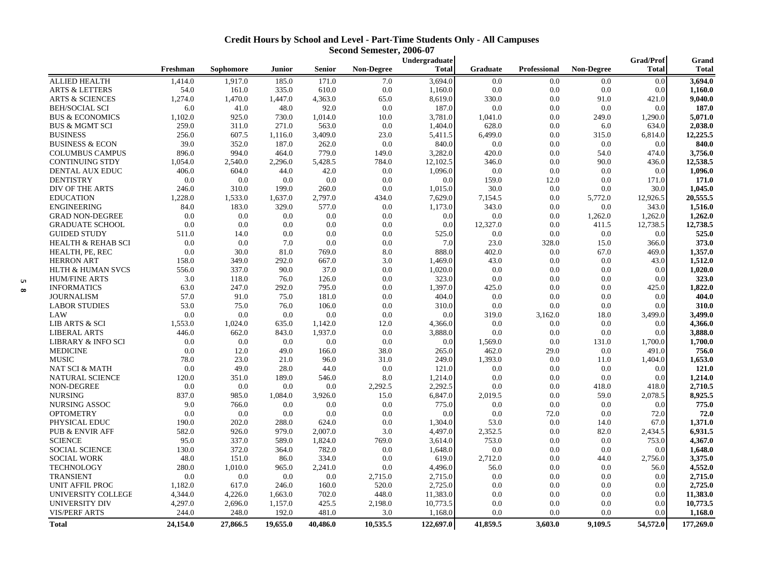# Credit Hours by School and Level - Part-Time Students Only - All Campuses
## Second Semester, 2006-07

| | Freshman | Sophomore | Junior | Senior | Non-Degree | Undergraduate Total | Graduate | Professional | Non-Degree | Grad/Prof Total | Grand Total |
|---|---|---|---|---|---|---|---|---|---|---|---|
| ALLIED HEALTH | 1,414.0 | 1,917.0 | 185.0 | 171.0 | 7.0 | 3,694.0 | 0.0 | 0.0 | 0.0 | 0.0 | **3,694.0** |
| ARTS & LETTERS | 54.0 | 161.0 | 335.0 | 610.0 | 0.0 | 1,160.0 | 0.0 | 0.0 | 0.0 | 0.0 | **1,160.0** |
| ARTS & SCIENCES | 1,274.0 | 1,470.0 | 1,447.0 | 4,363.0 | 65.0 | 8,619.0 | 330.0 | 0.0 | 91.0 | 421.0 | **9,040.0** |
| BEH/SOCIAL SCI | 6.0 | 41.0 | 48.0 | 92.0 | 0.0 | 187.0 | 0.0 | 0.0 | 0.0 | 0.0 | **187.0** |
| BUS & ECONOMICS | 1,102.0 | 925.0 | 730.0 | 1,014.0 | 10.0 | 3,781.0 | 1,041.0 | 0.0 | 249.0 | 1,290.0 | **5,071.0** |
| BUS & MGMT SCI | 259.0 | 311.0 | 271.0 | 563.0 | 0.0 | 1,404.0 | 628.0 | 0.0 | 6.0 | 634.0 | **2,038.0** |
| BUSINESS | 256.0 | 607.5 | 1,116.0 | 3,409.0 | 23.0 | 5,411.5 | 6,499.0 | 0.0 | 315.0 | 6,814.0 | **12,225.5** |
| BUSINESS & ECON | 39.0 | 352.0 | 187.0 | 262.0 | 0.0 | 840.0 | 0.0 | 0.0 | 0.0 | 0.0 | **840.0** |
| COLUMBUS CAMPUS | 896.0 | 994.0 | 464.0 | 779.0 | 149.0 | 3,282.0 | 420.0 | 0.0 | 54.0 | 474.0 | **3,756.0** |
| CONTINUING STDY | 1,054.0 | 2,540.0 | 2,296.0 | 5,428.5 | 784.0 | 12,102.5 | 346.0 | 0.0 | 90.0 | 436.0 | **12,538.5** |
| DENTAL AUX EDUC | 406.0 | 604.0 | 44.0 | 42.0 | 0.0 | 1,096.0 | 0.0 | 0.0 | 0.0 | 0.0 | **1,096.0** |
| DENTISTRY | 0.0 | 0.0 | 0.0 | 0.0 | 0.0 | 0.0 | 159.0 | 12.0 | 0.0 | 171.0 | **171.0** |
| DIV OF THE ARTS | 246.0 | 310.0 | 199.0 | 260.0 | 0.0 | 1,015.0 | 30.0 | 0.0 | 0.0 | 30.0 | **1,045.0** |
| EDUCATION | 1,228.0 | 1,533.0 | 1,637.0 | 2,797.0 | 434.0 | 7,629.0 | 7,154.5 | 0.0 | 5,772.0 | 12,926.5 | **20,555.5** |
| ENGINEERING | 84.0 | 183.0 | 329.0 | 577.0 | 0.0 | 1,173.0 | 343.0 | 0.0 | 0.0 | 343.0 | **1,516.0** |
| GRAD NON-DEGREE | 0.0 | 0.0 | 0.0 | 0.0 | 0.0 | 0.0 | 0.0 | 0.0 | 1,262.0 | 1,262.0 | **1,262.0** |
| GRADUATE SCHOOL | 0.0 | 0.0 | 0.0 | 0.0 | 0.0 | 0.0 | 12,327.0 | 0.0 | 411.5 | 12,738.5 | **12,738.5** |
| GUIDED STUDY | 511.0 | 14.0 | 0.0 | 0.0 | 0.0 | 525.0 | 0.0 | 0.0 | 0.0 | 0.0 | **525.0** |
| HEALTH & REHAB SCI | 0.0 | 0.0 | 7.0 | 0.0 | 0.0 | 7.0 | 23.0 | 328.0 | 15.0 | 366.0 | **373.0** |
| HEALTH, PE, REC | 0.0 | 30.0 | 81.0 | 769.0 | 8.0 | 888.0 | 402.0 | 0.0 | 67.0 | 469.0 | **1,357.0** |
| HERRON ART | 158.0 | 349.0 | 292.0 | 667.0 | 3.0 | 1,469.0 | 43.0 | 0.0 | 0.0 | 43.0 | **1,512.0** |
| HLTH & HUMAN SVCS | 556.0 | 337.0 | 90.0 | 37.0 | 0.0 | 1,020.0 | 0.0 | 0.0 | 0.0 | 0.0 | **1,020.0** |
| HUM/FINE ARTS | 3.0 | 118.0 | 76.0 | 126.0 | 0.0 | 323.0 | 0.0 | 0.0 | 0.0 | 0.0 | **323.0** |
| INFORMATICS | 63.0 | 247.0 | 292.0 | 795.0 | 0.0 | 1,397.0 | 425.0 | 0.0 | 0.0 | 425.0 | **1,822.0** |
| JOURNALISM | 57.0 | 91.0 | 75.0 | 181.0 | 0.0 | 404.0 | 0.0 | 0.0 | 0.0 | 0.0 | **404.0** |
| LABOR STUDIES | 53.0 | 75.0 | 76.0 | 106.0 | 0.0 | 310.0 | 0.0 | 0.0 | 0.0 | 0.0 | **310.0** |
| LAW | 0.0 | 0.0 | 0.0 | 0.0 | 0.0 | 0.0 | 319.0 | 3,162.0 | 18.0 | 3,499.0 | **3,499.0** |
| LIB ARTS & SCI | 1,553.0 | 1,024.0 | 635.0 | 1,142.0 | 12.0 | 4,366.0 | 0.0 | 0.0 | 0.0 | 0.0 | **4,366.0** |
| LIBERAL ARTS | 446.0 | 662.0 | 843.0 | 1,937.0 | 0.0 | 3,888.0 | 0.0 | 0.0 | 0.0 | 0.0 | **3,888.0** |
| LIBRARY & INFO SCI | 0.0 | 0.0 | 0.0 | 0.0 | 0.0 | 0.0 | 1,569.0 | 0.0 | 131.0 | 1,700.0 | **1,700.0** |
| MEDICINE | 0.0 | 12.0 | 49.0 | 166.0 | 38.0 | 265.0 | 462.0 | 29.0 | 0.0 | 491.0 | **756.0** |
| MUSIC | 78.0 | 23.0 | 21.0 | 96.0 | 31.0 | 249.0 | 1,393.0 | 0.0 | 11.0 | 1,404.0 | **1,653.0** |
| NAT SCI & MATH | 0.0 | 49.0 | 28.0 | 44.0 | 0.0 | 121.0 | 0.0 | 0.0 | 0.0 | 0.0 | **121.0** |
| NATURAL SCIENCE | 120.0 | 351.0 | 189.0 | 546.0 | 8.0 | 1,214.0 | 0.0 | 0.0 | 0.0 | 0.0 | **1,214.0** |
| NON-DEGREE | 0.0 | 0.0 | 0.0 | 0.0 | 2,292.5 | 2,292.5 | 0.0 | 0.0 | 418.0 | 418.0 | **2,710.5** |
| NURSING | 837.0 | 985.0 | 1,084.0 | 3,926.0 | 15.0 | 6,847.0 | 2,019.5 | 0.0 | 59.0 | 2,078.5 | **8,925.5** |
| NURSING ASSOC | 9.0 | 766.0 | 0.0 | 0.0 | 0.0 | 775.0 | 0.0 | 0.0 | 0.0 | 0.0 | **775.0** |
| OPTOMETRY | 0.0 | 0.0 | 0.0 | 0.0 | 0.0 | 0.0 | 0.0 | 72.0 | 0.0 | 72.0 | **72.0** |
| PHYSICAL EDUC | 190.0 | 202.0 | 288.0 | 624.0 | 0.0 | 1,304.0 | 53.0 | 0.0 | 14.0 | 67.0 | **1,371.0** |
| PUB & ENVIR AFF | 582.0 | 926.0 | 979.0 | 2,007.0 | 3.0 | 4,497.0 | 2,352.5 | 0.0 | 82.0 | 2,434.5 | **6,931.5** |
| SCIENCE | 95.0 | 337.0 | 589.0 | 1,824.0 | 769.0 | 3,614.0 | 753.0 | 0.0 | 0.0 | 753.0 | **4,367.0** |
| SOCIAL SCIENCE | 130.0 | 372.0 | 364.0 | 782.0 | 0.0 | 1,648.0 | 0.0 | 0.0 | 0.0 | 0.0 | **1,648.0** |
| SOCIAL WORK | 48.0 | 151.0 | 86.0 | 334.0 | 0.0 | 619.0 | 2,712.0 | 0.0 | 44.0 | 2,756.0 | **3,375.0** |
| TECHNOLOGY | 280.0 | 1,010.0 | 965.0 | 2,241.0 | 0.0 | 4,496.0 | 56.0 | 0.0 | 0.0 | 56.0 | **4,552.0** |
| TRANSIENT | 0.0 | 0.0 | 0.0 | 0.0 | 2,715.0 | 2,715.0 | 0.0 | 0.0 | 0.0 | 0.0 | **2,715.0** |
| UNIT AFFIL PROG | 1,182.0 | 617.0 | 246.0 | 160.0 | 520.0 | 2,725.0 | 0.0 | 0.0 | 0.0 | 0.0 | **2,725.0** |
| UNIVERSITY COLLEGE | 4,344.0 | 4,226.0 | 1,663.0 | 702.0 | 448.0 | 11,383.0 | 0.0 | 0.0 | 0.0 | 0.0 | **11,383.0** |
| UNIVERSITY DIV | 4,297.0 | 2,696.0 | 1,157.0 | 425.5 | 2,198.0 | 10,773.5 | 0.0 | 0.0 | 0.0 | 0.0 | **10,773.5** |
| VIS/PERF ARTS | 244.0 | 248.0 | 192.0 | 481.0 | 3.0 | 1,168.0 | 0.0 | 0.0 | 0.0 | 0.0 | **1,168.0** |
| **Total** | **24,154.0** | **27,866.5** | **19,655.0** | **40,486.0** | **10,535.5** | **122,697.0** | **41,859.5** | **3,603.0** | **9,109.5** | **54,572.0** | **177,269.0** |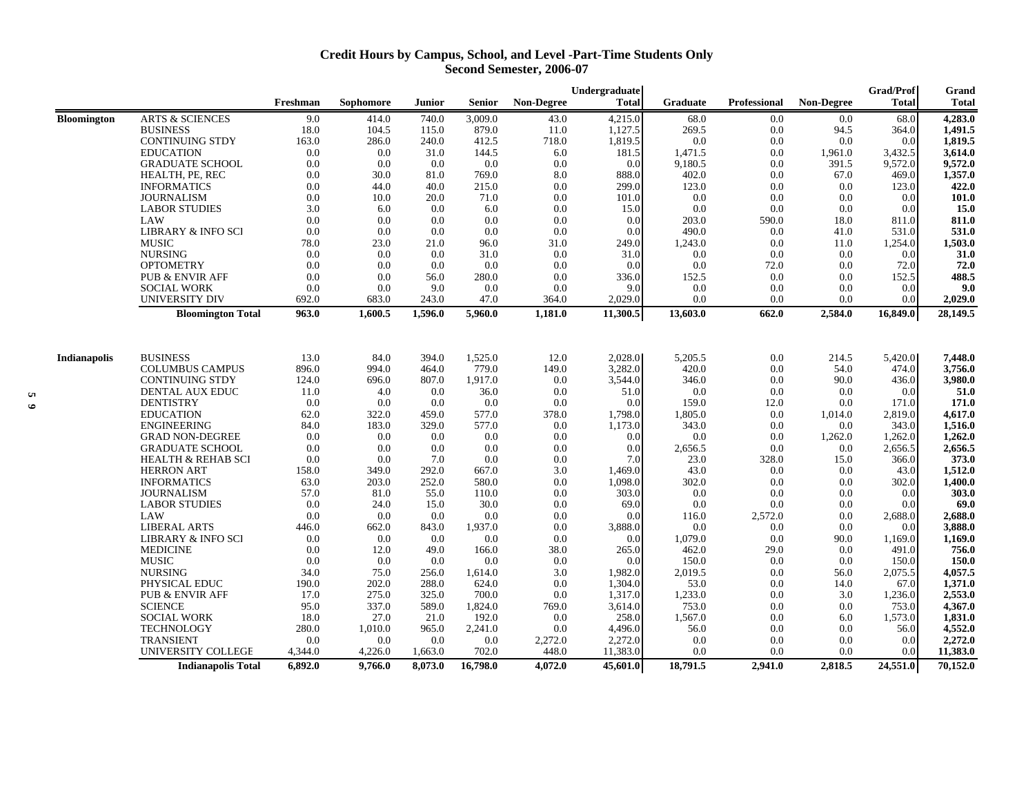# Credit Hours by Campus, School, and Level -Part-Time Students Only
## Second Semester, 2006-07

| | | Freshman | Sophomore | Junior | Senior | Non-Degree | Undergraduate Total | Graduate | Professional | Non-Degree | Grad/Prof Total | Grand Total |
|---|---|---|---|---|---|---|---|---|---|---|---|---|
| **Bloomington** | ARTS & SCIENCES | 9.0 | 414.0 | 740.0 | 3,009.0 | 43.0 | 4,215.0 | 68.0 | 0.0 | 0.0 | 68.0 | **4,283.0** |
| | BUSINESS | 18.0 | 104.5 | 115.0 | 879.0 | 11.0 | 1,127.5 | 269.5 | 0.0 | 94.5 | 364.0 | **1,491.5** |
| | CONTINUING STDY | 163.0 | 286.0 | 240.0 | 412.5 | 718.0 | 1,819.5 | 0.0 | 0.0 | 0.0 | 0.0 | **1,819.5** |
| | EDUCATION | 0.0 | 0.0 | 31.0 | 144.5 | 6.0 | 181.5 | 1,471.5 | 0.0 | 1,961.0 | 3,432.5 | **3,614.0** |
| | GRADUATE SCHOOL | 0.0 | 0.0 | 0.0 | 0.0 | 0.0 | 0.0 | 9,180.5 | 0.0 | 391.5 | 9,572.0 | **9,572.0** |
| | HEALTH, PE, REC | 0.0 | 30.0 | 81.0 | 769.0 | 8.0 | 888.0 | 402.0 | 0.0 | 67.0 | 469.0 | **1,357.0** |
| | INFORMATICS | 0.0 | 44.0 | 40.0 | 215.0 | 0.0 | 299.0 | 123.0 | 0.0 | 0.0 | 123.0 | **422.0** |
| | JOURNALISM | 0.0 | 10.0 | 20.0 | 71.0 | 0.0 | 101.0 | 0.0 | 0.0 | 0.0 | 0.0 | **101.0** |
| | LABOR STUDIES | 3.0 | 6.0 | 0.0 | 6.0 | 0.0 | 15.0 | 0.0 | 0.0 | 0.0 | 0.0 | **15.0** |
| | LAW | 0.0 | 0.0 | 0.0 | 0.0 | 0.0 | 0.0 | 203.0 | 590.0 | 18.0 | 811.0 | **811.0** |
| | LIBRARY & INFO SCI | 0.0 | 0.0 | 0.0 | 0.0 | 0.0 | 0.0 | 490.0 | 0.0 | 41.0 | 531.0 | **531.0** |
| | MUSIC | 78.0 | 23.0 | 21.0 | 96.0 | 31.0 | 249.0 | 1,243.0 | 0.0 | 11.0 | 1,254.0 | **1,503.0** |
| | NURSING | 0.0 | 0.0 | 0.0 | 31.0 | 0.0 | 31.0 | 0.0 | 0.0 | 0.0 | 0.0 | **31.0** |
| | OPTOMETRY | 0.0 | 0.0 | 0.0 | 0.0 | 0.0 | 0.0 | 0.0 | 72.0 | 0.0 | 72.0 | **72.0** |
| | PUB & ENVIR AFF | 0.0 | 0.0 | 56.0 | 280.0 | 0.0 | 336.0 | 152.5 | 0.0 | 0.0 | 152.5 | **488.5** |
| | SOCIAL WORK | 0.0 | 0.0 | 9.0 | 0.0 | 0.0 | 9.0 | 0.0 | 0.0 | 0.0 | 0.0 | **9.0** |
| | UNIVERSITY DIV | 692.0 | 683.0 | 243.0 | 47.0 | 364.0 | 2,029.0 | 0.0 | 0.0 | 0.0 | 0.0 | **2,029.0** |
| | **Bloomington Total** | **963.0** | **1,600.5** | **1,596.0** | **5,960.0** | **1,181.0** | **11,300.5** | **13,603.0** | **662.0** | **2,584.0** | **16,849.0** | **28,149.5** |
| **Indianapolis** | BUSINESS | 13.0 | 84.0 | 394.0 | 1,525.0 | 12.0 | 2,028.0 | 5,205.5 | 0.0 | 214.5 | 5,420.0 | **7,448.0** |
| | COLUMBUS CAMPUS | 896.0 | 994.0 | 464.0 | 779.0 | 149.0 | 3,282.0 | 420.0 | 0.0 | 54.0 | 474.0 | **3,756.0** |
| | CONTINUING STDY | 124.0 | 696.0 | 807.0 | 1,917.0 | 0.0 | 3,544.0 | 346.0 | 0.0 | 90.0 | 436.0 | **3,980.0** |
| | DENTAL AUX EDUC | 11.0 | 4.0 | 0.0 | 36.0 | 0.0 | 51.0 | 0.0 | 0.0 | 0.0 | 0.0 | **51.0** |
| | DENTISTRY | 0.0 | 0.0 | 0.0 | 0.0 | 0.0 | 0.0 | 159.0 | 12.0 | 0.0 | 171.0 | **171.0** |
| | EDUCATION | 62.0 | 322.0 | 459.0 | 577.0 | 378.0 | 1,798.0 | 1,805.0 | 0.0 | 1,014.0 | 2,819.0 | **4,617.0** |
| | ENGINEERING | 84.0 | 183.0 | 329.0 | 577.0 | 0.0 | 1,173.0 | 343.0 | 0.0 | 0.0 | 343.0 | **1,516.0** |
| | GRAD NON-DEGREE | 0.0 | 0.0 | 0.0 | 0.0 | 0.0 | 0.0 | 0.0 | 0.0 | 1,262.0 | 1,262.0 | **1,262.0** |
| | GRADUATE SCHOOL | 0.0 | 0.0 | 0.0 | 0.0 | 0.0 | 0.0 | 2,656.5 | 0.0 | 0.0 | 2,656.5 | **2,656.5** |
| | HEALTH & REHAB SCI | 0.0 | 0.0 | 7.0 | 0.0 | 0.0 | 7.0 | 23.0 | 328.0 | 15.0 | 366.0 | **373.0** |
| | HERRON ART | 158.0 | 349.0 | 292.0 | 667.0 | 3.0 | 1,469.0 | 43.0 | 0.0 | 0.0 | 43.0 | **1,512.0** |
| | INFORMATICS | 63.0 | 203.0 | 252.0 | 580.0 | 0.0 | 1,098.0 | 302.0 | 0.0 | 0.0 | 302.0 | **1,400.0** |
| | JOURNALISM | 57.0 | 81.0 | 55.0 | 110.0 | 0.0 | 303.0 | 0.0 | 0.0 | 0.0 | 0.0 | **303.0** |
| | LABOR STUDIES | 0.0 | 24.0 | 15.0 | 30.0 | 0.0 | 69.0 | 0.0 | 0.0 | 0.0 | 0.0 | **69.0** |
| | LAW | 0.0 | 0.0 | 0.0 | 0.0 | 0.0 | 0.0 | 116.0 | 2,572.0 | 0.0 | 2,688.0 | **2,688.0** |
| | LIBERAL ARTS | 446.0 | 662.0 | 843.0 | 1,937.0 | 0.0 | 3,888.0 | 0.0 | 0.0 | 0.0 | 0.0 | **3,888.0** |
| | LIBRARY & INFO SCI | 0.0 | 0.0 | 0.0 | 0.0 | 0.0 | 0.0 | 1,079.0 | 0.0 | 90.0 | 1,169.0 | **1,169.0** |
| | MEDICINE | 0.0 | 12.0 | 49.0 | 166.0 | 38.0 | 265.0 | 462.0 | 29.0 | 0.0 | 491.0 | **756.0** |
| | MUSIC | 0.0 | 0.0 | 0.0 | 0.0 | 0.0 | 0.0 | 150.0 | 0.0 | 0.0 | 150.0 | **150.0** |
| | NURSING | 34.0 | 75.0 | 256.0 | 1,614.0 | 3.0 | 1,982.0 | 2,019.5 | 0.0 | 56.0 | 2,075.5 | **4,057.5** |
| | PHYSICAL EDUC | 190.0 | 202.0 | 288.0 | 624.0 | 0.0 | 1,304.0 | 53.0 | 0.0 | 14.0 | 67.0 | **1,371.0** |
| | PUB & ENVIR AFF | 17.0 | 275.0 | 325.0 | 700.0 | 0.0 | 1,317.0 | 1,233.0 | 0.0 | 3.0 | 1,236.0 | **2,553.0** |
| | SCIENCE | 95.0 | 337.0 | 589.0 | 1,824.0 | 769.0 | 3,614.0 | 753.0 | 0.0 | 0.0 | 753.0 | **4,367.0** |
| | SOCIAL WORK | 18.0 | 27.0 | 21.0 | 192.0 | 0.0 | 258.0 | 1,567.0 | 0.0 | 6.0 | 1,573.0 | **1,831.0** |
| | TECHNOLOGY | 280.0 | 1,010.0 | 965.0 | 2,241.0 | 0.0 | 4,496.0 | 56.0 | 0.0 | 0.0 | 56.0 | **4,552.0** |
| | TRANSIENT | 0.0 | 0.0 | 0.0 | 0.0 | 2,272.0 | 2,272.0 | 0.0 | 0.0 | 0.0 | 0.0 | **2,272.0** |
| | UNIVERSITY COLLEGE | 4,344.0 | 4,226.0 | 1,663.0 | 702.0 | 448.0 | 11,383.0 | 0.0 | 0.0 | 0.0 | 0.0 | **11,383.0** |
| | **Indianapolis Total** | **6,892.0** | **9,766.0** | **8,073.0** | **16,798.0** | **4,072.0** | **45,601.0** | **18,791.5** | **2,941.0** | **2,818.5** | **24,551.0** | **70,152.0** |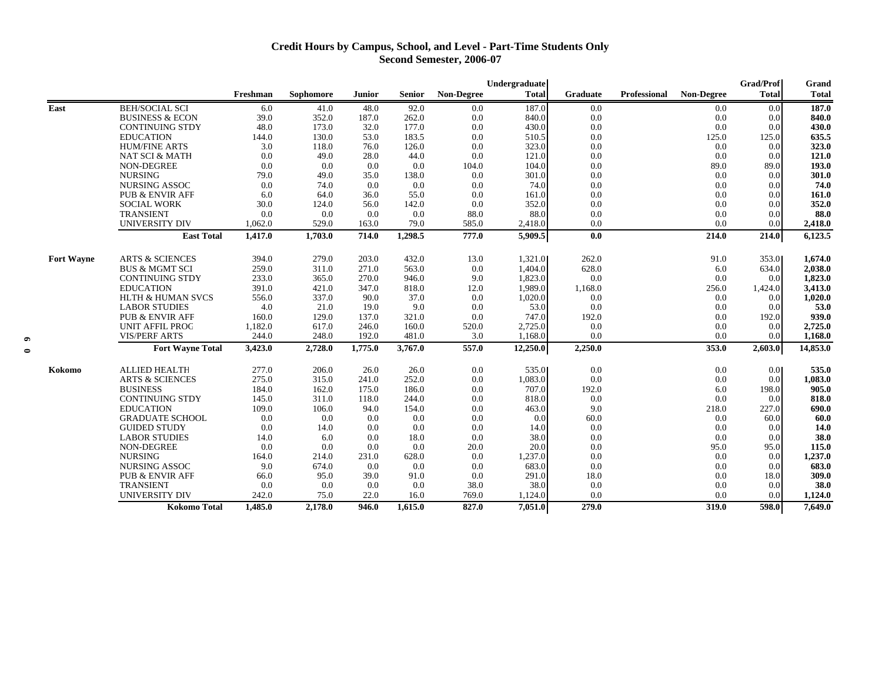# Credit Hours by Campus, School, and Level - Part-Time Students Only
## Second Semester, 2006-07

| | | Freshman | Sophomore | Junior | Senior | Non-Degree | Undergraduate Total | Graduate | Professional | Non-Degree | Grad/Prof Total | Grand Total |
|---|---|---|---|---|---|---|---|---|---|---|---|---|
| **East** | BEH/SOCIAL SCI | 6.0 | 41.0 | 48.0 | 92.0 | 0.0 | 187.0 | 0.0 | | 0.0 | 0.0 | **187.0** |
| | BUSINESS & ECON | 39.0 | 352.0 | 187.0 | 262.0 | 0.0 | 840.0 | 0.0 | | 0.0 | 0.0 | **840.0** |
| | CONTINUING STDY | 48.0 | 173.0 | 32.0 | 177.0 | 0.0 | 430.0 | 0.0 | | 0.0 | 0.0 | **430.0** |
| | EDUCATION | 144.0 | 130.0 | 53.0 | 183.5 | 0.0 | 510.5 | 0.0 | | 125.0 | 125.0 | **635.5** |
| | HUM/FINE ARTS | 3.0 | 118.0 | 76.0 | 126.0 | 0.0 | 323.0 | 0.0 | | 0.0 | 0.0 | **323.0** |
| | NAT SCI & MATH | 0.0 | 49.0 | 28.0 | 44.0 | 0.0 | 121.0 | 0.0 | | 0.0 | 0.0 | **121.0** |
| | NON-DEGREE | 0.0 | 0.0 | 0.0 | 0.0 | 104.0 | 104.0 | 0.0 | | 89.0 | 89.0 | **193.0** |
| | NURSING | 79.0 | 49.0 | 35.0 | 138.0 | 0.0 | 301.0 | 0.0 | | 0.0 | 0.0 | **301.0** |
| | NURSING ASSOC | 0.0 | 74.0 | 0.0 | 0.0 | 0.0 | 74.0 | 0.0 | | 0.0 | 0.0 | **74.0** |
| | PUB & ENVIR AFF | 6.0 | 64.0 | 36.0 | 55.0 | 0.0 | 161.0 | 0.0 | | 0.0 | 0.0 | **161.0** |
| | SOCIAL WORK | 30.0 | 124.0 | 56.0 | 142.0 | 0.0 | 352.0 | 0.0 | | 0.0 | 0.0 | **352.0** |
| | TRANSIENT | 0.0 | 0.0 | 0.0 | 0.0 | 88.0 | 88.0 | 0.0 | | 0.0 | 0.0 | **88.0** |
| | UNIVERSITY DIV | 1,062.0 | 529.0 | 163.0 | 79.0 | 585.0 | 2,418.0 | 0.0 | | 0.0 | 0.0 | **2,418.0** |
| | **East Total** | **1,417.0** | **1,703.0** | **714.0** | **1,298.5** | **777.0** | **5,909.5** | **0.0** | | **214.0** | **214.0** | **6,123.5** |
| **Fort Wayne** | ARTS & SCIENCES | 394.0 | 279.0 | 203.0 | 432.0 | 13.0 | 1,321.0 | 262.0 | | 91.0 | 353.0 | **1,674.0** |
| | BUS & MGMT SCI | 259.0 | 311.0 | 271.0 | 563.0 | 0.0 | 1,404.0 | 628.0 | | 6.0 | 634.0 | **2,038.0** |
| | CONTINUING STDY | 233.0 | 365.0 | 270.0 | 946.0 | 9.0 | 1,823.0 | 0.0 | | 0.0 | 0.0 | **1,823.0** |
| | EDUCATION | 391.0 | 421.0 | 347.0 | 818.0 | 12.0 | 1,989.0 | 1,168.0 | | 256.0 | 1,424.0 | **3,413.0** |
| | HLTH & HUMAN SVCS | 556.0 | 337.0 | 90.0 | 37.0 | 0.0 | 1,020.0 | 0.0 | | 0.0 | 0.0 | **1,020.0** |
| | LABOR STUDIES | 4.0 | 21.0 | 19.0 | 9.0 | 0.0 | 53.0 | 0.0 | | 0.0 | 0.0 | **53.0** |
| | PUB & ENVIR AFF | 160.0 | 129.0 | 137.0 | 321.0 | 0.0 | 747.0 | 192.0 | | 0.0 | 192.0 | **939.0** |
| | UNIT AFFIL PROG | 1,182.0 | 617.0 | 246.0 | 160.0 | 520.0 | 2,725.0 | 0.0 | | 0.0 | 0.0 | **2,725.0** |
| | VIS/PERF ARTS | 244.0 | 248.0 | 192.0 | 481.0 | 3.0 | 1,168.0 | 0.0 | | 0.0 | 0.0 | **1,168.0** |
| | **Fort Wayne Total** | **3,423.0** | **2,728.0** | **1,775.0** | **3,767.0** | **557.0** | **12,250.0** | **2,250.0** | | **353.0** | **2,603.0** | **14,853.0** |
| **Kokomo** | ALLIED HEALTH | 277.0 | 206.0 | 26.0 | 26.0 | 0.0 | 535.0 | 0.0 | | 0.0 | 0.0 | **535.0** |
| | ARTS & SCIENCES | 275.0 | 315.0 | 241.0 | 252.0 | 0.0 | 1,083.0 | 0.0 | | 0.0 | 0.0 | **1,083.0** |
| | BUSINESS | 184.0 | 162.0 | 175.0 | 186.0 | 0.0 | 707.0 | 192.0 | | 6.0 | 198.0 | **905.0** |
| | CONTINUING STDY | 145.0 | 311.0 | 118.0 | 244.0 | 0.0 | 818.0 | 0.0 | | 0.0 | 0.0 | **818.0** |
| | EDUCATION | 109.0 | 106.0 | 94.0 | 154.0 | 0.0 | 463.0 | 9.0 | | 218.0 | 227.0 | **690.0** |
| | GRADUATE SCHOOL | 0.0 | 0.0 | 0.0 | 0.0 | 0.0 | 0.0 | 60.0 | | 0.0 | 60.0 | **60.0** |
| | GUIDED STUDY | 0.0 | 14.0 | 0.0 | 0.0 | 0.0 | 14.0 | 0.0 | | 0.0 | 0.0 | **14.0** |
| | LABOR STUDIES | 14.0 | 6.0 | 0.0 | 18.0 | 0.0 | 38.0 | 0.0 | | 0.0 | 0.0 | **38.0** |
| | NON-DEGREE | 0.0 | 0.0 | 0.0 | 0.0 | 20.0 | 20.0 | 0.0 | | 95.0 | 95.0 | **115.0** |
| | NURSING | 164.0 | 214.0 | 231.0 | 628.0 | 0.0 | 1,237.0 | 0.0 | | 0.0 | 0.0 | **1,237.0** |
| | NURSING ASSOC | 9.0 | 674.0 | 0.0 | 0.0 | 0.0 | 683.0 | 0.0 | | 0.0 | 0.0 | **683.0** |
| | PUB & ENVIR AFF | 66.0 | 95.0 | 39.0 | 91.0 | 0.0 | 291.0 | 18.0 | | 0.0 | 18.0 | **309.0** |
| | TRANSIENT | 0.0 | 0.0 | 0.0 | 0.0 | 38.0 | 38.0 | 0.0 | | 0.0 | 0.0 | **38.0** |
| | UNIVERSITY DIV | 242.0 | 75.0 | 22.0 | 16.0 | 769.0 | 1,124.0 | 0.0 | | 0.0 | 0.0 | **1,124.0** |
| | **Kokomo Total** | **1,485.0** | **2,178.0** | **946.0** | **1,615.0** | **827.0** | **7,051.0** | **279.0** | | **319.0** | **598.0** | **7,649.0** |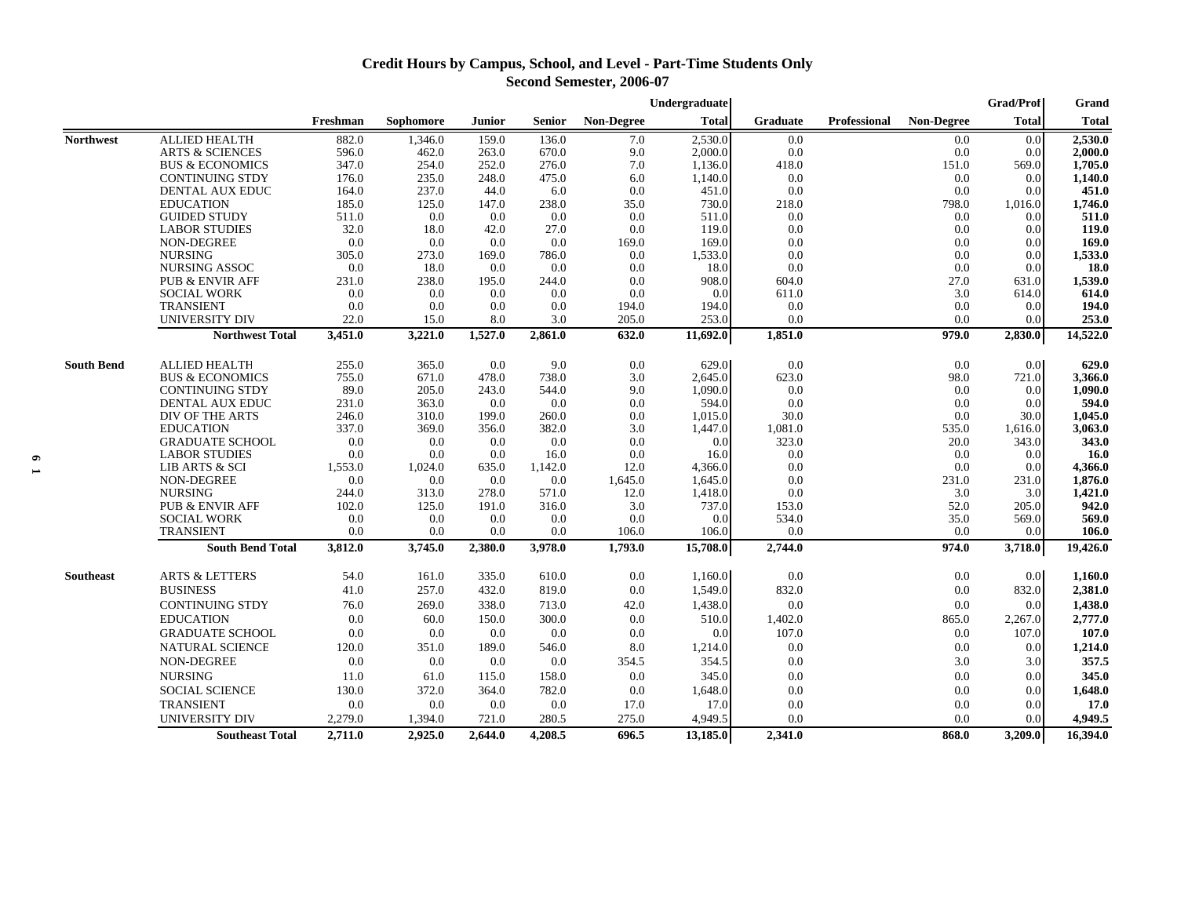## Credit Hours by Campus, School, and Level - Part-Time Students Only
### Second Semester, 2006-07

| | | Freshman | Sophomore | Junior | Senior | Non-Degree | Undergraduate Total | Graduate | Professional | Non-Degree | Grad/Prof Total | Grand Total |
|---|---|---|---|---|---|---|---|---|---|---|---|---|
| **Northwest** | ALLIED HEALTH | 882.0 | 1,346.0 | 159.0 | 136.0 | 7.0 | 2,530.0 | 0.0 | | 0.0 | 0.0 | **2,530.0** |
| | ARTS & SCIENCES | 596.0 | 462.0 | 263.0 | 670.0 | 9.0 | 2,000.0 | 0.0 | | 0.0 | 0.0 | **2,000.0** |
| | BUS & ECONOMICS | 347.0 | 254.0 | 252.0 | 276.0 | 7.0 | 1,136.0 | 418.0 | | 151.0 | 569.0 | **1,705.0** |
| | CONTINUING STDY | 176.0 | 235.0 | 248.0 | 475.0 | 6.0 | 1,140.0 | 0.0 | | 0.0 | 0.0 | **1,140.0** |
| | DENTAL AUX EDUC | 164.0 | 237.0 | 44.0 | 6.0 | 0.0 | 451.0 | 0.0 | | 0.0 | 0.0 | **451.0** |
| | EDUCATION | 185.0 | 125.0 | 147.0 | 238.0 | 35.0 | 730.0 | 218.0 | | 798.0 | 1,016.0 | **1,746.0** |
| | GUIDED STUDY | 511.0 | 0.0 | 0.0 | 0.0 | 0.0 | 511.0 | 0.0 | | 0.0 | 0.0 | **511.0** |
| | LABOR STUDIES | 32.0 | 18.0 | 42.0 | 27.0 | 0.0 | 119.0 | 0.0 | | 0.0 | 0.0 | **119.0** |
| | NON-DEGREE | 0.0 | 0.0 | 0.0 | 0.0 | 169.0 | 169.0 | 0.0 | | 0.0 | 0.0 | **169.0** |
| | NURSING | 305.0 | 273.0 | 169.0 | 786.0 | 0.0 | 1,533.0 | 0.0 | | 0.0 | 0.0 | **1,533.0** |
| | NURSING ASSOC | 0.0 | 18.0 | 0.0 | 0.0 | 0.0 | 18.0 | 0.0 | | 0.0 | 0.0 | **18.0** |
| | PUB & ENVIR AFF | 231.0 | 238.0 | 195.0 | 244.0 | 0.0 | 908.0 | 604.0 | | 27.0 | 631.0 | **1,539.0** |
| | SOCIAL WORK | 0.0 | 0.0 | 0.0 | 0.0 | 0.0 | 0.0 | 611.0 | | 3.0 | 614.0 | **614.0** |
| | TRANSIENT | 0.0 | 0.0 | 0.0 | 0.0 | 194.0 | 194.0 | 0.0 | | 0.0 | 0.0 | **194.0** |
| | UNIVERSITY DIV | 22.0 | 15.0 | 8.0 | 3.0 | 205.0 | 253.0 | 0.0 | | 0.0 | 0.0 | **253.0** |
| | **Northwest Total** | **3,451.0** | **3,221.0** | **1,527.0** | **2,861.0** | **632.0** | **11,692.0** | **1,851.0** | | **979.0** | **2,830.0** | **14,522.0** |
| **South Bend** | ALLIED HEALTH | 255.0 | 365.0 | 0.0 | 9.0 | 0.0 | 629.0 | 0.0 | | 0.0 | 0.0 | **629.0** |
| | BUS & ECONOMICS | 755.0 | 671.0 | 478.0 | 738.0 | 3.0 | 2,645.0 | 623.0 | | 98.0 | 721.0 | **3,366.0** |
| | CONTINUING STDY | 89.0 | 205.0 | 243.0 | 544.0 | 9.0 | 1,090.0 | 0.0 | | 0.0 | 0.0 | **1,090.0** |
| | DENTAL AUX EDUC | 231.0 | 363.0 | 0.0 | 0.0 | 0.0 | 594.0 | 0.0 | | 0.0 | 0.0 | **594.0** |
| | DIV OF THE ARTS | 246.0 | 310.0 | 199.0 | 260.0 | 0.0 | 1,015.0 | 30.0 | | 0.0 | 30.0 | **1,045.0** |
| | EDUCATION | 337.0 | 369.0 | 356.0 | 382.0 | 3.0 | 1,447.0 | 1,081.0 | | 535.0 | 1,616.0 | **3,063.0** |
| | GRADUATE SCHOOL | 0.0 | 0.0 | 0.0 | 0.0 | 0.0 | 0.0 | 323.0 | | 20.0 | 343.0 | **343.0** |
| | LABOR STUDIES | 0.0 | 0.0 | 0.0 | 16.0 | 0.0 | 16.0 | 0.0 | | 0.0 | 0.0 | **16.0** |
| | LIB ARTS & SCI | 1,553.0 | 1,024.0 | 635.0 | 1,142.0 | 12.0 | 4,366.0 | 0.0 | | 0.0 | 0.0 | **4,366.0** |
| | NON-DEGREE | 0.0 | 0.0 | 0.0 | 0.0 | 1,645.0 | 1,645.0 | 0.0 | | 231.0 | 231.0 | **1,876.0** |
| | NURSING | 244.0 | 313.0 | 278.0 | 571.0 | 12.0 | 1,418.0 | 0.0 | | 3.0 | 3.0 | **1,421.0** |
| | PUB & ENVIR AFF | 102.0 | 125.0 | 191.0 | 316.0 | 3.0 | 737.0 | 153.0 | | 52.0 | 205.0 | **942.0** |
| | SOCIAL WORK | 0.0 | 0.0 | 0.0 | 0.0 | 0.0 | 0.0 | 534.0 | | 35.0 | 569.0 | **569.0** |
| | TRANSIENT | 0.0 | 0.0 | 0.0 | 0.0 | 106.0 | 106.0 | 0.0 | | 0.0 | 0.0 | **106.0** |
| | **South Bend Total** | **3,812.0** | **3,745.0** | **2,380.0** | **3,978.0** | **1,793.0** | **15,708.0** | **2,744.0** | | **974.0** | **3,718.0** | **19,426.0** |
| **Southeast** | ARTS & LETTERS | 54.0 | 161.0 | 335.0 | 610.0 | 0.0 | 1,160.0 | 0.0 | | 0.0 | 0.0 | **1,160.0** |
| | BUSINESS | 41.0 | 257.0 | 432.0 | 819.0 | 0.0 | 1,549.0 | 832.0 | | 0.0 | 832.0 | **2,381.0** |
| | CONTINUING STDY | 76.0 | 269.0 | 338.0 | 713.0 | 42.0 | 1,438.0 | 0.0 | | 0.0 | 0.0 | **1,438.0** |
| | EDUCATION | 0.0 | 60.0 | 150.0 | 300.0 | 0.0 | 510.0 | 1,402.0 | | 865.0 | 2,267.0 | **2,777.0** |
| | GRADUATE SCHOOL | 0.0 | 0.0 | 0.0 | 0.0 | 0.0 | 0.0 | 107.0 | | 0.0 | 107.0 | **107.0** |
| | NATURAL SCIENCE | 120.0 | 351.0 | 189.0 | 546.0 | 8.0 | 1,214.0 | 0.0 | | 0.0 | 0.0 | **1,214.0** |
| | NON-DEGREE | 0.0 | 0.0 | 0.0 | 0.0 | 354.5 | 354.5 | 0.0 | | 3.0 | 3.0 | **357.5** |
| | NURSING | 11.0 | 61.0 | 115.0 | 158.0 | 0.0 | 345.0 | 0.0 | | 0.0 | 0.0 | **345.0** |
| | SOCIAL SCIENCE | 130.0 | 372.0 | 364.0 | 782.0 | 0.0 | 1,648.0 | 0.0 | | 0.0 | 0.0 | **1,648.0** |
| | TRANSIENT | 0.0 | 0.0 | 0.0 | 0.0 | 17.0 | 17.0 | 0.0 | | 0.0 | 0.0 | **17.0** |
| | UNIVERSITY DIV | 2,279.0 | 1,394.0 | 721.0 | 280.5 | 275.0 | 4,949.5 | 0.0 | | 0.0 | 0.0 | **4,949.5** |
| | **Southeast Total** | **2,711.0** | **2,925.0** | **2,644.0** | **4,208.5** | **696.5** | **13,185.0** | **2,341.0** | | **868.0** | **3,209.0** | **16,394.0** |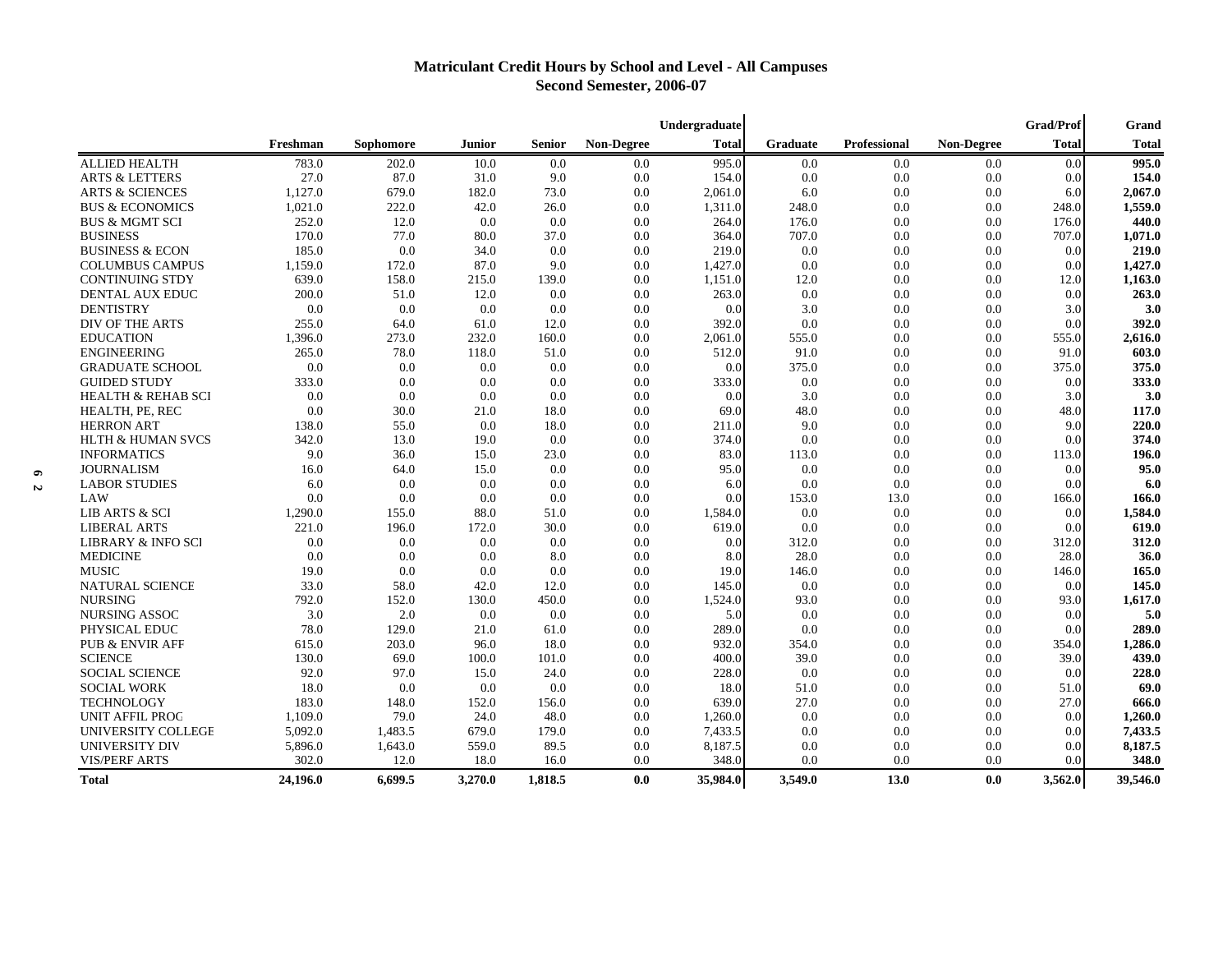## Matriculant Credit Hours by School and Level - All Campuses
## Second Semester, 2006-07

| | Freshman | Sophomore | Junior | Senior | Non-Degree | Undergraduate Total | Graduate | Professional | Non-Degree | Grad/Prof Total | Grand Total |
|---|---|---|---|---|---|---|---|---|---|---|---|
| ALLIED HEALTH | 783.0 | 202.0 | 10.0 | 0.0 | 0.0 | 995.0 | 0.0 | 0.0 | 0.0 | 0.0 | **995.0** |
| ARTS & LETTERS | 27.0 | 87.0 | 31.0 | 9.0 | 0.0 | 154.0 | 0.0 | 0.0 | 0.0 | 0.0 | **154.0** |
| ARTS & SCIENCES | 1,127.0 | 679.0 | 182.0 | 73.0 | 0.0 | 2,061.0 | 6.0 | 0.0 | 0.0 | 6.0 | **2,067.0** |
| BUS & ECONOMICS | 1,021.0 | 222.0 | 42.0 | 26.0 | 0.0 | 1,311.0 | 248.0 | 0.0 | 0.0 | 248.0 | **1,559.0** |
| BUS & MGMT SCI | 252.0 | 12.0 | 0.0 | 0.0 | 0.0 | 264.0 | 176.0 | 0.0 | 0.0 | 176.0 | **440.0** |
| BUSINESS | 170.0 | 77.0 | 80.0 | 37.0 | 0.0 | 364.0 | 707.0 | 0.0 | 0.0 | 707.0 | **1,071.0** |
| BUSINESS & ECON | 185.0 | 0.0 | 34.0 | 0.0 | 0.0 | 219.0 | 0.0 | 0.0 | 0.0 | 0.0 | **219.0** |
| COLUMBUS CAMPUS | 1,159.0 | 172.0 | 87.0 | 9.0 | 0.0 | 1,427.0 | 0.0 | 0.0 | 0.0 | 0.0 | **1,427.0** |
| CONTINUING STDY | 639.0 | 158.0 | 215.0 | 139.0 | 0.0 | 1,151.0 | 12.0 | 0.0 | 0.0 | 12.0 | **1,163.0** |
| DENTAL AUX EDUC | 200.0 | 51.0 | 12.0 | 0.0 | 0.0 | 263.0 | 0.0 | 0.0 | 0.0 | 0.0 | **263.0** |
| DENTISTRY | 0.0 | 0.0 | 0.0 | 0.0 | 0.0 | 0.0 | 3.0 | 0.0 | 0.0 | 3.0 | **3.0** |
| DIV OF THE ARTS | 255.0 | 64.0 | 61.0 | 12.0 | 0.0 | 392.0 | 0.0 | 0.0 | 0.0 | 0.0 | **392.0** |
| EDUCATION | 1,396.0 | 273.0 | 232.0 | 160.0 | 0.0 | 2,061.0 | 555.0 | 0.0 | 0.0 | 555.0 | **2,616.0** |
| ENGINEERING | 265.0 | 78.0 | 118.0 | 51.0 | 0.0 | 512.0 | 91.0 | 0.0 | 0.0 | 91.0 | **603.0** |
| GRADUATE SCHOOL | 0.0 | 0.0 | 0.0 | 0.0 | 0.0 | 0.0 | 375.0 | 0.0 | 0.0 | 375.0 | **375.0** |
| GUIDED STUDY | 333.0 | 0.0 | 0.0 | 0.0 | 0.0 | 333.0 | 0.0 | 0.0 | 0.0 | 0.0 | **333.0** |
| HEALTH & REHAB SCI | 0.0 | 0.0 | 0.0 | 0.0 | 0.0 | 0.0 | 3.0 | 0.0 | 0.0 | 3.0 | **3.0** |
| HEALTH, PE, REC | 0.0 | 30.0 | 21.0 | 18.0 | 0.0 | 69.0 | 48.0 | 0.0 | 0.0 | 48.0 | **117.0** |
| HERRON ART | 138.0 | 55.0 | 0.0 | 18.0 | 0.0 | 211.0 | 9.0 | 0.0 | 0.0 | 9.0 | **220.0** |
| HLTH & HUMAN SVCS | 342.0 | 13.0 | 19.0 | 0.0 | 0.0 | 374.0 | 0.0 | 0.0 | 0.0 | 0.0 | **374.0** |
| INFORMATICS | 9.0 | 36.0 | 15.0 | 23.0 | 0.0 | 83.0 | 113.0 | 0.0 | 0.0 | 113.0 | **196.0** |
| JOURNALISM | 16.0 | 64.0 | 15.0 | 0.0 | 0.0 | 95.0 | 0.0 | 0.0 | 0.0 | 0.0 | **95.0** |
| LABOR STUDIES | 6.0 | 0.0 | 0.0 | 0.0 | 0.0 | 6.0 | 0.0 | 0.0 | 0.0 | 0.0 | **6.0** |
| LAW | 0.0 | 0.0 | 0.0 | 0.0 | 0.0 | 0.0 | 153.0 | 13.0 | 0.0 | 166.0 | **166.0** |
| LIB ARTS & SCI | 1,290.0 | 155.0 | 88.0 | 51.0 | 0.0 | 1,584.0 | 0.0 | 0.0 | 0.0 | 0.0 | **1,584.0** |
| LIBERAL ARTS | 221.0 | 196.0 | 172.0 | 30.0 | 0.0 | 619.0 | 0.0 | 0.0 | 0.0 | 0.0 | **619.0** |
| LIBRARY & INFO SCI | 0.0 | 0.0 | 0.0 | 0.0 | 0.0 | 0.0 | 312.0 | 0.0 | 0.0 | 312.0 | **312.0** |
| MEDICINE | 0.0 | 0.0 | 0.0 | 8.0 | 0.0 | 8.0 | 28.0 | 0.0 | 0.0 | 28.0 | **36.0** |
| MUSIC | 19.0 | 0.0 | 0.0 | 0.0 | 0.0 | 19.0 | 146.0 | 0.0 | 0.0 | 146.0 | **165.0** |
| NATURAL SCIENCE | 33.0 | 58.0 | 42.0 | 12.0 | 0.0 | 145.0 | 0.0 | 0.0 | 0.0 | 0.0 | **145.0** |
| NURSING | 792.0 | 152.0 | 130.0 | 450.0 | 0.0 | 1,524.0 | 93.0 | 0.0 | 0.0 | 93.0 | **1,617.0** |
| NURSING ASSOC | 3.0 | 2.0 | 0.0 | 0.0 | 0.0 | 5.0 | 0.0 | 0.0 | 0.0 | 0.0 | **5.0** |
| PHYSICAL EDUC | 78.0 | 129.0 | 21.0 | 61.0 | 0.0 | 289.0 | 0.0 | 0.0 | 0.0 | 0.0 | **289.0** |
| PUB & ENVIR AFF | 615.0 | 203.0 | 96.0 | 18.0 | 0.0 | 932.0 | 354.0 | 0.0 | 0.0 | 354.0 | **1,286.0** |
| SCIENCE | 130.0 | 69.0 | 100.0 | 101.0 | 0.0 | 400.0 | 39.0 | 0.0 | 0.0 | 39.0 | **439.0** |
| SOCIAL SCIENCE | 92.0 | 97.0 | 15.0 | 24.0 | 0.0 | 228.0 | 0.0 | 0.0 | 0.0 | 0.0 | **228.0** |
| SOCIAL WORK | 18.0 | 0.0 | 0.0 | 0.0 | 0.0 | 18.0 | 51.0 | 0.0 | 0.0 | 51.0 | **69.0** |
| TECHNOLOGY | 183.0 | 148.0 | 152.0 | 156.0 | 0.0 | 639.0 | 27.0 | 0.0 | 0.0 | 27.0 | **666.0** |
| UNIT AFFIL PROG | 1,109.0 | 79.0 | 24.0 | 48.0 | 0.0 | 1,260.0 | 0.0 | 0.0 | 0.0 | 0.0 | **1,260.0** |
| UNIVERSITY COLLEGE | 5,092.0 | 1,483.5 | 679.0 | 179.0 | 0.0 | 7,433.5 | 0.0 | 0.0 | 0.0 | 0.0 | **7,433.5** |
| UNIVERSITY DIV | 5,896.0 | 1,643.0 | 559.0 | 89.5 | 0.0 | 8,187.5 | 0.0 | 0.0 | 0.0 | 0.0 | **8,187.5** |
| VIS/PERF ARTS | 302.0 | 12.0 | 18.0 | 16.0 | 0.0 | 348.0 | 0.0 | 0.0 | 0.0 | 0.0 | **348.0** |
| **Total** | **24,196.0** | **6,699.5** | **3,270.0** | **1,818.5** | **0.0** | **35,984.0** | **3,549.0** | **13.0** | **0.0** | **3,562.0** | **39,546.0** |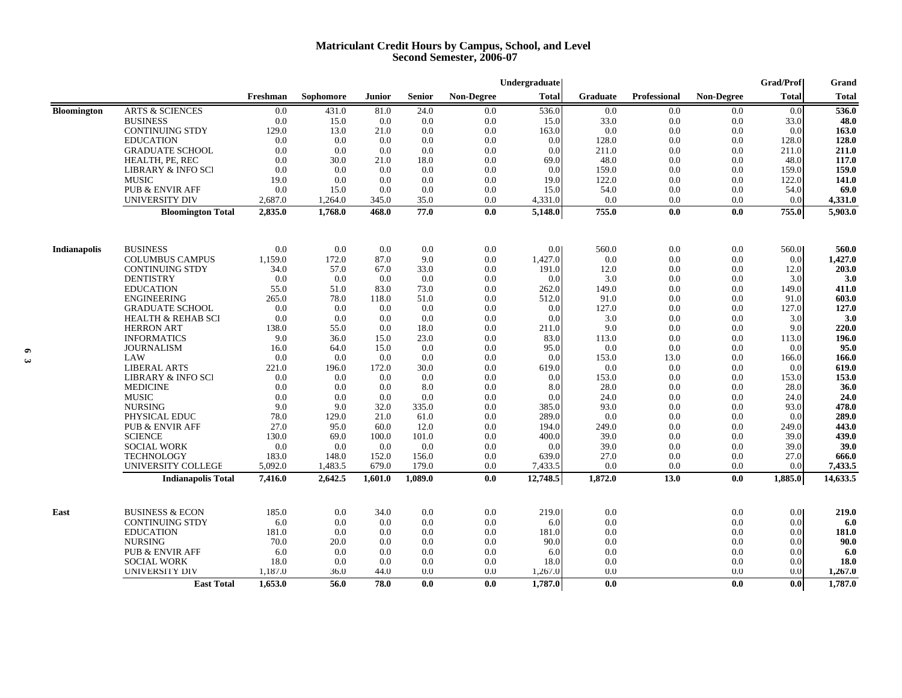# Matriculant Credit Hours by Campus, School, and Level
## Second Semester, 2006-07

| | | Freshman | Sophomore | Junior | Senior | Non-Degree | Undergraduate Total | Graduate | Professional | Non-Degree | Grad/Prof Total | Grand Total |
|---|---|---|---|---|---|---|---|---|---|---|---|---|
| **Bloomington** | ARTS & SCIENCES | 0.0 | 431.0 | 81.0 | 24.0 | 0.0 | 536.0 | 0.0 | 0.0 | 0.0 | 0.0 | **536.0** |
| | BUSINESS | 0.0 | 15.0 | 0.0 | 0.0 | 0.0 | 15.0 | 33.0 | 0.0 | 0.0 | 33.0 | **48.0** |
| | CONTINUING STDY | 129.0 | 13.0 | 21.0 | 0.0 | 0.0 | 163.0 | 0.0 | 0.0 | 0.0 | 0.0 | **163.0** |
| | EDUCATION | 0.0 | 0.0 | 0.0 | 0.0 | 0.0 | 0.0 | 128.0 | 0.0 | 0.0 | 128.0 | **128.0** |
| | GRADUATE SCHOOL | 0.0 | 0.0 | 0.0 | 0.0 | 0.0 | 0.0 | 211.0 | 0.0 | 0.0 | 211.0 | **211.0** |
| | HEALTH, PE, REC | 0.0 | 30.0 | 21.0 | 18.0 | 0.0 | 69.0 | 48.0 | 0.0 | 0.0 | 48.0 | **117.0** |
| | LIBRARY & INFO SCI | 0.0 | 0.0 | 0.0 | 0.0 | 0.0 | 0.0 | 159.0 | 0.0 | 0.0 | 159.0 | **159.0** |
| | MUSIC | 19.0 | 0.0 | 0.0 | 0.0 | 0.0 | 19.0 | 122.0 | 0.0 | 0.0 | 122.0 | **141.0** |
| | PUB & ENVIR AFF | 0.0 | 15.0 | 0.0 | 0.0 | 0.0 | 15.0 | 54.0 | 0.0 | 0.0 | 54.0 | **69.0** |
| | UNIVERSITY DIV | 2,687.0 | 1,264.0 | 345.0 | 35.0 | 0.0 | 4,331.0 | 0.0 | 0.0 | 0.0 | 0.0 | **4,331.0** |
| | **Bloomington Total** | **2,835.0** | **1,768.0** | **468.0** | **77.0** | **0.0** | **5,148.0** | **755.0** | **0.0** | **0.0** | **755.0** | **5,903.0** |
| **Indianapolis** | BUSINESS | 0.0 | 0.0 | 0.0 | 0.0 | 0.0 | 0.0 | 560.0 | 0.0 | 0.0 | 560.0 | **560.0** |
| | COLUMBUS CAMPUS | 1,159.0 | 172.0 | 87.0 | 9.0 | 0.0 | 1,427.0 | 0.0 | 0.0 | 0.0 | 0.0 | **1,427.0** |
| | CONTINUING STDY | 34.0 | 57.0 | 67.0 | 33.0 | 0.0 | 191.0 | 12.0 | 0.0 | 0.0 | 12.0 | **203.0** |
| | DENTISTRY | 0.0 | 0.0 | 0.0 | 0.0 | 0.0 | 0.0 | 3.0 | 0.0 | 0.0 | 3.0 | **3.0** |
| | EDUCATION | 55.0 | 51.0 | 83.0 | 73.0 | 0.0 | 262.0 | 149.0 | 0.0 | 0.0 | 149.0 | **411.0** |
| | ENGINEERING | 265.0 | 78.0 | 118.0 | 51.0 | 0.0 | 512.0 | 91.0 | 0.0 | 0.0 | 91.0 | **603.0** |
| | GRADUATE SCHOOL | 0.0 | 0.0 | 0.0 | 0.0 | 0.0 | 0.0 | 127.0 | 0.0 | 0.0 | 127.0 | **127.0** |
| | HEALTH & REHAB SCI | 0.0 | 0.0 | 0.0 | 0.0 | 0.0 | 0.0 | 3.0 | 0.0 | 0.0 | 3.0 | **3.0** |
| | HERRON ART | 138.0 | 55.0 | 0.0 | 18.0 | 0.0 | 211.0 | 9.0 | 0.0 | 0.0 | 9.0 | **220.0** |
| | INFORMATICS | 9.0 | 36.0 | 15.0 | 23.0 | 0.0 | 83.0 | 113.0 | 0.0 | 0.0 | 113.0 | **196.0** |
| | JOURNALISM | 16.0 | 64.0 | 15.0 | 0.0 | 0.0 | 95.0 | 0.0 | 0.0 | 0.0 | 0.0 | **95.0** |
| | LAW | 0.0 | 0.0 | 0.0 | 0.0 | 0.0 | 0.0 | 153.0 | 13.0 | 0.0 | 166.0 | **166.0** |
| | LIBERAL ARTS | 221.0 | 196.0 | 172.0 | 30.0 | 0.0 | 619.0 | 0.0 | 0.0 | 0.0 | 0.0 | **619.0** |
| | LIBRARY & INFO SCI | 0.0 | 0.0 | 0.0 | 0.0 | 0.0 | 0.0 | 153.0 | 0.0 | 0.0 | 153.0 | **153.0** |
| | MEDICINE | 0.0 | 0.0 | 0.0 | 8.0 | 0.0 | 8.0 | 28.0 | 0.0 | 0.0 | 28.0 | **36.0** |
| | MUSIC | 0.0 | 0.0 | 0.0 | 0.0 | 0.0 | 0.0 | 24.0 | 0.0 | 0.0 | 24.0 | **24.0** |
| | NURSING | 9.0 | 9.0 | 32.0 | 335.0 | 0.0 | 385.0 | 93.0 | 0.0 | 0.0 | 93.0 | **478.0** |
| | PHYSICAL EDUC | 78.0 | 129.0 | 21.0 | 61.0 | 0.0 | 289.0 | 0.0 | 0.0 | 0.0 | 0.0 | **289.0** |
| | PUB & ENVIR AFF | 27.0 | 95.0 | 60.0 | 12.0 | 0.0 | 194.0 | 249.0 | 0.0 | 0.0 | 249.0 | **443.0** |
| | SCIENCE | 130.0 | 69.0 | 100.0 | 101.0 | 0.0 | 400.0 | 39.0 | 0.0 | 0.0 | 39.0 | **439.0** |
| | SOCIAL WORK | 0.0 | 0.0 | 0.0 | 0.0 | 0.0 | 0.0 | 39.0 | 0.0 | 0.0 | 39.0 | **39.0** |
| | TECHNOLOGY | 183.0 | 148.0 | 152.0 | 156.0 | 0.0 | 639.0 | 27.0 | 0.0 | 0.0 | 27.0 | **666.0** |
| | UNIVERSITY COLLEGE | 5,092.0 | 1,483.5 | 679.0 | 179.0 | 0.0 | 7,433.5 | 0.0 | 0.0 | 0.0 | 0.0 | **7,433.5** |
| | **Indianapolis Total** | **7,416.0** | **2,642.5** | **1,601.0** | **1,089.0** | **0.0** | **12,748.5** | **1,872.0** | **13.0** | **0.0** | **1,885.0** | **14,633.5** |
| **East** | BUSINESS & ECON | 185.0 | 0.0 | 34.0 | 0.0 | 0.0 | 219.0 | 0.0 | | 0.0 | 0.0 | **219.0** |
| | CONTINUING STDY | 6.0 | 0.0 | 0.0 | 0.0 | 0.0 | 6.0 | 0.0 | | 0.0 | 0.0 | **6.0** |
| | EDUCATION | 181.0 | 0.0 | 0.0 | 0.0 | 0.0 | 181.0 | 0.0 | | 0.0 | 0.0 | **181.0** |
| | NURSING | 70.0 | 20.0 | 0.0 | 0.0 | 0.0 | 90.0 | 0.0 | | 0.0 | 0.0 | **90.0** |
| | PUB & ENVIR AFF | 6.0 | 0.0 | 0.0 | 0.0 | 0.0 | 6.0 | 0.0 | | 0.0 | 0.0 | **6.0** |
| | SOCIAL WORK | 18.0 | 0.0 | 0.0 | 0.0 | 0.0 | 18.0 | 0.0 | | 0.0 | 0.0 | **18.0** |
| | UNIVERSITY DIV | 1,187.0 | 36.0 | 44.0 | 0.0 | 0.0 | 1,267.0 | 0.0 | | 0.0 | 0.0 | **1,267.0** |
| | **East Total** | **1,653.0** | **56.0** | **78.0** | **0.0** | **0.0** | **1,787.0** | **0.0** | | **0.0** | **0.0** | **1,787.0** |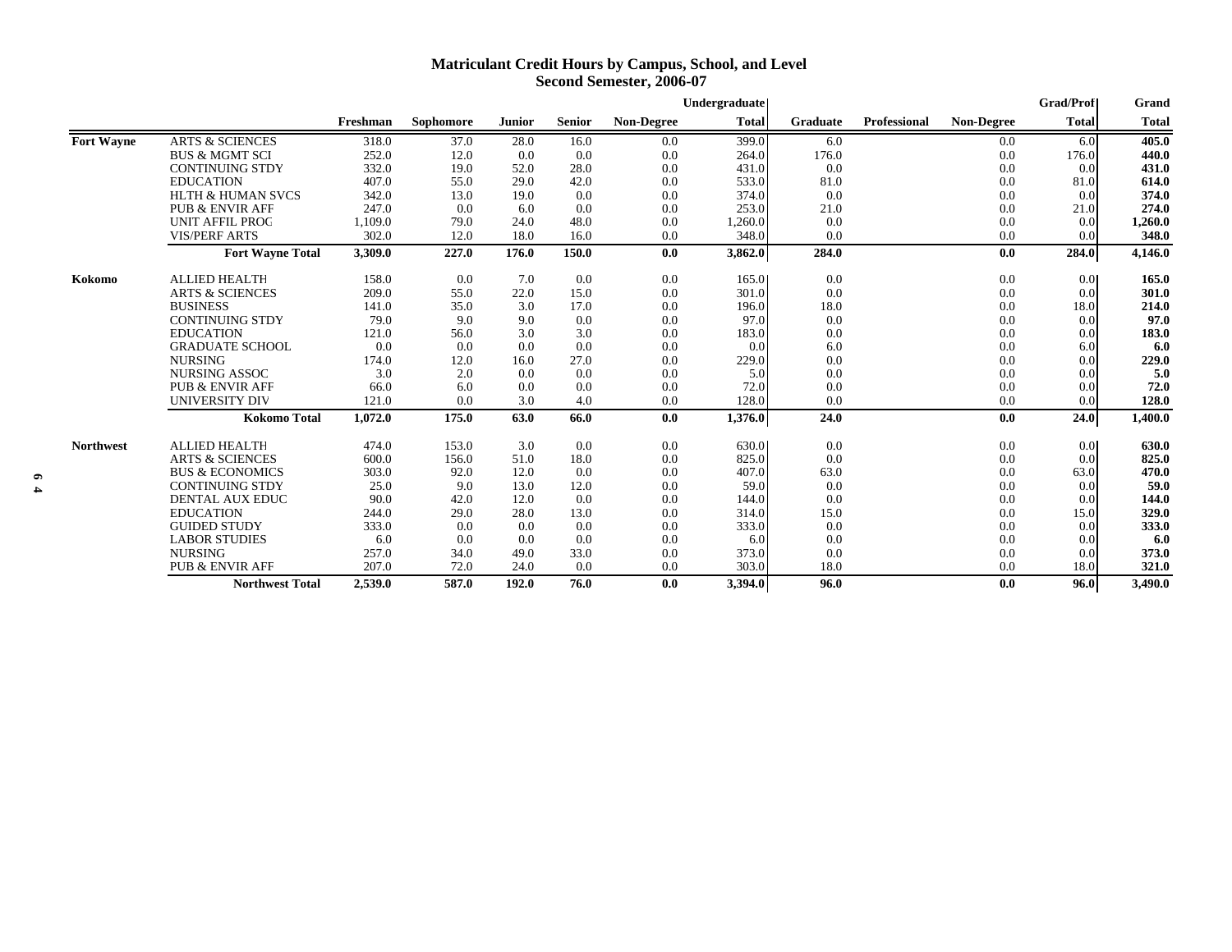# Matriculant Credit Hours by Campus, School, and Level
## Second Semester, 2006-07

| | | Freshman | Sophomore | Junior | Senior | Non-Degree | Undergraduate Total | Graduate | Professional | Non-Degree | Grad/Prof Total | Grand Total |
|---|---|---|---|---|---|---|---|---|---|---|---|---|
| **Fort Wayne** | ARTS & SCIENCES | 318.0 | 37.0 | 28.0 | 16.0 | 0.0 | 399.0 | 6.0 | | 0.0 | 6.0 | **405.0** |
| | BUS & MGMT SCI | 252.0 | 12.0 | 0.0 | 0.0 | 0.0 | 264.0 | 176.0 | | 0.0 | 176.0 | **440.0** |
| | CONTINUING STDY | 332.0 | 19.0 | 52.0 | 28.0 | 0.0 | 431.0 | 0.0 | | 0.0 | 0.0 | **431.0** |
| | EDUCATION | 407.0 | 55.0 | 29.0 | 42.0 | 0.0 | 533.0 | 81.0 | | 0.0 | 81.0 | **614.0** |
| | HLTH & HUMAN SVCS | 342.0 | 13.0 | 19.0 | 0.0 | 0.0 | 374.0 | 0.0 | | 0.0 | 0.0 | **374.0** |
| | PUB & ENVIR AFF | 247.0 | 0.0 | 6.0 | 0.0 | 0.0 | 253.0 | 21.0 | | 0.0 | 21.0 | **274.0** |
| | UNIT AFFIL PROG | 1,109.0 | 79.0 | 24.0 | 48.0 | 0.0 | 1,260.0 | 0.0 | | 0.0 | 0.0 | **1,260.0** |
| | VIS/PERF ARTS | 302.0 | 12.0 | 18.0 | 16.0 | 0.0 | 348.0 | 0.0 | | 0.0 | 0.0 | **348.0** |
| | **Fort Wayne Total** | **3,309.0** | **227.0** | **176.0** | **150.0** | **0.0** | **3,862.0** | **284.0** | | **0.0** | **284.0** | **4,146.0** |
| **Kokomo** | ALLIED HEALTH | 158.0 | 0.0 | 7.0 | 0.0 | 0.0 | 165.0 | 0.0 | | 0.0 | 0.0 | **165.0** |
| | ARTS & SCIENCES | 209.0 | 55.0 | 22.0 | 15.0 | 0.0 | 301.0 | 0.0 | | 0.0 | 0.0 | **301.0** |
| | BUSINESS | 141.0 | 35.0 | 3.0 | 17.0 | 0.0 | 196.0 | 18.0 | | 0.0 | 18.0 | **214.0** |
| | CONTINUING STDY | 79.0 | 9.0 | 9.0 | 0.0 | 0.0 | 97.0 | 0.0 | | 0.0 | 0.0 | **97.0** |
| | EDUCATION | 121.0 | 56.0 | 3.0 | 3.0 | 0.0 | 183.0 | 0.0 | | 0.0 | 0.0 | **183.0** |
| | GRADUATE SCHOOL | 0.0 | 0.0 | 0.0 | 0.0 | 0.0 | 0.0 | 6.0 | | 0.0 | 6.0 | **6.0** |
| | NURSING | 174.0 | 12.0 | 16.0 | 27.0 | 0.0 | 229.0 | 0.0 | | 0.0 | 0.0 | **229.0** |
| | NURSING ASSOC | 3.0 | 2.0 | 0.0 | 0.0 | 0.0 | 5.0 | 0.0 | | 0.0 | 0.0 | **5.0** |
| | PUB & ENVIR AFF | 66.0 | 6.0 | 0.0 | 0.0 | 0.0 | 72.0 | 0.0 | | 0.0 | 0.0 | **72.0** |
| | UNIVERSITY DIV | 121.0 | 0.0 | 3.0 | 4.0 | 0.0 | 128.0 | 0.0 | | 0.0 | 0.0 | **128.0** |
| | **Kokomo Total** | **1,072.0** | **175.0** | **63.0** | **66.0** | **0.0** | **1,376.0** | **24.0** | | **0.0** | **24.0** | **1,400.0** |
| **Northwest** | ALLIED HEALTH | 474.0 | 153.0 | 3.0 | 0.0 | 0.0 | 630.0 | 0.0 | | 0.0 | 0.0 | **630.0** |
| | ARTS & SCIENCES | 600.0 | 156.0 | 51.0 | 18.0 | 0.0 | 825.0 | 0.0 | | 0.0 | 0.0 | **825.0** |
| | BUS & ECONOMICS | 303.0 | 92.0 | 12.0 | 0.0 | 0.0 | 407.0 | 63.0 | | 0.0 | 63.0 | **470.0** |
| | CONTINUING STDY | 25.0 | 9.0 | 13.0 | 12.0 | 0.0 | 59.0 | 0.0 | | 0.0 | 0.0 | **59.0** |
| | DENTAL AUX EDUC | 90.0 | 42.0 | 12.0 | 0.0 | 0.0 | 144.0 | 0.0 | | 0.0 | 0.0 | **144.0** |
| | EDUCATION | 244.0 | 29.0 | 28.0 | 13.0 | 0.0 | 314.0 | 15.0 | | 0.0 | 15.0 | **329.0** |
| | GUIDED STUDY | 333.0 | 0.0 | 0.0 | 0.0 | 0.0 | 333.0 | 0.0 | | 0.0 | 0.0 | **333.0** |
| | LABOR STUDIES | 6.0 | 0.0 | 0.0 | 0.0 | 0.0 | 6.0 | 0.0 | | 0.0 | 0.0 | **6.0** |
| | NURSING | 257.0 | 34.0 | 49.0 | 33.0 | 0.0 | 373.0 | 0.0 | | 0.0 | 0.0 | **373.0** |
| | PUB & ENVIR AFF | 207.0 | 72.0 | 24.0 | 0.0 | 0.0 | 303.0 | 18.0 | | 0.0 | 18.0 | **321.0** |
| | **Northwest Total** | **2,539.0** | **587.0** | **192.0** | **76.0** | **0.0** | **3,394.0** | **96.0** | | **0.0** | **96.0** | **3,490.0** |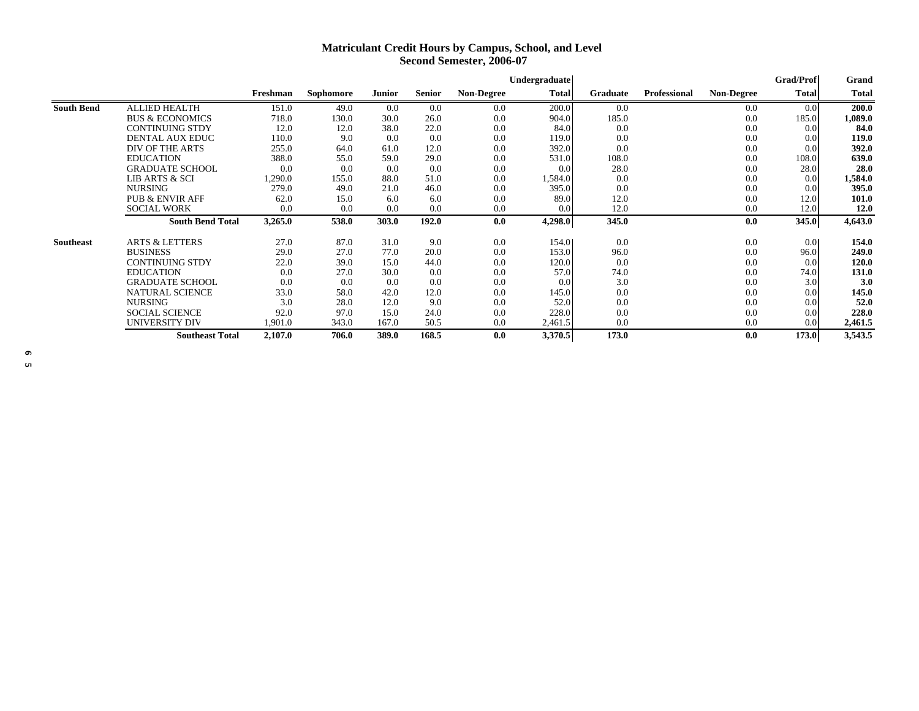# Matriculant Credit Hours by Campus, School, and Level
## Second Semester, 2006-07

| | | Freshman | Sophomore | Junior | Senior | Non-Degree | Undergraduate Total | Graduate | Professional | Non-Degree | Grad/Prof Total | Grand Total |
|---|---|---|---|---|---|---|---|---|---|---|---|---|
| **South Bend** | ALLIED HEALTH | 151.0 | 49.0 | 0.0 | 0.0 | 0.0 | 200.0 | 0.0 | | 0.0 | 0.0 | **200.0** |
| | BUS & ECONOMICS | 718.0 | 130.0 | 30.0 | 26.0 | 0.0 | 904.0 | 185.0 | | 0.0 | 185.0 | **1,089.0** |
| | CONTINUING STDY | 12.0 | 12.0 | 38.0 | 22.0 | 0.0 | 84.0 | 0.0 | | 0.0 | 0.0 | **84.0** |
| | DENTAL AUX EDUC | 110.0 | 9.0 | 0.0 | 0.0 | 0.0 | 119.0 | 0.0 | | 0.0 | 0.0 | **119.0** |
| | DIV OF THE ARTS | 255.0 | 64.0 | 61.0 | 12.0 | 0.0 | 392.0 | 0.0 | | 0.0 | 0.0 | **392.0** |
| | EDUCATION | 388.0 | 55.0 | 59.0 | 29.0 | 0.0 | 531.0 | 108.0 | | 0.0 | 108.0 | **639.0** |
| | GRADUATE SCHOOL | 0.0 | 0.0 | 0.0 | 0.0 | 0.0 | 0.0 | 28.0 | | 0.0 | 28.0 | **28.0** |
| | LIB ARTS & SCI | 1,290.0 | 155.0 | 88.0 | 51.0 | 0.0 | 1,584.0 | 0.0 | | 0.0 | 0.0 | **1,584.0** |
| | NURSING | 279.0 | 49.0 | 21.0 | 46.0 | 0.0 | 395.0 | 0.0 | | 0.0 | 0.0 | **395.0** |
| | PUB & ENVIR AFF | 62.0 | 15.0 | 6.0 | 6.0 | 0.0 | 89.0 | 12.0 | | 0.0 | 12.0 | **101.0** |
| | SOCIAL WORK | 0.0 | 0.0 | 0.0 | 0.0 | 0.0 | 0.0 | 12.0 | | 0.0 | 12.0 | **12.0** |
| | **South Bend Total** | **3,265.0** | **538.0** | **303.0** | **192.0** | **0.0** | **4,298.0** | **345.0** | | **0.0** | **345.0** | **4,643.0** |
| **Southeast** | ARTS & LETTERS | 27.0 | 87.0 | 31.0 | 9.0 | 0.0 | 154.0 | 0.0 | | 0.0 | 0.0 | **154.0** |
| | BUSINESS | 29.0 | 27.0 | 77.0 | 20.0 | 0.0 | 153.0 | 96.0 | | 0.0 | 96.0 | **249.0** |
| | CONTINUING STDY | 22.0 | 39.0 | 15.0 | 44.0 | 0.0 | 120.0 | 0.0 | | 0.0 | 0.0 | **120.0** |
| | EDUCATION | 0.0 | 27.0 | 30.0 | 0.0 | 0.0 | 57.0 | 74.0 | | 0.0 | 74.0 | **131.0** |
| | GRADUATE SCHOOL | 0.0 | 0.0 | 0.0 | 0.0 | 0.0 | 0.0 | 3.0 | | 0.0 | 3.0 | **3.0** |
| | NATURAL SCIENCE | 33.0 | 58.0 | 42.0 | 12.0 | 0.0 | 145.0 | 0.0 | | 0.0 | 0.0 | **145.0** |
| | NURSING | 3.0 | 28.0 | 12.0 | 9.0 | 0.0 | 52.0 | 0.0 | | 0.0 | 0.0 | **52.0** |
| | SOCIAL SCIENCE | 92.0 | 97.0 | 15.0 | 24.0 | 0.0 | 228.0 | 0.0 | | 0.0 | 0.0 | **228.0** |
| | UNIVERSITY DIV | 1,901.0 | 343.0 | 167.0 | 50.5 | 0.0 | 2,461.5 | 0.0 | | 0.0 | 0.0 | **2,461.5** |
| | **Southeast Total** | **2,107.0** | **706.0** | **389.0** | **168.5** | **0.0** | **3,370.5** | **173.0** | | **0.0** | **173.0** | **3,543.5** |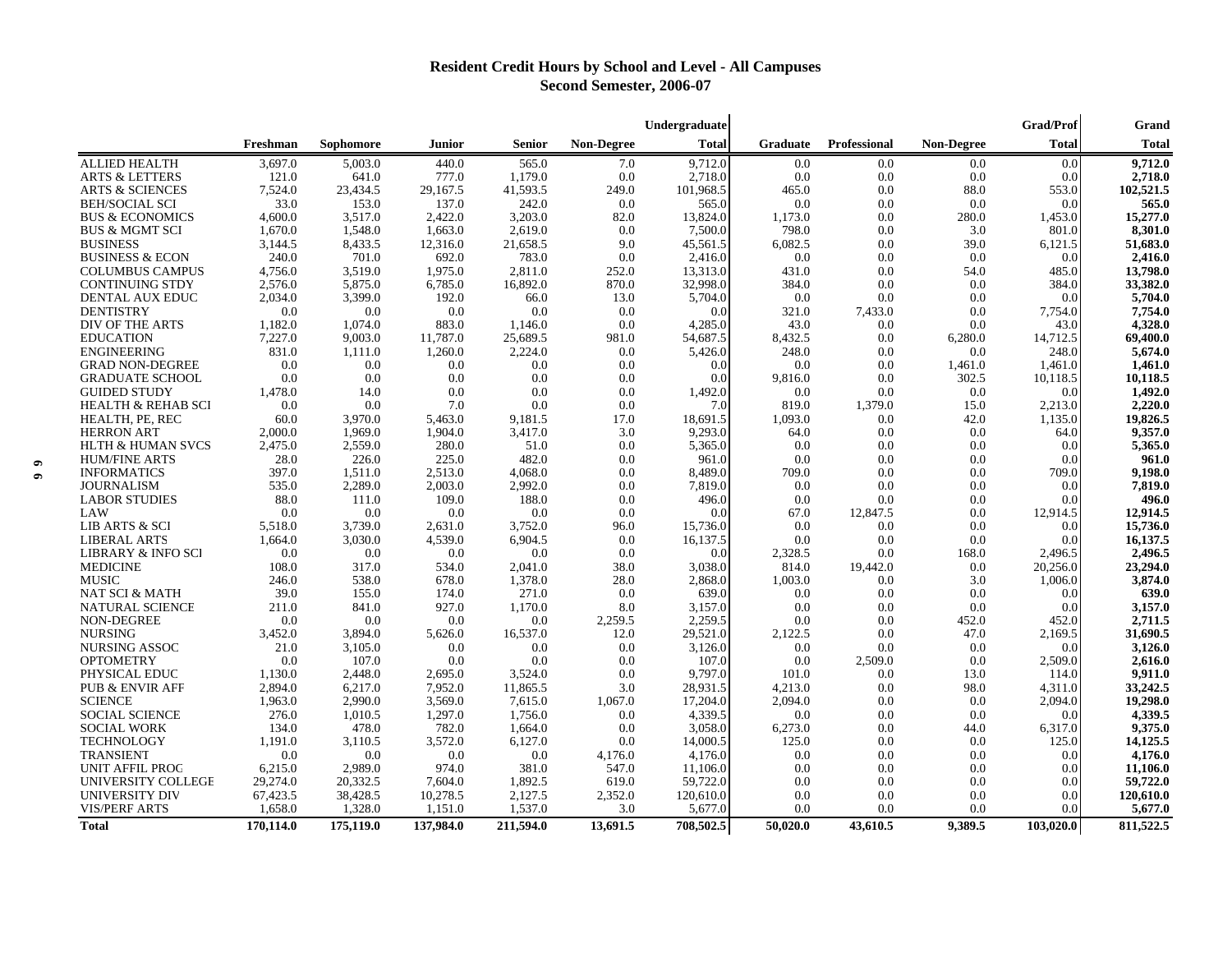# Resident Credit Hours by School and Level - All Campuses
## Second Semester, 2006-07

| | Freshman | Sophomore | Junior | Senior | Non-Degree | Undergraduate Total | Graduate | Professional | Non-Degree | Grad/Prof Total | Grand Total |
|---|---|---|---|---|---|---|---|---|---|---|---|
| ALLIED HEALTH | 3,697.0 | 5,003.0 | 440.0 | 565.0 | 7.0 | 9,712.0 | 0.0 | 0.0 | 0.0 | 0.0 | **9,712.0** |
| ARTS & LETTERS | 121.0 | 641.0 | 777.0 | 1,179.0 | 0.0 | 2,718.0 | 0.0 | 0.0 | 0.0 | 0.0 | **2,718.0** |
| ARTS & SCIENCES | 7,524.0 | 23,434.5 | 29,167.5 | 41,593.5 | 249.0 | 101,968.5 | 465.0 | 0.0 | 88.0 | 553.0 | **102,521.5** |
| BEH/SOCIAL SCI | 33.0 | 153.0 | 137.0 | 242.0 | 0.0 | 565.0 | 0.0 | 0.0 | 0.0 | 0.0 | **565.0** |
| BUS & ECONOMICS | 4,600.0 | 3,517.0 | 2,422.0 | 3,203.0 | 82.0 | 13,824.0 | 1,173.0 | 0.0 | 280.0 | 1,453.0 | **15,277.0** |
| BUS & MGMT SCI | 1,670.0 | 1,548.0 | 1,663.0 | 2,619.0 | 0.0 | 7,500.0 | 798.0 | 0.0 | 3.0 | 801.0 | **8,301.0** |
| BUSINESS | 3,144.5 | 8,433.5 | 12,316.0 | 21,658.5 | 9.0 | 45,561.5 | 6,082.5 | 0.0 | 39.0 | 6,121.5 | **51,683.0** |
| BUSINESS & ECON | 240.0 | 701.0 | 692.0 | 783.0 | 0.0 | 2,416.0 | 0.0 | 0.0 | 0.0 | 0.0 | **2,416.0** |
| COLUMBUS CAMPUS | 4,756.0 | 3,519.0 | 1,975.0 | 2,811.0 | 252.0 | 13,313.0 | 431.0 | 0.0 | 54.0 | 485.0 | **13,798.0** |
| CONTINUING STDY | 2,576.0 | 5,875.0 | 6,785.0 | 16,892.0 | 870.0 | 32,998.0 | 384.0 | 0.0 | 0.0 | 384.0 | **33,382.0** |
| DENTAL AUX EDUC | 2,034.0 | 3,399.0 | 192.0 | 66.0 | 13.0 | 5,704.0 | 0.0 | 0.0 | 0.0 | 0.0 | **5,704.0** |
| DENTISTRY | 0.0 | 0.0 | 0.0 | 0.0 | 0.0 | 0.0 | 321.0 | 7,433.0 | 0.0 | 7,754.0 | **7,754.0** |
| DIV OF THE ARTS | 1,182.0 | 1,074.0 | 883.0 | 1,146.0 | 0.0 | 4,285.0 | 43.0 | 0.0 | 0.0 | 43.0 | **4,328.0** |
| EDUCATION | 7,227.0 | 9,003.0 | 11,787.0 | 25,689.5 | 981.0 | 54,687.5 | 8,432.5 | 0.0 | 6,280.0 | 14,712.5 | **69,400.0** |
| ENGINEERING | 831.0 | 1,111.0 | 1,260.0 | 2,224.0 | 0.0 | 5,426.0 | 248.0 | 0.0 | 0.0 | 248.0 | **5,674.0** |
| GRAD NON-DEGREE | 0.0 | 0.0 | 0.0 | 0.0 | 0.0 | 0.0 | 0.0 | 0.0 | 1,461.0 | 1,461.0 | **1,461.0** |
| GRADUATE SCHOOL | 0.0 | 0.0 | 0.0 | 0.0 | 0.0 | 0.0 | 9,816.0 | 0.0 | 302.5 | 10,118.5 | **10,118.5** |
| GUIDED STUDY | 1,478.0 | 14.0 | 0.0 | 0.0 | 0.0 | 1,492.0 | 0.0 | 0.0 | 0.0 | 0.0 | **1,492.0** |
| HEALTH & REHAB SCI | 0.0 | 0.0 | 7.0 | 0.0 | 0.0 | 7.0 | 819.0 | 1,379.0 | 15.0 | 2,213.0 | **2,220.0** |
| HEALTH, PE, REC | 60.0 | 3,970.0 | 5,463.0 | 9,181.5 | 17.0 | 18,691.5 | 1,093.0 | 0.0 | 42.0 | 1,135.0 | **19,826.5** |
| HERRON ART | 2,000.0 | 1,969.0 | 1,904.0 | 3,417.0 | 3.0 | 9,293.0 | 64.0 | 0.0 | 0.0 | 64.0 | **9,357.0** |
| HLTH & HUMAN SVCS | 2,475.0 | 2,559.0 | 280.0 | 51.0 | 0.0 | 5,365.0 | 0.0 | 0.0 | 0.0 | 0.0 | **5,365.0** |
| HUM/FINE ARTS | 28.0 | 226.0 | 225.0 | 482.0 | 0.0 | 961.0 | 0.0 | 0.0 | 0.0 | 0.0 | **961.0** |
| INFORMATICS | 397.0 | 1,511.0 | 2,513.0 | 4,068.0 | 0.0 | 8,489.0 | 709.0 | 0.0 | 0.0 | 709.0 | **9,198.0** |
| JOURNALISM | 535.0 | 2,289.0 | 2,003.0 | 2,992.0 | 0.0 | 7,819.0 | 0.0 | 0.0 | 0.0 | 0.0 | **7,819.0** |
| LABOR STUDIES | 88.0 | 111.0 | 109.0 | 188.0 | 0.0 | 496.0 | 0.0 | 0.0 | 0.0 | 0.0 | **496.0** |
| LAW | 0.0 | 0.0 | 0.0 | 0.0 | 0.0 | 0.0 | 67.0 | 12,847.5 | 0.0 | 12,914.5 | **12,914.5** |
| LIB ARTS & SCI | 5,518.0 | 3,739.0 | 2,631.0 | 3,752.0 | 96.0 | 15,736.0 | 0.0 | 0.0 | 0.0 | 0.0 | **15,736.0** |
| LIBERAL ARTS | 1,664.0 | 3,030.0 | 4,539.0 | 6,904.5 | 0.0 | 16,137.5 | 0.0 | 0.0 | 0.0 | 0.0 | **16,137.5** |
| LIBRARY & INFO SCI | 0.0 | 0.0 | 0.0 | 0.0 | 0.0 | 0.0 | 2,328.5 | 0.0 | 168.0 | 2,496.5 | **2,496.5** |
| MEDICINE | 108.0 | 317.0 | 534.0 | 2,041.0 | 38.0 | 3,038.0 | 814.0 | 19,442.0 | 0.0 | 20,256.0 | **23,294.0** |
| MUSIC | 246.0 | 538.0 | 678.0 | 1,378.0 | 28.0 | 2,868.0 | 1,003.0 | 0.0 | 3.0 | 1,006.0 | **3,874.0** |
| NAT SCI & MATH | 39.0 | 155.0 | 174.0 | 271.0 | 0.0 | 639.0 | 0.0 | 0.0 | 0.0 | 0.0 | **639.0** |
| NATURAL SCIENCE | 211.0 | 841.0 | 927.0 | 1,170.0 | 8.0 | 3,157.0 | 0.0 | 0.0 | 0.0 | 0.0 | **3,157.0** |
| NON-DEGREE | 0.0 | 0.0 | 0.0 | 0.0 | 2,259.5 | 2,259.5 | 0.0 | 0.0 | 452.0 | 452.0 | **2,711.5** |
| NURSING | 3,452.0 | 3,894.0 | 5,626.0 | 16,537.0 | 12.0 | 29,521.0 | 2,122.5 | 0.0 | 47.0 | 2,169.5 | **31,690.5** |
| NURSING ASSOC | 21.0 | 3,105.0 | 0.0 | 0.0 | 0.0 | 3,126.0 | 0.0 | 0.0 | 0.0 | 0.0 | **3,126.0** |
| OPTOMETRY | 0.0 | 107.0 | 0.0 | 0.0 | 0.0 | 107.0 | 0.0 | 2,509.0 | 0.0 | 2,509.0 | **2,616.0** |
| PHYSICAL EDUC | 1,130.0 | 2,448.0 | 2,695.0 | 3,524.0 | 0.0 | 9,797.0 | 101.0 | 0.0 | 13.0 | 114.0 | **9,911.0** |
| PUB & ENVIR AFF | 2,894.0 | 6,217.0 | 7,952.0 | 11,865.5 | 3.0 | 28,931.5 | 4,213.0 | 0.0 | 98.0 | 4,311.0 | **33,242.5** |
| SCIENCE | 1,963.0 | 2,990.0 | 3,569.0 | 7,615.0 | 1,067.0 | 17,204.0 | 2,094.0 | 0.0 | 0.0 | 2,094.0 | **19,298.0** |
| SOCIAL SCIENCE | 276.0 | 1,010.5 | 1,297.0 | 1,756.0 | 0.0 | 4,339.5 | 0.0 | 0.0 | 0.0 | 0.0 | **4,339.5** |
| SOCIAL WORK | 134.0 | 478.0 | 782.0 | 1,664.0 | 0.0 | 3,058.0 | 6,273.0 | 0.0 | 44.0 | 6,317.0 | **9,375.0** |
| TECHNOLOGY | 1,191.0 | 3,110.5 | 3,572.0 | 6,127.0 | 0.0 | 14,000.5 | 125.0 | 0.0 | 0.0 | 125.0 | **14,125.5** |
| TRANSIENT | 0.0 | 0.0 | 0.0 | 0.0 | 4,176.0 | 4,176.0 | 0.0 | 0.0 | 0.0 | 0.0 | **4,176.0** |
| UNIT AFFIL PROG | 6,215.0 | 2,989.0 | 974.0 | 381.0 | 547.0 | 11,106.0 | 0.0 | 0.0 | 0.0 | 0.0 | **11,106.0** |
| UNIVERSITY COLLEGE | 29,274.0 | 20,332.5 | 7,604.0 | 1,892.5 | 619.0 | 59,722.0 | 0.0 | 0.0 | 0.0 | 0.0 | **59,722.0** |
| UNIVERSITY DIV | 67,423.5 | 38,428.5 | 10,278.5 | 2,127.5 | 2,352.0 | 120,610.0 | 0.0 | 0.0 | 0.0 | 0.0 | **120,610.0** |
| VIS/PERF ARTS | 1,658.0 | 1,328.0 | 1,151.0 | 1,537.0 | 3.0 | 5,677.0 | 0.0 | 0.0 | 0.0 | 0.0 | **5,677.0** |
| **Total** | **170,114.0** | **175,119.0** | **137,984.0** | **211,594.0** | **13,691.5** | **708,502.5** | **50,020.0** | **43,610.5** | **9,389.5** | **103,020.0** | **811,522.5** |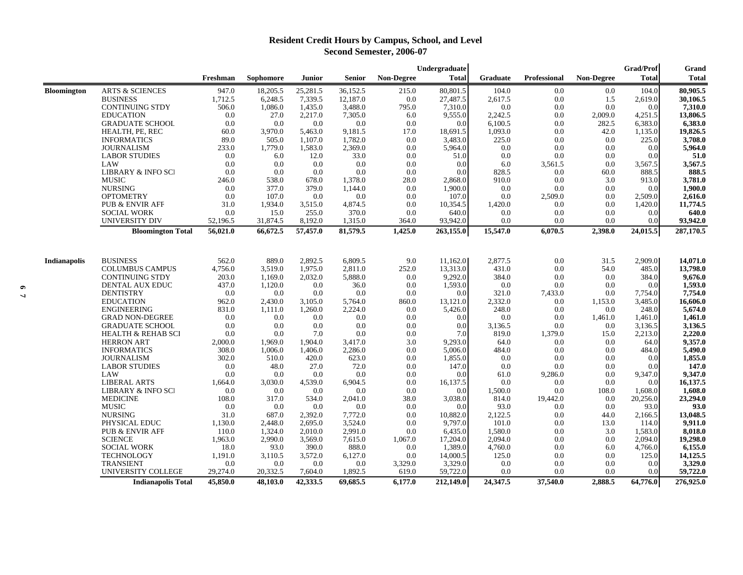# Resident Credit Hours by Campus, School, and Level
## Second Semester, 2006-07

| | | Freshman | Sophomore | Junior | Senior | Non-Degree | Undergraduate Total | Graduate | Professional | Non-Degree | Grad/Prof Total | Grand Total |
|---|---|---|---|---|---|---|---|---|---|---|---|---|
| **Bloomington** | ARTS & SCIENCES | 947.0 | 18,205.5 | 25,281.5 | 36,152.5 | 215.0 | 80,801.5 | 104.0 | 0.0 | 0.0 | 104.0 | **80,905.5** |
| | BUSINESS | 1,712.5 | 6,248.5 | 7,339.5 | 12,187.0 | 0.0 | 27,487.5 | 2,617.5 | 0.0 | 1.5 | 2,619.0 | **30,106.5** |
| | CONTINUING STDY | 506.0 | 1,086.0 | 1,435.0 | 3,488.0 | 795.0 | 7,310.0 | 0.0 | 0.0 | 0.0 | 0.0 | **7,310.0** |
| | EDUCATION | 0.0 | 27.0 | 2,217.0 | 7,305.0 | 6.0 | 9,555.0 | 2,242.5 | 0.0 | 2,009.0 | 4,251.5 | **13,806.5** |
| | GRADUATE SCHOOL | 0.0 | 0.0 | 0.0 | 0.0 | 0.0 | 0.0 | 6,100.5 | 0.0 | 282.5 | 6,383.0 | **6,383.0** |
| | HEALTH, PE, REC | 60.0 | 3,970.0 | 5,463.0 | 9,181.5 | 17.0 | 18,691.5 | 1,093.0 | 0.0 | 42.0 | 1,135.0 | **19,826.5** |
| | INFORMATICS | 89.0 | 505.0 | 1,107.0 | 1,782.0 | 0.0 | 3,483.0 | 225.0 | 0.0 | 0.0 | 225.0 | **3,708.0** |
| | JOURNALISM | 233.0 | 1,779.0 | 1,583.0 | 2,369.0 | 0.0 | 5,964.0 | 0.0 | 0.0 | 0.0 | 0.0 | **5,964.0** |
| | LABOR STUDIES | 0.0 | 6.0 | 12.0 | 33.0 | 0.0 | 51.0 | 0.0 | 0.0 | 0.0 | 0.0 | **51.0** |
| | LAW | 0.0 | 0.0 | 0.0 | 0.0 | 0.0 | 0.0 | 6.0 | 3,561.5 | 0.0 | 3,567.5 | **3,567.5** |
| | LIBRARY & INFO SCI | 0.0 | 0.0 | 0.0 | 0.0 | 0.0 | 0.0 | 828.5 | 0.0 | 60.0 | 888.5 | **888.5** |
| | MUSIC | 246.0 | 538.0 | 678.0 | 1,378.0 | 28.0 | 2,868.0 | 910.0 | 0.0 | 3.0 | 913.0 | **3,781.0** |
| | NURSING | 0.0 | 377.0 | 379.0 | 1,144.0 | 0.0 | 1,900.0 | 0.0 | 0.0 | 0.0 | 0.0 | **1,900.0** |
| | OPTOMETRY | 0.0 | 107.0 | 0.0 | 0.0 | 0.0 | 107.0 | 0.0 | 2,509.0 | 0.0 | 2,509.0 | **2,616.0** |
| | PUB & ENVIR AFF | 31.0 | 1,934.0 | 3,515.0 | 4,874.5 | 0.0 | 10,354.5 | 1,420.0 | 0.0 | 0.0 | 1,420.0 | **11,774.5** |
| | SOCIAL WORK | 0.0 | 15.0 | 255.0 | 370.0 | 0.0 | 640.0 | 0.0 | 0.0 | 0.0 | 0.0 | **640.0** |
| | UNIVERSITY DIV | 52,196.5 | 31,874.5 | 8,192.0 | 1,315.0 | 364.0 | 93,942.0 | 0.0 | 0.0 | 0.0 | 0.0 | **93,942.0** |
| | **Bloomington Total** | **56,021.0** | **66,672.5** | **57,457.0** | **81,579.5** | **1,425.0** | **263,155.0** | **15,547.0** | **6,070.5** | **2,398.0** | **24,015.5** | **287,170.5** |
| **Indianapolis** | BUSINESS | 562.0 | 889.0 | 2,892.5 | 6,809.5 | 9.0 | 11,162.0 | 2,877.5 | 0.0 | 31.5 | 2,909.0 | **14,071.0** |
| | COLUMBUS CAMPUS | 4,756.0 | 3,519.0 | 1,975.0 | 2,811.0 | 252.0 | 13,313.0 | 431.0 | 0.0 | 54.0 | 485.0 | **13,798.0** |
| | CONTINUING STDY | 203.0 | 1,169.0 | 2,032.0 | 5,888.0 | 0.0 | 9,292.0 | 384.0 | 0.0 | 0.0 | 384.0 | **9,676.0** |
| | DENTAL AUX EDUC | 437.0 | 1,120.0 | 0.0 | 36.0 | 0.0 | 1,593.0 | 0.0 | 0.0 | 0.0 | 0.0 | **1,593.0** |
| | DENTISTRY | 0.0 | 0.0 | 0.0 | 0.0 | 0.0 | 0.0 | 321.0 | 7,433.0 | 0.0 | 7,754.0 | **7,754.0** |
| | EDUCATION | 962.0 | 2,430.0 | 3,105.0 | 5,764.0 | 860.0 | 13,121.0 | 2,332.0 | 0.0 | 1,153.0 | 3,485.0 | **16,606.0** |
| | ENGINEERING | 831.0 | 1,111.0 | 1,260.0 | 2,224.0 | 0.0 | 5,426.0 | 248.0 | 0.0 | 0.0 | 248.0 | **5,674.0** |
| | GRAD NON-DEGREE | 0.0 | 0.0 | 0.0 | 0.0 | 0.0 | 0.0 | 0.0 | 0.0 | 1,461.0 | 1,461.0 | **1,461.0** |
| | GRADUATE SCHOOL | 0.0 | 0.0 | 0.0 | 0.0 | 0.0 | 0.0 | 3,136.5 | 0.0 | 0.0 | 3,136.5 | **3,136.5** |
| | HEALTH & REHAB SCI | 0.0 | 0.0 | 7.0 | 0.0 | 0.0 | 7.0 | 819.0 | 1,379.0 | 15.0 | 2,213.0 | **2,220.0** |
| | HERRON ART | 2,000.0 | 1,969.0 | 1,904.0 | 3,417.0 | 3.0 | 9,293.0 | 64.0 | 0.0 | 0.0 | 64.0 | **9,357.0** |
| | INFORMATICS | 308.0 | 1,006.0 | 1,406.0 | 2,286.0 | 0.0 | 5,006.0 | 484.0 | 0.0 | 0.0 | 484.0 | **5,490.0** |
| | JOURNALISM | 302.0 | 510.0 | 420.0 | 623.0 | 0.0 | 1,855.0 | 0.0 | 0.0 | 0.0 | 0.0 | **1,855.0** |
| | LABOR STUDIES | 0.0 | 48.0 | 27.0 | 72.0 | 0.0 | 147.0 | 0.0 | 0.0 | 0.0 | 0.0 | **147.0** |
| | LAW | 0.0 | 0.0 | 0.0 | 0.0 | 0.0 | 0.0 | 61.0 | 9,286.0 | 0.0 | 9,347.0 | **9,347.0** |
| | LIBERAL ARTS | 1,664.0 | 3,030.0 | 4,539.0 | 6,904.5 | 0.0 | 16,137.5 | 0.0 | 0.0 | 0.0 | 0.0 | **16,137.5** |
| | LIBRARY & INFO SCI | 0.0 | 0.0 | 0.0 | 0.0 | 0.0 | 0.0 | 1,500.0 | 0.0 | 108.0 | 1,608.0 | **1,608.0** |
| | MEDICINE | 108.0 | 317.0 | 534.0 | 2,041.0 | 38.0 | 3,038.0 | 814.0 | 19,442.0 | 0.0 | 20,256.0 | **23,294.0** |
| | MUSIC | 0.0 | 0.0 | 0.0 | 0.0 | 0.0 | 0.0 | 93.0 | 0.0 | 0.0 | 93.0 | **93.0** |
| | NURSING | 31.0 | 687.0 | 2,392.0 | 7,772.0 | 0.0 | 10,882.0 | 2,122.5 | 0.0 | 44.0 | 2,166.5 | **13,048.5** |
| | PHYSICAL EDUC | 1,130.0 | 2,448.0 | 2,695.0 | 3,524.0 | 0.0 | 9,797.0 | 101.0 | 0.0 | 13.0 | 114.0 | **9,911.0** |
| | PUB & ENVIR AFF | 110.0 | 1,324.0 | 2,010.0 | 2,991.0 | 0.0 | 6,435.0 | 1,580.0 | 0.0 | 3.0 | 1,583.0 | **8,018.0** |
| | SCIENCE | 1,963.0 | 2,990.0 | 3,569.0 | 7,615.0 | 1,067.0 | 17,204.0 | 2,094.0 | 0.0 | 0.0 | 2,094.0 | **19,298.0** |
| | SOCIAL WORK | 18.0 | 93.0 | 390.0 | 888.0 | 0.0 | 1,389.0 | 4,760.0 | 0.0 | 6.0 | 4,766.0 | **6,155.0** |
| | TECHNOLOGY | 1,191.0 | 3,110.5 | 3,572.0 | 6,127.0 | 0.0 | 14,000.5 | 125.0 | 0.0 | 0.0 | 125.0 | **14,125.5** |
| | TRANSIENT | 0.0 | 0.0 | 0.0 | 0.0 | 3,329.0 | 3,329.0 | 0.0 | 0.0 | 0.0 | 0.0 | **3,329.0** |
| | UNIVERSITY COLLEGE | 29,274.0 | 20,332.5 | 7,604.0 | 1,892.5 | 619.0 | 59,722.0 | 0.0 | 0.0 | 0.0 | 0.0 | **59,722.0** |
| | **Indianapolis Total** | **45,850.0** | **48,103.0** | **42,333.5** | **69,685.5** | **6,177.0** | **212,149.0** | **24,347.5** | **37,540.0** | **2,888.5** | **64,776.0** | **276,925.0** |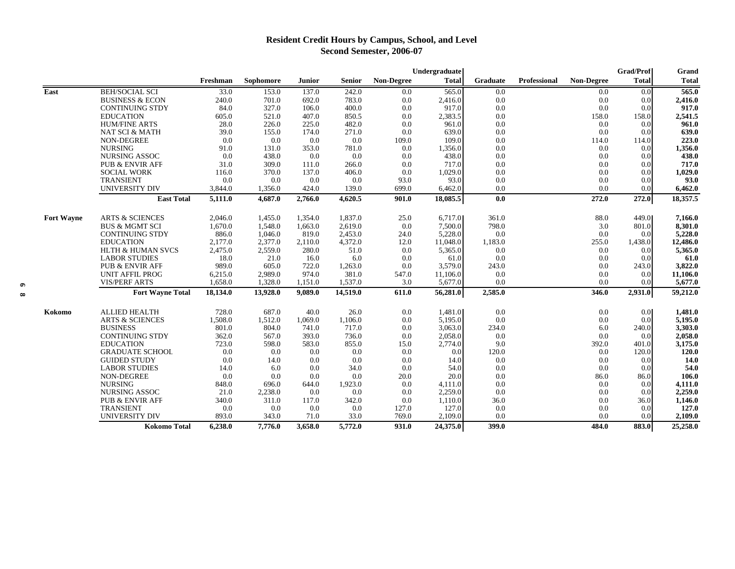# Resident Credit Hours by Campus, School, and Level
## Second Semester, 2006-07

| | | | | | | | Undergraduate | | | | Grad/Prof | Grand |
|---|---|---|---|---|---|---|---|---|---|---|---|---|
| | | Freshman | Sophomore | Junior | Senior | Non-Degree | Total | Graduate | Professional | Non-Degree | Total | Total |
| East | BEH/SOCIAL SCI | 33.0 | 153.0 | 137.0 | 242.0 | 0.0 | 565.0 | 0.0 | | 0.0 | 0.0 | **565.0** |
| | BUSINESS & ECON | 240.0 | 701.0 | 692.0 | 783.0 | 0.0 | 2,416.0 | 0.0 | | 0.0 | 0.0 | **2,416.0** |
| | CONTINUING STDY | 84.0 | 327.0 | 106.0 | 400.0 | 0.0 | 917.0 | 0.0 | | 0.0 | 0.0 | **917.0** |
| | EDUCATION | 605.0 | 521.0 | 407.0 | 850.5 | 0.0 | 2,383.5 | 0.0 | | 158.0 | 158.0 | **2,541.5** |
| | HUM/FINE ARTS | 28.0 | 226.0 | 225.0 | 482.0 | 0.0 | 961.0 | 0.0 | | 0.0 | 0.0 | **961.0** |
| | NAT SCI & MATH | 39.0 | 155.0 | 174.0 | 271.0 | 0.0 | 639.0 | 0.0 | | 0.0 | 0.0 | **639.0** |
| | NON-DEGREE | 0.0 | 0.0 | 0.0 | 0.0 | 109.0 | 109.0 | 0.0 | | 114.0 | 114.0 | **223.0** |
| | NURSING | 91.0 | 131.0 | 353.0 | 781.0 | 0.0 | 1,356.0 | 0.0 | | 0.0 | 0.0 | **1,356.0** |
| | NURSING ASSOC | 0.0 | 438.0 | 0.0 | 0.0 | 0.0 | 438.0 | 0.0 | | 0.0 | 0.0 | **438.0** |
| | PUB & ENVIR AFF | 31.0 | 309.0 | 111.0 | 266.0 | 0.0 | 717.0 | 0.0 | | 0.0 | 0.0 | **717.0** |
| | SOCIAL WORK | 116.0 | 370.0 | 137.0 | 406.0 | 0.0 | 1,029.0 | 0.0 | | 0.0 | 0.0 | **1,029.0** |
| | TRANSIENT | 0.0 | 0.0 | 0.0 | 0.0 | 93.0 | 93.0 | 0.0 | | 0.0 | 0.0 | **93.0** |
| | UNIVERSITY DIV | 3,844.0 | 1,356.0 | 424.0 | 139.0 | 699.0 | 6,462.0 | 0.0 | | 0.0 | 0.0 | **6,462.0** |
| | **East Total** | **5,111.0** | **4,687.0** | **2,766.0** | **4,620.5** | **901.0** | **18,085.5** | **0.0** | | **272.0** | **272.0** | **18,357.5** |
| Fort Wayne | ARTS & SCIENCES | 2,046.0 | 1,455.0 | 1,354.0 | 1,837.0 | 25.0 | 6,717.0 | 361.0 | | 88.0 | 449.0 | **7,166.0** |
| | BUS & MGMT SCI | 1,670.0 | 1,548.0 | 1,663.0 | 2,619.0 | 0.0 | 7,500.0 | 798.0 | | 3.0 | 801.0 | **8,301.0** |
| | CONTINUING STDY | 886.0 | 1,046.0 | 819.0 | 2,453.0 | 24.0 | 5,228.0 | 0.0 | | 0.0 | 0.0 | **5,228.0** |
| | EDUCATION | 2,177.0 | 2,377.0 | 2,110.0 | 4,372.0 | 12.0 | 11,048.0 | 1,183.0 | | 255.0 | 1,438.0 | **12,486.0** |
| | HLTH & HUMAN SVCS | 2,475.0 | 2,559.0 | 280.0 | 51.0 | 0.0 | 5,365.0 | 0.0 | | 0.0 | 0.0 | **5,365.0** |
| | LABOR STUDIES | 18.0 | 21.0 | 16.0 | 6.0 | 0.0 | 61.0 | 0.0 | | 0.0 | 0.0 | **61.0** |
| | PUB & ENVIR AFF | 989.0 | 605.0 | 722.0 | 1,263.0 | 0.0 | 3,579.0 | 243.0 | | 0.0 | 243.0 | **3,822.0** |
| | UNIT AFFIL PROG | 6,215.0 | 2,989.0 | 974.0 | 381.0 | 547.0 | 11,106.0 | 0.0 | | 0.0 | 0.0 | **11,106.0** |
| | VIS/PERF ARTS | 1,658.0 | 1,328.0 | 1,151.0 | 1,537.0 | 3.0 | 5,677.0 | 0.0 | | 0.0 | 0.0 | **5,677.0** |
| | **Fort Wayne Total** | **18,134.0** | **13,928.0** | **9,089.0** | **14,519.0** | **611.0** | **56,281.0** | **2,585.0** | | **346.0** | **2,931.0** | **59,212.0** |
| Kokomo | ALLIED HEALTH | 728.0 | 687.0 | 40.0 | 26.0 | 0.0 | 1,481.0 | 0.0 | | 0.0 | 0.0 | **1,481.0** |
| | ARTS & SCIENCES | 1,508.0 | 1,512.0 | 1,069.0 | 1,106.0 | 0.0 | 5,195.0 | 0.0 | | 0.0 | 0.0 | **5,195.0** |
| | BUSINESS | 801.0 | 804.0 | 741.0 | 717.0 | 0.0 | 3,063.0 | 234.0 | | 6.0 | 240.0 | **3,303.0** |
| | CONTINUING STDY | 362.0 | 567.0 | 393.0 | 736.0 | 0.0 | 2,058.0 | 0.0 | | 0.0 | 0.0 | **2,058.0** |
| | EDUCATION | 723.0 | 598.0 | 583.0 | 855.0 | 15.0 | 2,774.0 | 9.0 | | 392.0 | 401.0 | **3,175.0** |
| | GRADUATE SCHOOL | 0.0 | 0.0 | 0.0 | 0.0 | 0.0 | 0.0 | 120.0 | | 0.0 | 120.0 | **120.0** |
| | GUIDED STUDY | 0.0 | 14.0 | 0.0 | 0.0 | 0.0 | 14.0 | 0.0 | | 0.0 | 0.0 | **14.0** |
| | LABOR STUDIES | 14.0 | 6.0 | 0.0 | 34.0 | 0.0 | 54.0 | 0.0 | | 0.0 | 0.0 | **54.0** |
| | NON-DEGREE | 0.0 | 0.0 | 0.0 | 0.0 | 20.0 | 20.0 | 0.0 | | 86.0 | 86.0 | **106.0** |
| | NURSING | 848.0 | 696.0 | 644.0 | 1,923.0 | 0.0 | 4,111.0 | 0.0 | | 0.0 | 0.0 | **4,111.0** |
| | NURSING ASSOC | 21.0 | 2,238.0 | 0.0 | 0.0 | 0.0 | 2,259.0 | 0.0 | | 0.0 | 0.0 | **2,259.0** |
| | PUB & ENVIR AFF | 340.0 | 311.0 | 117.0 | 342.0 | 0.0 | 1,110.0 | 36.0 | | 0.0 | 36.0 | **1,146.0** |
| | TRANSIENT | 0.0 | 0.0 | 0.0 | 0.0 | 127.0 | 127.0 | 0.0 | | 0.0 | 0.0 | **127.0** |
| | UNIVERSITY DIV | 893.0 | 343.0 | 71.0 | 33.0 | 769.0 | 2,109.0 | 0.0 | | 0.0 | 0.0 | **2,109.0** |
| | **Kokomo Total** | **6,238.0** | **7,776.0** | **3,658.0** | **5,772.0** | **931.0** | **24,375.0** | **399.0** | | **484.0** | **883.0** | **25,258.0** |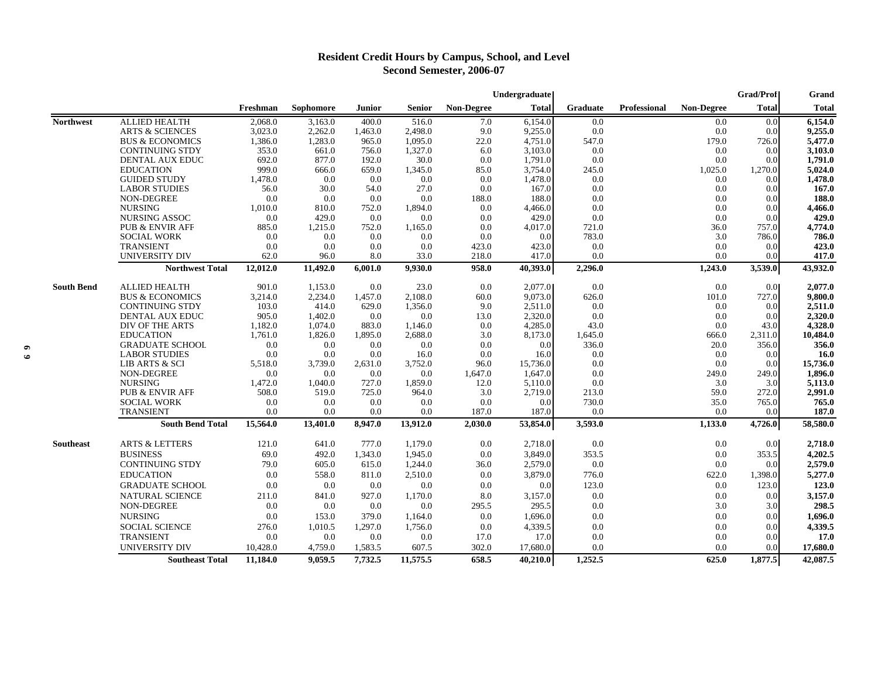## Resident Credit Hours by Campus, School, and Level
## Second Semester, 2006-07

| | | | | | | | Undergraduate | | | | Grad/Prof | Grand |
|---|---|---|---|---|---|---|---|---|---|---|---|---|
| | | Freshman | Sophomore | Junior | Senior | Non-Degree | Total | Graduate | Professional | Non-Degree | Total | Total |
| **Northwest** | ALLIED HEALTH | 2,068.0 | 3,163.0 | 400.0 | 516.0 | 7.0 | 6,154.0 | 0.0 | | 0.0 | 0.0 | **6,154.0** |
| | ARTS & SCIENCES | 3,023.0 | 2,262.0 | 1,463.0 | 2,498.0 | 9.0 | 9,255.0 | 0.0 | | 0.0 | 0.0 | **9,255.0** |
| | BUS & ECONOMICS | 1,386.0 | 1,283.0 | 965.0 | 1,095.0 | 22.0 | 4,751.0 | 547.0 | | 179.0 | 726.0 | **5,477.0** |
| | CONTINUING STDY | 353.0 | 661.0 | 756.0 | 1,327.0 | 6.0 | 3,103.0 | 0.0 | | 0.0 | 0.0 | **3,103.0** |
| | DENTAL AUX EDUC | 692.0 | 877.0 | 192.0 | 30.0 | 0.0 | 1,791.0 | 0.0 | | 0.0 | 0.0 | **1,791.0** |
| | EDUCATION | 999.0 | 666.0 | 659.0 | 1,345.0 | 85.0 | 3,754.0 | 245.0 | | 1,025.0 | 1,270.0 | **5,024.0** |
| | GUIDED STUDY | 1,478.0 | 0.0 | 0.0 | 0.0 | 0.0 | 1,478.0 | 0.0 | | 0.0 | 0.0 | **1,478.0** |
| | LABOR STUDIES | 56.0 | 30.0 | 54.0 | 27.0 | 0.0 | 167.0 | 0.0 | | 0.0 | 0.0 | **167.0** |
| | NON-DEGREE | 0.0 | 0.0 | 0.0 | 0.0 | 188.0 | 188.0 | 0.0 | | 0.0 | 0.0 | **188.0** |
| | NURSING | 1,010.0 | 810.0 | 752.0 | 1,894.0 | 0.0 | 4,466.0 | 0.0 | | 0.0 | 0.0 | **4,466.0** |
| | NURSING ASSOC | 0.0 | 429.0 | 0.0 | 0.0 | 0.0 | 429.0 | 0.0 | | 0.0 | 0.0 | **429.0** |
| | PUB & ENVIR AFF | 885.0 | 1,215.0 | 752.0 | 1,165.0 | 0.0 | 4,017.0 | 721.0 | | 36.0 | 757.0 | **4,774.0** |
| | SOCIAL WORK | 0.0 | 0.0 | 0.0 | 0.0 | 0.0 | 0.0 | 783.0 | | 3.0 | 786.0 | **786.0** |
| | TRANSIENT | 0.0 | 0.0 | 0.0 | 0.0 | 423.0 | 423.0 | 0.0 | | 0.0 | 0.0 | **423.0** |
| | UNIVERSITY DIV | 62.0 | 96.0 | 8.0 | 33.0 | 218.0 | 417.0 | 0.0 | | 0.0 | 0.0 | **417.0** |
| | **Northwest Total** | **12,012.0** | **11,492.0** | **6,001.0** | **9,930.0** | **958.0** | **40,393.0** | **2,296.0** | | **1,243.0** | **3,539.0** | **43,932.0** |
| **South Bend** | ALLIED HEALTH | 901.0 | 1,153.0 | 0.0 | 23.0 | 0.0 | 2,077.0 | 0.0 | | 0.0 | 0.0 | **2,077.0** |
| | BUS & ECONOMICS | 3,214.0 | 2,234.0 | 1,457.0 | 2,108.0 | 60.0 | 9,073.0 | 626.0 | | 101.0 | 727.0 | **9,800.0** |
| | CONTINUING STDY | 103.0 | 414.0 | 629.0 | 1,356.0 | 9.0 | 2,511.0 | 0.0 | | 0.0 | 0.0 | **2,511.0** |
| | DENTAL AUX EDUC | 905.0 | 1,402.0 | 0.0 | 0.0 | 13.0 | 2,320.0 | 0.0 | | 0.0 | 0.0 | **2,320.0** |
| | DIV OF THE ARTS | 1,182.0 | 1,074.0 | 883.0 | 1,146.0 | 0.0 | 4,285.0 | 43.0 | | 0.0 | 43.0 | **4,328.0** |
| | EDUCATION | 1,761.0 | 1,826.0 | 1,895.0 | 2,688.0 | 3.0 | 8,173.0 | 1,645.0 | | 666.0 | 2,311.0 | **10,484.0** |
| | GRADUATE SCHOOL | 0.0 | 0.0 | 0.0 | 0.0 | 0.0 | 0.0 | 336.0 | | 20.0 | 356.0 | **356.0** |
| | LABOR STUDIES | 0.0 | 0.0 | 0.0 | 16.0 | 0.0 | 16.0 | 0.0 | | 0.0 | 0.0 | **16.0** |
| | LIB ARTS & SCI | 5,518.0 | 3,739.0 | 2,631.0 | 3,752.0 | 96.0 | 15,736.0 | 0.0 | | 0.0 | 0.0 | **15,736.0** |
| | NON-DEGREE | 0.0 | 0.0 | 0.0 | 0.0 | 1,647.0 | 1,647.0 | 0.0 | | 249.0 | 249.0 | **1,896.0** |
| | NURSING | 1,472.0 | 1,040.0 | 727.0 | 1,859.0 | 12.0 | 5,110.0 | 0.0 | | 3.0 | 3.0 | **5,113.0** |
| | PUB & ENVIR AFF | 508.0 | 519.0 | 725.0 | 964.0 | 3.0 | 2,719.0 | 213.0 | | 59.0 | 272.0 | **2,991.0** |
| | SOCIAL WORK | 0.0 | 0.0 | 0.0 | 0.0 | 0.0 | 0.0 | 730.0 | | 35.0 | 765.0 | **765.0** |
| | TRANSIENT | 0.0 | 0.0 | 0.0 | 0.0 | 187.0 | 187.0 | 0.0 | | 0.0 | 0.0 | **187.0** |
| | **South Bend Total** | **15,564.0** | **13,401.0** | **8,947.0** | **13,912.0** | **2,030.0** | **53,854.0** | **3,593.0** | | **1,133.0** | **4,726.0** | **58,580.0** |
| **Southeast** | ARTS & LETTERS | 121.0 | 641.0 | 777.0 | 1,179.0 | 0.0 | 2,718.0 | 0.0 | | 0.0 | 0.0 | **2,718.0** |
| | BUSINESS | 69.0 | 492.0 | 1,343.0 | 1,945.0 | 0.0 | 3,849.0 | 353.5 | | 0.0 | 353.5 | **4,202.5** |
| | CONTINUING STDY | 79.0 | 605.0 | 615.0 | 1,244.0 | 36.0 | 2,579.0 | 0.0 | | 0.0 | 0.0 | **2,579.0** |
| | EDUCATION | 0.0 | 558.0 | 811.0 | 2,510.0 | 0.0 | 3,879.0 | 776.0 | | 622.0 | 1,398.0 | **5,277.0** |
| | GRADUATE SCHOOL | 0.0 | 0.0 | 0.0 | 0.0 | 0.0 | 0.0 | 123.0 | | 0.0 | 123.0 | **123.0** |
| | NATURAL SCIENCE | 211.0 | 841.0 | 927.0 | 1,170.0 | 8.0 | 3,157.0 | 0.0 | | 0.0 | 0.0 | **3,157.0** |
| | NON-DEGREE | 0.0 | 0.0 | 0.0 | 0.0 | 295.5 | 295.5 | 0.0 | | 3.0 | 3.0 | **298.5** |
| | NURSING | 0.0 | 153.0 | 379.0 | 1,164.0 | 0.0 | 1,696.0 | 0.0 | | 0.0 | 0.0 | **1,696.0** |
| | SOCIAL SCIENCE | 276.0 | 1,010.5 | 1,297.0 | 1,756.0 | 0.0 | 4,339.5 | 0.0 | | 0.0 | 0.0 | **4,339.5** |
| | TRANSIENT | 0.0 | 0.0 | 0.0 | 0.0 | 17.0 | 17.0 | 0.0 | | 0.0 | 0.0 | **17.0** |
| | UNIVERSITY DIV | 10,428.0 | 4,759.0 | 1,583.5 | 607.5 | 302.0 | 17,680.0 | 0.0 | | 0.0 | 0.0 | **17,680.0** |
| | **Southeast Total** | **11,184.0** | **9,059.5** | **7,732.5** | **11,575.5** | **658.5** | **40,210.0** | **1,252.5** | | **625.0** | **1,877.5** | **42,087.5** |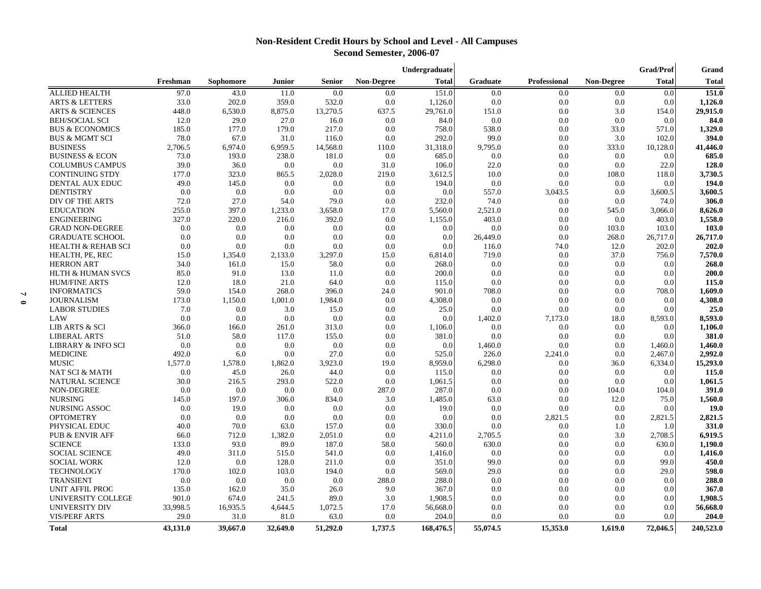## Non-Resident Credit Hours by School and Level - All Campuses
## Second Semester, 2006-07

| | Freshman | Sophomore | Junior | Senior | Non-Degree | Undergraduate Total | Graduate | Professional | Non-Degree | Grad/Prof Total | Grand Total |
|---|---|---|---|---|---|---|---|---|---|---|---|
| ALLIED HEALTH | 97.0 | 43.0 | 11.0 | 0.0 | 0.0 | 151.0 | 0.0 | 0.0 | 0.0 | 0.0 | **151.0** |
| ARTS & LETTERS | 33.0 | 202.0 | 359.0 | 532.0 | 0.0 | 1,126.0 | 0.0 | 0.0 | 0.0 | 0.0 | **1,126.0** |
| ARTS & SCIENCES | 448.0 | 6,530.0 | 8,875.0 | 13,270.5 | 637.5 | 29,761.0 | 151.0 | 0.0 | 3.0 | 154.0 | **29,915.0** |
| BEH/SOCIAL SCI | 12.0 | 29.0 | 27.0 | 16.0 | 0.0 | 84.0 | 0.0 | 0.0 | 0.0 | 0.0 | **84.0** |
| BUS & ECONOMICS | 185.0 | 177.0 | 179.0 | 217.0 | 0.0 | 758.0 | 538.0 | 0.0 | 33.0 | 571.0 | **1,329.0** |
| BUS & MGMT SCI | 78.0 | 67.0 | 31.0 | 116.0 | 0.0 | 292.0 | 99.0 | 0.0 | 3.0 | 102.0 | **394.0** |
| BUSINESS | 2,706.5 | 6,974.0 | 6,959.5 | 14,568.0 | 110.0 | 31,318.0 | 9,795.0 | 0.0 | 333.0 | 10,128.0 | **41,446.0** |
| BUSINESS & ECON | 73.0 | 193.0 | 238.0 | 181.0 | 0.0 | 685.0 | 0.0 | 0.0 | 0.0 | 0.0 | **685.0** |
| COLUMBUS CAMPUS | 39.0 | 36.0 | 0.0 | 0.0 | 31.0 | 106.0 | 22.0 | 0.0 | 0.0 | 22.0 | **128.0** |
| CONTINUING STDY | 177.0 | 323.0 | 865.5 | 2,028.0 | 219.0 | 3,612.5 | 10.0 | 0.0 | 108.0 | 118.0 | **3,730.5** |
| DENTAL AUX EDUC | 49.0 | 145.0 | 0.0 | 0.0 | 0.0 | 194.0 | 0.0 | 0.0 | 0.0 | 0.0 | **194.0** |
| DENTISTRY | 0.0 | 0.0 | 0.0 | 0.0 | 0.0 | 0.0 | 557.0 | 3,043.5 | 0.0 | 3,600.5 | **3,600.5** |
| DIV OF THE ARTS | 72.0 | 27.0 | 54.0 | 79.0 | 0.0 | 232.0 | 74.0 | 0.0 | 0.0 | 74.0 | **306.0** |
| EDUCATION | 255.0 | 397.0 | 1,233.0 | 3,658.0 | 17.0 | 5,560.0 | 2,521.0 | 0.0 | 545.0 | 3,066.0 | **8,626.0** |
| ENGINEERING | 327.0 | 220.0 | 216.0 | 392.0 | 0.0 | 1,155.0 | 403.0 | 0.0 | 0.0 | 403.0 | **1,558.0** |
| GRAD NON-DEGREE | 0.0 | 0.0 | 0.0 | 0.0 | 0.0 | 0.0 | 0.0 | 0.0 | 103.0 | 103.0 | **103.0** |
| GRADUATE SCHOOL | 0.0 | 0.0 | 0.0 | 0.0 | 0.0 | 0.0 | 26,449.0 | 0.0 | 268.0 | 26,717.0 | **26,717.0** |
| HEALTH & REHAB SCI | 0.0 | 0.0 | 0.0 | 0.0 | 0.0 | 0.0 | 116.0 | 74.0 | 12.0 | 202.0 | **202.0** |
| HEALTH, PE, REC | 15.0 | 1,354.0 | 2,133.0 | 3,297.0 | 15.0 | 6,814.0 | 719.0 | 0.0 | 37.0 | 756.0 | **7,570.0** |
| HERRON ART | 34.0 | 161.0 | 15.0 | 58.0 | 0.0 | 268.0 | 0.0 | 0.0 | 0.0 | 0.0 | **268.0** |
| HLTH & HUMAN SVCS | 85.0 | 91.0 | 13.0 | 11.0 | 0.0 | 200.0 | 0.0 | 0.0 | 0.0 | 0.0 | **200.0** |
| HUM/FINE ARTS | 12.0 | 18.0 | 21.0 | 64.0 | 0.0 | 115.0 | 0.0 | 0.0 | 0.0 | 0.0 | **115.0** |
| INFORMATICS | 59.0 | 154.0 | 268.0 | 396.0 | 24.0 | 901.0 | 708.0 | 0.0 | 0.0 | 708.0 | **1,609.0** |
| JOURNALISM | 173.0 | 1,150.0 | 1,001.0 | 1,984.0 | 0.0 | 4,308.0 | 0.0 | 0.0 | 0.0 | 0.0 | **4,308.0** |
| LABOR STUDIES | 7.0 | 0.0 | 3.0 | 15.0 | 0.0 | 25.0 | 0.0 | 0.0 | 0.0 | 0.0 | **25.0** |
| LAW | 0.0 | 0.0 | 0.0 | 0.0 | 0.0 | 0.0 | 1,402.0 | 7,173.0 | 18.0 | 8,593.0 | **8,593.0** |
| LIB ARTS & SCI | 366.0 | 166.0 | 261.0 | 313.0 | 0.0 | 1,106.0 | 0.0 | 0.0 | 0.0 | 0.0 | **1,106.0** |
| LIBERAL ARTS | 51.0 | 58.0 | 117.0 | 155.0 | 0.0 | 381.0 | 0.0 | 0.0 | 0.0 | 0.0 | **381.0** |
| LIBRARY & INFO SCI | 0.0 | 0.0 | 0.0 | 0.0 | 0.0 | 0.0 | 1,460.0 | 0.0 | 0.0 | 1,460.0 | **1,460.0** |
| MEDICINE | 492.0 | 6.0 | 0.0 | 27.0 | 0.0 | 525.0 | 226.0 | 2,241.0 | 0.0 | 2,467.0 | **2,992.0** |
| MUSIC | 1,577.0 | 1,578.0 | 1,862.0 | 3,923.0 | 19.0 | 8,959.0 | 6,298.0 | 0.0 | 36.0 | 6,334.0 | **15,293.0** |
| NAT SCI & MATH | 0.0 | 45.0 | 26.0 | 44.0 | 0.0 | 115.0 | 0.0 | 0.0 | 0.0 | 0.0 | **115.0** |
| NATURAL SCIENCE | 30.0 | 216.5 | 293.0 | 522.0 | 0.0 | 1,061.5 | 0.0 | 0.0 | 0.0 | 0.0 | **1,061.5** |
| NON-DEGREE | 0.0 | 0.0 | 0.0 | 0.0 | 287.0 | 287.0 | 0.0 | 0.0 | 104.0 | 104.0 | **391.0** |
| NURSING | 145.0 | 197.0 | 306.0 | 834.0 | 3.0 | 1,485.0 | 63.0 | 0.0 | 12.0 | 75.0 | **1,560.0** |
| NURSING ASSOC | 0.0 | 19.0 | 0.0 | 0.0 | 0.0 | 19.0 | 0.0 | 0.0 | 0.0 | 0.0 | **19.0** |
| OPTOMETRY | 0.0 | 0.0 | 0.0 | 0.0 | 0.0 | 0.0 | 0.0 | 2,821.5 | 0.0 | 2,821.5 | **2,821.5** |
| PHYSICAL EDUC | 40.0 | 70.0 | 63.0 | 157.0 | 0.0 | 330.0 | 0.0 | 0.0 | 1.0 | 1.0 | **331.0** |
| PUB & ENVIR AFF | 66.0 | 712.0 | 1,382.0 | 2,051.0 | 0.0 | 4,211.0 | 2,705.5 | 0.0 | 3.0 | 2,708.5 | **6,919.5** |
| SCIENCE | 133.0 | 93.0 | 89.0 | 187.0 | 58.0 | 560.0 | 630.0 | 0.0 | 0.0 | 630.0 | **1,190.0** |
| SOCIAL SCIENCE | 49.0 | 311.0 | 515.0 | 541.0 | 0.0 | 1,416.0 | 0.0 | 0.0 | 0.0 | 0.0 | **1,416.0** |
| SOCIAL WORK | 12.0 | 0.0 | 128.0 | 211.0 | 0.0 | 351.0 | 99.0 | 0.0 | 0.0 | 99.0 | **450.0** |
| TECHNOLOGY | 170.0 | 102.0 | 103.0 | 194.0 | 0.0 | 569.0 | 29.0 | 0.0 | 0.0 | 29.0 | **598.0** |
| TRANSIENT | 0.0 | 0.0 | 0.0 | 0.0 | 288.0 | 288.0 | 0.0 | 0.0 | 0.0 | 0.0 | **288.0** |
| UNIT AFFIL PROG | 135.0 | 162.0 | 35.0 | 26.0 | 9.0 | 367.0 | 0.0 | 0.0 | 0.0 | 0.0 | **367.0** |
| UNIVERSITY COLLEGE | 901.0 | 674.0 | 241.5 | 89.0 | 3.0 | 1,908.5 | 0.0 | 0.0 | 0.0 | 0.0 | **1,908.5** |
| UNIVERSITY DIV | 33,998.5 | 16,935.5 | 4,644.5 | 1,072.5 | 17.0 | 56,668.0 | 0.0 | 0.0 | 0.0 | 0.0 | **56,668.0** |
| VIS/PERF ARTS | 29.0 | 31.0 | 81.0 | 63.0 | 0.0 | 204.0 | 0.0 | 0.0 | 0.0 | 0.0 | **204.0** |
| **Total** | **43,131.0** | **39,667.0** | **32,649.0** | **51,292.0** | **1,737.5** | **168,476.5** | **55,074.5** | **15,353.0** | **1,619.0** | **72,046.5** | **240,523.0** |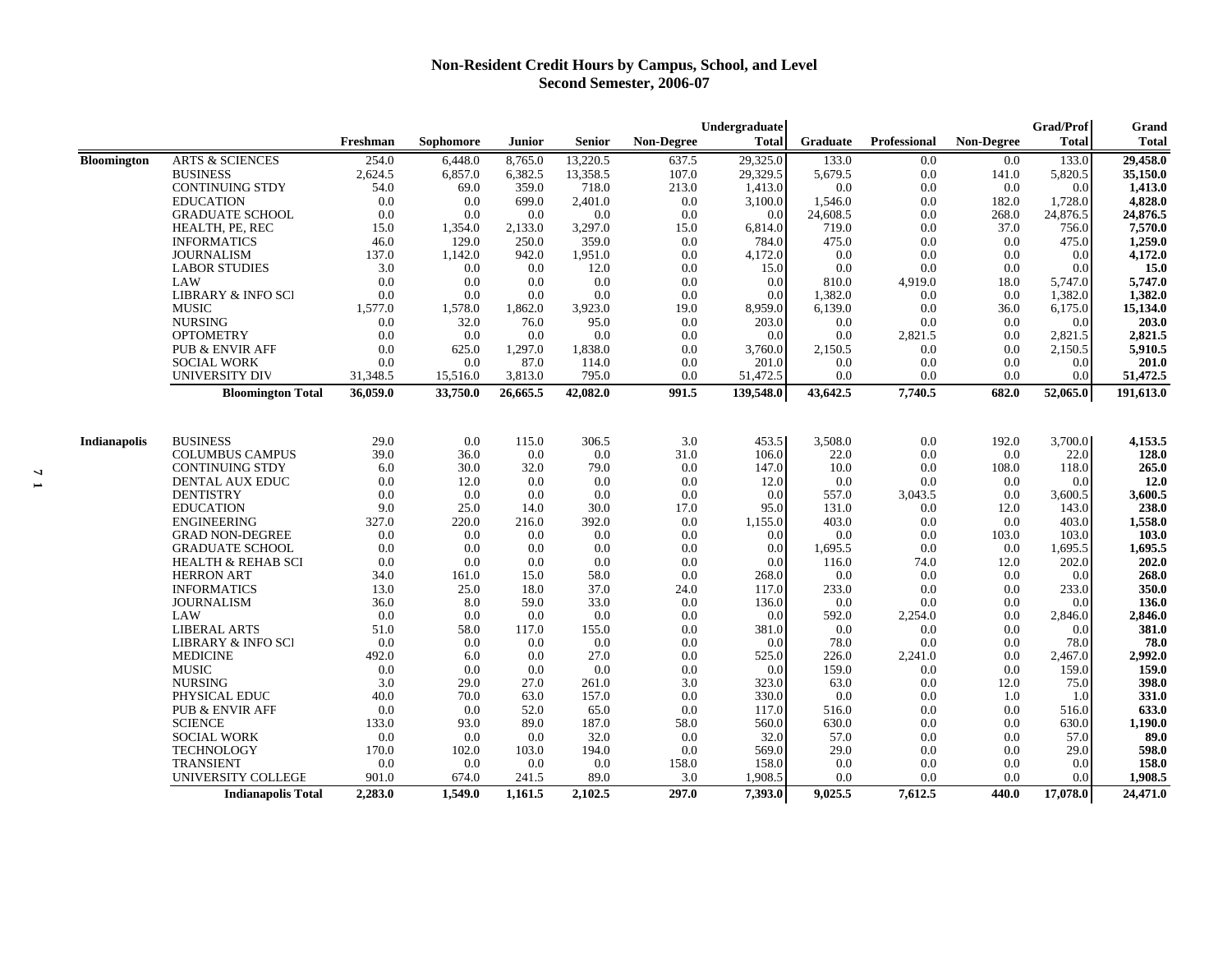# Non-Resident Credit Hours by Campus, School, and Level
## Second Semester, 2006-07

| | | Freshman | Sophomore | Junior | Senior | Non-Degree | Undergraduate Total | Graduate | Professional | Non-Degree | Grad/Prof Total | Grand Total |
|---|---|---|---|---|---|---|---|---|---|---|---|---|
| Bloomington | ARTS & SCIENCES | 254.0 | 6,448.0 | 8,765.0 | 13,220.5 | 637.5 | 29,325.0 | 133.0 | 0.0 | 0.0 | 133.0 | **29,458.0** |
| | BUSINESS | 2,624.5 | 6,857.0 | 6,382.5 | 13,358.5 | 107.0 | 29,329.5 | 5,679.5 | 0.0 | 141.0 | 5,820.5 | **35,150.0** |
| | CONTINUING STDY | 54.0 | 69.0 | 359.0 | 718.0 | 213.0 | 1,413.0 | 0.0 | 0.0 | 0.0 | 0.0 | **1,413.0** |
| | EDUCATION | 0.0 | 0.0 | 699.0 | 2,401.0 | 0.0 | 3,100.0 | 1,546.0 | 0.0 | 182.0 | 1,728.0 | **4,828.0** |
| | GRADUATE SCHOOL | 0.0 | 0.0 | 0.0 | 0.0 | 0.0 | 0.0 | 24,608.5 | 0.0 | 268.0 | 24,876.5 | **24,876.5** |
| | HEALTH, PE, REC | 15.0 | 1,354.0 | 2,133.0 | 3,297.0 | 15.0 | 6,814.0 | 719.0 | 0.0 | 37.0 | 756.0 | **7,570.0** |
| | INFORMATICS | 46.0 | 129.0 | 250.0 | 359.0 | 0.0 | 784.0 | 475.0 | 0.0 | 0.0 | 475.0 | **1,259.0** |
| | JOURNALISM | 137.0 | 1,142.0 | 942.0 | 1,951.0 | 0.0 | 4,172.0 | 0.0 | 0.0 | 0.0 | 0.0 | **4,172.0** |
| | LABOR STUDIES | 3.0 | 0.0 | 0.0 | 12.0 | 0.0 | 15.0 | 0.0 | 0.0 | 0.0 | 0.0 | **15.0** |
| | LAW | 0.0 | 0.0 | 0.0 | 0.0 | 0.0 | 0.0 | 810.0 | 4,919.0 | 18.0 | 5,747.0 | **5,747.0** |
| | LIBRARY & INFO SCI | 0.0 | 0.0 | 0.0 | 0.0 | 0.0 | 0.0 | 1,382.0 | 0.0 | 0.0 | 1,382.0 | **1,382.0** |
| | MUSIC | 1,577.0 | 1,578.0 | 1,862.0 | 3,923.0 | 19.0 | 8,959.0 | 6,139.0 | 0.0 | 36.0 | 6,175.0 | **15,134.0** |
| | NURSING | 0.0 | 32.0 | 76.0 | 95.0 | 0.0 | 203.0 | 0.0 | 0.0 | 0.0 | 0.0 | **203.0** |
| | OPTOMETRY | 0.0 | 0.0 | 0.0 | 0.0 | 0.0 | 0.0 | 0.0 | 2,821.5 | 0.0 | 2,821.5 | **2,821.5** |
| | PUB & ENVIR AFF | 0.0 | 625.0 | 1,297.0 | 1,838.0 | 0.0 | 3,760.0 | 2,150.5 | 0.0 | 0.0 | 2,150.5 | **5,910.5** |
| | SOCIAL WORK | 0.0 | 0.0 | 87.0 | 114.0 | 0.0 | 201.0 | 0.0 | 0.0 | 0.0 | 0.0 | **201.0** |
| | UNIVERSITY DIV | 31,348.5 | 15,516.0 | 3,813.0 | 795.0 | 0.0 | 51,472.5 | 0.0 | 0.0 | 0.0 | 0.0 | **51,472.5** |
| | **Bloomington Total** | **36,059.0** | **33,750.0** | **26,665.5** | **42,082.0** | **991.5** | **139,548.0** | **43,642.5** | **7,740.5** | **682.0** | **52,065.0** | **191,613.0** |
| Indianapolis | BUSINESS | 29.0 | 0.0 | 115.0 | 306.5 | 3.0 | 453.5 | 3,508.0 | 0.0 | 192.0 | 3,700.0 | **4,153.5** |
| | COLUMBUS CAMPUS | 39.0 | 36.0 | 0.0 | 0.0 | 31.0 | 106.0 | 22.0 | 0.0 | 0.0 | 22.0 | **128.0** |
| | CONTINUING STDY | 6.0 | 30.0 | 32.0 | 79.0 | 0.0 | 147.0 | 10.0 | 0.0 | 108.0 | 118.0 | **265.0** |
| | DENTAL AUX EDUC | 0.0 | 12.0 | 0.0 | 0.0 | 0.0 | 12.0 | 0.0 | 0.0 | 0.0 | 0.0 | **12.0** |
| | DENTISTRY | 0.0 | 0.0 | 0.0 | 0.0 | 0.0 | 0.0 | 557.0 | 3,043.5 | 0.0 | 3,600.5 | **3,600.5** |
| | EDUCATION | 9.0 | 25.0 | 14.0 | 30.0 | 17.0 | 95.0 | 131.0 | 0.0 | 12.0 | 143.0 | **238.0** |
| | ENGINEERING | 327.0 | 220.0 | 216.0 | 392.0 | 0.0 | 1,155.0 | 403.0 | 0.0 | 0.0 | 403.0 | **1,558.0** |
| | GRAD NON-DEGREE | 0.0 | 0.0 | 0.0 | 0.0 | 0.0 | 0.0 | 0.0 | 0.0 | 103.0 | 103.0 | **103.0** |
| | GRADUATE SCHOOL | 0.0 | 0.0 | 0.0 | 0.0 | 0.0 | 0.0 | 1,695.5 | 0.0 | 0.0 | 1,695.5 | **1,695.5** |
| | HEALTH & REHAB SCI | 0.0 | 0.0 | 0.0 | 0.0 | 0.0 | 0.0 | 116.0 | 74.0 | 12.0 | 202.0 | **202.0** |
| | HERRON ART | 34.0 | 161.0 | 15.0 | 58.0 | 0.0 | 268.0 | 0.0 | 0.0 | 0.0 | 0.0 | **268.0** |
| | INFORMATICS | 13.0 | 25.0 | 18.0 | 37.0 | 24.0 | 117.0 | 233.0 | 0.0 | 0.0 | 233.0 | **350.0** |
| | JOURNALISM | 36.0 | 8.0 | 59.0 | 33.0 | 0.0 | 136.0 | 0.0 | 0.0 | 0.0 | 0.0 | **136.0** |
| | LAW | 0.0 | 0.0 | 0.0 | 0.0 | 0.0 | 0.0 | 592.0 | 2,254.0 | 0.0 | 2,846.0 | **2,846.0** |
| | LIBERAL ARTS | 51.0 | 58.0 | 117.0 | 155.0 | 0.0 | 381.0 | 0.0 | 0.0 | 0.0 | 0.0 | **381.0** |
| | LIBRARY & INFO SCI | 0.0 | 0.0 | 0.0 | 0.0 | 0.0 | 0.0 | 78.0 | 0.0 | 0.0 | 78.0 | **78.0** |
| | MEDICINE | 492.0 | 6.0 | 0.0 | 27.0 | 0.0 | 525.0 | 226.0 | 2,241.0 | 0.0 | 2,467.0 | **2,992.0** |
| | MUSIC | 0.0 | 0.0 | 0.0 | 0.0 | 0.0 | 0.0 | 159.0 | 0.0 | 0.0 | 159.0 | **159.0** |
| | NURSING | 3.0 | 29.0 | 27.0 | 261.0 | 3.0 | 323.0 | 63.0 | 0.0 | 12.0 | 75.0 | **398.0** |
| | PHYSICAL EDUC | 40.0 | 70.0 | 63.0 | 157.0 | 0.0 | 330.0 | 0.0 | 0.0 | 1.0 | 1.0 | **331.0** |
| | PUB & ENVIR AFF | 0.0 | 0.0 | 52.0 | 65.0 | 0.0 | 117.0 | 516.0 | 0.0 | 0.0 | 516.0 | **633.0** |
| | SCIENCE | 133.0 | 93.0 | 89.0 | 187.0 | 58.0 | 560.0 | 630.0 | 0.0 | 0.0 | 630.0 | **1,190.0** |
| | SOCIAL WORK | 0.0 | 0.0 | 0.0 | 32.0 | 0.0 | 32.0 | 57.0 | 0.0 | 0.0 | 57.0 | **89.0** |
| | TECHNOLOGY | 170.0 | 102.0 | 103.0 | 194.0 | 0.0 | 569.0 | 29.0 | 0.0 | 0.0 | 29.0 | **598.0** |
| | TRANSIENT | 0.0 | 0.0 | 0.0 | 0.0 | 158.0 | 158.0 | 0.0 | 0.0 | 0.0 | 0.0 | **158.0** |
| | UNIVERSITY COLLEGE | 901.0 | 674.0 | 241.5 | 89.0 | 3.0 | 1,908.5 | 0.0 | 0.0 | 0.0 | 0.0 | **1,908.5** |
| | **Indianapolis Total** | **2,283.0** | **1,549.0** | **1,161.5** | **2,102.5** | **297.0** | **7,393.0** | **9,025.5** | **7,612.5** | **440.0** | **17,078.0** | **24,471.0** |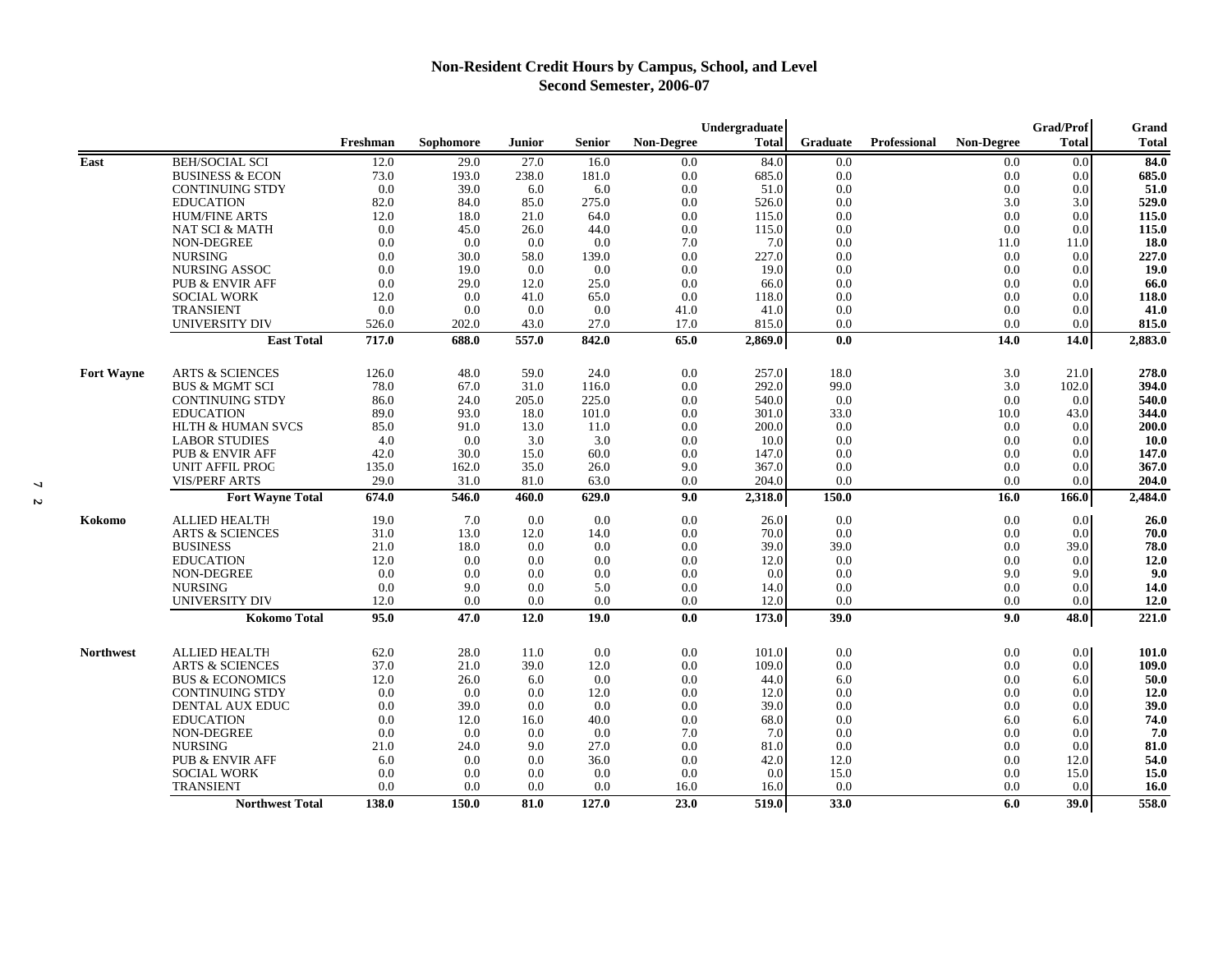# Non-Resident Credit Hours by Campus, School, and Level
## Second Semester, 2006-07

| | | Freshman | Sophomore | Junior | Senior | Non-Degree | Undergraduate Total | Graduate | Professional | Non-Degree | Grad/Prof Total | Grand Total |
|---|---|---|---|---|---|---|---|---|---|---|---|---|
| East | BEH/SOCIAL SCI | 12.0 | 29.0 | 27.0 | 16.0 | 0.0 | 84.0 | 0.0 | | 0.0 | 0.0 | **84.0** |
| | BUSINESS & ECON | 73.0 | 193.0 | 238.0 | 181.0 | 0.0 | 685.0 | 0.0 | | 0.0 | 0.0 | **685.0** |
| | CONTINUING STDY | 0.0 | 39.0 | 6.0 | 6.0 | 0.0 | 51.0 | 0.0 | | 0.0 | 0.0 | **51.0** |
| | EDUCATION | 82.0 | 84.0 | 85.0 | 275.0 | 0.0 | 526.0 | 0.0 | | 3.0 | 3.0 | **529.0** |
| | HUM/FINE ARTS | 12.0 | 18.0 | 21.0 | 64.0 | 0.0 | 115.0 | 0.0 | | 0.0 | 0.0 | **115.0** |
| | NAT SCI & MATH | 0.0 | 45.0 | 26.0 | 44.0 | 0.0 | 115.0 | 0.0 | | 0.0 | 0.0 | **115.0** |
| | NON-DEGREE | 0.0 | 0.0 | 0.0 | 0.0 | 7.0 | 7.0 | 0.0 | | 11.0 | 11.0 | **18.0** |
| | NURSING | 0.0 | 30.0 | 58.0 | 139.0 | 0.0 | 227.0 | 0.0 | | 0.0 | 0.0 | **227.0** |
| | NURSING ASSOC | 0.0 | 19.0 | 0.0 | 0.0 | 0.0 | 19.0 | 0.0 | | 0.0 | 0.0 | **19.0** |
| | PUB & ENVIR AFF | 0.0 | 29.0 | 12.0 | 25.0 | 0.0 | 66.0 | 0.0 | | 0.0 | 0.0 | **66.0** |
| | SOCIAL WORK | 12.0 | 0.0 | 41.0 | 65.0 | 0.0 | 118.0 | 0.0 | | 0.0 | 0.0 | **118.0** |
| | TRANSIENT | 0.0 | 0.0 | 0.0 | 0.0 | 41.0 | 41.0 | 0.0 | | 0.0 | 0.0 | **41.0** |
| | UNIVERSITY DIV | 526.0 | 202.0 | 43.0 | 27.0 | 17.0 | 815.0 | 0.0 | | 0.0 | 0.0 | **815.0** |
| | **East Total** | **717.0** | **688.0** | **557.0** | **842.0** | **65.0** | **2,869.0** | **0.0** | | **14.0** | **14.0** | **2,883.0** |
| Fort Wayne | ARTS & SCIENCES | 126.0 | 48.0 | 59.0 | 24.0 | 0.0 | 257.0 | 18.0 | | 3.0 | 21.0 | **278.0** |
| | BUS & MGMT SCI | 78.0 | 67.0 | 31.0 | 116.0 | 0.0 | 292.0 | 99.0 | | 3.0 | 102.0 | **394.0** |
| | CONTINUING STDY | 86.0 | 24.0 | 205.0 | 225.0 | 0.0 | 540.0 | 0.0 | | 0.0 | 0.0 | **540.0** |
| | EDUCATION | 89.0 | 93.0 | 18.0 | 101.0 | 0.0 | 301.0 | 33.0 | | 10.0 | 43.0 | **344.0** |
| | HLTH & HUMAN SVCS | 85.0 | 91.0 | 13.0 | 11.0 | 0.0 | 200.0 | 0.0 | | 0.0 | 0.0 | **200.0** |
| | LABOR STUDIES | 4.0 | 0.0 | 3.0 | 3.0 | 0.0 | 10.0 | 0.0 | | 0.0 | 0.0 | **10.0** |
| | PUB & ENVIR AFF | 42.0 | 30.0 | 15.0 | 60.0 | 0.0 | 147.0 | 0.0 | | 0.0 | 0.0 | **147.0** |
| | UNIT AFFIL PROG | 135.0 | 162.0 | 35.0 | 26.0 | 9.0 | 367.0 | 0.0 | | 0.0 | 0.0 | **367.0** |
| | VIS/PERF ARTS | 29.0 | 31.0 | 81.0 | 63.0 | 0.0 | 204.0 | 0.0 | | 0.0 | 0.0 | **204.0** |
| | **Fort Wayne Total** | **674.0** | **546.0** | **460.0** | **629.0** | **9.0** | **2,318.0** | **150.0** | | **16.0** | **166.0** | **2,484.0** |
| Kokomo | ALLIED HEALTH | 19.0 | 7.0 | 0.0 | 0.0 | 0.0 | 26.0 | 0.0 | | 0.0 | 0.0 | **26.0** |
| | ARTS & SCIENCES | 31.0 | 13.0 | 12.0 | 14.0 | 0.0 | 70.0 | 0.0 | | 0.0 | 0.0 | **70.0** |
| | BUSINESS | 21.0 | 18.0 | 0.0 | 0.0 | 0.0 | 39.0 | 39.0 | | 0.0 | 39.0 | **78.0** |
| | EDUCATION | 12.0 | 0.0 | 0.0 | 0.0 | 0.0 | 12.0 | 0.0 | | 0.0 | 0.0 | **12.0** |
| | NON-DEGREE | 0.0 | 0.0 | 0.0 | 0.0 | 0.0 | 0.0 | 0.0 | | 9.0 | 9.0 | **9.0** |
| | NURSING | 0.0 | 9.0 | 0.0 | 5.0 | 0.0 | 14.0 | 0.0 | | 0.0 | 0.0 | **14.0** |
| | UNIVERSITY DIV | 12.0 | 0.0 | 0.0 | 0.0 | 0.0 | 12.0 | 0.0 | | 0.0 | 0.0 | **12.0** |
| | **Kokomo Total** | **95.0** | **47.0** | **12.0** | **19.0** | **0.0** | **173.0** | **39.0** | | **9.0** | **48.0** | **221.0** |
| Northwest | ALLIED HEALTH | 62.0 | 28.0 | 11.0 | 0.0 | 0.0 | 101.0 | 0.0 | | 0.0 | 0.0 | **101.0** |
| | ARTS & SCIENCES | 37.0 | 21.0 | 39.0 | 12.0 | 0.0 | 109.0 | 0.0 | | 0.0 | 0.0 | **109.0** |
| | BUS & ECONOMICS | 12.0 | 26.0 | 6.0 | 0.0 | 0.0 | 44.0 | 6.0 | | 0.0 | 6.0 | **50.0** |
| | CONTINUING STDY | 0.0 | 0.0 | 0.0 | 12.0 | 0.0 | 12.0 | 0.0 | | 0.0 | 0.0 | **12.0** |
| | DENTAL AUX EDUC | 0.0 | 39.0 | 0.0 | 0.0 | 0.0 | 39.0 | 0.0 | | 0.0 | 0.0 | **39.0** |
| | EDUCATION | 0.0 | 12.0 | 16.0 | 40.0 | 0.0 | 68.0 | 0.0 | | 6.0 | 6.0 | **74.0** |
| | NON-DEGREE | 0.0 | 0.0 | 0.0 | 0.0 | 7.0 | 7.0 | 0.0 | | 0.0 | 0.0 | **7.0** |
| | NURSING | 21.0 | 24.0 | 9.0 | 27.0 | 0.0 | 81.0 | 0.0 | | 0.0 | 0.0 | **81.0** |
| | PUB & ENVIR AFF | 6.0 | 0.0 | 0.0 | 36.0 | 0.0 | 42.0 | 12.0 | | 0.0 | 12.0 | **54.0** |
| | SOCIAL WORK | 0.0 | 0.0 | 0.0 | 0.0 | 0.0 | 0.0 | 15.0 | | 0.0 | 15.0 | **15.0** |
| | TRANSIENT | 0.0 | 0.0 | 0.0 | 0.0 | 16.0 | 16.0 | 0.0 | | 0.0 | 0.0 | **16.0** |
| | **Northwest Total** | **138.0** | **150.0** | **81.0** | **127.0** | **23.0** | **519.0** | **33.0** | | **6.0** | **39.0** | **558.0** |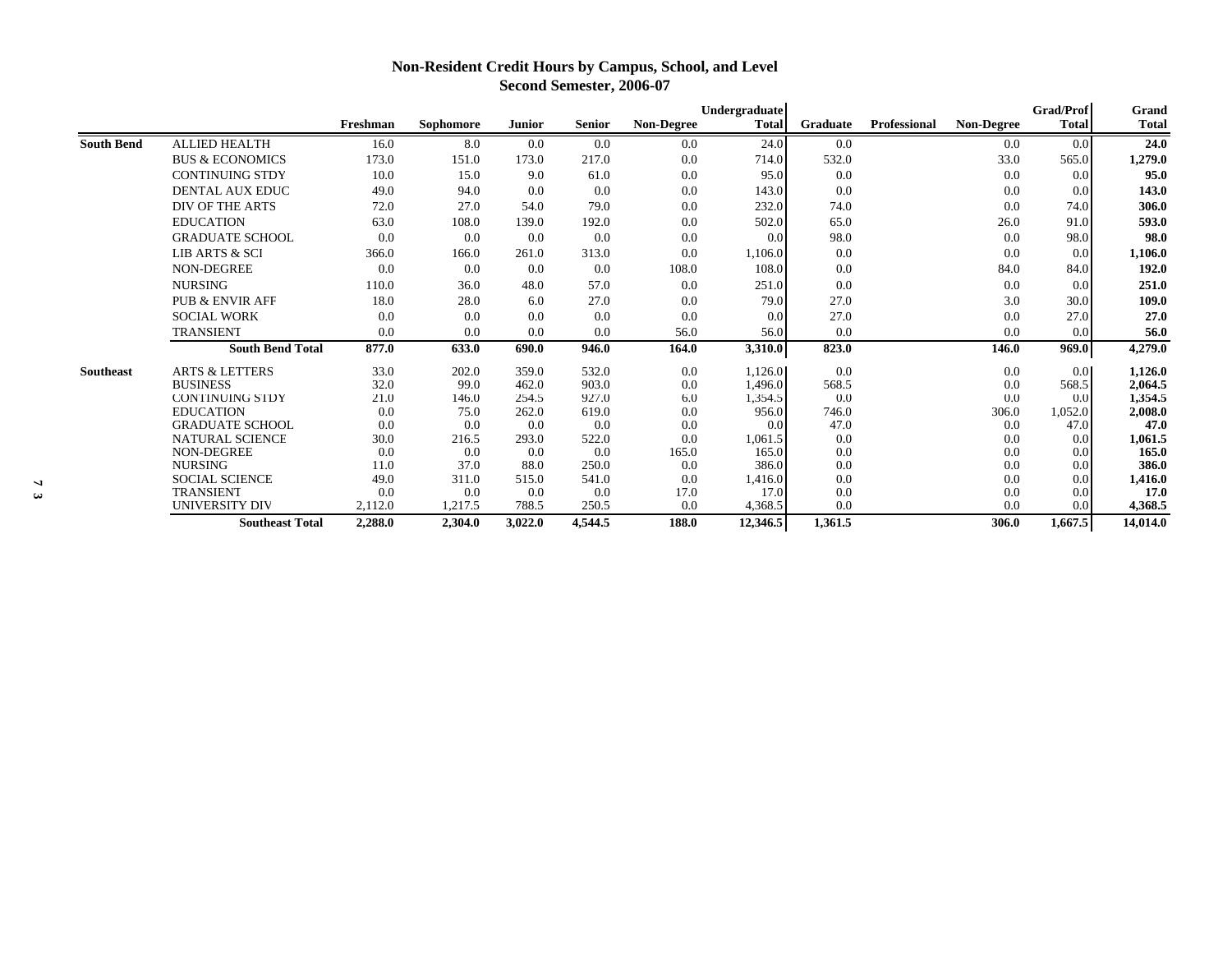# Non-Resident Credit Hours by Campus, School, and Level
## Second Semester, 2006-07

| | | Freshman | Sophomore | Junior | Senior | Non-Degree | Undergraduate Total | Graduate | Professional | Non-Degree | Grad/Prof Total | Grand Total |
|---|---|---|---|---|---|---|---|---|---|---|---|---|
| **South Bend** | ALLIED HEALTH | 16.0 | 8.0 | 0.0 | 0.0 | 0.0 | 24.0 | 0.0 | | 0.0 | 0.0 | **24.0** |
| | BUS & ECONOMICS | 173.0 | 151.0 | 173.0 | 217.0 | 0.0 | 714.0 | 532.0 | | 33.0 | 565.0 | **1,279.0** |
| | CONTINUING STDY | 10.0 | 15.0 | 9.0 | 61.0 | 0.0 | 95.0 | 0.0 | | 0.0 | 0.0 | **95.0** |
| | DENTAL AUX EDUC | 49.0 | 94.0 | 0.0 | 0.0 | 0.0 | 143.0 | 0.0 | | 0.0 | 0.0 | **143.0** |
| | DIV OF THE ARTS | 72.0 | 27.0 | 54.0 | 79.0 | 0.0 | 232.0 | 74.0 | | 0.0 | 74.0 | **306.0** |
| | EDUCATION | 63.0 | 108.0 | 139.0 | 192.0 | 0.0 | 502.0 | 65.0 | | 26.0 | 91.0 | **593.0** |
| | GRADUATE SCHOOL | 0.0 | 0.0 | 0.0 | 0.0 | 0.0 | 0.0 | 98.0 | | 0.0 | 98.0 | **98.0** |
| | LIB ARTS & SCI | 366.0 | 166.0 | 261.0 | 313.0 | 0.0 | 1,106.0 | 0.0 | | 0.0 | 0.0 | **1,106.0** |
| | NON-DEGREE | 0.0 | 0.0 | 0.0 | 0.0 | 108.0 | 108.0 | 0.0 | | 84.0 | 84.0 | **192.0** |
| | NURSING | 110.0 | 36.0 | 48.0 | 57.0 | 0.0 | 251.0 | 0.0 | | 0.0 | 0.0 | **251.0** |
| | PUB & ENVIR AFF | 18.0 | 28.0 | 6.0 | 27.0 | 0.0 | 79.0 | 27.0 | | 3.0 | 30.0 | **109.0** |
| | SOCIAL WORK | 0.0 | 0.0 | 0.0 | 0.0 | 0.0 | 0.0 | 27.0 | | 0.0 | 27.0 | **27.0** |
| | TRANSIENT | 0.0 | 0.0 | 0.0 | 0.0 | 56.0 | 56.0 | 0.0 | | 0.0 | 0.0 | **56.0** |
| | **South Bend Total** | **877.0** | **633.0** | **690.0** | **946.0** | **164.0** | **3,310.0** | **823.0** | | **146.0** | **969.0** | **4,279.0** |
| **Southeast** | ARTS & LETTERS | 33.0 | 202.0 | 359.0 | 532.0 | 0.0 | 1,126.0 | 0.0 | | 0.0 | 0.0 | **1,126.0** |
| | BUSINESS | 32.0 | 99.0 | 462.0 | 903.0 | 0.0 | 1,496.0 | 568.5 | | 0.0 | 568.5 | **2,064.5** |
| | CONTINUING STDY | 21.0 | 146.0 | 254.5 | 927.0 | 6.0 | 1,354.5 | 0.0 | | 0.0 | 0.0 | **1,354.5** |
| | EDUCATION | 0.0 | 75.0 | 262.0 | 619.0 | 0.0 | 956.0 | 746.0 | | 306.0 | 1,052.0 | **2,008.0** |
| | GRADUATE SCHOOL | 0.0 | 0.0 | 0.0 | 0.0 | 0.0 | 0.0 | 47.0 | | 0.0 | 47.0 | **47.0** |
| | NATURAL SCIENCE | 30.0 | 216.5 | 293.0 | 522.0 | 0.0 | 1,061.5 | 0.0 | | 0.0 | 0.0 | **1,061.5** |
| | NON-DEGREE | 0.0 | 0.0 | 0.0 | 0.0 | 165.0 | 165.0 | 0.0 | | 0.0 | 0.0 | **165.0** |
| | NURSING | 11.0 | 37.0 | 88.0 | 250.0 | 0.0 | 386.0 | 0.0 | | 0.0 | 0.0 | **386.0** |
| | SOCIAL SCIENCE | 49.0 | 311.0 | 515.0 | 541.0 | 0.0 | 1,416.0 | 0.0 | | 0.0 | 0.0 | **1,416.0** |
| | TRANSIENT | 0.0 | 0.0 | 0.0 | 0.0 | 17.0 | 17.0 | 0.0 | | 0.0 | 0.0 | **17.0** |
| | UNIVERSITY DIV | 2,112.0 | 1,217.5 | 788.5 | 250.5 | 0.0 | 4,368.5 | 0.0 | | 0.0 | 0.0 | **4,368.5** |
| | **Southeast Total** | **2,288.0** | **2,304.0** | **3,022.0** | **4,544.5** | **188.0** | **12,346.5** | **1,361.5** | | **306.0** | **1,667.5** | **14,014.0** |